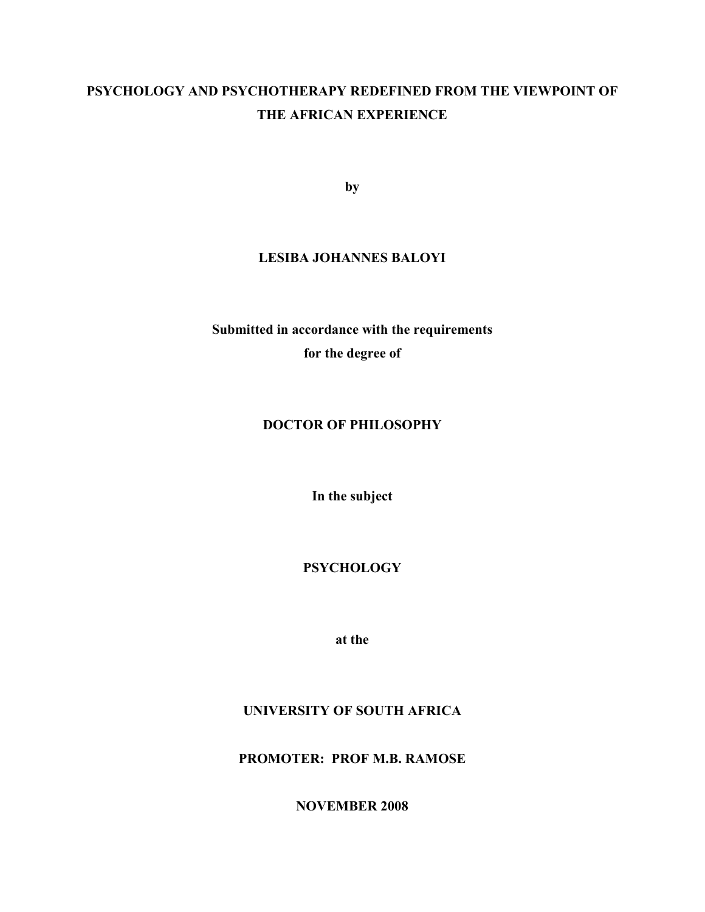# PSYCHOLOGY AND PSYCHOTHERAPY REDEFINED FROM THE VIEWPOINT OF THE AFRICAN EXPERIENCE

**by**

**LESIBA JOHANNES BALOYI**

**Submitted in accordance with the requirements for the degree of**

**DOCTOR OF PHILOSOPHY**

**In the subject**

**PSYCHOLOGY**

**at the**

**UNIVERSITY OF SOUTH AFRICA**

**PROMOTER: PROF M.B. RAMOSE**

**NOVEMBER 2008**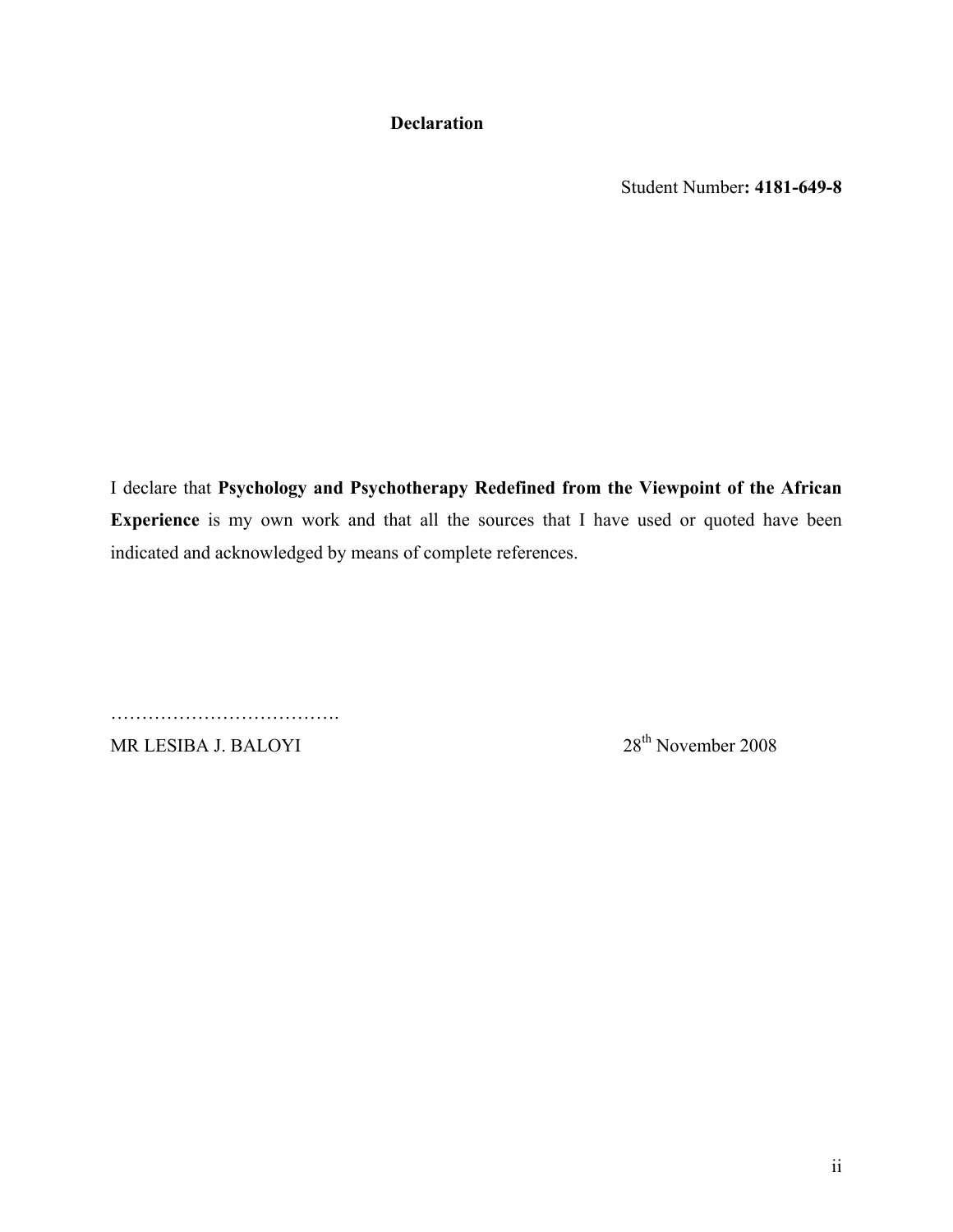# Declaration

Student Number**: 4181-649-8**

I declare that **Psychology and Psychotherapy Redefined from the Viewpoint of the African Experience** is my own work and that all the sources that I have used or quoted have been indicated and acknowledged by means of complete references.

……………………………….

MR LESIBA J. BALOYI

28th November 2008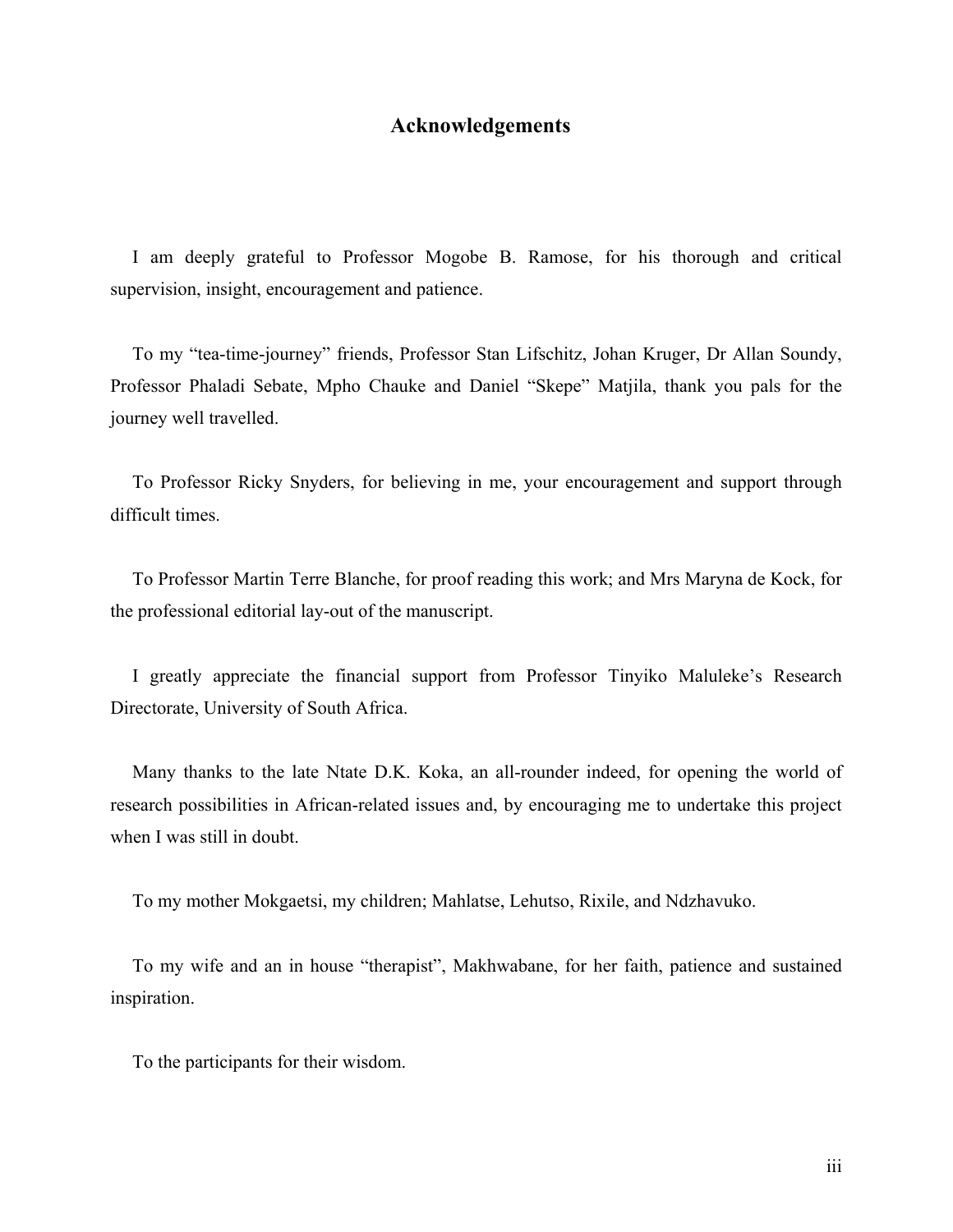# Acknowledgements

I am deeply grateful to Professor Mogobe B. Ramose, for his thorough and critical supervision, insight, encouragement and patience.

To my "tea-time-journey" friends, Professor Stan Lifschitz, Johan Kruger, Dr Allan Soundy, Professor Phaladi Sebate, Mpho Chauke and Daniel "Skepe" Matjila, thank you pals for the journey well travelled.

To Professor Ricky Snyders, for believing in me, your encouragement and support through difficult times.

To Professor Martin Terre Blanche, for proof reading this work; and Mrs Maryna de Kock, for the professional editorial lay-out of the manuscript.

I greatly appreciate the financial support from Professor Tinyiko Maluleke's Research Directorate, University of South Africa.

Many thanks to the late Ntate D.K. Koka, an all-rounder indeed, for opening the world of research possibilities in African-related issues and, by encouraging me to undertake this project when I was still in doubt.

To my mother Mokgaetsi, my children; Mahlatse, Lehutso, Rixile, and Ndzhavuko.

To my wife and an in house "therapist", Makhwabane, for her faith, patience and sustained inspiration.

To the participants for their wisdom.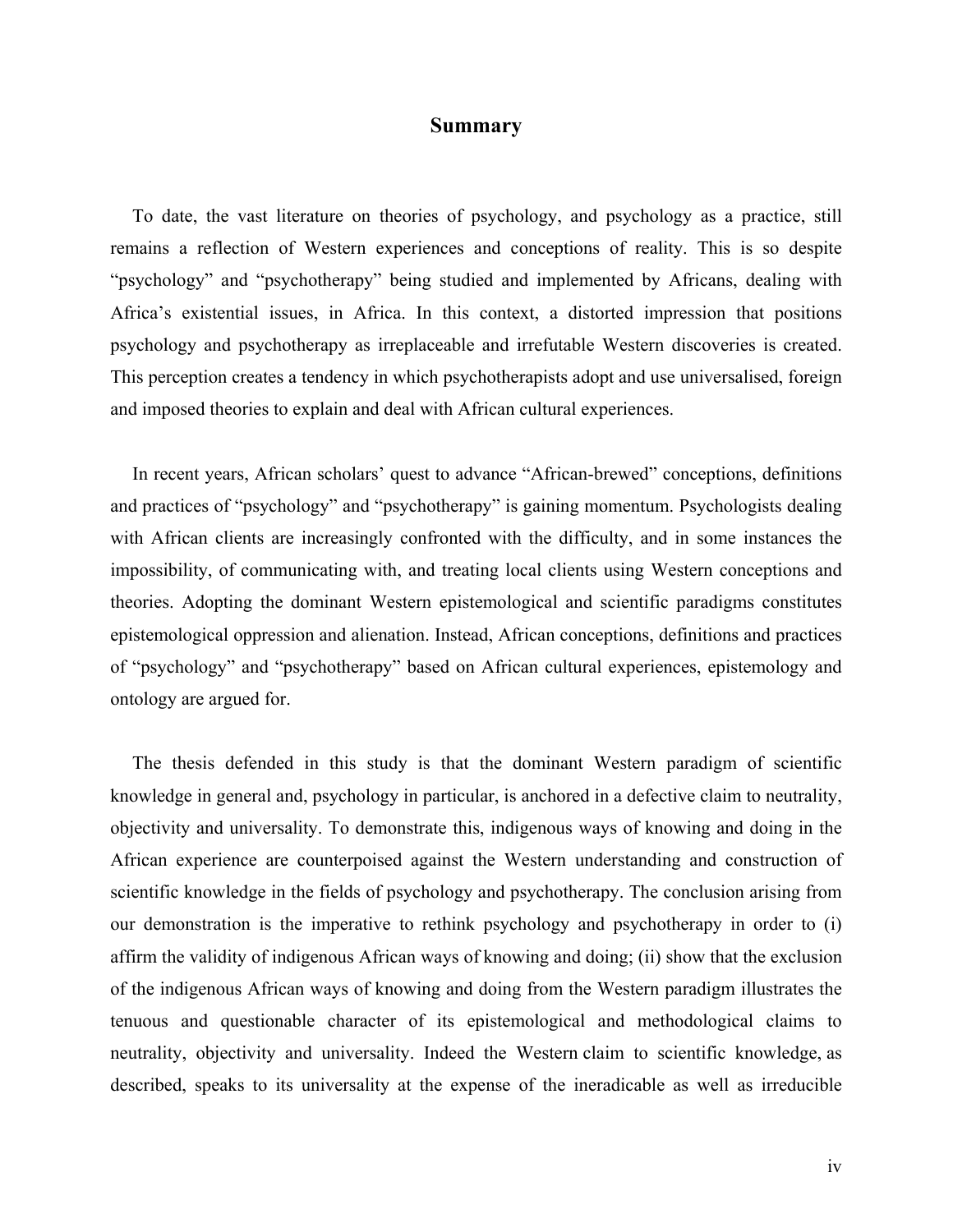# Summary

To date, the vast literature on theories of psychology, and psychology as a practice, still remains a reflection of Western experiences and conceptions of reality. This is so despite "psychology" and "psychotherapy" being studied and implemented by Africans, dealing with Africa's existential issues, in Africa. In this context, a distorted impression that positions psychology and psychotherapy as irreplaceable and irrefutable Western discoveries is created. This perception creates a tendency in which psychotherapists adopt and use universalised, foreign and imposed theories to explain and deal with African cultural experiences.

In recent years, African scholars' quest to advance "African-brewed" conceptions, definitions and practices of "psychology" and "psychotherapy" is gaining momentum. Psychologists dealing with African clients are increasingly confronted with the difficulty, and in some instances the impossibility, of communicating with, and treating local clients using Western conceptions and theories. Adopting the dominant Western epistemological and scientific paradigms constitutes epistemological oppression and alienation. Instead, African conceptions, definitions and practices of "psychology" and "psychotherapy" based on African cultural experiences, epistemology and ontology are argued for.

The thesis defended in this study is that the dominant Western paradigm of scientific knowledge in general and, psychology in particular, is anchored in a defective claim to neutrality, objectivity and universality. To demonstrate this, indigenous ways of knowing and doing in the African experience are counterpoised against the Western understanding and construction of scientific knowledge in the fields of psychology and psychotherapy. The conclusion arising from our demonstration is the imperative to rethink psychology and psychotherapy in order to (i) affirm the validity of indigenous African ways of knowing and doing; (ii) show that the exclusion of the indigenous African ways of knowing and doing from the Western paradigm illustrates the tenuous and questionable character of its epistemological and methodological claims to neutrality, objectivity and universality. Indeed the Western claim to scientific knowledge, as described, speaks to its universality at the expense of the ineradicable as well as irreducible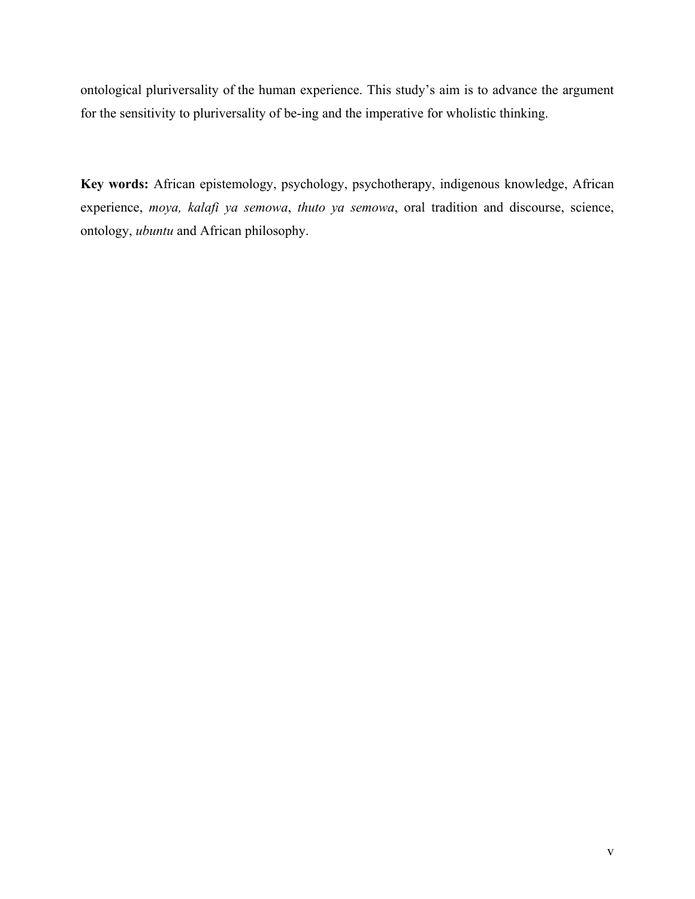ontological pluriversality of the human experience. This study's aim is to advance the argument for the sensitivity to pluriversality of be-ing and the imperative for wholistic thinking.

**Key words:** African epistemology, psychology, psychotherapy, indigenous knowledge, African experience, *moya, kalafi ya semowa*, *thuto ya semowa*, oral tradition and discourse, science, ontology, *ubuntu* and African philosophy.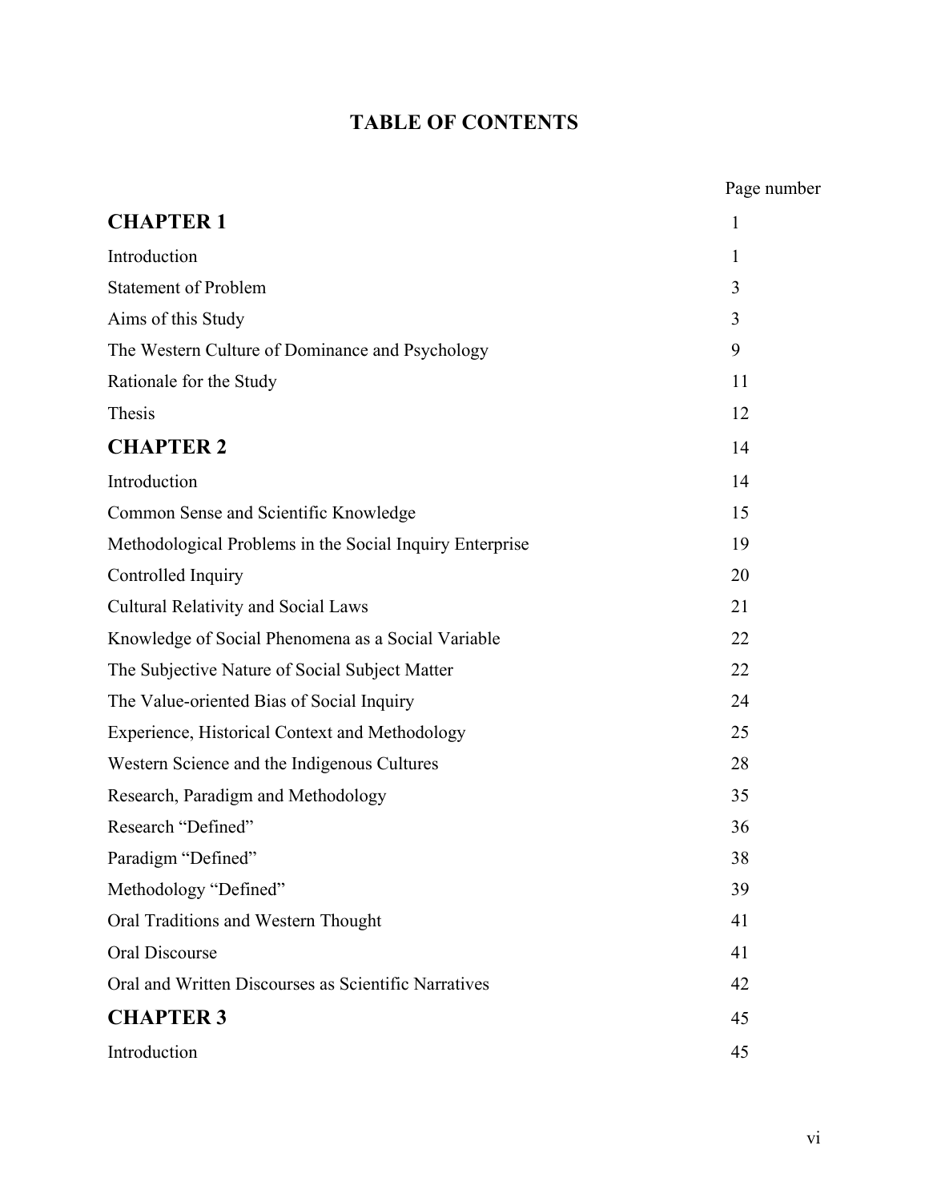# TABLE OF CONTENTS

| | Page number |
|---|---|
| **CHAPTER 1** | 1 |
| Introduction | 1 |
| Statement of Problem | 3 |
| Aims of this Study | 3 |
| The Western Culture of Dominance and Psychology | 9 |
| Rationale for the Study | 11 |
| Thesis | 12 |
| **CHAPTER 2** | 14 |
| Introduction | 14 |
| Common Sense and Scientific Knowledge | 15 |
| Methodological Problems in the Social Inquiry Enterprise | 19 |
| Controlled Inquiry | 20 |
| Cultural Relativity and Social Laws | 21 |
| Knowledge of Social Phenomena as a Social Variable | 22 |
| The Subjective Nature of Social Subject Matter | 22 |
| The Value-oriented Bias of Social Inquiry | 24 |
| Experience, Historical Context and Methodology | 25 |
| Western Science and the Indigenous Cultures | 28 |
| Research, Paradigm and Methodology | 35 |
| Research "Defined" | 36 |
| Paradigm "Defined" | 38 |
| Methodology "Defined" | 39 |
| Oral Traditions and Western Thought | 41 |
| Oral Discourse | 41 |
| Oral and Written Discourses as Scientific Narratives | 42 |
| **CHAPTER 3** | 45 |
| Introduction | 45 |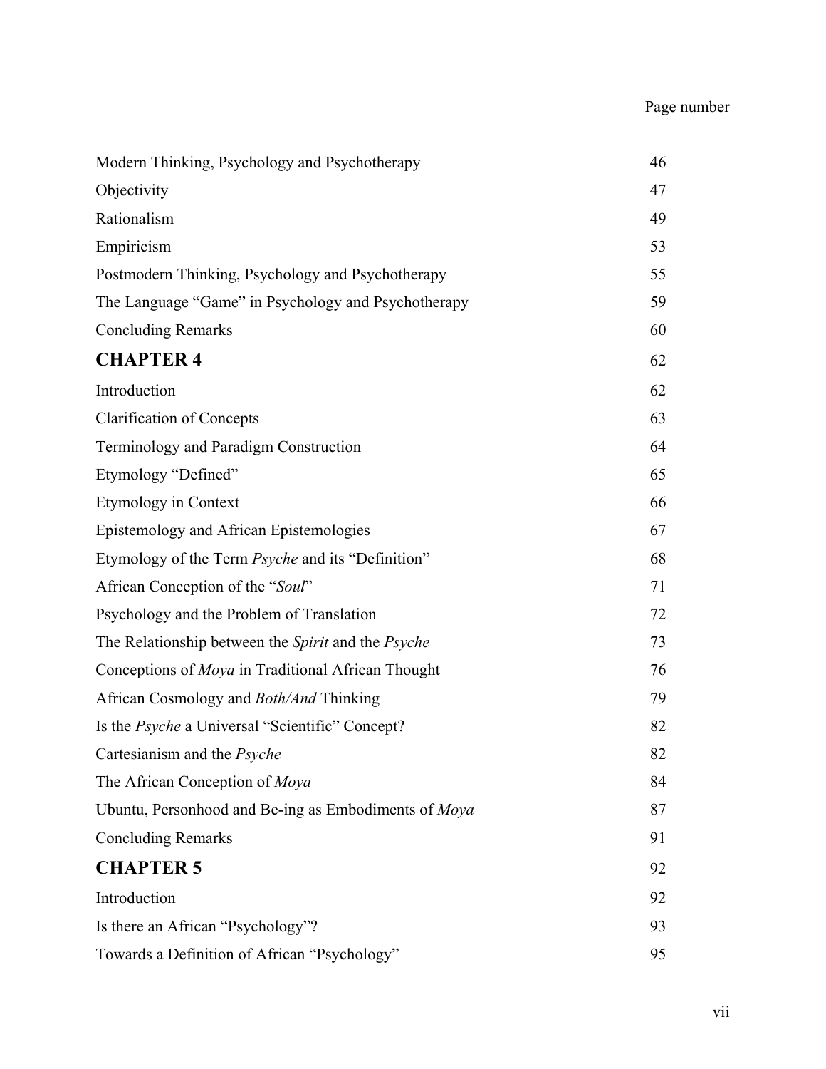| | Page number |
|---|---|
| Modern Thinking, Psychology and Psychotherapy | 46 |
| Objectivity | 47 |
| Rationalism | 49 |
| Empiricism | 53 |
| Postmodern Thinking, Psychology and Psychotherapy | 55 |
| The Language "Game" in Psychology and Psychotherapy | 59 |
| Concluding Remarks | 60 |
| **CHAPTER 4** | 62 |
| Introduction | 62 |
| Clarification of Concepts | 63 |
| Terminology and Paradigm Construction | 64 |
| Etymology "Defined" | 65 |
| Etymology in Context | 66 |
| Epistemology and African Epistemologies | 67 |
| Etymology of the Term *Psyche* and its "Definition" | 68 |
| African Conception of the "*Soul*" | 71 |
| Psychology and the Problem of Translation | 72 |
| The Relationship between the *Spirit* and the *Psyche* | 73 |
| Conceptions of *Moya* in Traditional African Thought | 76 |
| African Cosmology and *Both/And* Thinking | 79 |
| Is the *Psyche* a Universal "Scientific" Concept? | 82 |
| Cartesianism and the *Psyche* | 82 |
| The African Conception of *Moya* | 84 |
| Ubuntu, Personhood and Be-ing as Embodiments of *Moya* | 87 |
| Concluding Remarks | 91 |
| **CHAPTER 5** | 92 |
| Introduction | 92 |
| Is there an African "Psychology"? | 93 |
| Towards a Definition of African "Psychology" | 95 |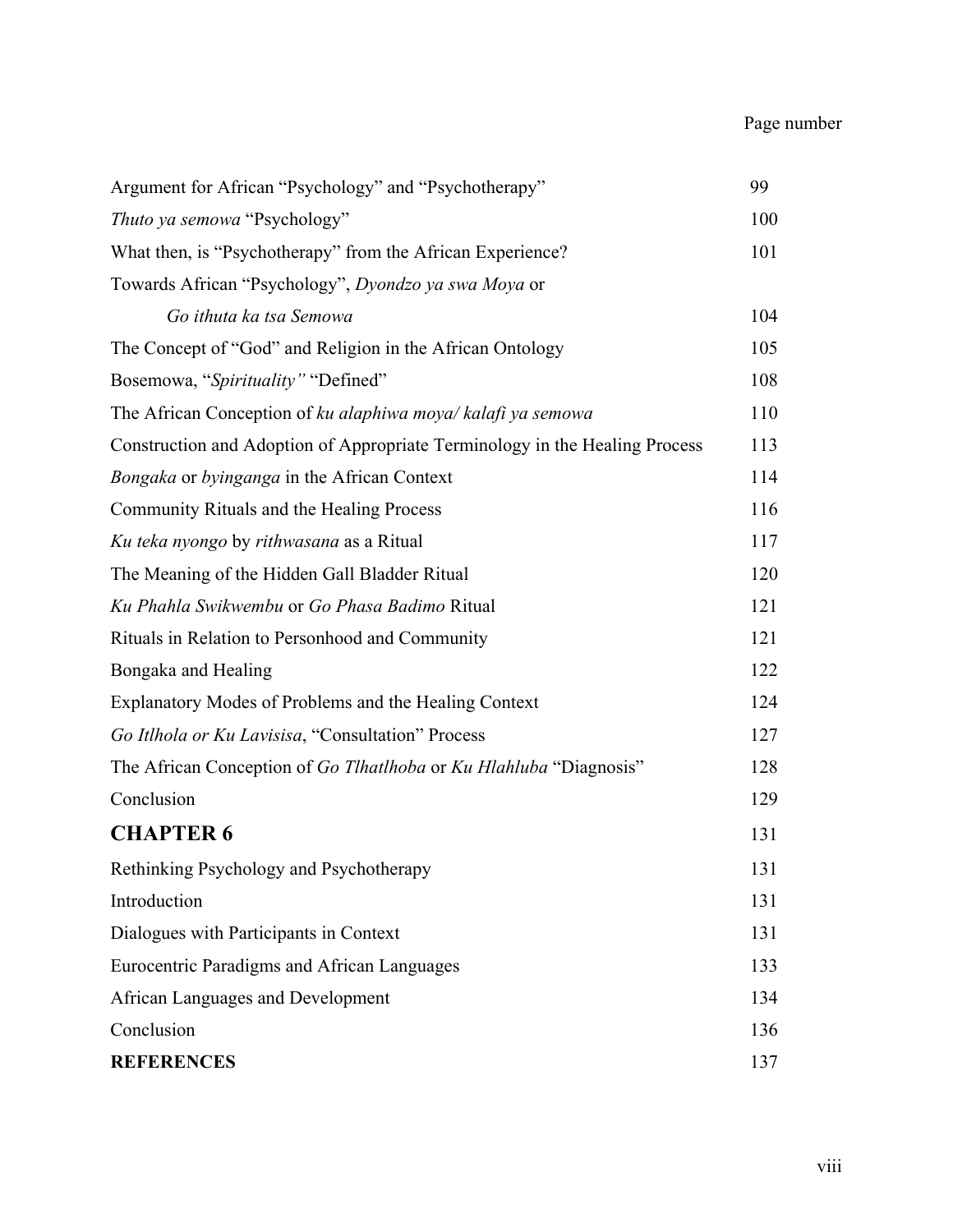| | Page number |
|---|---|
| Argument for African "Psychology" and "Psychotherapy" | 99 |
| *Thuto ya semowa* "Psychology" | 100 |
| What then, is "Psychotherapy" from the African Experience? | 101 |
| Towards African "Psychology", *Dyondzo ya swa Moya* or *Go ithuta ka tsa Semowa* | 104 |
| The Concept of "God" and Religion in the African Ontology | 105 |
| Bosemowa, "*Spirituality"* "Defined" | 108 |
| The African Conception of *ku alaphiwa moya/ kalafi ya semowa* | 110 |
| Construction and Adoption of Appropriate Terminology in the Healing Process | 113 |
| *Bongaka* or *byinganga* in the African Context | 114 |
| Community Rituals and the Healing Process | 116 |
| *Ku teka nyongo* by *rithwasana* as a Ritual | 117 |
| The Meaning of the Hidden Gall Bladder Ritual | 120 |
| *Ku Phahla Swikwembu* or *Go Phasa Badimo* Ritual | 121 |
| Rituals in Relation to Personhood and Community | 121 |
| Bongaka and Healing | 122 |
| Explanatory Modes of Problems and the Healing Context | 124 |
| *Go Itlhola or Ku Lavisisa*, "Consultation" Process | 127 |
| The African Conception of *Go Tlhatlhoba* or *Ku Hlahluba* "Diagnosis" | 128 |
| Conclusion | 129 |
| **CHAPTER 6** | 131 |
| Rethinking Psychology and Psychotherapy | 131 |
| Introduction | 131 |
| Dialogues with Participants in Context | 131 |
| Eurocentric Paradigms and African Languages | 133 |
| African Languages and Development | 134 |
| Conclusion | 136 |
| **REFERENCES** | 137 |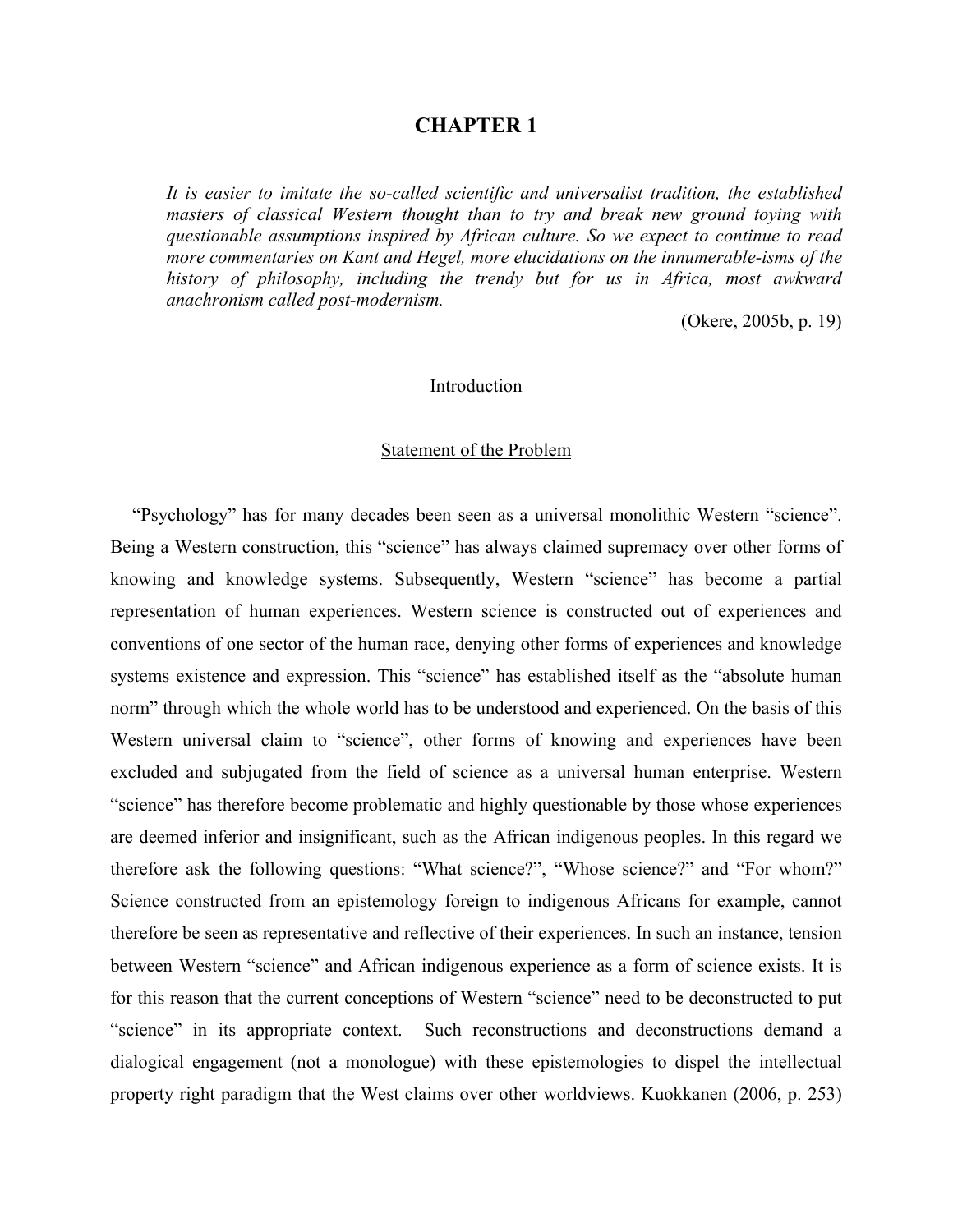# CHAPTER 1

> *It is easier to imitate the so-called scientific and universalist tradition, the established masters of classical Western thought than to try and break new ground toying with questionable assumptions inspired by African culture. So we expect to continue to read more commentaries on Kant and Hegel, more elucidations on the innumerable-isms of the history of philosophy, including the trendy but for us in Africa, most awkward anachronism called post-modernism.*
>
> (Okere, 2005b, p. 19)

## Introduction

### Statement of the Problem

"Psychology" has for many decades been seen as a universal monolithic Western "science". Being a Western construction, this "science" has always claimed supremacy over other forms of knowing and knowledge systems. Subsequently, Western "science" has become a partial representation of human experiences. Western science is constructed out of experiences and conventions of one sector of the human race, denying other forms of experiences and knowledge systems existence and expression. This "science" has established itself as the "absolute human norm" through which the whole world has to be understood and experienced. On the basis of this Western universal claim to "science", other forms of knowing and experiences have been excluded and subjugated from the field of science as a universal human enterprise. Western "science" has therefore become problematic and highly questionable by those whose experiences are deemed inferior and insignificant, such as the African indigenous peoples. In this regard we therefore ask the following questions: "What science?", "Whose science?" and "For whom?" Science constructed from an epistemology foreign to indigenous Africans for example, cannot therefore be seen as representative and reflective of their experiences. In such an instance, tension between Western "science" and African indigenous experience as a form of science exists. It is for this reason that the current conceptions of Western "science" need to be deconstructed to put "science" in its appropriate context. Such reconstructions and deconstructions demand a dialogical engagement (not a monologue) with these epistemologies to dispel the intellectual property right paradigm that the West claims over other worldviews. Kuokkanen (2006, p. 253)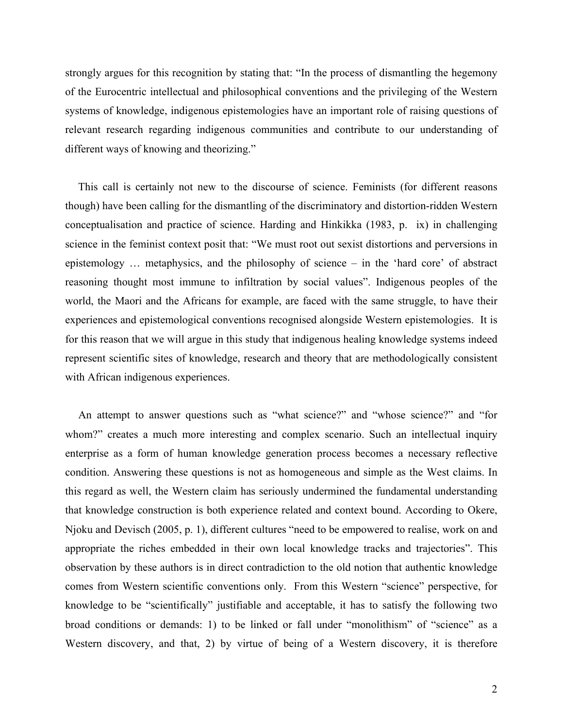strongly argues for this recognition by stating that: "In the process of dismantling the hegemony of the Eurocentric intellectual and philosophical conventions and the privileging of the Western systems of knowledge, indigenous epistemologies have an important role of raising questions of relevant research regarding indigenous communities and contribute to our understanding of different ways of knowing and theorizing."

This call is certainly not new to the discourse of science. Feminists (for different reasons though) have been calling for the dismantling of the discriminatory and distortion-ridden Western conceptualisation and practice of science. Harding and Hinkikka (1983, p. ix) in challenging science in the feminist context posit that: "We must root out sexist distortions and perversions in epistemology … metaphysics, and the philosophy of science – in the 'hard core' of abstract reasoning thought most immune to infiltration by social values". Indigenous peoples of the world, the Maori and the Africans for example, are faced with the same struggle, to have their experiences and epistemological conventions recognised alongside Western epistemologies. It is for this reason that we will argue in this study that indigenous healing knowledge systems indeed represent scientific sites of knowledge, research and theory that are methodologically consistent with African indigenous experiences.

An attempt to answer questions such as "what science?" and "whose science?" and "for whom?" creates a much more interesting and complex scenario. Such an intellectual inquiry enterprise as a form of human knowledge generation process becomes a necessary reflective condition. Answering these questions is not as homogeneous and simple as the West claims. In this regard as well, the Western claim has seriously undermined the fundamental understanding that knowledge construction is both experience related and context bound. According to Okere, Njoku and Devisch (2005, p. 1), different cultures "need to be empowered to realise, work on and appropriate the riches embedded in their own local knowledge tracks and trajectories". This observation by these authors is in direct contradiction to the old notion that authentic knowledge comes from Western scientific conventions only. From this Western "science" perspective, for knowledge to be "scientifically" justifiable and acceptable, it has to satisfy the following two broad conditions or demands: 1) to be linked or fall under "monolithism" of "science" as a Western discovery, and that, 2) by virtue of being of a Western discovery, it is therefore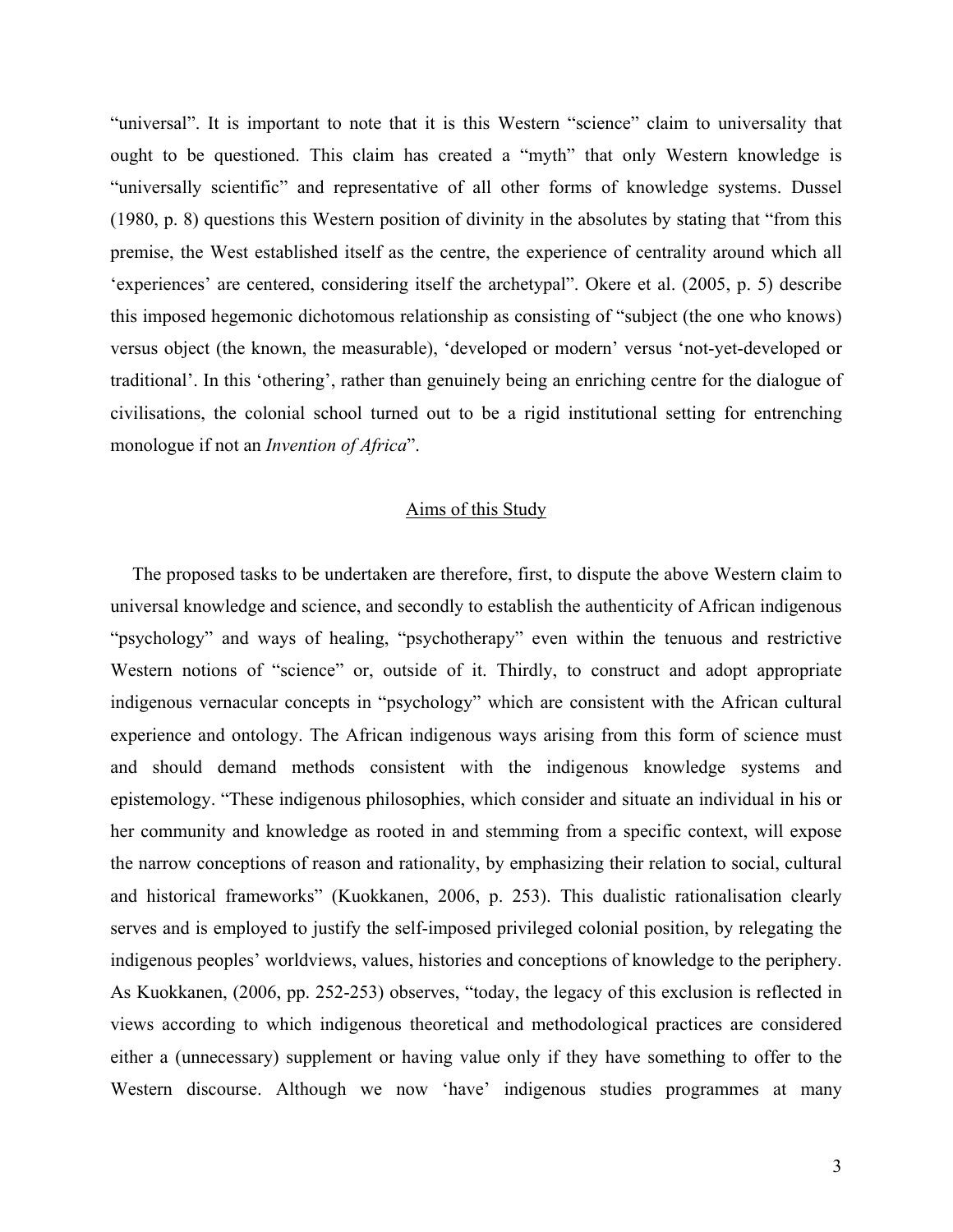"universal". It is important to note that it is this Western "science" claim to universality that ought to be questioned. This claim has created a "myth" that only Western knowledge is "universally scientific" and representative of all other forms of knowledge systems. Dussel (1980, p. 8) questions this Western position of divinity in the absolutes by stating that "from this premise, the West established itself as the centre, the experience of centrality around which all 'experiences' are centered, considering itself the archetypal". Okere et al. (2005, p. 5) describe this imposed hegemonic dichotomous relationship as consisting of "subject (the one who knows) versus object (the known, the measurable), 'developed or modern' versus 'not-yet-developed or traditional'. In this 'othering', rather than genuinely being an enriching centre for the dialogue of civilisations, the colonial school turned out to be a rigid institutional setting for entrenching monologue if not an *Invention of Africa*".

## Aims of this Study

The proposed tasks to be undertaken are therefore, first, to dispute the above Western claim to universal knowledge and science, and secondly to establish the authenticity of African indigenous "psychology" and ways of healing, "psychotherapy" even within the tenuous and restrictive Western notions of "science" or, outside of it. Thirdly, to construct and adopt appropriate indigenous vernacular concepts in "psychology" which are consistent with the African cultural experience and ontology. The African indigenous ways arising from this form of science must and should demand methods consistent with the indigenous knowledge systems and epistemology. "These indigenous philosophies, which consider and situate an individual in his or her community and knowledge as rooted in and stemming from a specific context, will expose the narrow conceptions of reason and rationality, by emphasizing their relation to social, cultural and historical frameworks" (Kuokkanen, 2006, p. 253). This dualistic rationalisation clearly serves and is employed to justify the self-imposed privileged colonial position, by relegating the indigenous peoples' worldviews, values, histories and conceptions of knowledge to the periphery. As Kuokkanen, (2006, pp. 252-253) observes, "today, the legacy of this exclusion is reflected in views according to which indigenous theoretical and methodological practices are considered either a (unnecessary) supplement or having value only if they have something to offer to the Western discourse. Although we now 'have' indigenous studies programmes at many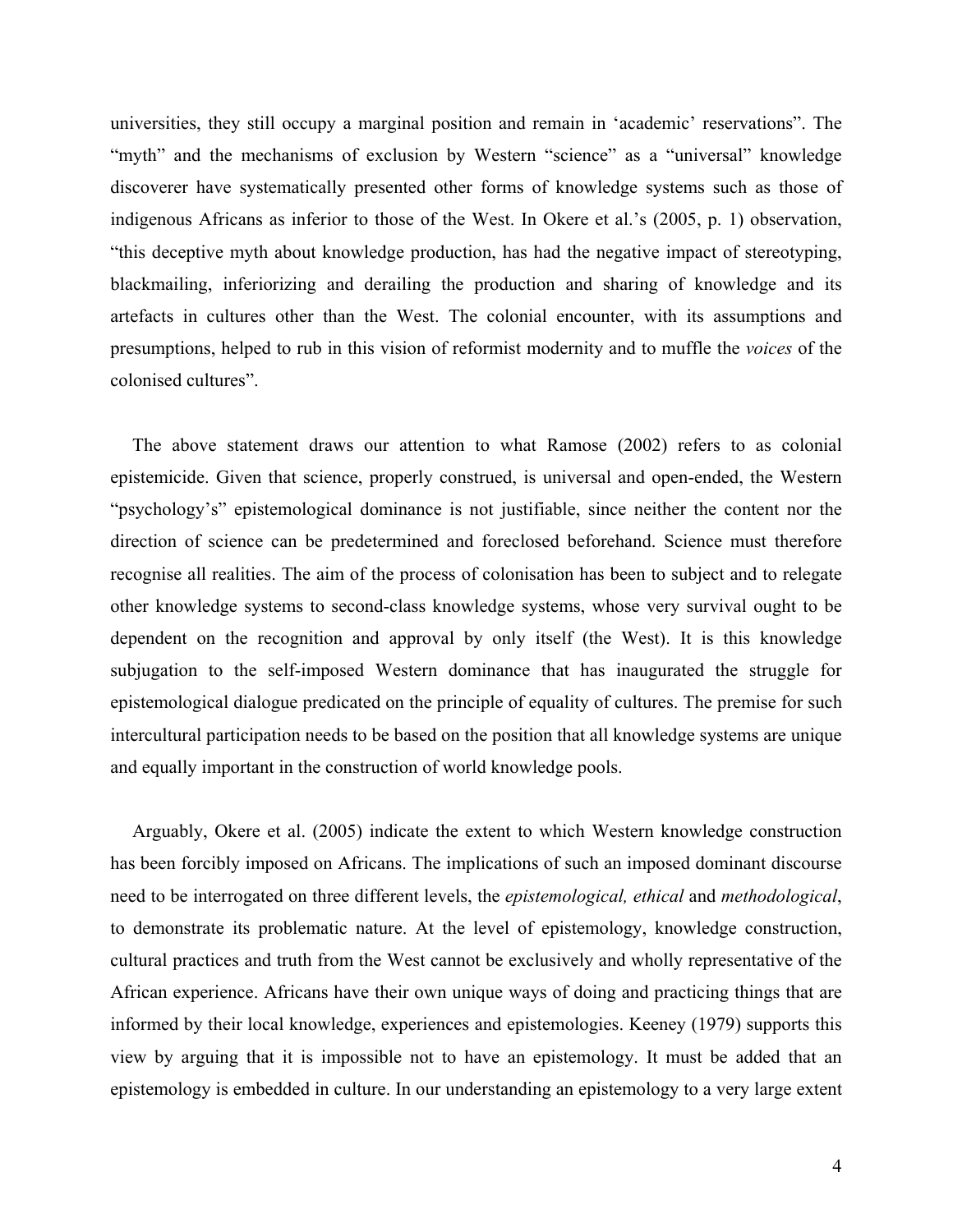universities, they still occupy a marginal position and remain in 'academic' reservations". The "myth" and the mechanisms of exclusion by Western "science" as a "universal" knowledge discoverer have systematically presented other forms of knowledge systems such as those of indigenous Africans as inferior to those of the West. In Okere et al.'s (2005, p. 1) observation, "this deceptive myth about knowledge production, has had the negative impact of stereotyping, blackmailing, inferiorizing and derailing the production and sharing of knowledge and its artefacts in cultures other than the West. The colonial encounter, with its assumptions and presumptions, helped to rub in this vision of reformist modernity and to muffle the *voices* of the colonised cultures".

The above statement draws our attention to what Ramose (2002) refers to as colonial epistemicide. Given that science, properly construed, is universal and open-ended, the Western "psychology's" epistemological dominance is not justifiable, since neither the content nor the direction of science can be predetermined and foreclosed beforehand. Science must therefore recognise all realities. The aim of the process of colonisation has been to subject and to relegate other knowledge systems to second-class knowledge systems, whose very survival ought to be dependent on the recognition and approval by only itself (the West). It is this knowledge subjugation to the self-imposed Western dominance that has inaugurated the struggle for epistemological dialogue predicated on the principle of equality of cultures. The premise for such intercultural participation needs to be based on the position that all knowledge systems are unique and equally important in the construction of world knowledge pools.

Arguably, Okere et al. (2005) indicate the extent to which Western knowledge construction has been forcibly imposed on Africans. The implications of such an imposed dominant discourse need to be interrogated on three different levels, the *epistemological, ethical* and *methodological*, to demonstrate its problematic nature. At the level of epistemology, knowledge construction, cultural practices and truth from the West cannot be exclusively and wholly representative of the African experience. Africans have their own unique ways of doing and practicing things that are informed by their local knowledge, experiences and epistemologies. Keeney (1979) supports this view by arguing that it is impossible not to have an epistemology. It must be added that an epistemology is embedded in culture. In our understanding an epistemology to a very large extent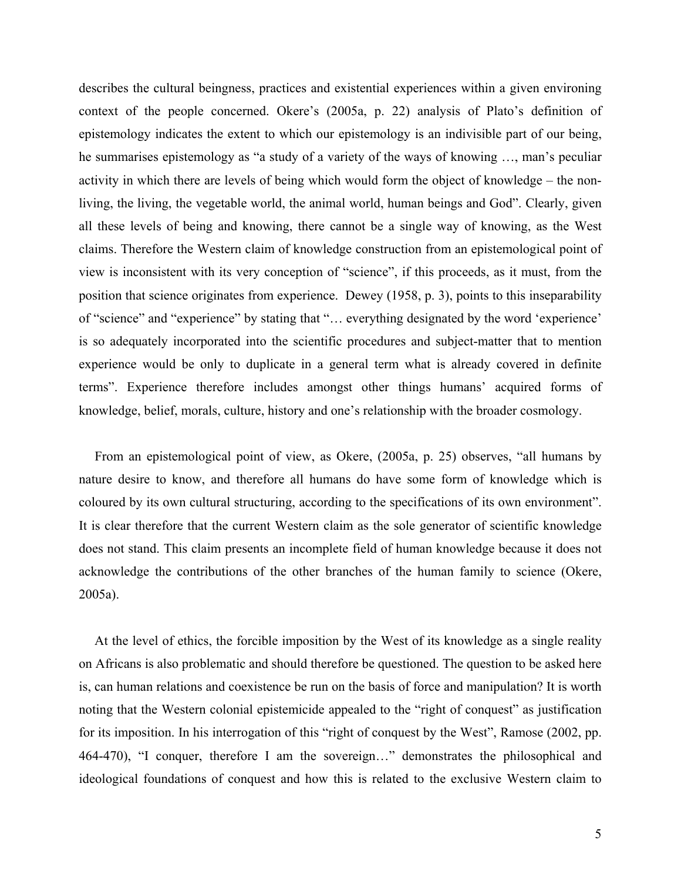describes the cultural beingness, practices and existential experiences within a given environing context of the people concerned. Okere's (2005a, p. 22) analysis of Plato's definition of epistemology indicates the extent to which our epistemology is an indivisible part of our being, he summarises epistemology as "a study of a variety of the ways of knowing …, man's peculiar activity in which there are levels of being which would form the object of knowledge – the non-living, the living, the vegetable world, the animal world, human beings and God". Clearly, given all these levels of being and knowing, there cannot be a single way of knowing, as the West claims. Therefore the Western claim of knowledge construction from an epistemological point of view is inconsistent with its very conception of "science", if this proceeds, as it must, from the position that science originates from experience. Dewey (1958, p. 3), points to this inseparability of "science" and "experience" by stating that "… everything designated by the word 'experience' is so adequately incorporated into the scientific procedures and subject-matter that to mention experience would be only to duplicate in a general term what is already covered in definite terms". Experience therefore includes amongst other things humans' acquired forms of knowledge, belief, morals, culture, history and one's relationship with the broader cosmology.

From an epistemological point of view, as Okere, (2005a, p. 25) observes, "all humans by nature desire to know, and therefore all humans do have some form of knowledge which is coloured by its own cultural structuring, according to the specifications of its own environment". It is clear therefore that the current Western claim as the sole generator of scientific knowledge does not stand. This claim presents an incomplete field of human knowledge because it does not acknowledge the contributions of the other branches of the human family to science (Okere, 2005a).

At the level of ethics, the forcible imposition by the West of its knowledge as a single reality on Africans is also problematic and should therefore be questioned. The question to be asked here is, can human relations and coexistence be run on the basis of force and manipulation? It is worth noting that the Western colonial epistemicide appealed to the "right of conquest" as justification for its imposition. In his interrogation of this "right of conquest by the West", Ramose (2002, pp. 464-470), "I conquer, therefore I am the sovereign…" demonstrates the philosophical and ideological foundations of conquest and how this is related to the exclusive Western claim to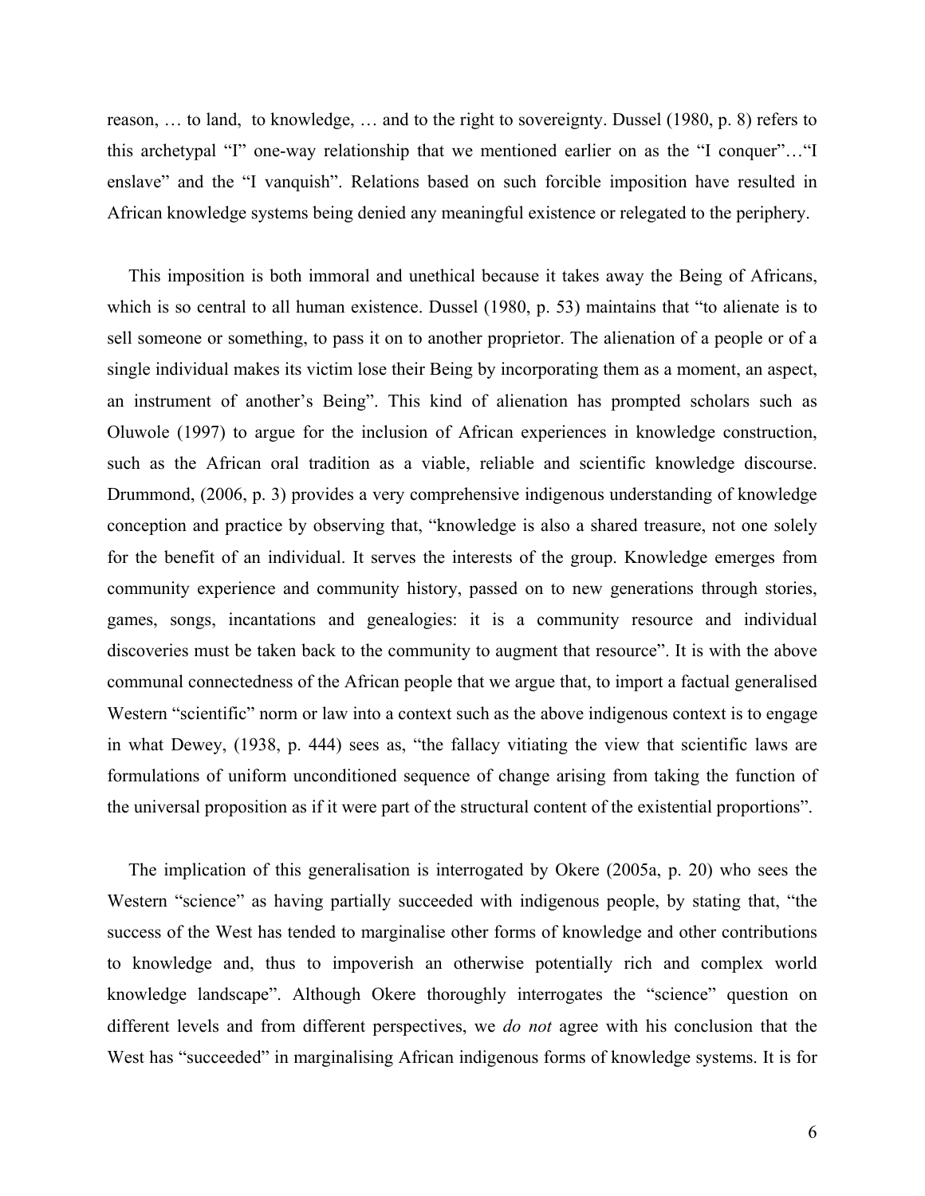reason, … to land, to knowledge, … and to the right to sovereignty. Dussel (1980, p. 8) refers to this archetypal "I" one-way relationship that we mentioned earlier on as the "I conquer"…"I enslave" and the "I vanquish". Relations based on such forcible imposition have resulted in African knowledge systems being denied any meaningful existence or relegated to the periphery.

This imposition is both immoral and unethical because it takes away the Being of Africans, which is so central to all human existence. Dussel (1980, p. 53) maintains that "to alienate is to sell someone or something, to pass it on to another proprietor. The alienation of a people or of a single individual makes its victim lose their Being by incorporating them as a moment, an aspect, an instrument of another's Being". This kind of alienation has prompted scholars such as Oluwole (1997) to argue for the inclusion of African experiences in knowledge construction, such as the African oral tradition as a viable, reliable and scientific knowledge discourse. Drummond, (2006, p. 3) provides a very comprehensive indigenous understanding of knowledge conception and practice by observing that, "knowledge is also a shared treasure, not one solely for the benefit of an individual. It serves the interests of the group. Knowledge emerges from community experience and community history, passed on to new generations through stories, games, songs, incantations and genealogies: it is a community resource and individual discoveries must be taken back to the community to augment that resource". It is with the above communal connectedness of the African people that we argue that, to import a factual generalised Western "scientific" norm or law into a context such as the above indigenous context is to engage in what Dewey, (1938, p. 444) sees as, "the fallacy vitiating the view that scientific laws are formulations of uniform unconditioned sequence of change arising from taking the function of the universal proposition as if it were part of the structural content of the existential proportions".

The implication of this generalisation is interrogated by Okere (2005a, p. 20) who sees the Western "science" as having partially succeeded with indigenous people, by stating that, "the success of the West has tended to marginalise other forms of knowledge and other contributions to knowledge and, thus to impoverish an otherwise potentially rich and complex world knowledge landscape". Although Okere thoroughly interrogates the "science" question on different levels and from different perspectives, we *do not* agree with his conclusion that the West has "succeeded" in marginalising African indigenous forms of knowledge systems. It is for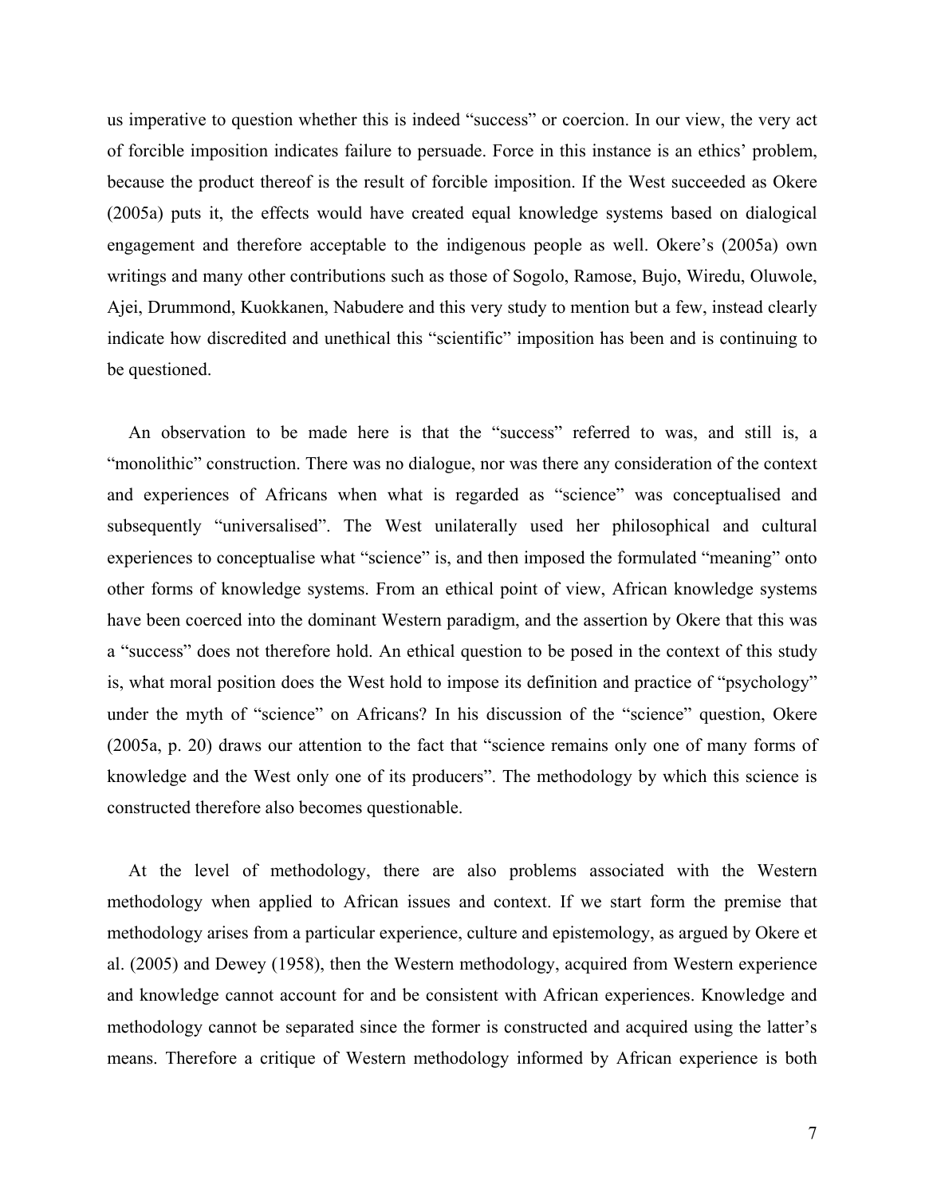us imperative to question whether this is indeed "success" or coercion. In our view, the very act of forcible imposition indicates failure to persuade. Force in this instance is an ethics' problem, because the product thereof is the result of forcible imposition. If the West succeeded as Okere (2005a) puts it, the effects would have created equal knowledge systems based on dialogical engagement and therefore acceptable to the indigenous people as well. Okere's (2005a) own writings and many other contributions such as those of Sogolo, Ramose, Bujo, Wiredu, Oluwole, Ajei, Drummond, Kuokkanen, Nabudere and this very study to mention but a few, instead clearly indicate how discredited and unethical this "scientific" imposition has been and is continuing to be questioned.

An observation to be made here is that the "success" referred to was, and still is, a "monolithic" construction. There was no dialogue, nor was there any consideration of the context and experiences of Africans when what is regarded as "science" was conceptualised and subsequently "universalised". The West unilaterally used her philosophical and cultural experiences to conceptualise what "science" is, and then imposed the formulated "meaning" onto other forms of knowledge systems. From an ethical point of view, African knowledge systems have been coerced into the dominant Western paradigm, and the assertion by Okere that this was a "success" does not therefore hold. An ethical question to be posed in the context of this study is, what moral position does the West hold to impose its definition and practice of "psychology" under the myth of "science" on Africans? In his discussion of the "science" question, Okere (2005a, p. 20) draws our attention to the fact that "science remains only one of many forms of knowledge and the West only one of its producers". The methodology by which this science is constructed therefore also becomes questionable.

At the level of methodology, there are also problems associated with the Western methodology when applied to African issues and context. If we start form the premise that methodology arises from a particular experience, culture and epistemology, as argued by Okere et al. (2005) and Dewey (1958), then the Western methodology, acquired from Western experience and knowledge cannot account for and be consistent with African experiences. Knowledge and methodology cannot be separated since the former is constructed and acquired using the latter's means. Therefore a critique of Western methodology informed by African experience is both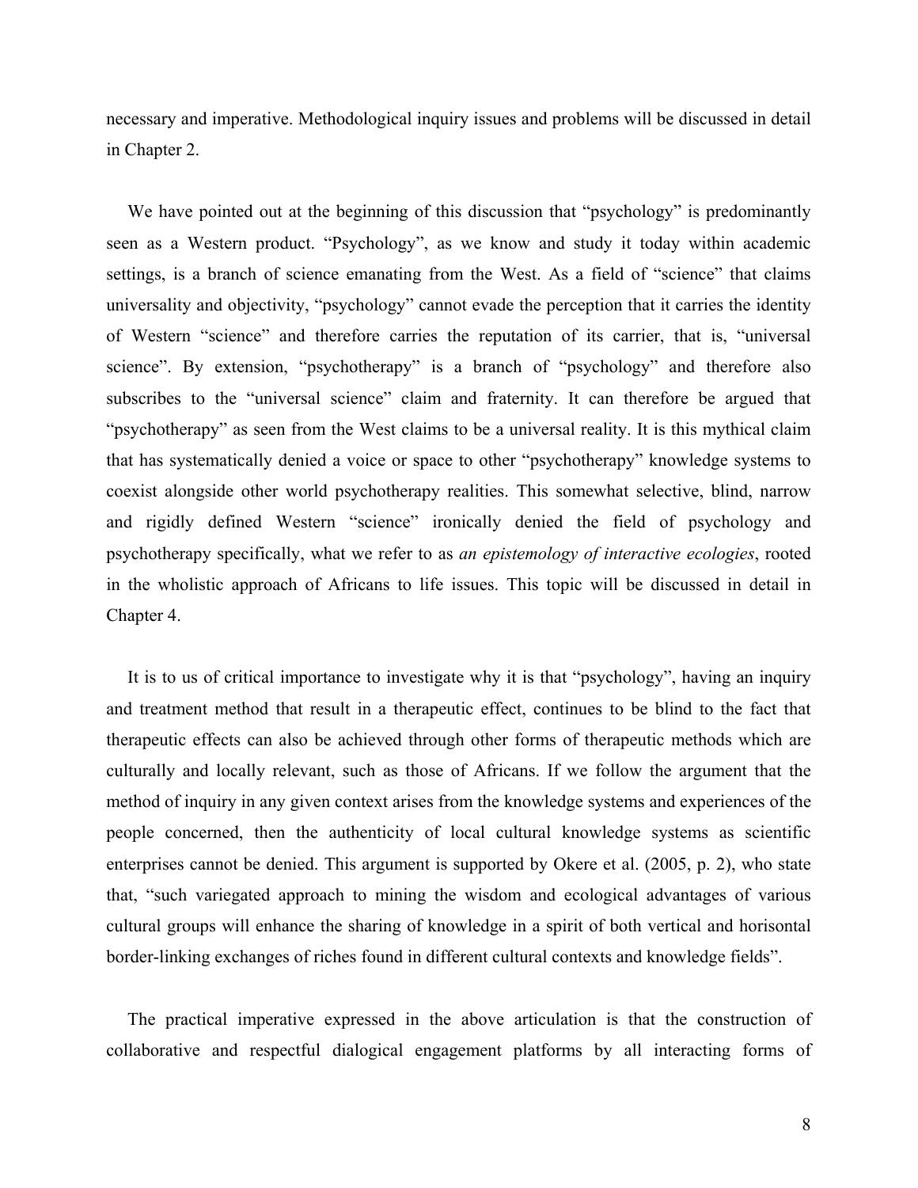necessary and imperative. Methodological inquiry issues and problems will be discussed in detail in Chapter 2.

We have pointed out at the beginning of this discussion that "psychology" is predominantly seen as a Western product. "Psychology", as we know and study it today within academic settings, is a branch of science emanating from the West. As a field of "science" that claims universality and objectivity, "psychology" cannot evade the perception that it carries the identity of Western "science" and therefore carries the reputation of its carrier, that is, "universal science". By extension, "psychotherapy" is a branch of "psychology" and therefore also subscribes to the "universal science" claim and fraternity. It can therefore be argued that "psychotherapy" as seen from the West claims to be a universal reality. It is this mythical claim that has systematically denied a voice or space to other "psychotherapy" knowledge systems to coexist alongside other world psychotherapy realities. This somewhat selective, blind, narrow and rigidly defined Western "science" ironically denied the field of psychology and psychotherapy specifically, what we refer to as *an epistemology of interactive ecologies*, rooted in the wholistic approach of Africans to life issues. This topic will be discussed in detail in Chapter 4.

It is to us of critical importance to investigate why it is that "psychology", having an inquiry and treatment method that result in a therapeutic effect, continues to be blind to the fact that therapeutic effects can also be achieved through other forms of therapeutic methods which are culturally and locally relevant, such as those of Africans. If we follow the argument that the method of inquiry in any given context arises from the knowledge systems and experiences of the people concerned, then the authenticity of local cultural knowledge systems as scientific enterprises cannot be denied. This argument is supported by Okere et al. (2005, p. 2), who state that, "such variegated approach to mining the wisdom and ecological advantages of various cultural groups will enhance the sharing of knowledge in a spirit of both vertical and horisontal border-linking exchanges of riches found in different cultural contexts and knowledge fields".

The practical imperative expressed in the above articulation is that the construction of collaborative and respectful dialogical engagement platforms by all interacting forms of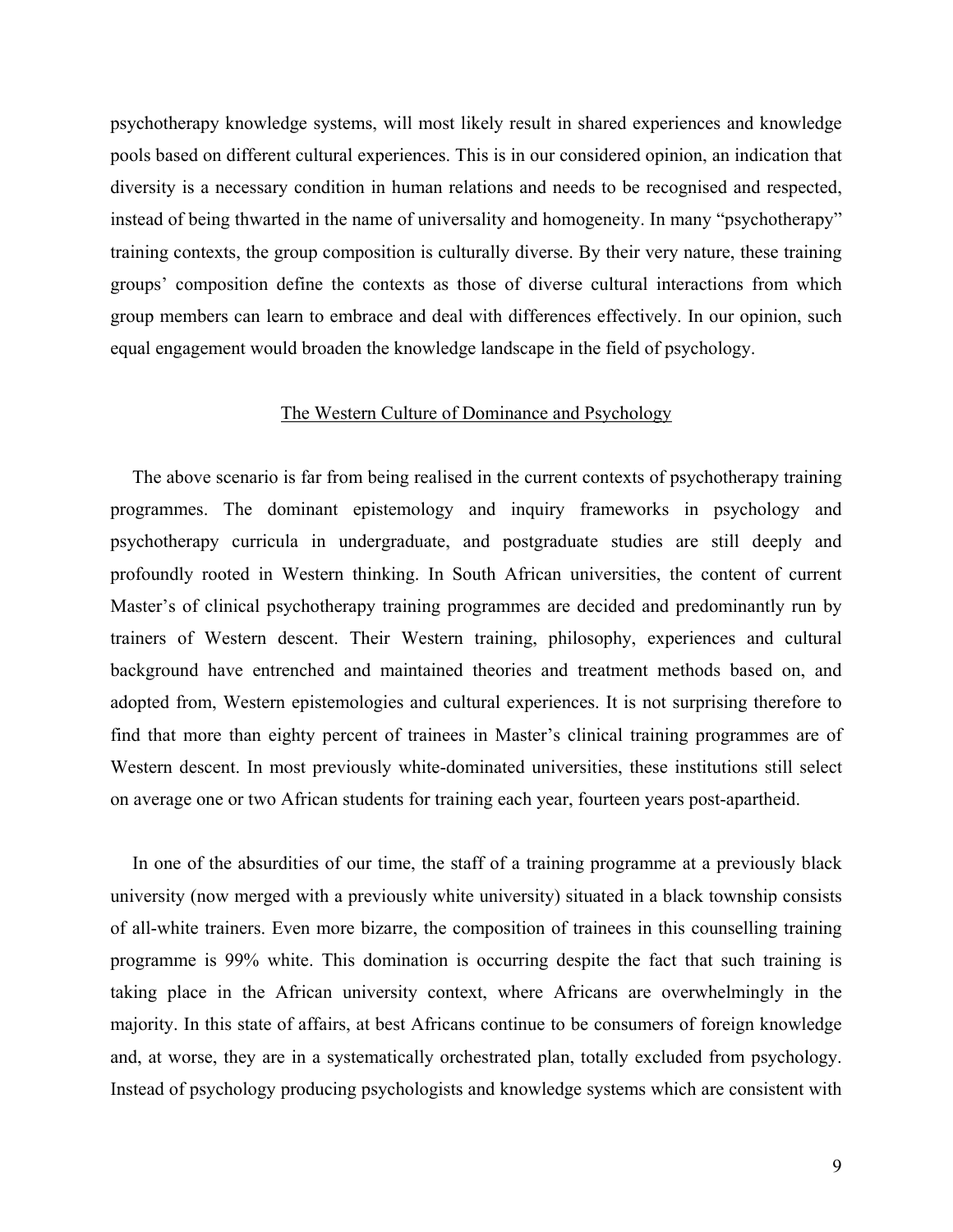psychotherapy knowledge systems, will most likely result in shared experiences and knowledge pools based on different cultural experiences. This is in our considered opinion, an indication that diversity is a necessary condition in human relations and needs to be recognised and respected, instead of being thwarted in the name of universality and homogeneity. In many "psychotherapy" training contexts, the group composition is culturally diverse. By their very nature, these training groups' composition define the contexts as those of diverse cultural interactions from which group members can learn to embrace and deal with differences effectively. In our opinion, such equal engagement would broaden the knowledge landscape in the field of psychology.

## The Western Culture of Dominance and Psychology

The above scenario is far from being realised in the current contexts of psychotherapy training programmes. The dominant epistemology and inquiry frameworks in psychology and psychotherapy curricula in undergraduate, and postgraduate studies are still deeply and profoundly rooted in Western thinking. In South African universities, the content of current Master's of clinical psychotherapy training programmes are decided and predominantly run by trainers of Western descent. Their Western training, philosophy, experiences and cultural background have entrenched and maintained theories and treatment methods based on, and adopted from, Western epistemologies and cultural experiences. It is not surprising therefore to find that more than eighty percent of trainees in Master's clinical training programmes are of Western descent. In most previously white-dominated universities, these institutions still select on average one or two African students for training each year, fourteen years post-apartheid.

In one of the absurdities of our time, the staff of a training programme at a previously black university (now merged with a previously white university) situated in a black township consists of all-white trainers. Even more bizarre, the composition of trainees in this counselling training programme is 99% white. This domination is occurring despite the fact that such training is taking place in the African university context, where Africans are overwhelmingly in the majority. In this state of affairs, at best Africans continue to be consumers of foreign knowledge and, at worse, they are in a systematically orchestrated plan, totally excluded from psychology. Instead of psychology producing psychologists and knowledge systems which are consistent with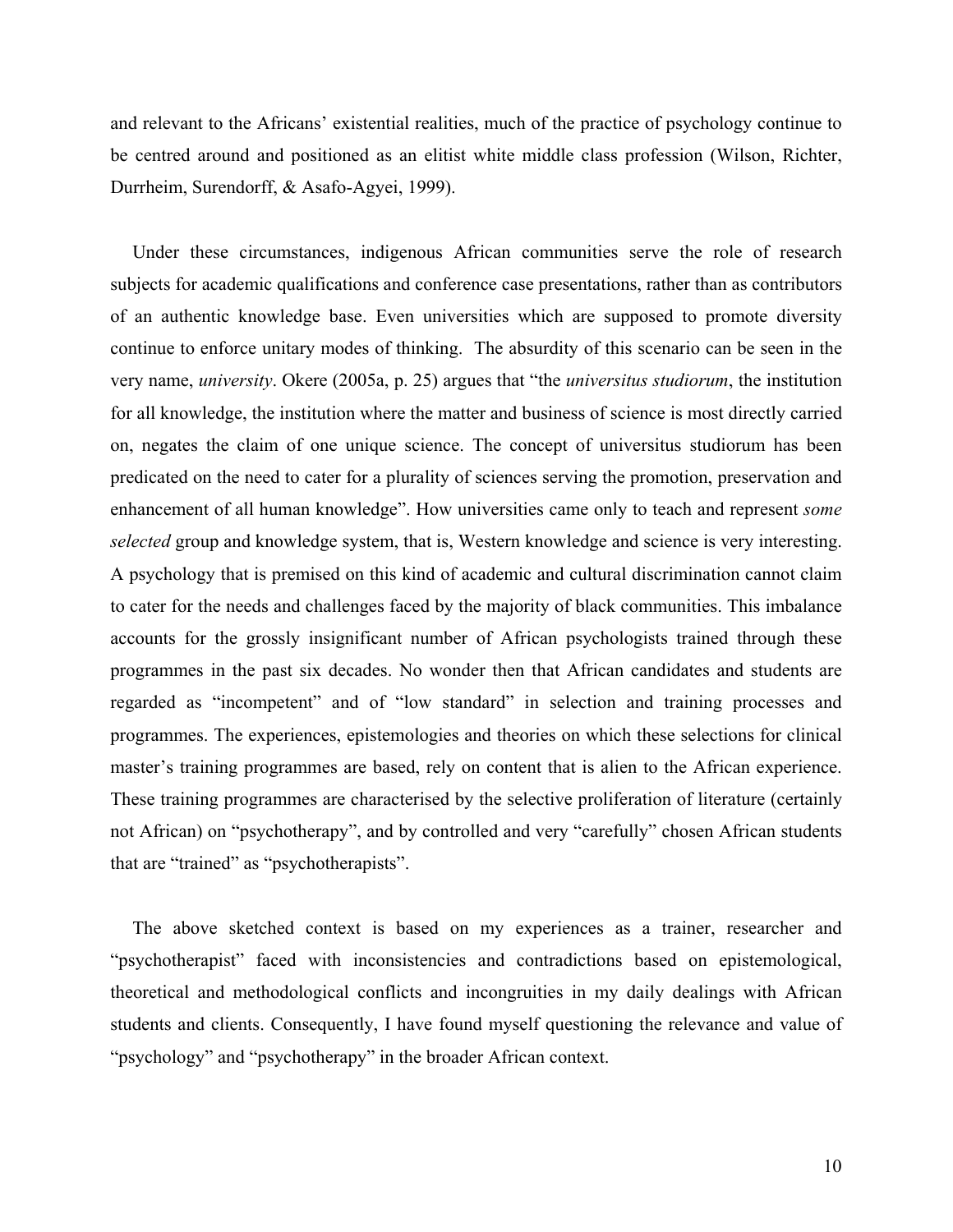and relevant to the Africans' existential realities, much of the practice of psychology continue to be centred around and positioned as an elitist white middle class profession (Wilson, Richter, Durrheim, Surendorff, & Asafo-Agyei, 1999).

Under these circumstances, indigenous African communities serve the role of research subjects for academic qualifications and conference case presentations, rather than as contributors of an authentic knowledge base. Even universities which are supposed to promote diversity continue to enforce unitary modes of thinking. The absurdity of this scenario can be seen in the very name, *university*. Okere (2005a, p. 25) argues that "the *universitus studiorum*, the institution for all knowledge, the institution where the matter and business of science is most directly carried on, negates the claim of one unique science. The concept of universitus studiorum has been predicated on the need to cater for a plurality of sciences serving the promotion, preservation and enhancement of all human knowledge". How universities came only to teach and represent *some selected* group and knowledge system, that is, Western knowledge and science is very interesting. A psychology that is premised on this kind of academic and cultural discrimination cannot claim to cater for the needs and challenges faced by the majority of black communities. This imbalance accounts for the grossly insignificant number of African psychologists trained through these programmes in the past six decades. No wonder then that African candidates and students are regarded as "incompetent" and of "low standard" in selection and training processes and programmes. The experiences, epistemologies and theories on which these selections for clinical master's training programmes are based, rely on content that is alien to the African experience. These training programmes are characterised by the selective proliferation of literature (certainly not African) on "psychotherapy", and by controlled and very "carefully" chosen African students that are "trained" as "psychotherapists".

The above sketched context is based on my experiences as a trainer, researcher and "psychotherapist" faced with inconsistencies and contradictions based on epistemological, theoretical and methodological conflicts and incongruities in my daily dealings with African students and clients. Consequently, I have found myself questioning the relevance and value of "psychology" and "psychotherapy" in the broader African context.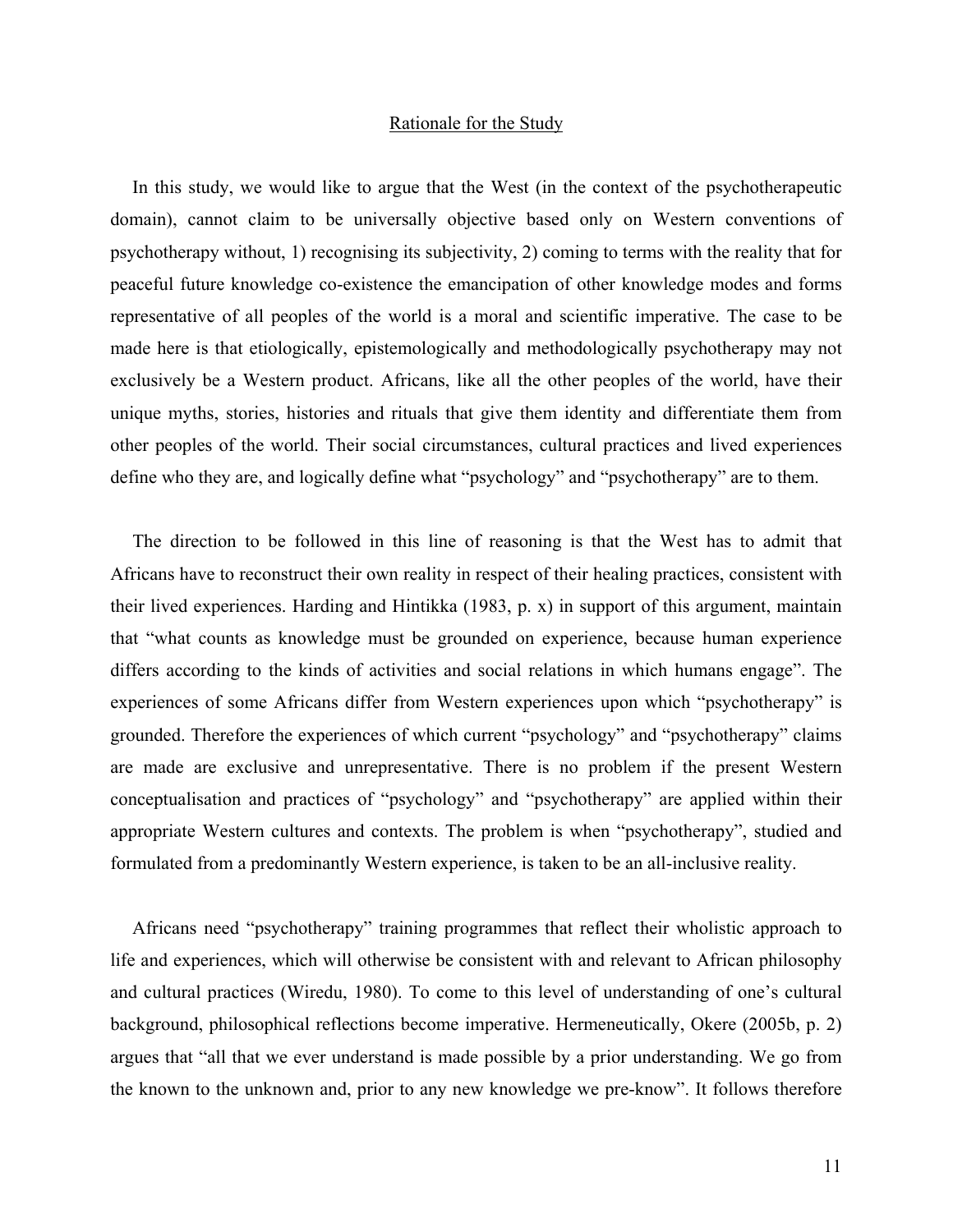## Rationale for the Study

In this study, we would like to argue that the West (in the context of the psychotherapeutic domain), cannot claim to be universally objective based only on Western conventions of psychotherapy without, 1) recognising its subjectivity, 2) coming to terms with the reality that for peaceful future knowledge co-existence the emancipation of other knowledge modes and forms representative of all peoples of the world is a moral and scientific imperative. The case to be made here is that etiologically, epistemologically and methodologically psychotherapy may not exclusively be a Western product. Africans, like all the other peoples of the world, have their unique myths, stories, histories and rituals that give them identity and differentiate them from other peoples of the world. Their social circumstances, cultural practices and lived experiences define who they are, and logically define what "psychology" and "psychotherapy" are to them.

The direction to be followed in this line of reasoning is that the West has to admit that Africans have to reconstruct their own reality in respect of their healing practices, consistent with their lived experiences. Harding and Hintikka (1983, p. x) in support of this argument, maintain that "what counts as knowledge must be grounded on experience, because human experience differs according to the kinds of activities and social relations in which humans engage". The experiences of some Africans differ from Western experiences upon which "psychotherapy" is grounded. Therefore the experiences of which current "psychology" and "psychotherapy" claims are made are exclusive and unrepresentative. There is no problem if the present Western conceptualisation and practices of "psychology" and "psychotherapy" are applied within their appropriate Western cultures and contexts. The problem is when "psychotherapy", studied and formulated from a predominantly Western experience, is taken to be an all-inclusive reality.

Africans need "psychotherapy" training programmes that reflect their wholistic approach to life and experiences, which will otherwise be consistent with and relevant to African philosophy and cultural practices (Wiredu, 1980). To come to this level of understanding of one's cultural background, philosophical reflections become imperative. Hermeneutically, Okere (2005b, p. 2) argues that "all that we ever understand is made possible by a prior understanding. We go from the known to the unknown and, prior to any new knowledge we pre-know". It follows therefore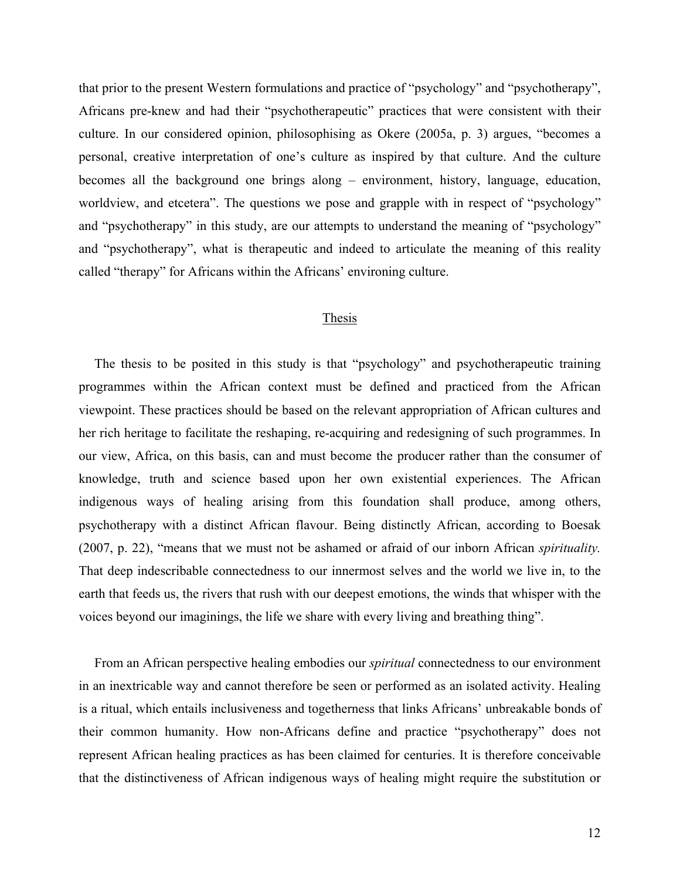that prior to the present Western formulations and practice of "psychology" and "psychotherapy", Africans pre-knew and had their "psychotherapeutic" practices that were consistent with their culture. In our considered opinion, philosophising as Okere (2005a, p. 3) argues, "becomes a personal, creative interpretation of one's culture as inspired by that culture. And the culture becomes all the background one brings along – environment, history, language, education, worldview, and etcetera". The questions we pose and grapple with in respect of "psychology" and "psychotherapy" in this study, are our attempts to understand the meaning of "psychology" and "psychotherapy", what is therapeutic and indeed to articulate the meaning of this reality called "therapy" for Africans within the Africans' environing culture.

## Thesis

The thesis to be posited in this study is that "psychology" and psychotherapeutic training programmes within the African context must be defined and practiced from the African viewpoint. These practices should be based on the relevant appropriation of African cultures and her rich heritage to facilitate the reshaping, re-acquiring and redesigning of such programmes. In our view, Africa, on this basis, can and must become the producer rather than the consumer of knowledge, truth and science based upon her own existential experiences. The African indigenous ways of healing arising from this foundation shall produce, among others, psychotherapy with a distinct African flavour. Being distinctly African, according to Boesak (2007, p. 22), "means that we must not be ashamed or afraid of our inborn African *spirituality.* That deep indescribable connectedness to our innermost selves and the world we live in, to the earth that feeds us, the rivers that rush with our deepest emotions, the winds that whisper with the voices beyond our imaginings, the life we share with every living and breathing thing".

From an African perspective healing embodies our *spiritual* connectedness to our environment in an inextricable way and cannot therefore be seen or performed as an isolated activity. Healing is a ritual, which entails inclusiveness and togetherness that links Africans' unbreakable bonds of their common humanity. How non-Africans define and practice "psychotherapy" does not represent African healing practices as has been claimed for centuries. It is therefore conceivable that the distinctiveness of African indigenous ways of healing might require the substitution or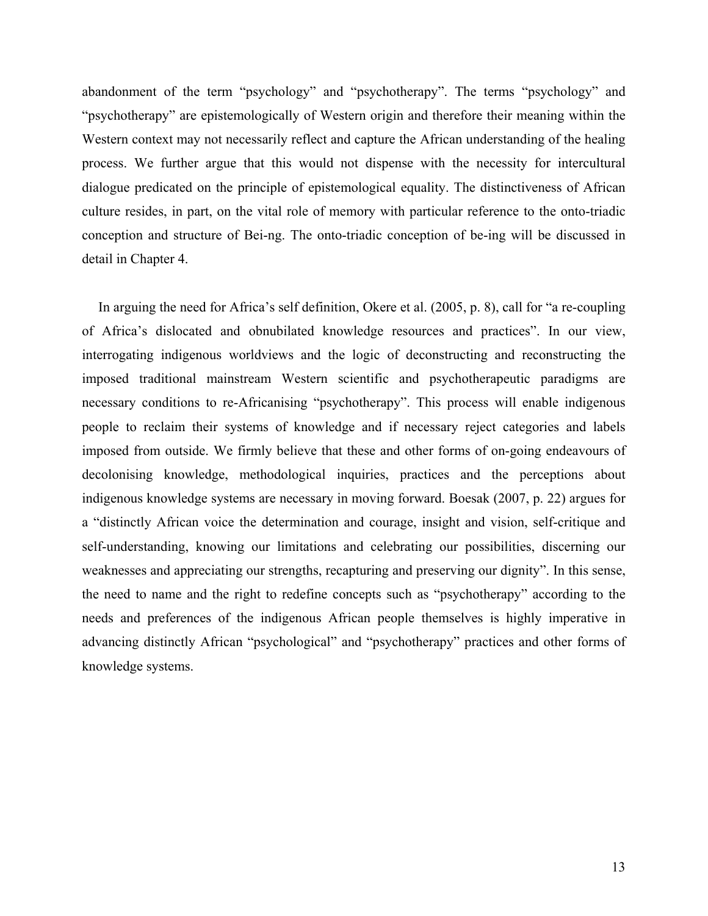abandonment of the term "psychology" and "psychotherapy". The terms "psychology" and "psychotherapy" are epistemologically of Western origin and therefore their meaning within the Western context may not necessarily reflect and capture the African understanding of the healing process. We further argue that this would not dispense with the necessity for intercultural dialogue predicated on the principle of epistemological equality. The distinctiveness of African culture resides, in part, on the vital role of memory with particular reference to the onto-triadic conception and structure of Bei-ng. The onto-triadic conception of be-ing will be discussed in detail in Chapter 4.

In arguing the need for Africa's self definition, Okere et al. (2005, p. 8), call for "a re-coupling of Africa's dislocated and obnubilated knowledge resources and practices". In our view, interrogating indigenous worldviews and the logic of deconstructing and reconstructing the imposed traditional mainstream Western scientific and psychotherapeutic paradigms are necessary conditions to re-Africanising "psychotherapy". This process will enable indigenous people to reclaim their systems of knowledge and if necessary reject categories and labels imposed from outside. We firmly believe that these and other forms of on-going endeavours of decolonising knowledge, methodological inquiries, practices and the perceptions about indigenous knowledge systems are necessary in moving forward. Boesak (2007, p. 22) argues for a "distinctly African voice the determination and courage, insight and vision, self-critique and self-understanding, knowing our limitations and celebrating our possibilities, discerning our weaknesses and appreciating our strengths, recapturing and preserving our dignity". In this sense, the need to name and the right to redefine concepts such as "psychotherapy" according to the needs and preferences of the indigenous African people themselves is highly imperative in advancing distinctly African "psychological" and "psychotherapy" practices and other forms of knowledge systems.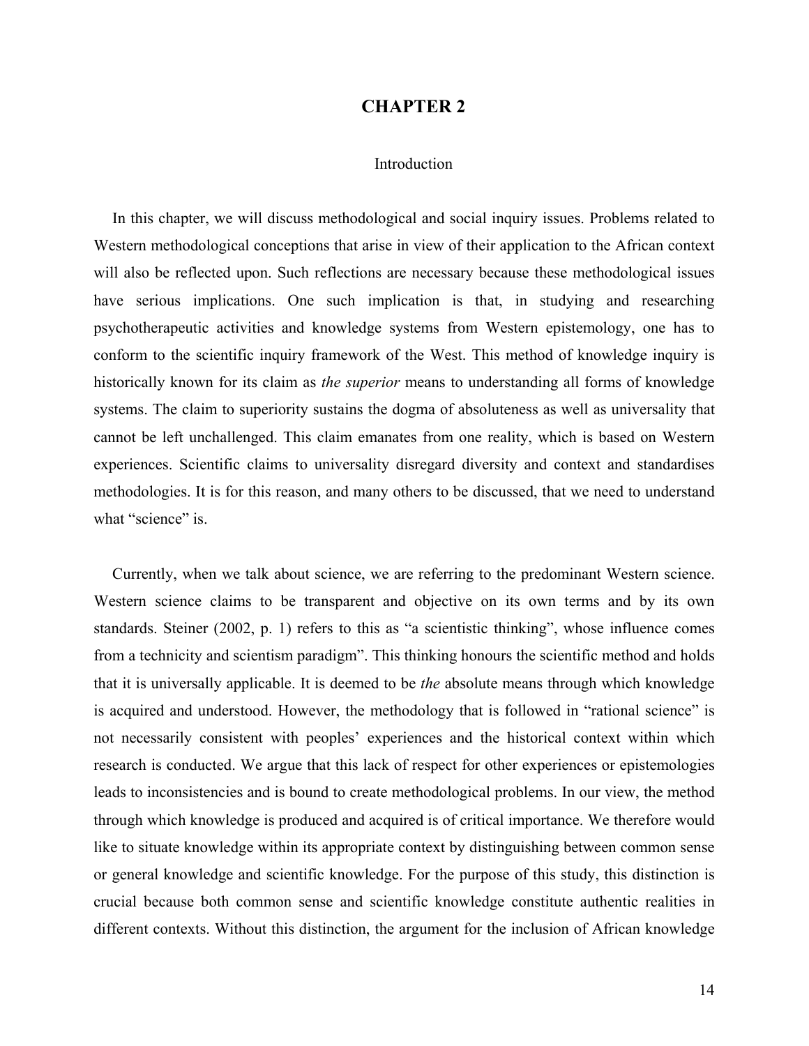# CHAPTER 2

## Introduction

In this chapter, we will discuss methodological and social inquiry issues. Problems related to Western methodological conceptions that arise in view of their application to the African context will also be reflected upon. Such reflections are necessary because these methodological issues have serious implications. One such implication is that, in studying and researching psychotherapeutic activities and knowledge systems from Western epistemology, one has to conform to the scientific inquiry framework of the West. This method of knowledge inquiry is historically known for its claim as *the superior* means to understanding all forms of knowledge systems. The claim to superiority sustains the dogma of absoluteness as well as universality that cannot be left unchallenged. This claim emanates from one reality, which is based on Western experiences. Scientific claims to universality disregard diversity and context and standardises methodologies. It is for this reason, and many others to be discussed, that we need to understand what "science" is.

Currently, when we talk about science, we are referring to the predominant Western science. Western science claims to be transparent and objective on its own terms and by its own standards. Steiner (2002, p. 1) refers to this as "a scientistic thinking", whose influence comes from a technicity and scientism paradigm". This thinking honours the scientific method and holds that it is universally applicable. It is deemed to be *the* absolute means through which knowledge is acquired and understood. However, the methodology that is followed in "rational science" is not necessarily consistent with peoples' experiences and the historical context within which research is conducted. We argue that this lack of respect for other experiences or epistemologies leads to inconsistencies and is bound to create methodological problems. In our view, the method through which knowledge is produced and acquired is of critical importance. We therefore would like to situate knowledge within its appropriate context by distinguishing between common sense or general knowledge and scientific knowledge. For the purpose of this study, this distinction is crucial because both common sense and scientific knowledge constitute authentic realities in different contexts. Without this distinction, the argument for the inclusion of African knowledge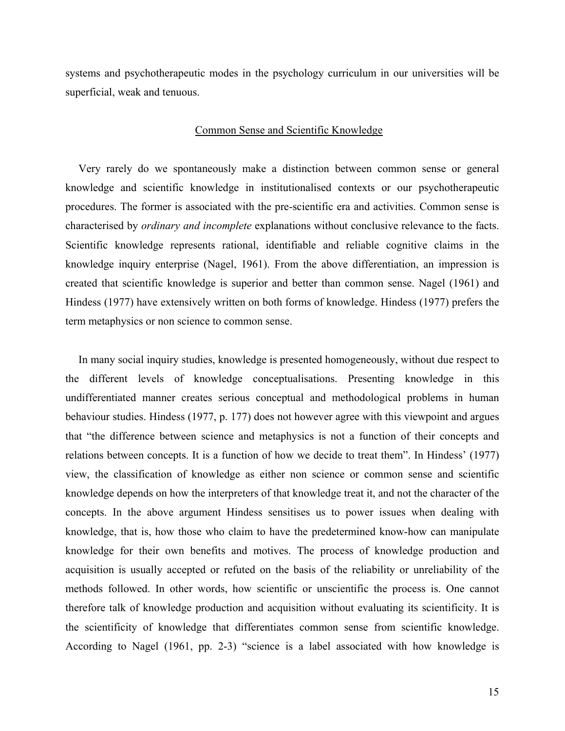systems and psychotherapeutic modes in the psychology curriculum in our universities will be superficial, weak and tenuous.

## Common Sense and Scientific Knowledge

Very rarely do we spontaneously make a distinction between common sense or general knowledge and scientific knowledge in institutionalised contexts or our psychotherapeutic procedures. The former is associated with the pre-scientific era and activities. Common sense is characterised by *ordinary and incomplete* explanations without conclusive relevance to the facts. Scientific knowledge represents rational, identifiable and reliable cognitive claims in the knowledge inquiry enterprise (Nagel, 1961). From the above differentiation, an impression is created that scientific knowledge is superior and better than common sense. Nagel (1961) and Hindess (1977) have extensively written on both forms of knowledge. Hindess (1977) prefers the term metaphysics or non science to common sense.

In many social inquiry studies, knowledge is presented homogeneously, without due respect to the different levels of knowledge conceptualisations. Presenting knowledge in this undifferentiated manner creates serious conceptual and methodological problems in human behaviour studies. Hindess (1977, p. 177) does not however agree with this viewpoint and argues that "the difference between science and metaphysics is not a function of their concepts and relations between concepts. It is a function of how we decide to treat them". In Hindess' (1977) view, the classification of knowledge as either non science or common sense and scientific knowledge depends on how the interpreters of that knowledge treat it, and not the character of the concepts. In the above argument Hindess sensitises us to power issues when dealing with knowledge, that is, how those who claim to have the predetermined know-how can manipulate knowledge for their own benefits and motives. The process of knowledge production and acquisition is usually accepted or refuted on the basis of the reliability or unreliability of the methods followed. In other words, how scientific or unscientific the process is. One cannot therefore talk of knowledge production and acquisition without evaluating its scientificity. It is the scientificity of knowledge that differentiates common sense from scientific knowledge. According to Nagel (1961, pp. 2-3) "science is a label associated with how knowledge is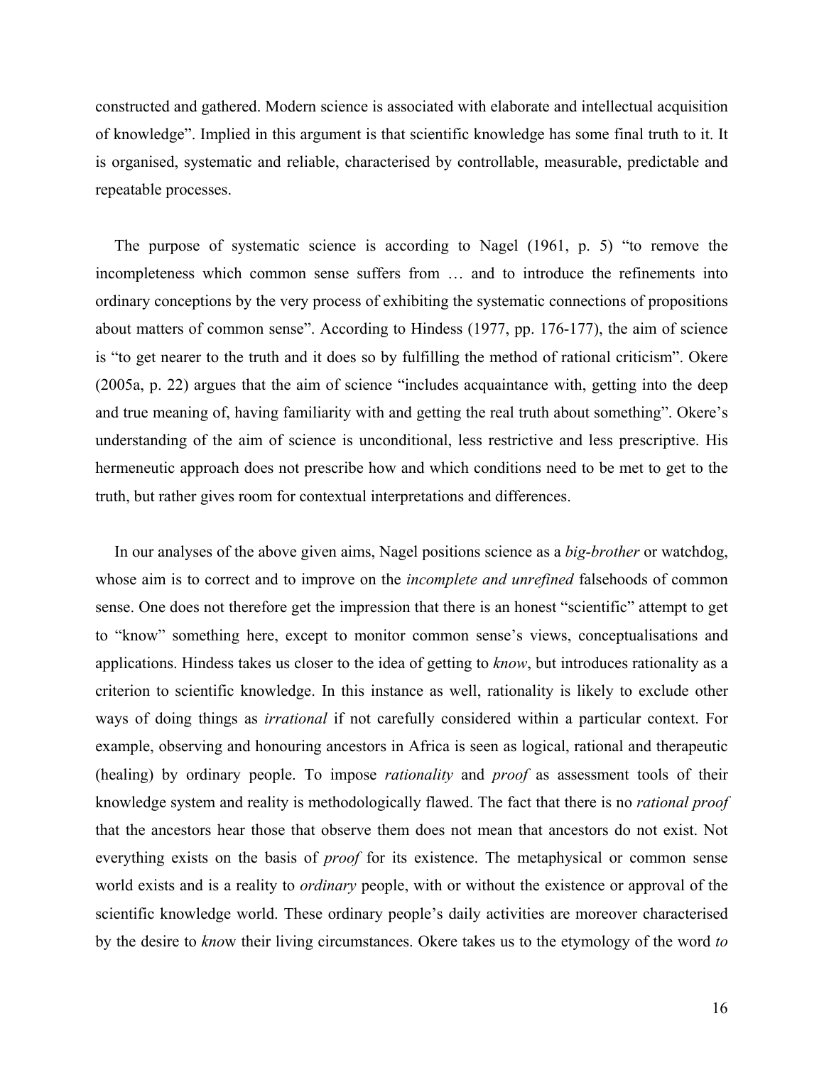constructed and gathered. Modern science is associated with elaborate and intellectual acquisition of knowledge". Implied in this argument is that scientific knowledge has some final truth to it. It is organised, systematic and reliable, characterised by controllable, measurable, predictable and repeatable processes.

The purpose of systematic science is according to Nagel (1961, p. 5) "to remove the incompleteness which common sense suffers from … and to introduce the refinements into ordinary conceptions by the very process of exhibiting the systematic connections of propositions about matters of common sense". According to Hindess (1977, pp. 176-177), the aim of science is "to get nearer to the truth and it does so by fulfilling the method of rational criticism". Okere (2005a, p. 22) argues that the aim of science "includes acquaintance with, getting into the deep and true meaning of, having familiarity with and getting the real truth about something". Okere's understanding of the aim of science is unconditional, less restrictive and less prescriptive. His hermeneutic approach does not prescribe how and which conditions need to be met to get to the truth, but rather gives room for contextual interpretations and differences.

In our analyses of the above given aims, Nagel positions science as a *big-brother* or watchdog, whose aim is to correct and to improve on the *incomplete and unrefined* falsehoods of common sense. One does not therefore get the impression that there is an honest "scientific" attempt to get to "know" something here, except to monitor common sense's views, conceptualisations and applications. Hindess takes us closer to the idea of getting to *know*, but introduces rationality as a criterion to scientific knowledge. In this instance as well, rationality is likely to exclude other ways of doing things as *irrational* if not carefully considered within a particular context. For example, observing and honouring ancestors in Africa is seen as logical, rational and therapeutic (healing) by ordinary people. To impose *rationality* and *proof* as assessment tools of their knowledge system and reality is methodologically flawed. The fact that there is no *rational proof* that the ancestors hear those that observe them does not mean that ancestors do not exist. Not everything exists on the basis of *proof* for its existence. The metaphysical or common sense world exists and is a reality to *ordinary* people, with or without the existence or approval of the scientific knowledge world. These ordinary people's daily activities are moreover characterised by the desire to *kno*w their living circumstances. Okere takes us to the etymology of the word *to*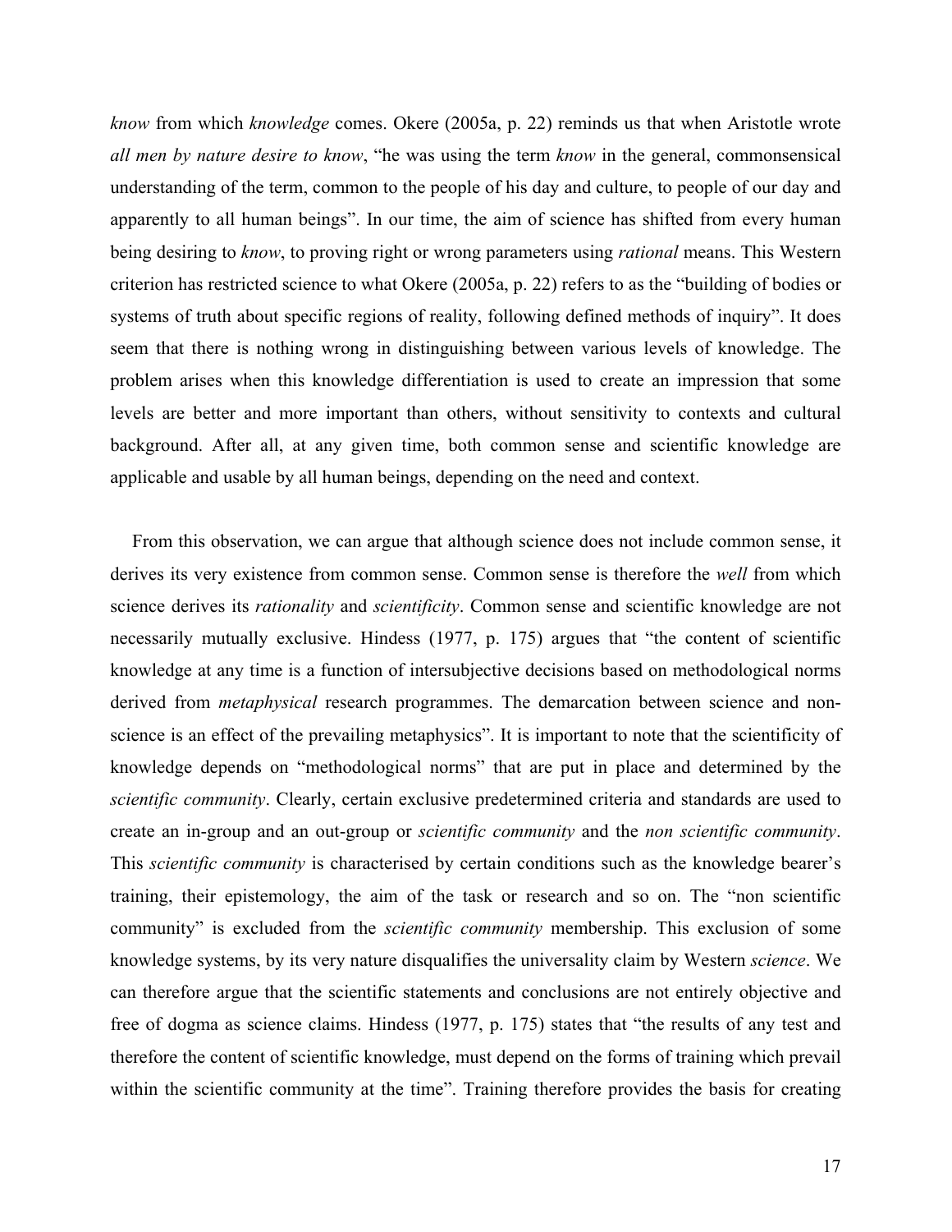*know* from which *knowledge* comes. Okere (2005a, p. 22) reminds us that when Aristotle wrote *all men by nature desire to know*, "he was using the term *know* in the general, commonsensical understanding of the term, common to the people of his day and culture, to people of our day and apparently to all human beings". In our time, the aim of science has shifted from every human being desiring to *know*, to proving right or wrong parameters using *rational* means. This Western criterion has restricted science to what Okere (2005a, p. 22) refers to as the "building of bodies or systems of truth about specific regions of reality, following defined methods of inquiry". It does seem that there is nothing wrong in distinguishing between various levels of knowledge. The problem arises when this knowledge differentiation is used to create an impression that some levels are better and more important than others, without sensitivity to contexts and cultural background. After all, at any given time, both common sense and scientific knowledge are applicable and usable by all human beings, depending on the need and context.

From this observation, we can argue that although science does not include common sense, it derives its very existence from common sense. Common sense is therefore the *well* from which science derives its *rationality* and *scientificity*. Common sense and scientific knowledge are not necessarily mutually exclusive. Hindess (1977, p. 175) argues that "the content of scientific knowledge at any time is a function of intersubjective decisions based on methodological norms derived from *metaphysical* research programmes. The demarcation between science and non-science is an effect of the prevailing metaphysics". It is important to note that the scientificity of knowledge depends on "methodological norms" that are put in place and determined by the *scientific community*. Clearly, certain exclusive predetermined criteria and standards are used to create an in-group and an out-group or *scientific community* and the *non scientific community*. This *scientific community* is characterised by certain conditions such as the knowledge bearer's training, their epistemology, the aim of the task or research and so on. The "non scientific community" is excluded from the *scientific community* membership. This exclusion of some knowledge systems, by its very nature disqualifies the universality claim by Western *science*. We can therefore argue that the scientific statements and conclusions are not entirely objective and free of dogma as science claims. Hindess (1977, p. 175) states that "the results of any test and therefore the content of scientific knowledge, must depend on the forms of training which prevail within the scientific community at the time". Training therefore provides the basis for creating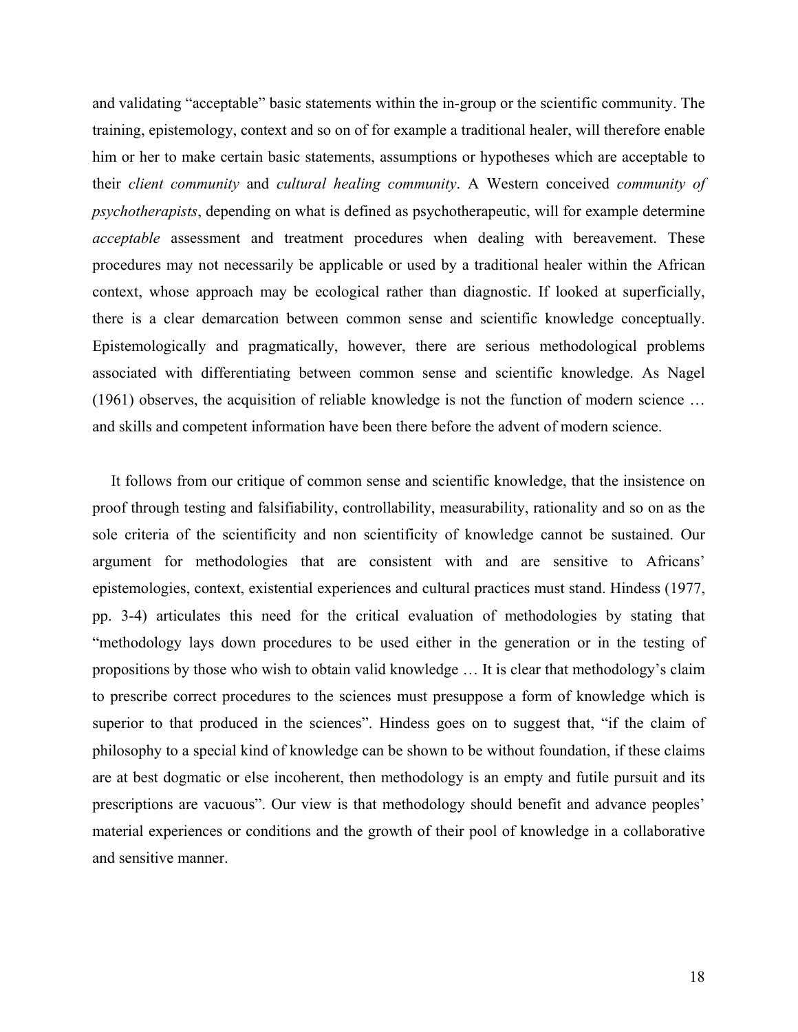and validating "acceptable" basic statements within the in-group or the scientific community. The training, epistemology, context and so on of for example a traditional healer, will therefore enable him or her to make certain basic statements, assumptions or hypotheses which are acceptable to their *client community* and *cultural healing community*. A Western conceived *community of psychotherapists*, depending on what is defined as psychotherapeutic, will for example determine *acceptable* assessment and treatment procedures when dealing with bereavement. These procedures may not necessarily be applicable or used by a traditional healer within the African context, whose approach may be ecological rather than diagnostic. If looked at superficially, there is a clear demarcation between common sense and scientific knowledge conceptually. Epistemologically and pragmatically, however, there are serious methodological problems associated with differentiating between common sense and scientific knowledge. As Nagel (1961) observes, the acquisition of reliable knowledge is not the function of modern science … and skills and competent information have been there before the advent of modern science.

It follows from our critique of common sense and scientific knowledge, that the insistence on proof through testing and falsifiability, controllability, measurability, rationality and so on as the sole criteria of the scientificity and non scientificity of knowledge cannot be sustained. Our argument for methodologies that are consistent with and are sensitive to Africans' epistemologies, context, existential experiences and cultural practices must stand. Hindess (1977, pp. 3-4) articulates this need for the critical evaluation of methodologies by stating that "methodology lays down procedures to be used either in the generation or in the testing of propositions by those who wish to obtain valid knowledge … It is clear that methodology's claim to prescribe correct procedures to the sciences must presuppose a form of knowledge which is superior to that produced in the sciences". Hindess goes on to suggest that, "if the claim of philosophy to a special kind of knowledge can be shown to be without foundation, if these claims are at best dogmatic or else incoherent, then methodology is an empty and futile pursuit and its prescriptions are vacuous". Our view is that methodology should benefit and advance peoples' material experiences or conditions and the growth of their pool of knowledge in a collaborative and sensitive manner.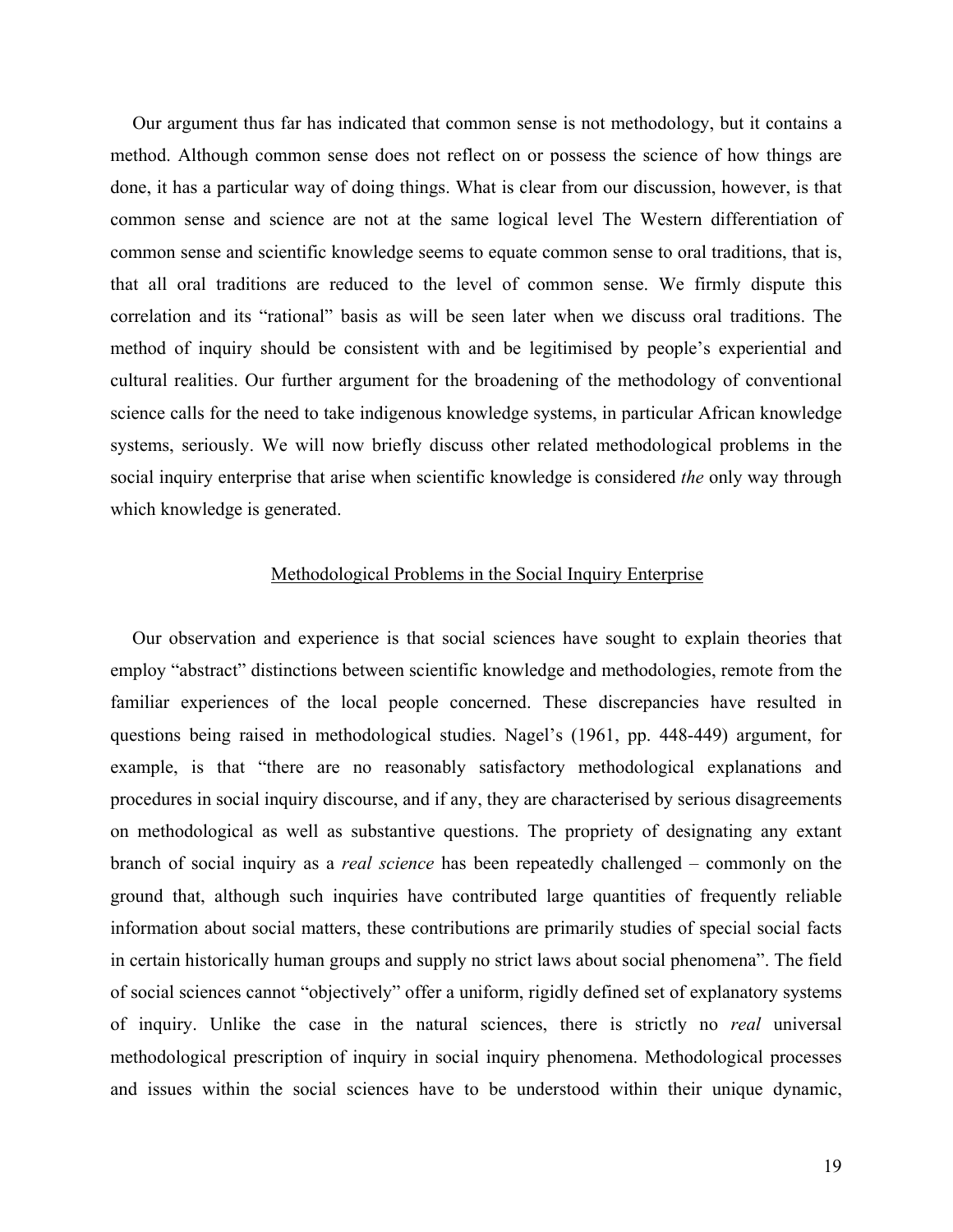Our argument thus far has indicated that common sense is not methodology, but it contains a method. Although common sense does not reflect on or possess the science of how things are done, it has a particular way of doing things. What is clear from our discussion, however, is that common sense and science are not at the same logical level The Western differentiation of common sense and scientific knowledge seems to equate common sense to oral traditions, that is, that all oral traditions are reduced to the level of common sense. We firmly dispute this correlation and its "rational" basis as will be seen later when we discuss oral traditions. The method of inquiry should be consistent with and be legitimised by people's experiential and cultural realities. Our further argument for the broadening of the methodology of conventional science calls for the need to take indigenous knowledge systems, in particular African knowledge systems, seriously. We will now briefly discuss other related methodological problems in the social inquiry enterprise that arise when scientific knowledge is considered *the* only way through which knowledge is generated.

## Methodological Problems in the Social Inquiry Enterprise

Our observation and experience is that social sciences have sought to explain theories that employ "abstract" distinctions between scientific knowledge and methodologies, remote from the familiar experiences of the local people concerned. These discrepancies have resulted in questions being raised in methodological studies. Nagel's (1961, pp. 448-449) argument, for example, is that "there are no reasonably satisfactory methodological explanations and procedures in social inquiry discourse, and if any, they are characterised by serious disagreements on methodological as well as substantive questions. The propriety of designating any extant branch of social inquiry as a *real science* has been repeatedly challenged – commonly on the ground that, although such inquiries have contributed large quantities of frequently reliable information about social matters, these contributions are primarily studies of special social facts in certain historically human groups and supply no strict laws about social phenomena". The field of social sciences cannot "objectively" offer a uniform, rigidly defined set of explanatory systems of inquiry. Unlike the case in the natural sciences, there is strictly no *real* universal methodological prescription of inquiry in social inquiry phenomena. Methodological processes and issues within the social sciences have to be understood within their unique dynamic,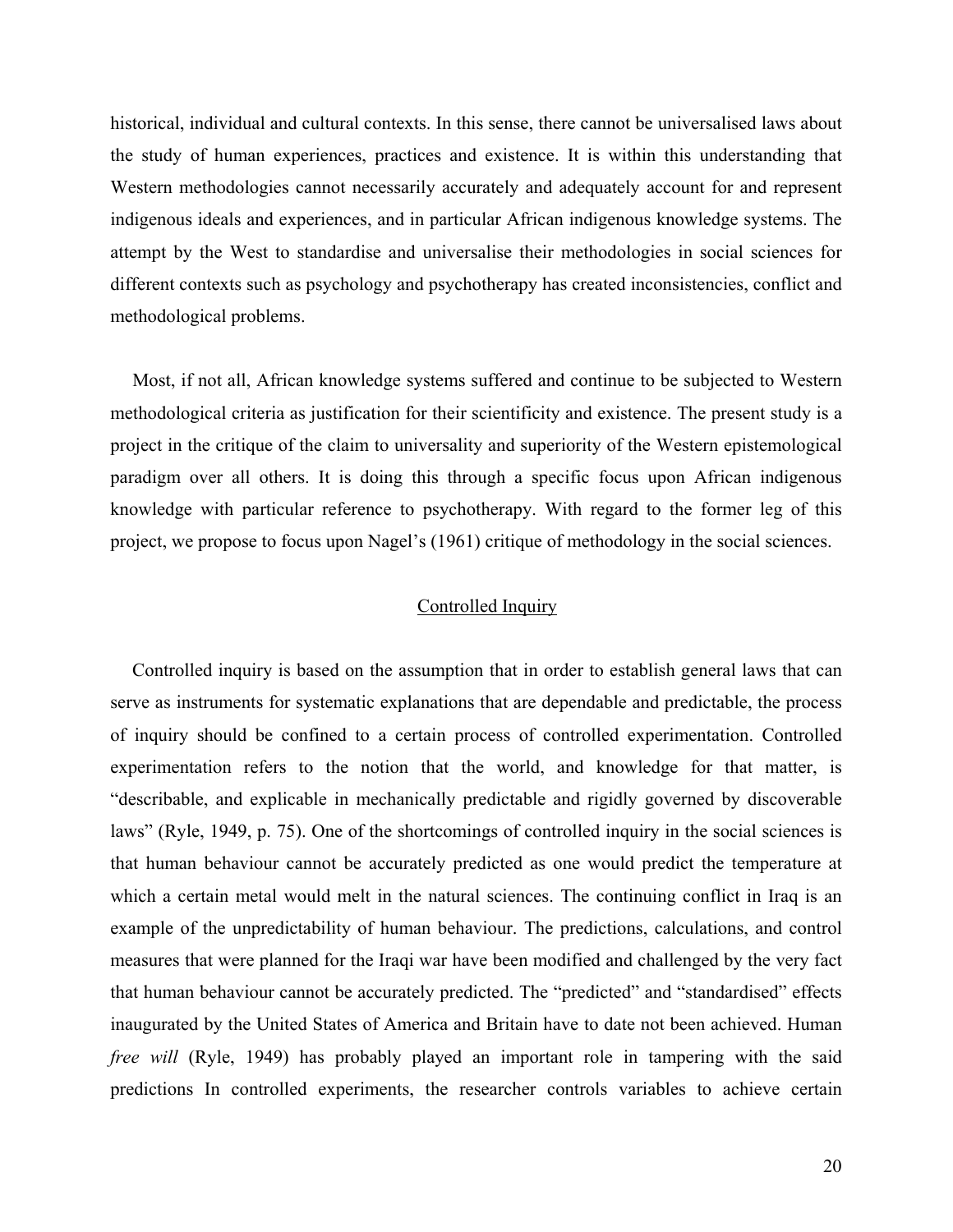historical, individual and cultural contexts. In this sense, there cannot be universalised laws about the study of human experiences, practices and existence. It is within this understanding that Western methodologies cannot necessarily accurately and adequately account for and represent indigenous ideals and experiences, and in particular African indigenous knowledge systems. The attempt by the West to standardise and universalise their methodologies in social sciences for different contexts such as psychology and psychotherapy has created inconsistencies, conflict and methodological problems.

Most, if not all, African knowledge systems suffered and continue to be subjected to Western methodological criteria as justification for their scientificity and existence. The present study is a project in the critique of the claim to universality and superiority of the Western epistemological paradigm over all others. It is doing this through a specific focus upon African indigenous knowledge with particular reference to psychotherapy. With regard to the former leg of this project, we propose to focus upon Nagel's (1961) critique of methodology in the social sciences.

## Controlled Inquiry

Controlled inquiry is based on the assumption that in order to establish general laws that can serve as instruments for systematic explanations that are dependable and predictable, the process of inquiry should be confined to a certain process of controlled experimentation. Controlled experimentation refers to the notion that the world, and knowledge for that matter, is "describable, and explicable in mechanically predictable and rigidly governed by discoverable laws" (Ryle, 1949, p. 75). One of the shortcomings of controlled inquiry in the social sciences is that human behaviour cannot be accurately predicted as one would predict the temperature at which a certain metal would melt in the natural sciences. The continuing conflict in Iraq is an example of the unpredictability of human behaviour. The predictions, calculations, and control measures that were planned for the Iraqi war have been modified and challenged by the very fact that human behaviour cannot be accurately predicted. The "predicted" and "standardised" effects inaugurated by the United States of America and Britain have to date not been achieved. Human *free will* (Ryle, 1949) has probably played an important role in tampering with the said predictions In controlled experiments, the researcher controls variables to achieve certain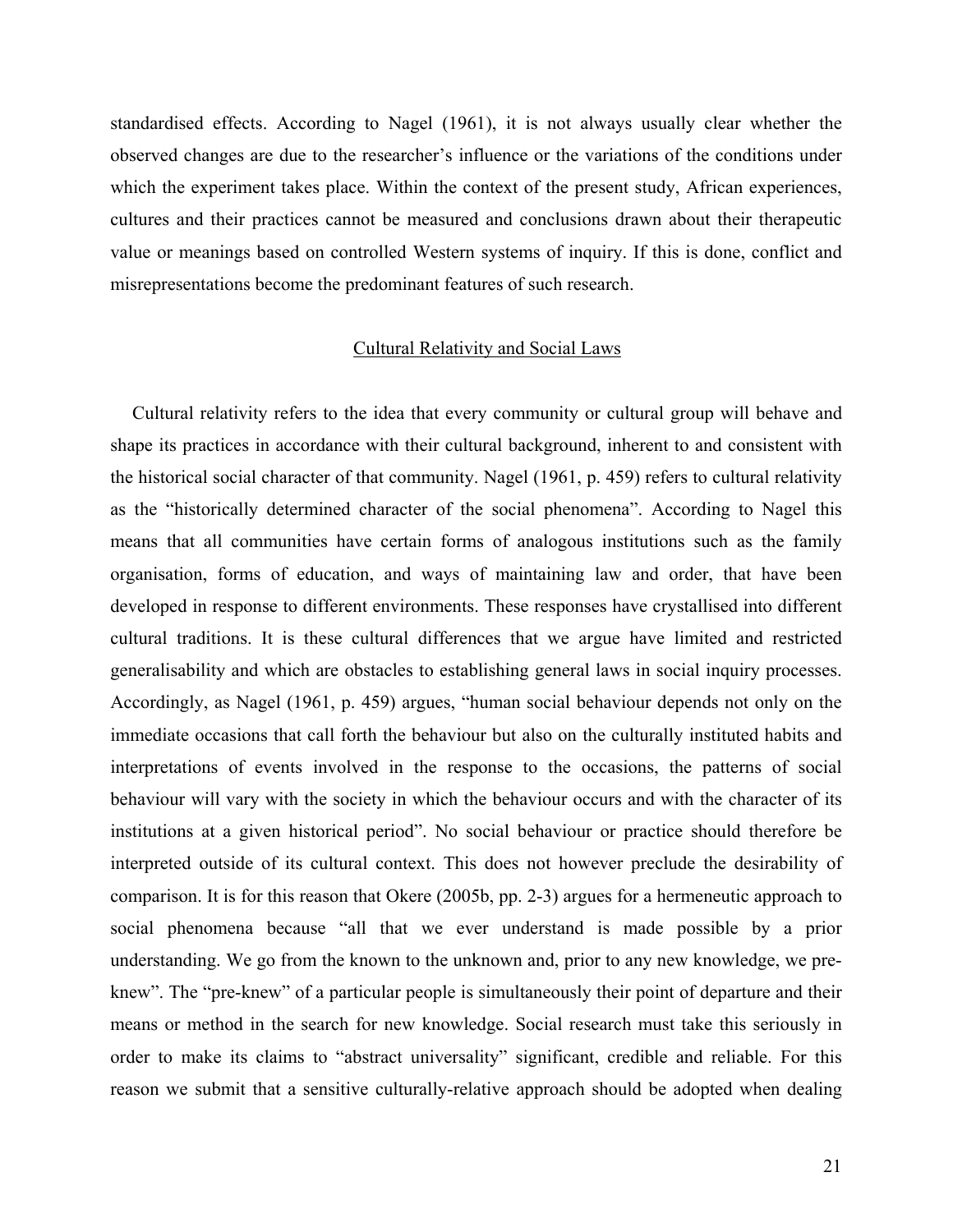standardised effects. According to Nagel (1961), it is not always usually clear whether the observed changes are due to the researcher's influence or the variations of the conditions under which the experiment takes place. Within the context of the present study, African experiences, cultures and their practices cannot be measured and conclusions drawn about their therapeutic value or meanings based on controlled Western systems of inquiry. If this is done, conflict and misrepresentations become the predominant features of such research.

## Cultural Relativity and Social Laws

Cultural relativity refers to the idea that every community or cultural group will behave and shape its practices in accordance with their cultural background, inherent to and consistent with the historical social character of that community. Nagel (1961, p. 459) refers to cultural relativity as the "historically determined character of the social phenomena". According to Nagel this means that all communities have certain forms of analogous institutions such as the family organisation, forms of education, and ways of maintaining law and order, that have been developed in response to different environments. These responses have crystallised into different cultural traditions. It is these cultural differences that we argue have limited and restricted generalisability and which are obstacles to establishing general laws in social inquiry processes. Accordingly, as Nagel (1961, p. 459) argues, "human social behaviour depends not only on the immediate occasions that call forth the behaviour but also on the culturally instituted habits and interpretations of events involved in the response to the occasions, the patterns of social behaviour will vary with the society in which the behaviour occurs and with the character of its institutions at a given historical period". No social behaviour or practice should therefore be interpreted outside of its cultural context. This does not however preclude the desirability of comparison. It is for this reason that Okere (2005b, pp. 2-3) argues for a hermeneutic approach to social phenomena because "all that we ever understand is made possible by a prior understanding. We go from the known to the unknown and, prior to any new knowledge, we pre-knew". The "pre-knew" of a particular people is simultaneously their point of departure and their means or method in the search for new knowledge. Social research must take this seriously in order to make its claims to "abstract universality" significant, credible and reliable. For this reason we submit that a sensitive culturally-relative approach should be adopted when dealing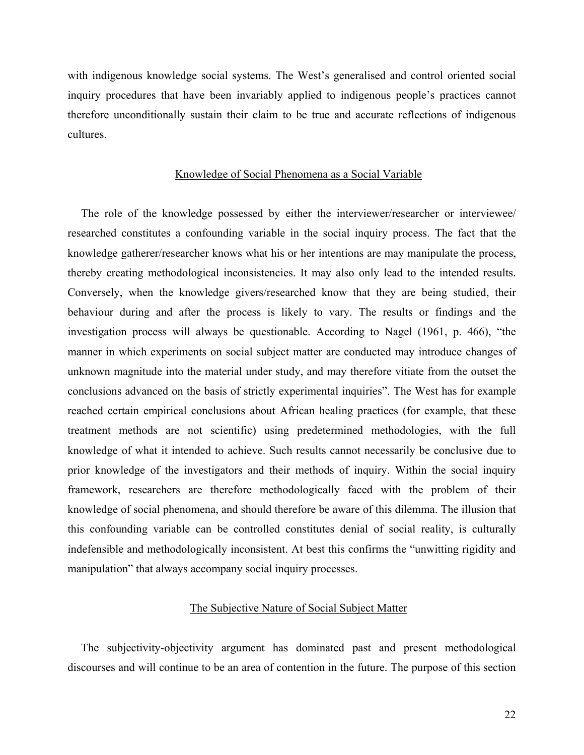with indigenous knowledge social systems. The West's generalised and control oriented social inquiry procedures that have been invariably applied to indigenous people's practices cannot therefore unconditionally sustain their claim to be true and accurate reflections of indigenous cultures.

## Knowledge of Social Phenomena as a Social Variable

The role of the knowledge possessed by either the interviewer/researcher or interviewee/ researched constitutes a confounding variable in the social inquiry process. The fact that the knowledge gatherer/researcher knows what his or her intentions are may manipulate the process, thereby creating methodological inconsistencies. It may also only lead to the intended results. Conversely, when the knowledge givers/researched know that they are being studied, their behaviour during and after the process is likely to vary. The results or findings and the investigation process will always be questionable. According to Nagel (1961, p. 466), "the manner in which experiments on social subject matter are conducted may introduce changes of unknown magnitude into the material under study, and may therefore vitiate from the outset the conclusions advanced on the basis of strictly experimental inquiries". The West has for example reached certain empirical conclusions about African healing practices (for example, that these treatment methods are not scientific) using predetermined methodologies, with the full knowledge of what it intended to achieve. Such results cannot necessarily be conclusive due to prior knowledge of the investigators and their methods of inquiry. Within the social inquiry framework, researchers are therefore methodologically faced with the problem of their knowledge of social phenomena, and should therefore be aware of this dilemma. The illusion that this confounding variable can be controlled constitutes denial of social reality, is culturally indefensible and methodologically inconsistent. At best this confirms the "unwitting rigidity and manipulation" that always accompany social inquiry processes.

## The Subjective Nature of Social Subject Matter

The subjectivity-objectivity argument has dominated past and present methodological discourses and will continue to be an area of contention in the future. The purpose of this section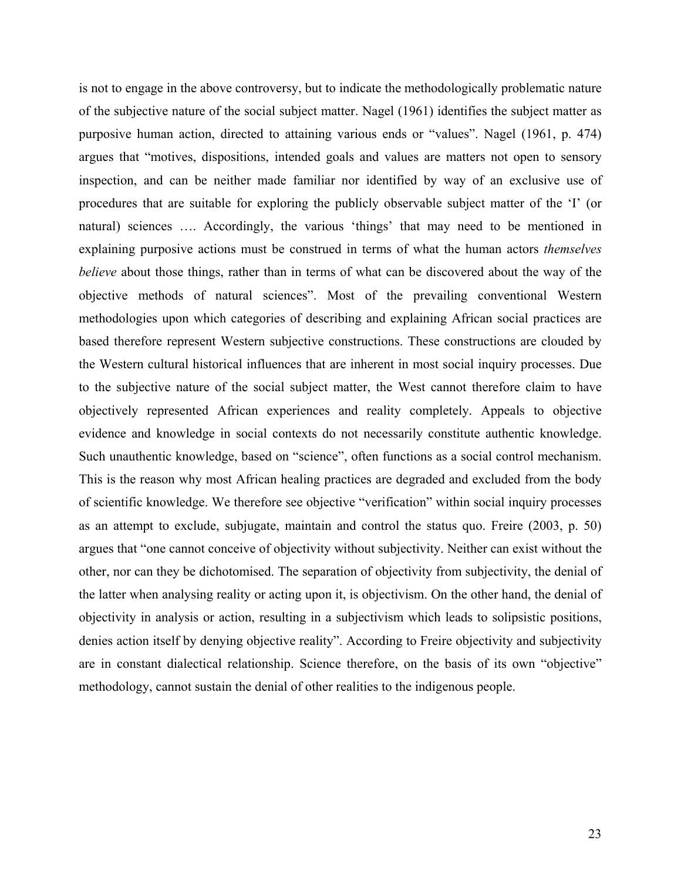is not to engage in the above controversy, but to indicate the methodologically problematic nature of the subjective nature of the social subject matter. Nagel (1961) identifies the subject matter as purposive human action, directed to attaining various ends or "values". Nagel (1961, p. 474) argues that "motives, dispositions, intended goals and values are matters not open to sensory inspection, and can be neither made familiar nor identified by way of an exclusive use of procedures that are suitable for exploring the publicly observable subject matter of the 'I' (or natural) sciences …. Accordingly, the various 'things' that may need to be mentioned in explaining purposive actions must be construed in terms of what the human actors *themselves believe* about those things, rather than in terms of what can be discovered about the way of the objective methods of natural sciences". Most of the prevailing conventional Western methodologies upon which categories of describing and explaining African social practices are based therefore represent Western subjective constructions. These constructions are clouded by the Western cultural historical influences that are inherent in most social inquiry processes. Due to the subjective nature of the social subject matter, the West cannot therefore claim to have objectively represented African experiences and reality completely. Appeals to objective evidence and knowledge in social contexts do not necessarily constitute authentic knowledge. Such unauthentic knowledge, based on "science", often functions as a social control mechanism. This is the reason why most African healing practices are degraded and excluded from the body of scientific knowledge. We therefore see objective "verification" within social inquiry processes as an attempt to exclude, subjugate, maintain and control the status quo. Freire (2003, p. 50) argues that "one cannot conceive of objectivity without subjectivity. Neither can exist without the other, nor can they be dichotomised. The separation of objectivity from subjectivity, the denial of the latter when analysing reality or acting upon it, is objectivism. On the other hand, the denial of objectivity in analysis or action, resulting in a subjectivism which leads to solipsistic positions, denies action itself by denying objective reality". According to Freire objectivity and subjectivity are in constant dialectical relationship. Science therefore, on the basis of its own "objective" methodology, cannot sustain the denial of other realities to the indigenous people.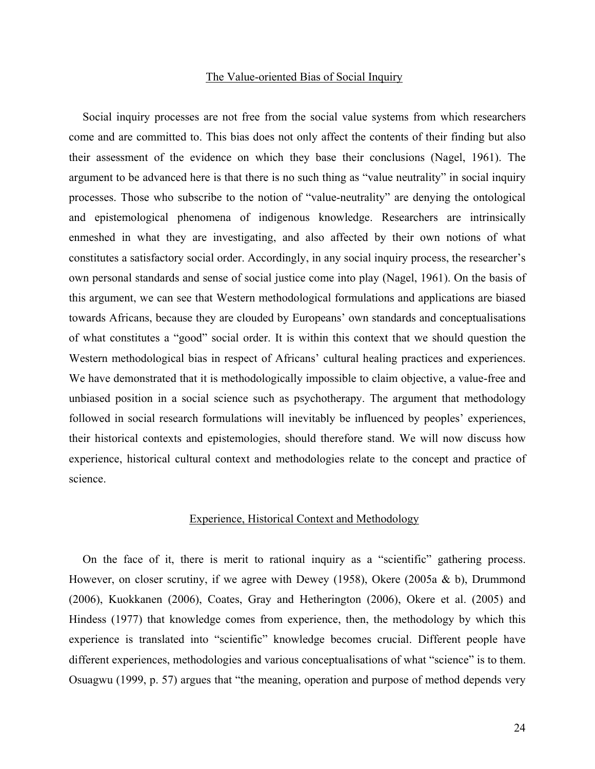## The Value-oriented Bias of Social Inquiry

Social inquiry processes are not free from the social value systems from which researchers come and are committed to. This bias does not only affect the contents of their finding but also their assessment of the evidence on which they base their conclusions (Nagel, 1961). The argument to be advanced here is that there is no such thing as "value neutrality" in social inquiry processes. Those who subscribe to the notion of "value-neutrality" are denying the ontological and epistemological phenomena of indigenous knowledge. Researchers are intrinsically enmeshed in what they are investigating, and also affected by their own notions of what constitutes a satisfactory social order. Accordingly, in any social inquiry process, the researcher's own personal standards and sense of social justice come into play (Nagel, 1961). On the basis of this argument, we can see that Western methodological formulations and applications are biased towards Africans, because they are clouded by Europeans' own standards and conceptualisations of what constitutes a "good" social order. It is within this context that we should question the Western methodological bias in respect of Africans' cultural healing practices and experiences. We have demonstrated that it is methodologically impossible to claim objective, a value-free and unbiased position in a social science such as psychotherapy. The argument that methodology followed in social research formulations will inevitably be influenced by peoples' experiences, their historical contexts and epistemologies, should therefore stand. We will now discuss how experience, historical cultural context and methodologies relate to the concept and practice of science.

## Experience, Historical Context and Methodology

On the face of it, there is merit to rational inquiry as a "scientific" gathering process. However, on closer scrutiny, if we agree with Dewey (1958), Okere (2005a & b), Drummond (2006), Kuokkanen (2006), Coates, Gray and Hetherington (2006), Okere et al. (2005) and Hindess (1977) that knowledge comes from experience, then, the methodology by which this experience is translated into "scientific" knowledge becomes crucial. Different people have different experiences, methodologies and various conceptualisations of what "science" is to them. Osuagwu (1999, p. 57) argues that "the meaning, operation and purpose of method depends very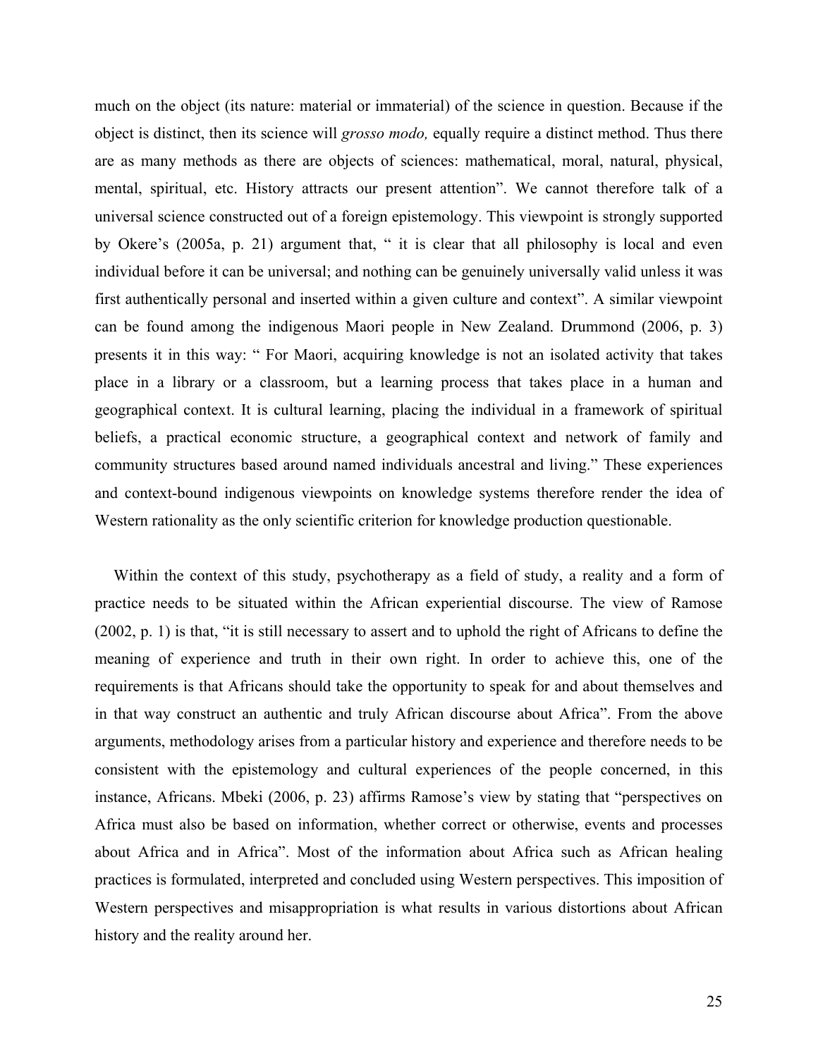much on the object (its nature: material or immaterial) of the science in question. Because if the object is distinct, then its science will *grosso modo,* equally require a distinct method. Thus there are as many methods as there are objects of sciences: mathematical, moral, natural, physical, mental, spiritual, etc. History attracts our present attention". We cannot therefore talk of a universal science constructed out of a foreign epistemology. This viewpoint is strongly supported by Okere's (2005a, p. 21) argument that, " it is clear that all philosophy is local and even individual before it can be universal; and nothing can be genuinely universally valid unless it was first authentically personal and inserted within a given culture and context". A similar viewpoint can be found among the indigenous Maori people in New Zealand. Drummond (2006, p. 3) presents it in this way: " For Maori, acquiring knowledge is not an isolated activity that takes place in a library or a classroom, but a learning process that takes place in a human and geographical context. It is cultural learning, placing the individual in a framework of spiritual beliefs, a practical economic structure, a geographical context and network of family and community structures based around named individuals ancestral and living." These experiences and context-bound indigenous viewpoints on knowledge systems therefore render the idea of Western rationality as the only scientific criterion for knowledge production questionable.

Within the context of this study, psychotherapy as a field of study, a reality and a form of practice needs to be situated within the African experiential discourse. The view of Ramose (2002, p. 1) is that, "it is still necessary to assert and to uphold the right of Africans to define the meaning of experience and truth in their own right. In order to achieve this, one of the requirements is that Africans should take the opportunity to speak for and about themselves and in that way construct an authentic and truly African discourse about Africa". From the above arguments, methodology arises from a particular history and experience and therefore needs to be consistent with the epistemology and cultural experiences of the people concerned, in this instance, Africans. Mbeki (2006, p. 23) affirms Ramose's view by stating that "perspectives on Africa must also be based on information, whether correct or otherwise, events and processes about Africa and in Africa". Most of the information about Africa such as African healing practices is formulated, interpreted and concluded using Western perspectives. This imposition of Western perspectives and misappropriation is what results in various distortions about African history and the reality around her.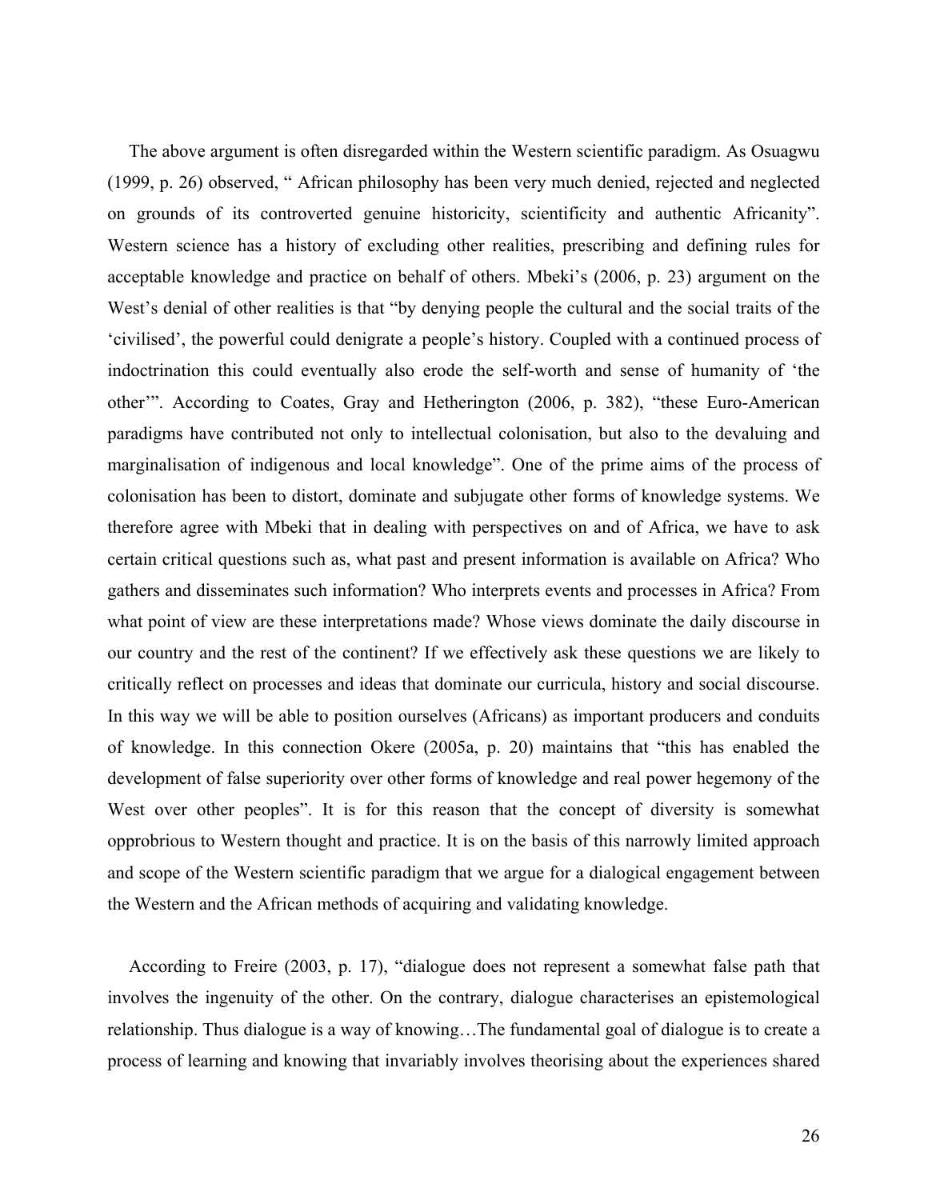The above argument is often disregarded within the Western scientific paradigm. As Osuagwu (1999, p. 26) observed, " African philosophy has been very much denied, rejected and neglected on grounds of its controverted genuine historicity, scientificity and authentic Africanity". Western science has a history of excluding other realities, prescribing and defining rules for acceptable knowledge and practice on behalf of others. Mbeki's (2006, p. 23) argument on the West's denial of other realities is that "by denying people the cultural and the social traits of the 'civilised', the powerful could denigrate a people's history. Coupled with a continued process of indoctrination this could eventually also erode the self-worth and sense of humanity of 'the other'". According to Coates, Gray and Hetherington (2006, p. 382), "these Euro-American paradigms have contributed not only to intellectual colonisation, but also to the devaluing and marginalisation of indigenous and local knowledge". One of the prime aims of the process of colonisation has been to distort, dominate and subjugate other forms of knowledge systems. We therefore agree with Mbeki that in dealing with perspectives on and of Africa, we have to ask certain critical questions such as, what past and present information is available on Africa? Who gathers and disseminates such information? Who interprets events and processes in Africa? From what point of view are these interpretations made? Whose views dominate the daily discourse in our country and the rest of the continent? If we effectively ask these questions we are likely to critically reflect on processes and ideas that dominate our curricula, history and social discourse. In this way we will be able to position ourselves (Africans) as important producers and conduits of knowledge. In this connection Okere (2005a, p. 20) maintains that "this has enabled the development of false superiority over other forms of knowledge and real power hegemony of the West over other peoples". It is for this reason that the concept of diversity is somewhat opprobrious to Western thought and practice. It is on the basis of this narrowly limited approach and scope of the Western scientific paradigm that we argue for a dialogical engagement between the Western and the African methods of acquiring and validating knowledge.

According to Freire (2003, p. 17), "dialogue does not represent a somewhat false path that involves the ingenuity of the other. On the contrary, dialogue characterises an epistemological relationship. Thus dialogue is a way of knowing…The fundamental goal of dialogue is to create a process of learning and knowing that invariably involves theorising about the experiences shared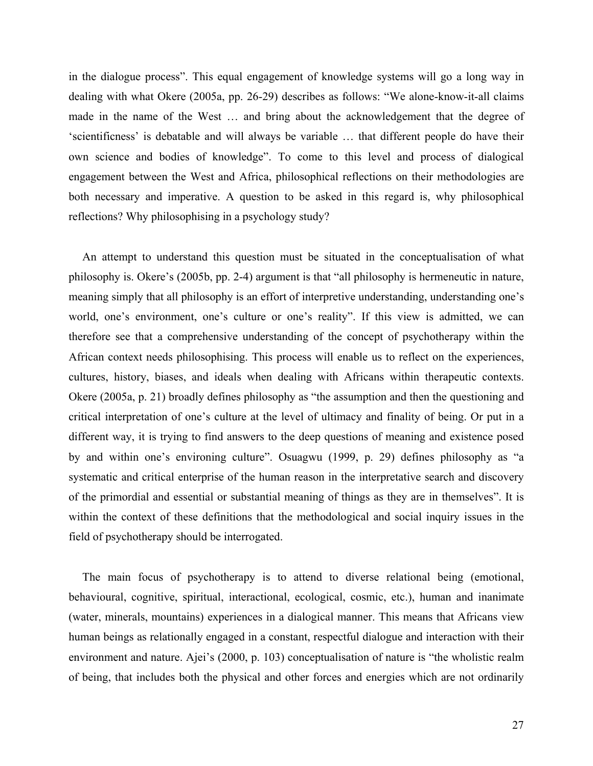in the dialogue process". This equal engagement of knowledge systems will go a long way in dealing with what Okere (2005a, pp. 26-29) describes as follows: "We alone-know-it-all claims made in the name of the West … and bring about the acknowledgement that the degree of 'scientificness' is debatable and will always be variable … that different people do have their own science and bodies of knowledge". To come to this level and process of dialogical engagement between the West and Africa, philosophical reflections on their methodologies are both necessary and imperative. A question to be asked in this regard is, why philosophical reflections? Why philosophising in a psychology study?

An attempt to understand this question must be situated in the conceptualisation of what philosophy is. Okere's (2005b, pp. 2-4) argument is that "all philosophy is hermeneutic in nature, meaning simply that all philosophy is an effort of interpretive understanding, understanding one's world, one's environment, one's culture or one's reality". If this view is admitted, we can therefore see that a comprehensive understanding of the concept of psychotherapy within the African context needs philosophising. This process will enable us to reflect on the experiences, cultures, history, biases, and ideals when dealing with Africans within therapeutic contexts. Okere (2005a, p. 21) broadly defines philosophy as "the assumption and then the questioning and critical interpretation of one's culture at the level of ultimacy and finality of being. Or put in a different way, it is trying to find answers to the deep questions of meaning and existence posed by and within one's environing culture". Osuagwu (1999, p. 29) defines philosophy as "a systematic and critical enterprise of the human reason in the interpretative search and discovery of the primordial and essential or substantial meaning of things as they are in themselves". It is within the context of these definitions that the methodological and social inquiry issues in the field of psychotherapy should be interrogated.

The main focus of psychotherapy is to attend to diverse relational being (emotional, behavioural, cognitive, spiritual, interactional, ecological, cosmic, etc.), human and inanimate (water, minerals, mountains) experiences in a dialogical manner. This means that Africans view human beings as relationally engaged in a constant, respectful dialogue and interaction with their environment and nature. Ajei's (2000, p. 103) conceptualisation of nature is "the wholistic realm of being, that includes both the physical and other forces and energies which are not ordinarily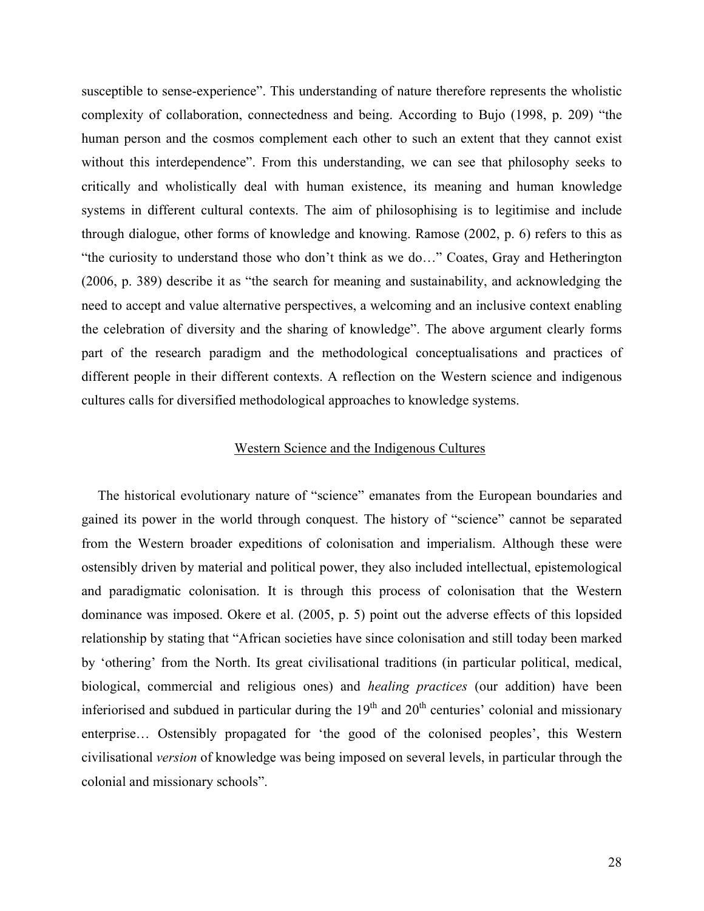susceptible to sense-experience". This understanding of nature therefore represents the wholistic complexity of collaboration, connectedness and being. According to Bujo (1998, p. 209) "the human person and the cosmos complement each other to such an extent that they cannot exist without this interdependence". From this understanding, we can see that philosophy seeks to critically and wholistically deal with human existence, its meaning and human knowledge systems in different cultural contexts. The aim of philosophising is to legitimise and include through dialogue, other forms of knowledge and knowing. Ramose (2002, p. 6) refers to this as "the curiosity to understand those who don't think as we do…" Coates, Gray and Hetherington (2006, p. 389) describe it as "the search for meaning and sustainability, and acknowledging the need to accept and value alternative perspectives, a welcoming and an inclusive context enabling the celebration of diversity and the sharing of knowledge". The above argument clearly forms part of the research paradigm and the methodological conceptualisations and practices of different people in their different contexts. A reflection on the Western science and indigenous cultures calls for diversified methodological approaches to knowledge systems.

## Western Science and the Indigenous Cultures

The historical evolutionary nature of "science" emanates from the European boundaries and gained its power in the world through conquest. The history of "science" cannot be separated from the Western broader expeditions of colonisation and imperialism. Although these were ostensibly driven by material and political power, they also included intellectual, epistemological and paradigmatic colonisation. It is through this process of colonisation that the Western dominance was imposed. Okere et al. (2005, p. 5) point out the adverse effects of this lopsided relationship by stating that "African societies have since colonisation and still today been marked by 'othering' from the North. Its great civilisational traditions (in particular political, medical, biological, commercial and religious ones) and *healing practices* (our addition) have been inferiorised and subdued in particular during the 19th and 20th centuries' colonial and missionary enterprise… Ostensibly propagated for 'the good of the colonised peoples', this Western civilisational *version* of knowledge was being imposed on several levels, in particular through the colonial and missionary schools".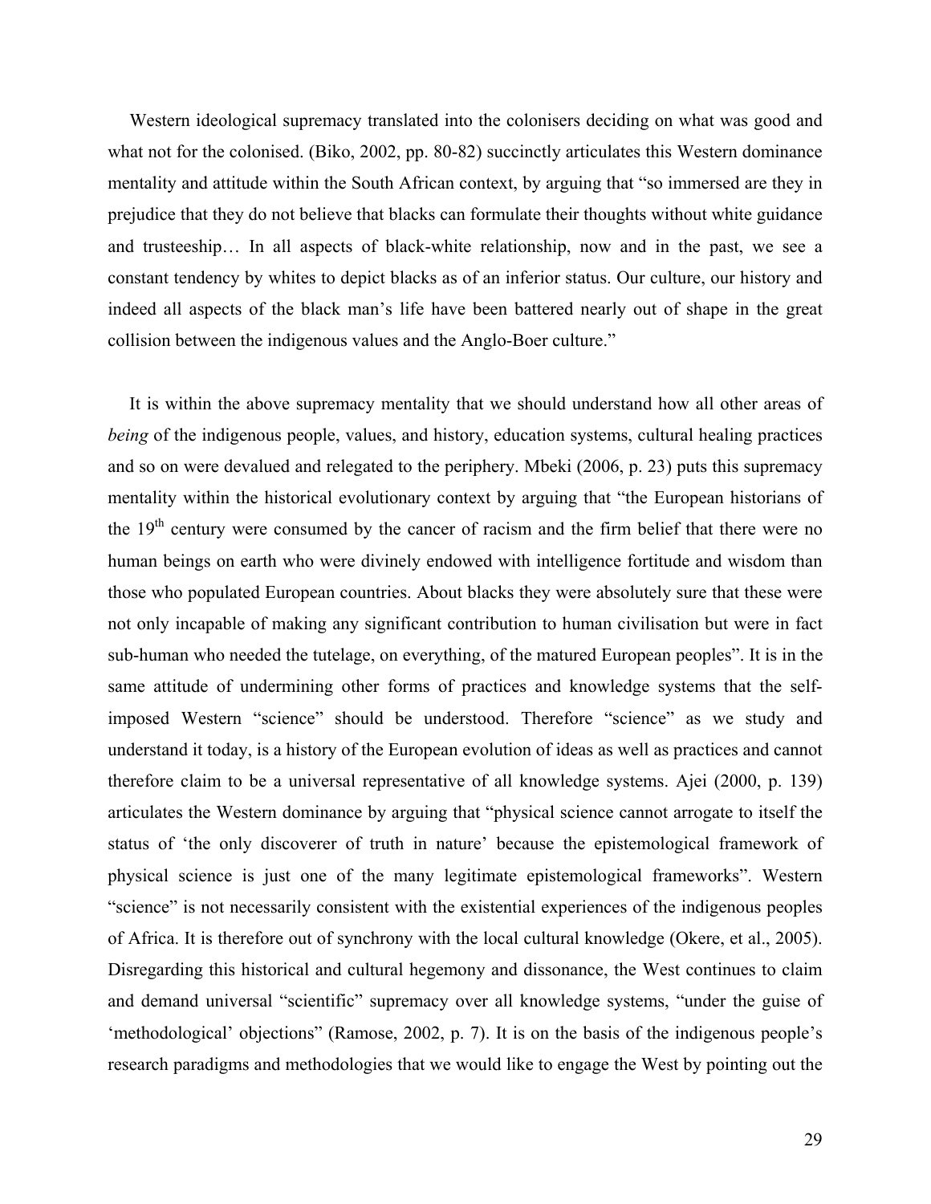Western ideological supremacy translated into the colonisers deciding on what was good and what not for the colonised. (Biko, 2002, pp. 80-82) succinctly articulates this Western dominance mentality and attitude within the South African context, by arguing that "so immersed are they in prejudice that they do not believe that blacks can formulate their thoughts without white guidance and trusteeship… In all aspects of black-white relationship, now and in the past, we see a constant tendency by whites to depict blacks as of an inferior status. Our culture, our history and indeed all aspects of the black man's life have been battered nearly out of shape in the great collision between the indigenous values and the Anglo-Boer culture."

It is within the above supremacy mentality that we should understand how all other areas of *being* of the indigenous people, values, and history, education systems, cultural healing practices and so on were devalued and relegated to the periphery. Mbeki (2006, p. 23) puts this supremacy mentality within the historical evolutionary context by arguing that "the European historians of the 19th century were consumed by the cancer of racism and the firm belief that there were no human beings on earth who were divinely endowed with intelligence fortitude and wisdom than those who populated European countries. About blacks they were absolutely sure that these were not only incapable of making any significant contribution to human civilisation but were in fact sub-human who needed the tutelage, on everything, of the matured European peoples". It is in the same attitude of undermining other forms of practices and knowledge systems that the self-imposed Western "science" should be understood. Therefore "science" as we study and understand it today, is a history of the European evolution of ideas as well as practices and cannot therefore claim to be a universal representative of all knowledge systems. Ajei (2000, p. 139) articulates the Western dominance by arguing that "physical science cannot arrogate to itself the status of 'the only discoverer of truth in nature' because the epistemological framework of physical science is just one of the many legitimate epistemological frameworks". Western "science" is not necessarily consistent with the existential experiences of the indigenous peoples of Africa. It is therefore out of synchrony with the local cultural knowledge (Okere, et al., 2005). Disregarding this historical and cultural hegemony and dissonance, the West continues to claim and demand universal "scientific" supremacy over all knowledge systems, "under the guise of 'methodological' objections" (Ramose, 2002, p. 7). It is on the basis of the indigenous people's research paradigms and methodologies that we would like to engage the West by pointing out the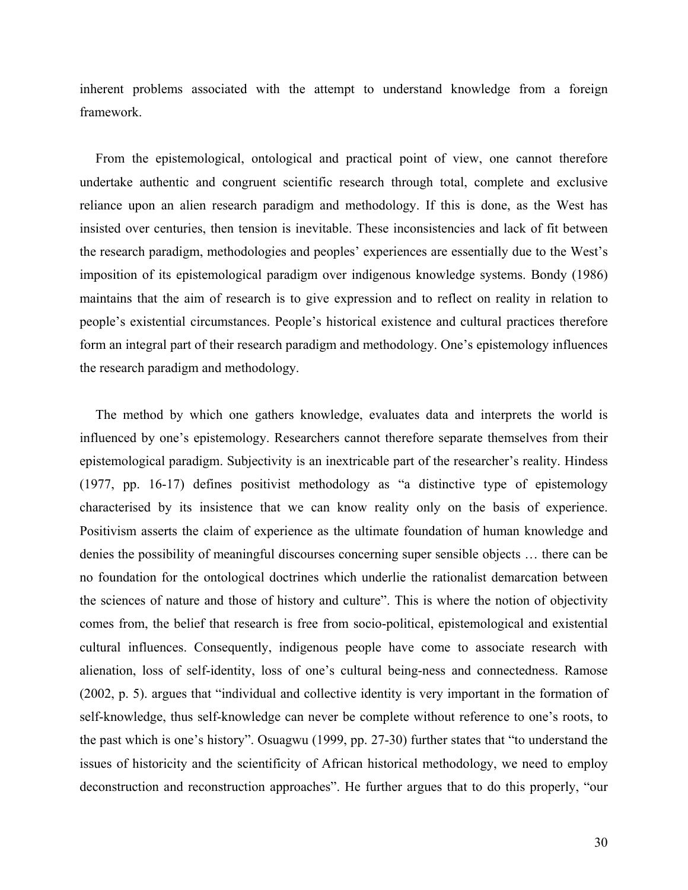inherent problems associated with the attempt to understand knowledge from a foreign framework.

From the epistemological, ontological and practical point of view, one cannot therefore undertake authentic and congruent scientific research through total, complete and exclusive reliance upon an alien research paradigm and methodology. If this is done, as the West has insisted over centuries, then tension is inevitable. These inconsistencies and lack of fit between the research paradigm, methodologies and peoples' experiences are essentially due to the West's imposition of its epistemological paradigm over indigenous knowledge systems. Bondy (1986) maintains that the aim of research is to give expression and to reflect on reality in relation to people's existential circumstances. People's historical existence and cultural practices therefore form an integral part of their research paradigm and methodology. One's epistemology influences the research paradigm and methodology.

The method by which one gathers knowledge, evaluates data and interprets the world is influenced by one's epistemology. Researchers cannot therefore separate themselves from their epistemological paradigm. Subjectivity is an inextricable part of the researcher's reality. Hindess (1977, pp. 16-17) defines positivist methodology as "a distinctive type of epistemology characterised by its insistence that we can know reality only on the basis of experience. Positivism asserts the claim of experience as the ultimate foundation of human knowledge and denies the possibility of meaningful discourses concerning super sensible objects … there can be no foundation for the ontological doctrines which underlie the rationalist demarcation between the sciences of nature and those of history and culture". This is where the notion of objectivity comes from, the belief that research is free from socio-political, epistemological and existential cultural influences. Consequently, indigenous people have come to associate research with alienation, loss of self-identity, loss of one's cultural being-ness and connectedness. Ramose (2002, p. 5). argues that "individual and collective identity is very important in the formation of self-knowledge, thus self-knowledge can never be complete without reference to one's roots, to the past which is one's history". Osuagwu (1999, pp. 27-30) further states that "to understand the issues of historicity and the scientificity of African historical methodology, we need to employ deconstruction and reconstruction approaches". He further argues that to do this properly, "our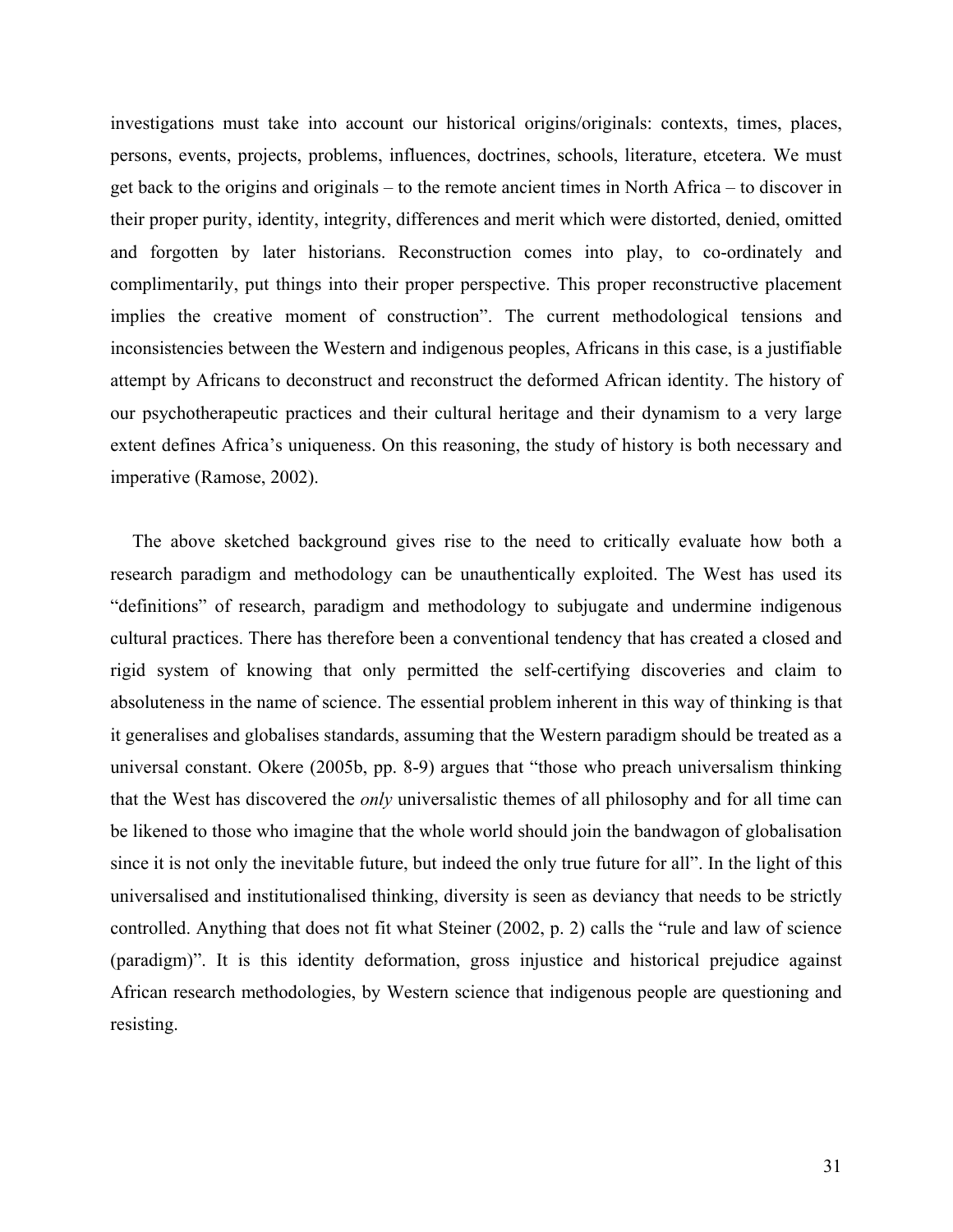investigations must take into account our historical origins/originals: contexts, times, places, persons, events, projects, problems, influences, doctrines, schools, literature, etcetera. We must get back to the origins and originals – to the remote ancient times in North Africa – to discover in their proper purity, identity, integrity, differences and merit which were distorted, denied, omitted and forgotten by later historians. Reconstruction comes into play, to co-ordinately and complimentarily, put things into their proper perspective. This proper reconstructive placement implies the creative moment of construction". The current methodological tensions and inconsistencies between the Western and indigenous peoples, Africans in this case, is a justifiable attempt by Africans to deconstruct and reconstruct the deformed African identity. The history of our psychotherapeutic practices and their cultural heritage and their dynamism to a very large extent defines Africa's uniqueness. On this reasoning, the study of history is both necessary and imperative (Ramose, 2002).

The above sketched background gives rise to the need to critically evaluate how both a research paradigm and methodology can be unauthentically exploited. The West has used its "definitions" of research, paradigm and methodology to subjugate and undermine indigenous cultural practices. There has therefore been a conventional tendency that has created a closed and rigid system of knowing that only permitted the self-certifying discoveries and claim to absoluteness in the name of science. The essential problem inherent in this way of thinking is that it generalises and globalises standards, assuming that the Western paradigm should be treated as a universal constant. Okere (2005b, pp. 8-9) argues that "those who preach universalism thinking that the West has discovered the *only* universalistic themes of all philosophy and for all time can be likened to those who imagine that the whole world should join the bandwagon of globalisation since it is not only the inevitable future, but indeed the only true future for all". In the light of this universalised and institutionalised thinking, diversity is seen as deviancy that needs to be strictly controlled. Anything that does not fit what Steiner (2002, p. 2) calls the "rule and law of science (paradigm)". It is this identity deformation, gross injustice and historical prejudice against African research methodologies, by Western science that indigenous people are questioning and resisting.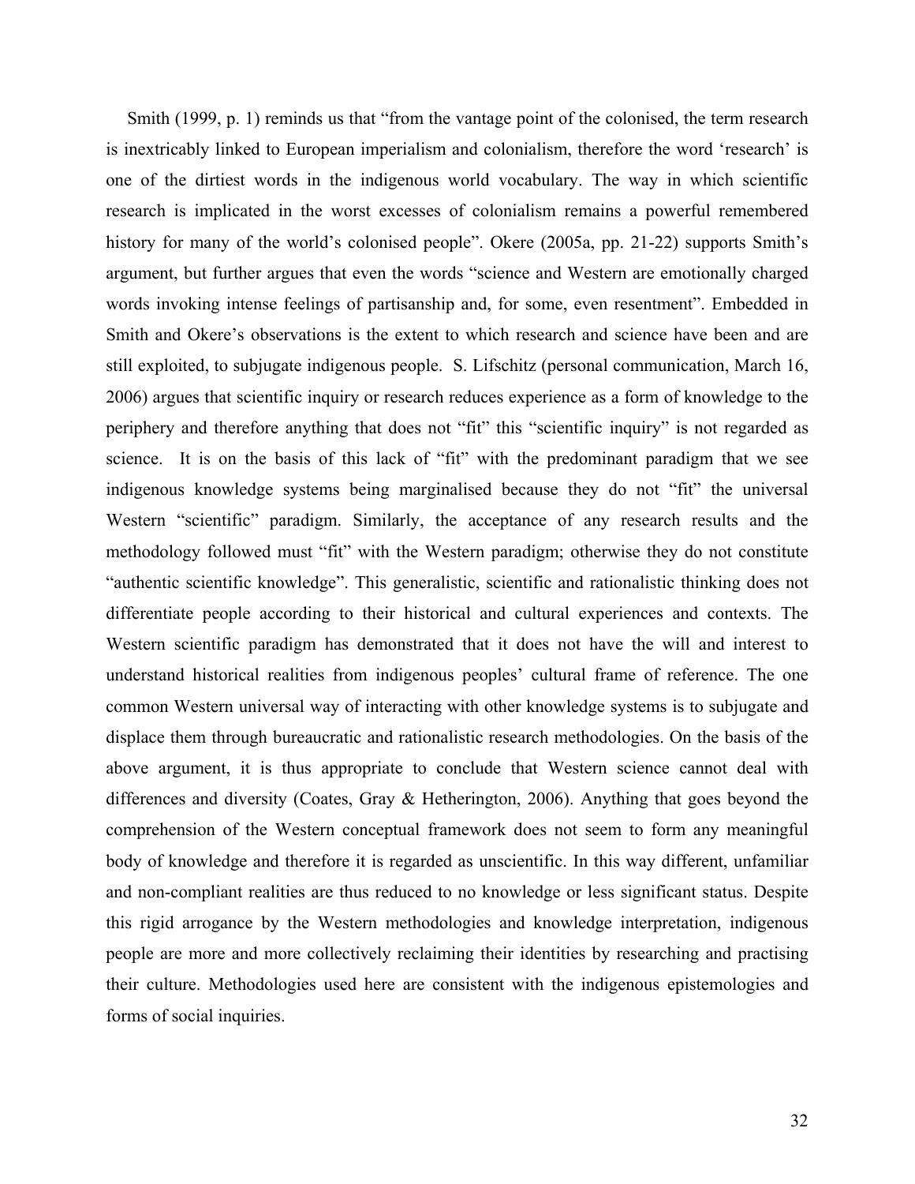Smith (1999, p. 1) reminds us that "from the vantage point of the colonised, the term research is inextricably linked to European imperialism and colonialism, therefore the word 'research' is one of the dirtiest words in the indigenous world vocabulary. The way in which scientific research is implicated in the worst excesses of colonialism remains a powerful remembered history for many of the world's colonised people". Okere (2005a, pp. 21-22) supports Smith's argument, but further argues that even the words "science and Western are emotionally charged words invoking intense feelings of partisanship and, for some, even resentment". Embedded in Smith and Okere's observations is the extent to which research and science have been and are still exploited, to subjugate indigenous people. S. Lifschitz (personal communication, March 16, 2006) argues that scientific inquiry or research reduces experience as a form of knowledge to the periphery and therefore anything that does not "fit" this "scientific inquiry" is not regarded as science. It is on the basis of this lack of "fit" with the predominant paradigm that we see indigenous knowledge systems being marginalised because they do not "fit" the universal Western "scientific" paradigm. Similarly, the acceptance of any research results and the methodology followed must "fit" with the Western paradigm; otherwise they do not constitute "authentic scientific knowledge". This generalistic, scientific and rationalistic thinking does not differentiate people according to their historical and cultural experiences and contexts. The Western scientific paradigm has demonstrated that it does not have the will and interest to understand historical realities from indigenous peoples' cultural frame of reference. The one common Western universal way of interacting with other knowledge systems is to subjugate and displace them through bureaucratic and rationalistic research methodologies. On the basis of the above argument, it is thus appropriate to conclude that Western science cannot deal with differences and diversity (Coates, Gray & Hetherington, 2006). Anything that goes beyond the comprehension of the Western conceptual framework does not seem to form any meaningful body of knowledge and therefore it is regarded as unscientific. In this way different, unfamiliar and non-compliant realities are thus reduced to no knowledge or less significant status. Despite this rigid arrogance by the Western methodologies and knowledge interpretation, indigenous people are more and more collectively reclaiming their identities by researching and practising their culture. Methodologies used here are consistent with the indigenous epistemologies and forms of social inquiries.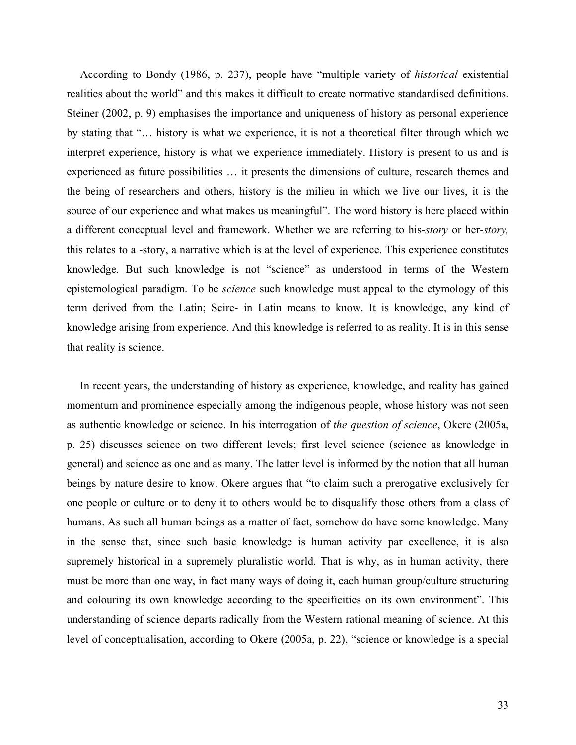According to Bondy (1986, p. 237), people have "multiple variety of *historical* existential realities about the world" and this makes it difficult to create normative standardised definitions. Steiner (2002, p. 9) emphasises the importance and uniqueness of history as personal experience by stating that "… history is what we experience, it is not a theoretical filter through which we interpret experience, history is what we experience immediately. History is present to us and is experienced as future possibilities … it presents the dimensions of culture, research themes and the being of researchers and others, history is the milieu in which we live our lives, it is the source of our experience and what makes us meaningful". The word history is here placed within a different conceptual level and framework. Whether we are referring to his-*story* or her-*story,* this relates to a -story, a narrative which is at the level of experience. This experience constitutes knowledge. But such knowledge is not "science" as understood in terms of the Western epistemological paradigm. To be *science* such knowledge must appeal to the etymology of this term derived from the Latin; Scire- in Latin means to know. It is knowledge, any kind of knowledge arising from experience. And this knowledge is referred to as reality. It is in this sense that reality is science.

In recent years, the understanding of history as experience, knowledge, and reality has gained momentum and prominence especially among the indigenous people, whose history was not seen as authentic knowledge or science. In his interrogation of *the question of science*, Okere (2005a, p. 25) discusses science on two different levels; first level science (science as knowledge in general) and science as one and as many. The latter level is informed by the notion that all human beings by nature desire to know. Okere argues that "to claim such a prerogative exclusively for one people or culture or to deny it to others would be to disqualify those others from a class of humans. As such all human beings as a matter of fact, somehow do have some knowledge. Many in the sense that, since such basic knowledge is human activity par excellence, it is also supremely historical in a supremely pluralistic world. That is why, as in human activity, there must be more than one way, in fact many ways of doing it, each human group/culture structuring and colouring its own knowledge according to the specificities on its own environment". This understanding of science departs radically from the Western rational meaning of science. At this level of conceptualisation, according to Okere (2005a, p. 22), "science or knowledge is a special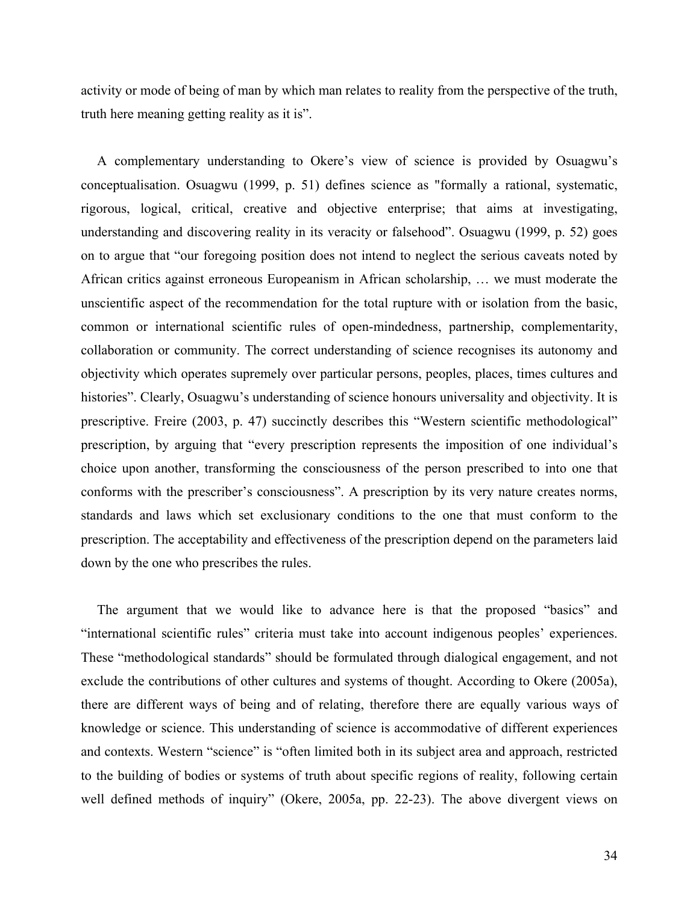activity or mode of being of man by which man relates to reality from the perspective of the truth, truth here meaning getting reality as it is".

A complementary understanding to Okere's view of science is provided by Osuagwu's conceptualisation. Osuagwu (1999, p. 51) defines science as "formally a rational, systematic, rigorous, logical, critical, creative and objective enterprise; that aims at investigating, understanding and discovering reality in its veracity or falsehood". Osuagwu (1999, p. 52) goes on to argue that "our foregoing position does not intend to neglect the serious caveats noted by African critics against erroneous Europeanism in African scholarship, … we must moderate the unscientific aspect of the recommendation for the total rupture with or isolation from the basic, common or international scientific rules of open-mindedness, partnership, complementarity, collaboration or community. The correct understanding of science recognises its autonomy and objectivity which operates supremely over particular persons, peoples, places, times cultures and histories". Clearly, Osuagwu's understanding of science honours universality and objectivity. It is prescriptive. Freire (2003, p. 47) succinctly describes this "Western scientific methodological" prescription, by arguing that "every prescription represents the imposition of one individual's choice upon another, transforming the consciousness of the person prescribed to into one that conforms with the prescriber's consciousness". A prescription by its very nature creates norms, standards and laws which set exclusionary conditions to the one that must conform to the prescription. The acceptability and effectiveness of the prescription depend on the parameters laid down by the one who prescribes the rules.

The argument that we would like to advance here is that the proposed "basics" and "international scientific rules" criteria must take into account indigenous peoples' experiences. These "methodological standards" should be formulated through dialogical engagement, and not exclude the contributions of other cultures and systems of thought. According to Okere (2005a), there are different ways of being and of relating, therefore there are equally various ways of knowledge or science. This understanding of science is accommodative of different experiences and contexts. Western "science" is "often limited both in its subject area and approach, restricted to the building of bodies or systems of truth about specific regions of reality, following certain well defined methods of inquiry" (Okere, 2005a, pp. 22-23). The above divergent views on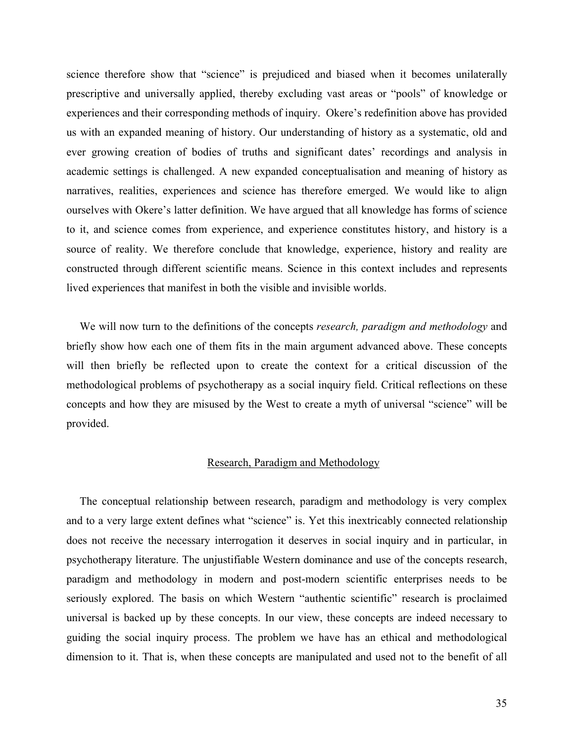science therefore show that "science" is prejudiced and biased when it becomes unilaterally prescriptive and universally applied, thereby excluding vast areas or "pools" of knowledge or experiences and their corresponding methods of inquiry. Okere's redefinition above has provided us with an expanded meaning of history. Our understanding of history as a systematic, old and ever growing creation of bodies of truths and significant dates' recordings and analysis in academic settings is challenged. A new expanded conceptualisation and meaning of history as narratives, realities, experiences and science has therefore emerged. We would like to align ourselves with Okere's latter definition. We have argued that all knowledge has forms of science to it, and science comes from experience, and experience constitutes history, and history is a source of reality. We therefore conclude that knowledge, experience, history and reality are constructed through different scientific means. Science in this context includes and represents lived experiences that manifest in both the visible and invisible worlds.

We will now turn to the definitions of the concepts *research, paradigm and methodology* and briefly show how each one of them fits in the main argument advanced above. These concepts will then briefly be reflected upon to create the context for a critical discussion of the methodological problems of psychotherapy as a social inquiry field. Critical reflections on these concepts and how they are misused by the West to create a myth of universal "science" will be provided.

## Research, Paradigm and Methodology

The conceptual relationship between research, paradigm and methodology is very complex and to a very large extent defines what "science" is. Yet this inextricably connected relationship does not receive the necessary interrogation it deserves in social inquiry and in particular, in psychotherapy literature. The unjustifiable Western dominance and use of the concepts research, paradigm and methodology in modern and post-modern scientific enterprises needs to be seriously explored. The basis on which Western "authentic scientific" research is proclaimed universal is backed up by these concepts. In our view, these concepts are indeed necessary to guiding the social inquiry process. The problem we have has an ethical and methodological dimension to it. That is, when these concepts are manipulated and used not to the benefit of all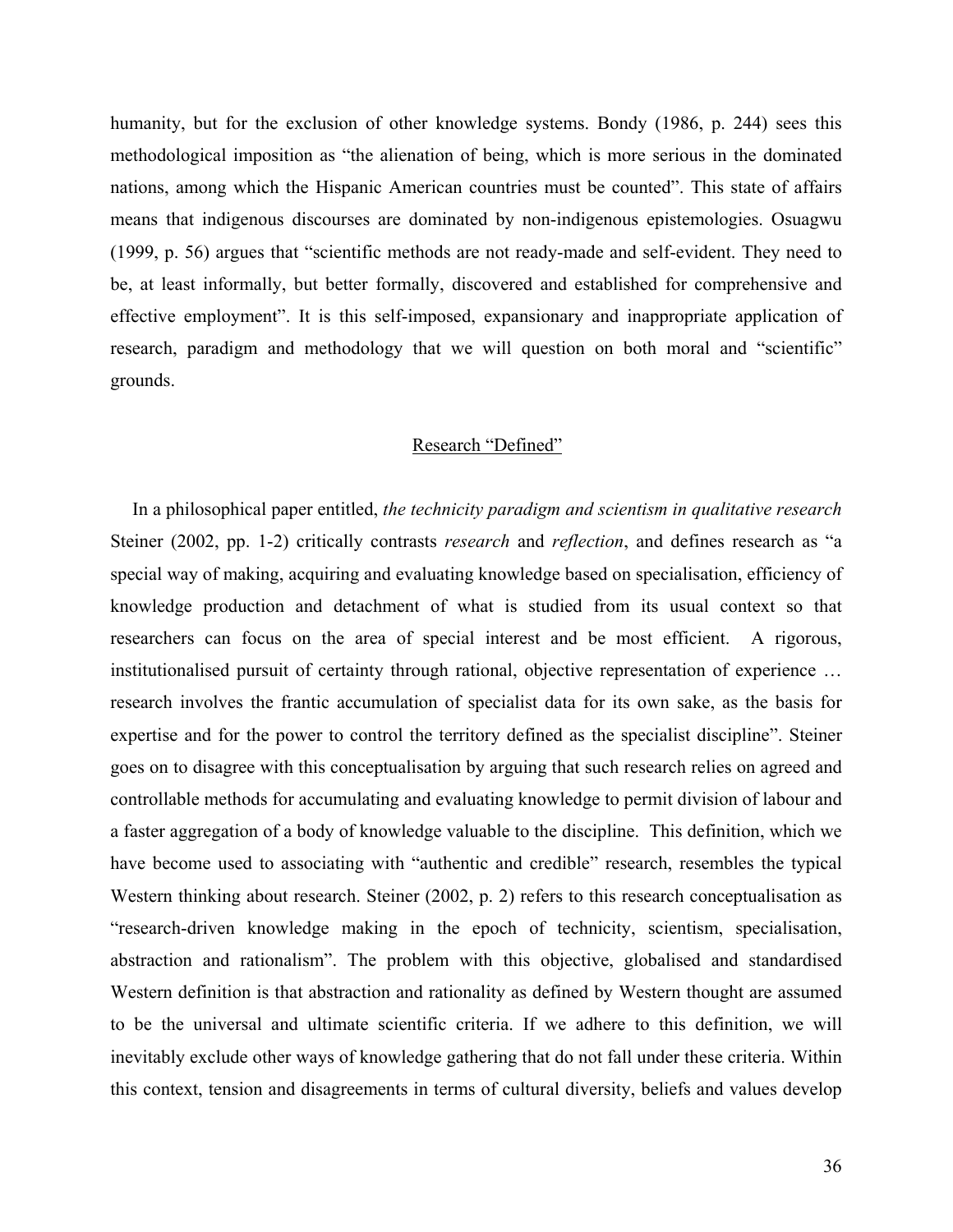humanity, but for the exclusion of other knowledge systems. Bondy (1986, p. 244) sees this methodological imposition as "the alienation of being, which is more serious in the dominated nations, among which the Hispanic American countries must be counted". This state of affairs means that indigenous discourses are dominated by non-indigenous epistemologies. Osuagwu (1999, p. 56) argues that "scientific methods are not ready-made and self-evident. They need to be, at least informally, but better formally, discovered and established for comprehensive and effective employment". It is this self-imposed, expansionary and inappropriate application of research, paradigm and methodology that we will question on both moral and "scientific" grounds.

## Research "Defined"

In a philosophical paper entitled, *the technicity paradigm and scientism in qualitative research* Steiner (2002, pp. 1-2) critically contrasts *research* and *reflection*, and defines research as "a special way of making, acquiring and evaluating knowledge based on specialisation, efficiency of knowledge production and detachment of what is studied from its usual context so that researchers can focus on the area of special interest and be most efficient. A rigorous, institutionalised pursuit of certainty through rational, objective representation of experience … research involves the frantic accumulation of specialist data for its own sake, as the basis for expertise and for the power to control the territory defined as the specialist discipline". Steiner goes on to disagree with this conceptualisation by arguing that such research relies on agreed and controllable methods for accumulating and evaluating knowledge to permit division of labour and a faster aggregation of a body of knowledge valuable to the discipline. This definition, which we have become used to associating with "authentic and credible" research, resembles the typical Western thinking about research. Steiner (2002, p. 2) refers to this research conceptualisation as "research-driven knowledge making in the epoch of technicity, scientism, specialisation, abstraction and rationalism". The problem with this objective, globalised and standardised Western definition is that abstraction and rationality as defined by Western thought are assumed to be the universal and ultimate scientific criteria. If we adhere to this definition, we will inevitably exclude other ways of knowledge gathering that do not fall under these criteria. Within this context, tension and disagreements in terms of cultural diversity, beliefs and values develop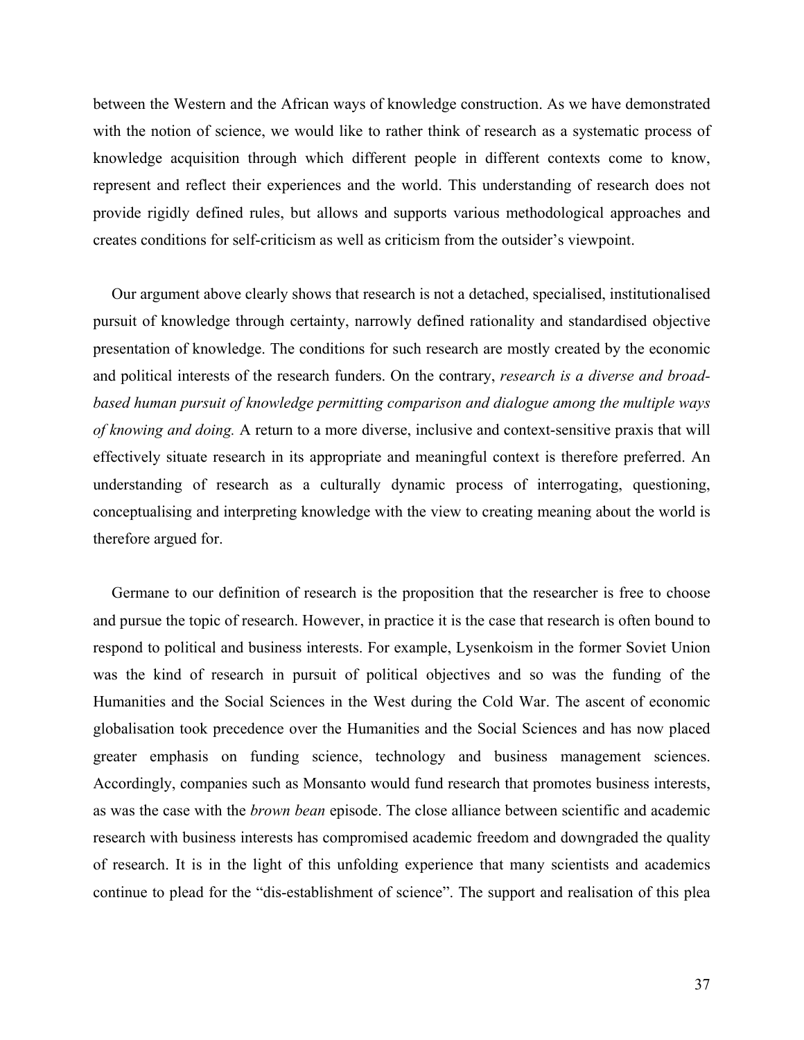between the Western and the African ways of knowledge construction. As we have demonstrated with the notion of science, we would like to rather think of research as a systematic process of knowledge acquisition through which different people in different contexts come to know, represent and reflect their experiences and the world. This understanding of research does not provide rigidly defined rules, but allows and supports various methodological approaches and creates conditions for self-criticism as well as criticism from the outsider's viewpoint.

Our argument above clearly shows that research is not a detached, specialised, institutionalised pursuit of knowledge through certainty, narrowly defined rationality and standardised objective presentation of knowledge. The conditions for such research are mostly created by the economic and political interests of the research funders. On the contrary, *research is a diverse and broad-based human pursuit of knowledge permitting comparison and dialogue among the multiple ways of knowing and doing.* A return to a more diverse, inclusive and context-sensitive praxis that will effectively situate research in its appropriate and meaningful context is therefore preferred. An understanding of research as a culturally dynamic process of interrogating, questioning, conceptualising and interpreting knowledge with the view to creating meaning about the world is therefore argued for.

Germane to our definition of research is the proposition that the researcher is free to choose and pursue the topic of research. However, in practice it is the case that research is often bound to respond to political and business interests. For example, Lysenkoism in the former Soviet Union was the kind of research in pursuit of political objectives and so was the funding of the Humanities and the Social Sciences in the West during the Cold War. The ascent of economic globalisation took precedence over the Humanities and the Social Sciences and has now placed greater emphasis on funding science, technology and business management sciences. Accordingly, companies such as Monsanto would fund research that promotes business interests, as was the case with the *brown bean* episode. The close alliance between scientific and academic research with business interests has compromised academic freedom and downgraded the quality of research. It is in the light of this unfolding experience that many scientists and academics continue to plead for the "dis-establishment of science". The support and realisation of this plea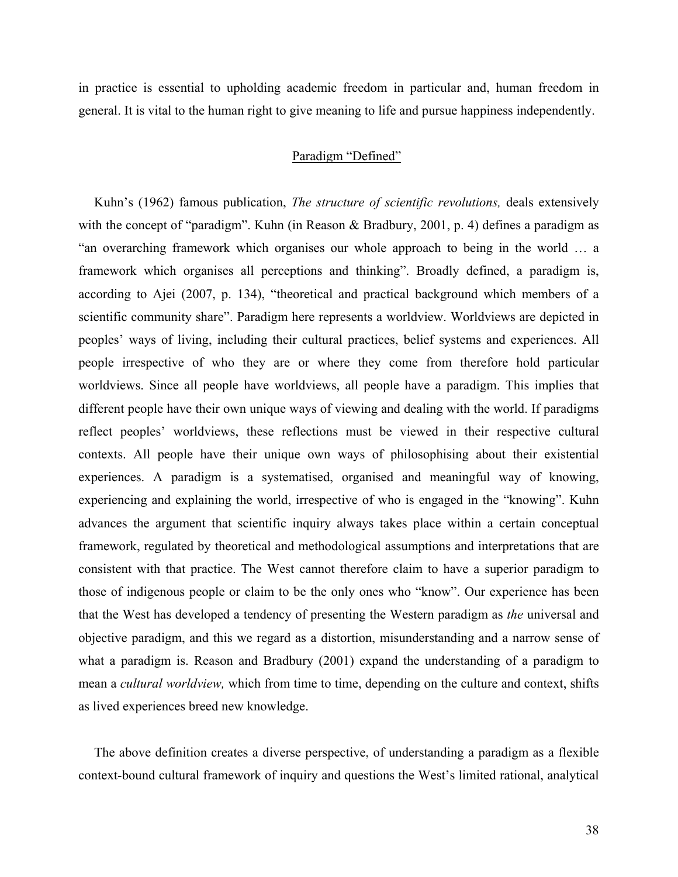in practice is essential to upholding academic freedom in particular and, human freedom in general. It is vital to the human right to give meaning to life and pursue happiness independently.

## Paradigm "Defined"

Kuhn's (1962) famous publication, *The structure of scientific revolutions,* deals extensively with the concept of "paradigm". Kuhn (in Reason & Bradbury, 2001, p. 4) defines a paradigm as "an overarching framework which organises our whole approach to being in the world … a framework which organises all perceptions and thinking". Broadly defined, a paradigm is, according to Ajei (2007, p. 134), "theoretical and practical background which members of a scientific community share". Paradigm here represents a worldview. Worldviews are depicted in peoples' ways of living, including their cultural practices, belief systems and experiences. All people irrespective of who they are or where they come from therefore hold particular worldviews. Since all people have worldviews, all people have a paradigm. This implies that different people have their own unique ways of viewing and dealing with the world. If paradigms reflect peoples' worldviews, these reflections must be viewed in their respective cultural contexts. All people have their unique own ways of philosophising about their existential experiences. A paradigm is a systematised, organised and meaningful way of knowing, experiencing and explaining the world, irrespective of who is engaged in the "knowing". Kuhn advances the argument that scientific inquiry always takes place within a certain conceptual framework, regulated by theoretical and methodological assumptions and interpretations that are consistent with that practice. The West cannot therefore claim to have a superior paradigm to those of indigenous people or claim to be the only ones who "know". Our experience has been that the West has developed a tendency of presenting the Western paradigm as *the* universal and objective paradigm, and this we regard as a distortion, misunderstanding and a narrow sense of what a paradigm is. Reason and Bradbury (2001) expand the understanding of a paradigm to mean a *cultural worldview,* which from time to time, depending on the culture and context, shifts as lived experiences breed new knowledge.

The above definition creates a diverse perspective, of understanding a paradigm as a flexible context-bound cultural framework of inquiry and questions the West's limited rational, analytical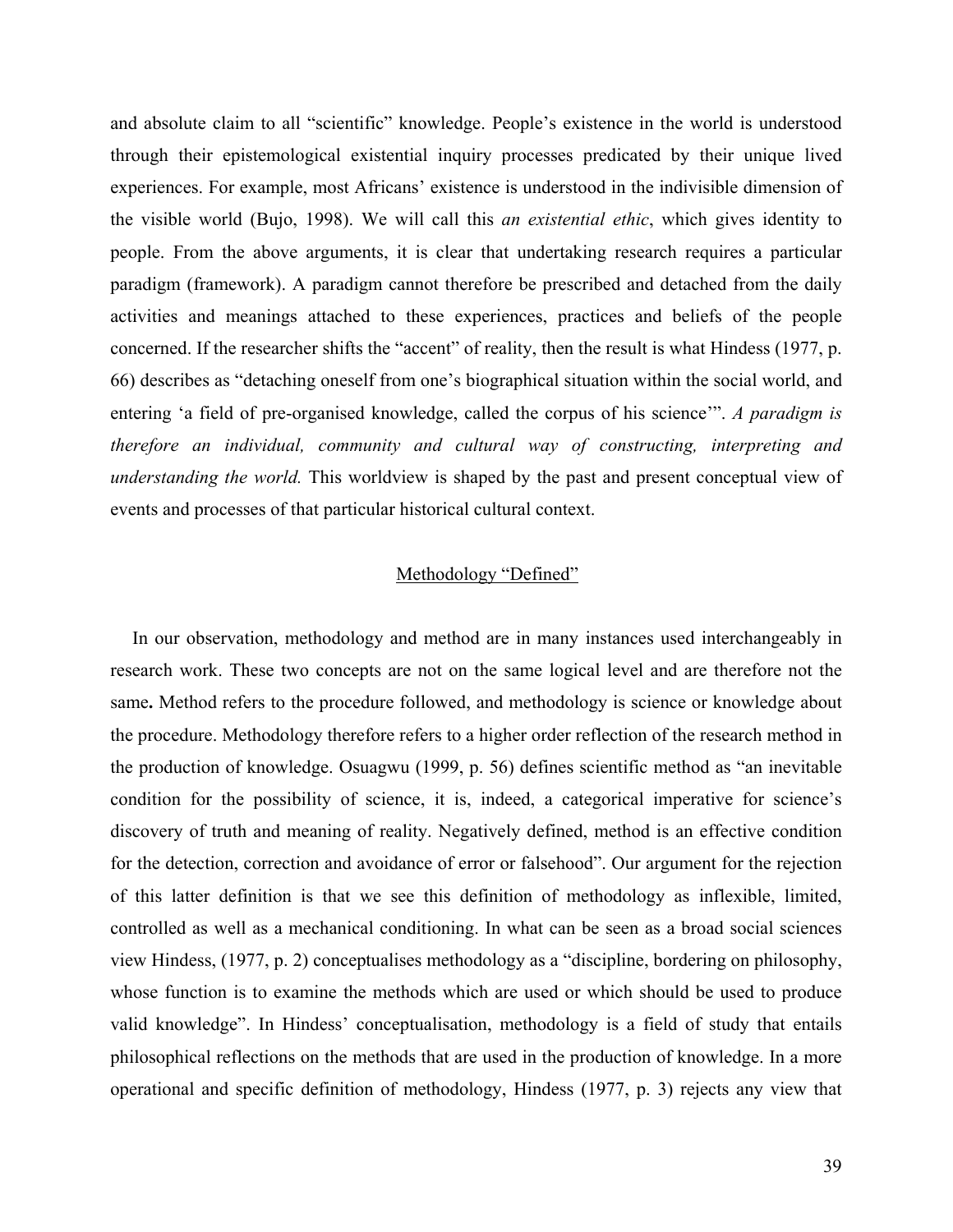and absolute claim to all "scientific" knowledge. People's existence in the world is understood through their epistemological existential inquiry processes predicated by their unique lived experiences. For example, most Africans' existence is understood in the indivisible dimension of the visible world (Bujo, 1998). We will call this *an existential ethic*, which gives identity to people. From the above arguments, it is clear that undertaking research requires a particular paradigm (framework). A paradigm cannot therefore be prescribed and detached from the daily activities and meanings attached to these experiences, practices and beliefs of the people concerned. If the researcher shifts the "accent" of reality, then the result is what Hindess (1977, p. 66) describes as "detaching oneself from one's biographical situation within the social world, and entering 'a field of pre-organised knowledge, called the corpus of his science'". *A paradigm is therefore an individual, community and cultural way of constructing, interpreting and understanding the world.* This worldview is shaped by the past and present conceptual view of events and processes of that particular historical cultural context.

## Methodology "Defined"

In our observation, methodology and method are in many instances used interchangeably in research work. These two concepts are not on the same logical level and are therefore not the same**.** Method refers to the procedure followed, and methodology is science or knowledge about the procedure. Methodology therefore refers to a higher order reflection of the research method in the production of knowledge. Osuagwu (1999, p. 56) defines scientific method as "an inevitable condition for the possibility of science, it is, indeed, a categorical imperative for science's discovery of truth and meaning of reality. Negatively defined, method is an effective condition for the detection, correction and avoidance of error or falsehood". Our argument for the rejection of this latter definition is that we see this definition of methodology as inflexible, limited, controlled as well as a mechanical conditioning. In what can be seen as a broad social sciences view Hindess, (1977, p. 2) conceptualises methodology as a "discipline, bordering on philosophy, whose function is to examine the methods which are used or which should be used to produce valid knowledge". In Hindess' conceptualisation, methodology is a field of study that entails philosophical reflections on the methods that are used in the production of knowledge. In a more operational and specific definition of methodology, Hindess (1977, p. 3) rejects any view that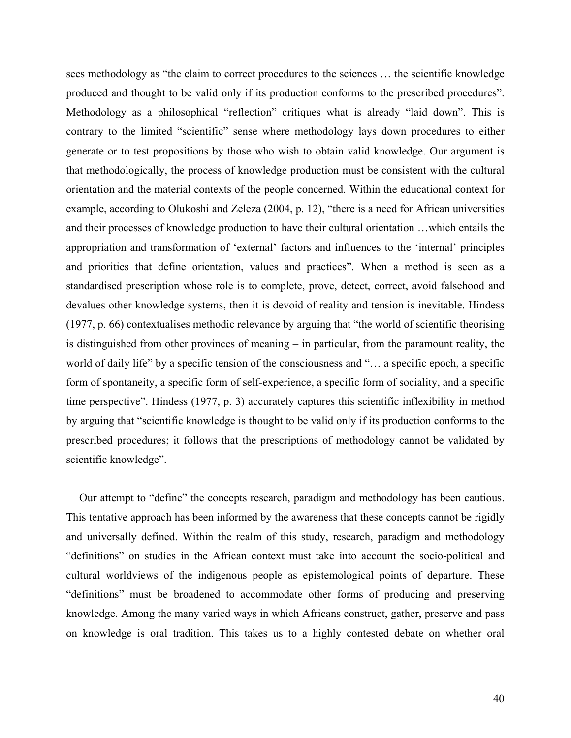sees methodology as "the claim to correct procedures to the sciences … the scientific knowledge produced and thought to be valid only if its production conforms to the prescribed procedures". Methodology as a philosophical "reflection" critiques what is already "laid down". This is contrary to the limited "scientific" sense where methodology lays down procedures to either generate or to test propositions by those who wish to obtain valid knowledge. Our argument is that methodologically, the process of knowledge production must be consistent with the cultural orientation and the material contexts of the people concerned. Within the educational context for example, according to Olukoshi and Zeleza (2004, p. 12), "there is a need for African universities and their processes of knowledge production to have their cultural orientation …which entails the appropriation and transformation of 'external' factors and influences to the 'internal' principles and priorities that define orientation, values and practices". When a method is seen as a standardised prescription whose role is to complete, prove, detect, correct, avoid falsehood and devalues other knowledge systems, then it is devoid of reality and tension is inevitable. Hindess (1977, p. 66) contextualises methodic relevance by arguing that "the world of scientific theorising is distinguished from other provinces of meaning – in particular, from the paramount reality, the world of daily life" by a specific tension of the consciousness and "… a specific epoch, a specific form of spontaneity, a specific form of self-experience, a specific form of sociality, and a specific time perspective". Hindess (1977, p. 3) accurately captures this scientific inflexibility in method by arguing that "scientific knowledge is thought to be valid only if its production conforms to the prescribed procedures; it follows that the prescriptions of methodology cannot be validated by scientific knowledge".

Our attempt to "define" the concepts research, paradigm and methodology has been cautious. This tentative approach has been informed by the awareness that these concepts cannot be rigidly and universally defined. Within the realm of this study, research, paradigm and methodology "definitions" on studies in the African context must take into account the socio-political and cultural worldviews of the indigenous people as epistemological points of departure. These "definitions" must be broadened to accommodate other forms of producing and preserving knowledge. Among the many varied ways in which Africans construct, gather, preserve and pass on knowledge is oral tradition. This takes us to a highly contested debate on whether oral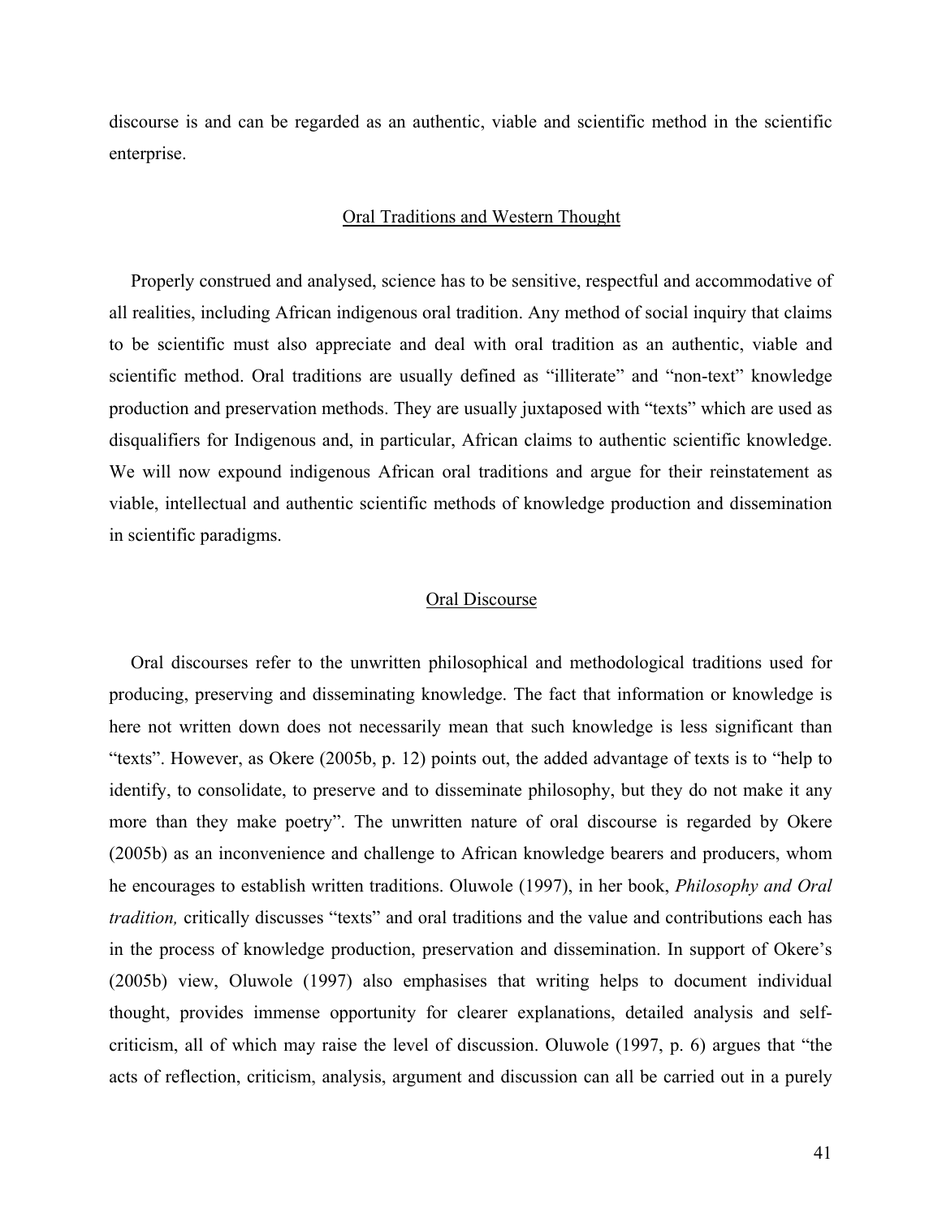discourse is and can be regarded as an authentic, viable and scientific method in the scientific enterprise.

## Oral Traditions and Western Thought

Properly construed and analysed, science has to be sensitive, respectful and accommodative of all realities, including African indigenous oral tradition. Any method of social inquiry that claims to be scientific must also appreciate and deal with oral tradition as an authentic, viable and scientific method. Oral traditions are usually defined as "illiterate" and "non-text" knowledge production and preservation methods. They are usually juxtaposed with "texts" which are used as disqualifiers for Indigenous and, in particular, African claims to authentic scientific knowledge. We will now expound indigenous African oral traditions and argue for their reinstatement as viable, intellectual and authentic scientific methods of knowledge production and dissemination in scientific paradigms.

## Oral Discourse

Oral discourses refer to the unwritten philosophical and methodological traditions used for producing, preserving and disseminating knowledge. The fact that information or knowledge is here not written down does not necessarily mean that such knowledge is less significant than "texts". However, as Okere (2005b, p. 12) points out, the added advantage of texts is to "help to identify, to consolidate, to preserve and to disseminate philosophy, but they do not make it any more than they make poetry". The unwritten nature of oral discourse is regarded by Okere (2005b) as an inconvenience and challenge to African knowledge bearers and producers, whom he encourages to establish written traditions. Oluwole (1997), in her book, *Philosophy and Oral tradition,* critically discusses "texts" and oral traditions and the value and contributions each has in the process of knowledge production, preservation and dissemination. In support of Okere's (2005b) view, Oluwole (1997) also emphasises that writing helps to document individual thought, provides immense opportunity for clearer explanations, detailed analysis and self-criticism, all of which may raise the level of discussion. Oluwole (1997, p. 6) argues that "the acts of reflection, criticism, analysis, argument and discussion can all be carried out in a purely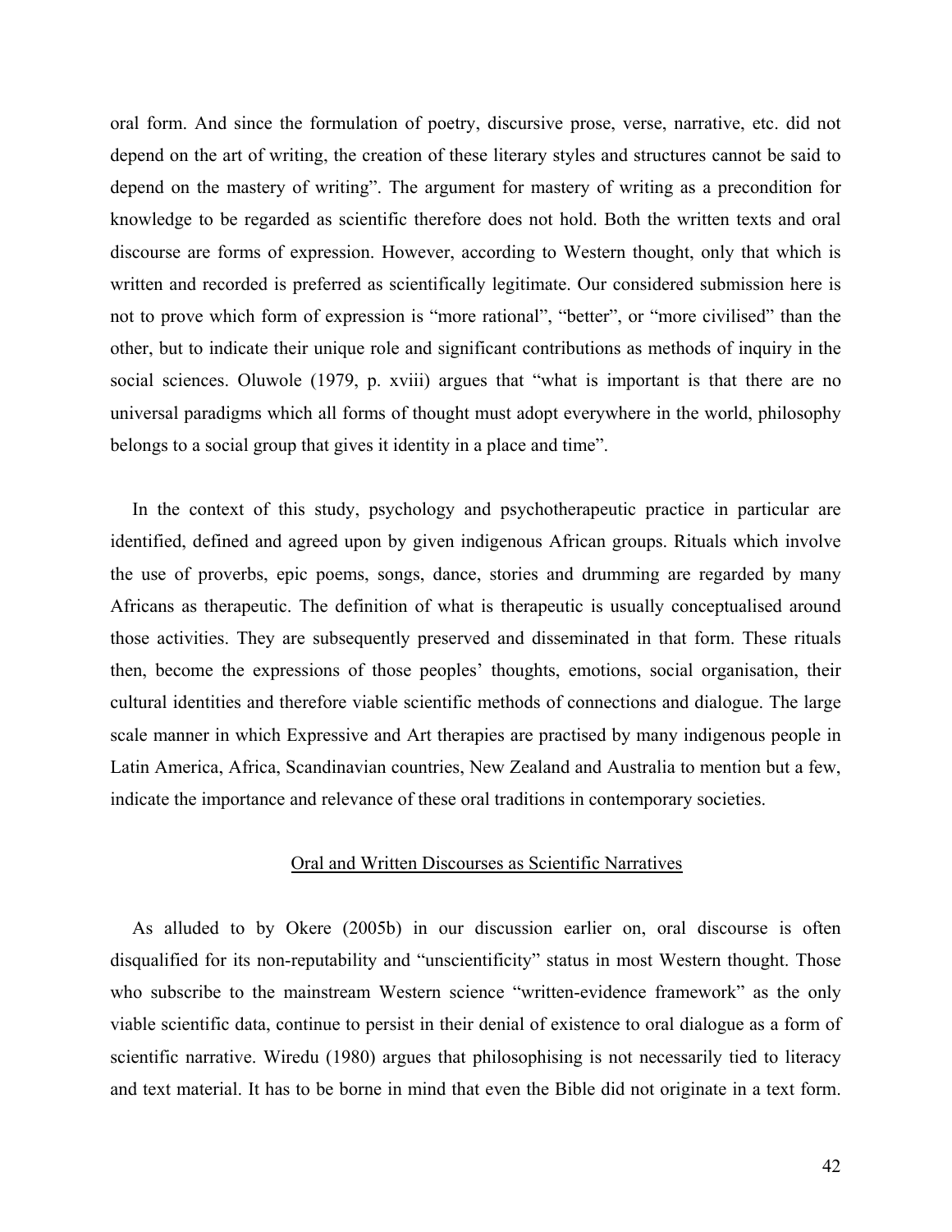oral form. And since the formulation of poetry, discursive prose, verse, narrative, etc. did not depend on the art of writing, the creation of these literary styles and structures cannot be said to depend on the mastery of writing". The argument for mastery of writing as a precondition for knowledge to be regarded as scientific therefore does not hold. Both the written texts and oral discourse are forms of expression. However, according to Western thought, only that which is written and recorded is preferred as scientifically legitimate. Our considered submission here is not to prove which form of expression is "more rational", "better", or "more civilised" than the other, but to indicate their unique role and significant contributions as methods of inquiry in the social sciences. Oluwole (1979, p. xviii) argues that "what is important is that there are no universal paradigms which all forms of thought must adopt everywhere in the world, philosophy belongs to a social group that gives it identity in a place and time".

In the context of this study, psychology and psychotherapeutic practice in particular are identified, defined and agreed upon by given indigenous African groups. Rituals which involve the use of proverbs, epic poems, songs, dance, stories and drumming are regarded by many Africans as therapeutic. The definition of what is therapeutic is usually conceptualised around those activities. They are subsequently preserved and disseminated in that form. These rituals then, become the expressions of those peoples' thoughts, emotions, social organisation, their cultural identities and therefore viable scientific methods of connections and dialogue. The large scale manner in which Expressive and Art therapies are practised by many indigenous people in Latin America, Africa, Scandinavian countries, New Zealand and Australia to mention but a few, indicate the importance and relevance of these oral traditions in contemporary societies.

## Oral and Written Discourses as Scientific Narratives

As alluded to by Okere (2005b) in our discussion earlier on, oral discourse is often disqualified for its non-reputability and "unscientificity" status in most Western thought. Those who subscribe to the mainstream Western science "written-evidence framework" as the only viable scientific data, continue to persist in their denial of existence to oral dialogue as a form of scientific narrative. Wiredu (1980) argues that philosophising is not necessarily tied to literacy and text material. It has to be borne in mind that even the Bible did not originate in a text form.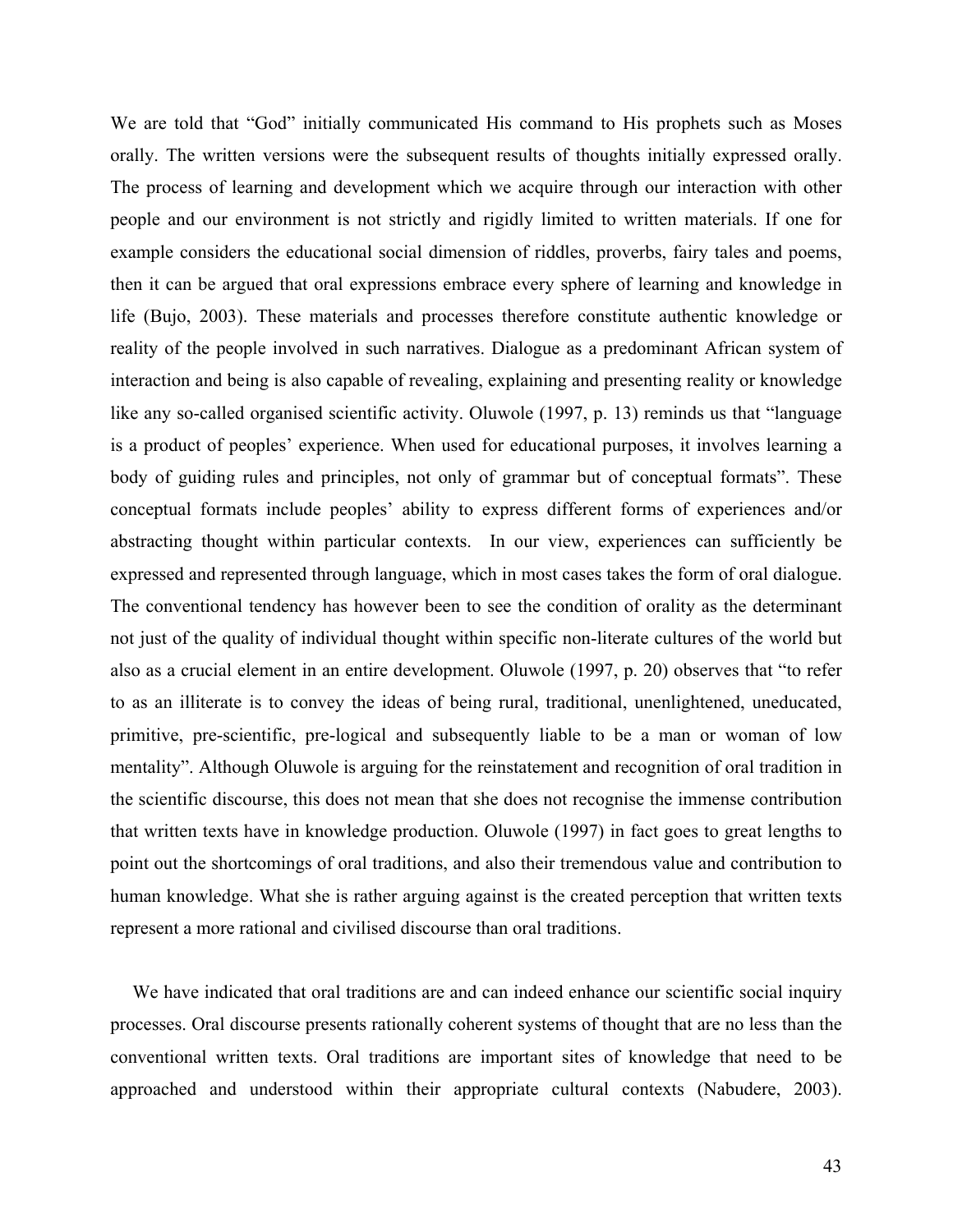We are told that "God" initially communicated His command to His prophets such as Moses orally. The written versions were the subsequent results of thoughts initially expressed orally. The process of learning and development which we acquire through our interaction with other people and our environment is not strictly and rigidly limited to written materials. If one for example considers the educational social dimension of riddles, proverbs, fairy tales and poems, then it can be argued that oral expressions embrace every sphere of learning and knowledge in life (Bujo, 2003). These materials and processes therefore constitute authentic knowledge or reality of the people involved in such narratives. Dialogue as a predominant African system of interaction and being is also capable of revealing, explaining and presenting reality or knowledge like any so-called organised scientific activity. Oluwole (1997, p. 13) reminds us that "language is a product of peoples' experience. When used for educational purposes, it involves learning a body of guiding rules and principles, not only of grammar but of conceptual formats". These conceptual formats include peoples' ability to express different forms of experiences and/or abstracting thought within particular contexts. In our view, experiences can sufficiently be expressed and represented through language, which in most cases takes the form of oral dialogue. The conventional tendency has however been to see the condition of orality as the determinant not just of the quality of individual thought within specific non-literate cultures of the world but also as a crucial element in an entire development. Oluwole (1997, p. 20) observes that "to refer to as an illiterate is to convey the ideas of being rural, traditional, unenlightened, uneducated, primitive, pre-scientific, pre-logical and subsequently liable to be a man or woman of low mentality". Although Oluwole is arguing for the reinstatement and recognition of oral tradition in the scientific discourse, this does not mean that she does not recognise the immense contribution that written texts have in knowledge production. Oluwole (1997) in fact goes to great lengths to point out the shortcomings of oral traditions, and also their tremendous value and contribution to human knowledge. What she is rather arguing against is the created perception that written texts represent a more rational and civilised discourse than oral traditions.

We have indicated that oral traditions are and can indeed enhance our scientific social inquiry processes. Oral discourse presents rationally coherent systems of thought that are no less than the conventional written texts. Oral traditions are important sites of knowledge that need to be approached and understood within their appropriate cultural contexts (Nabudere, 2003).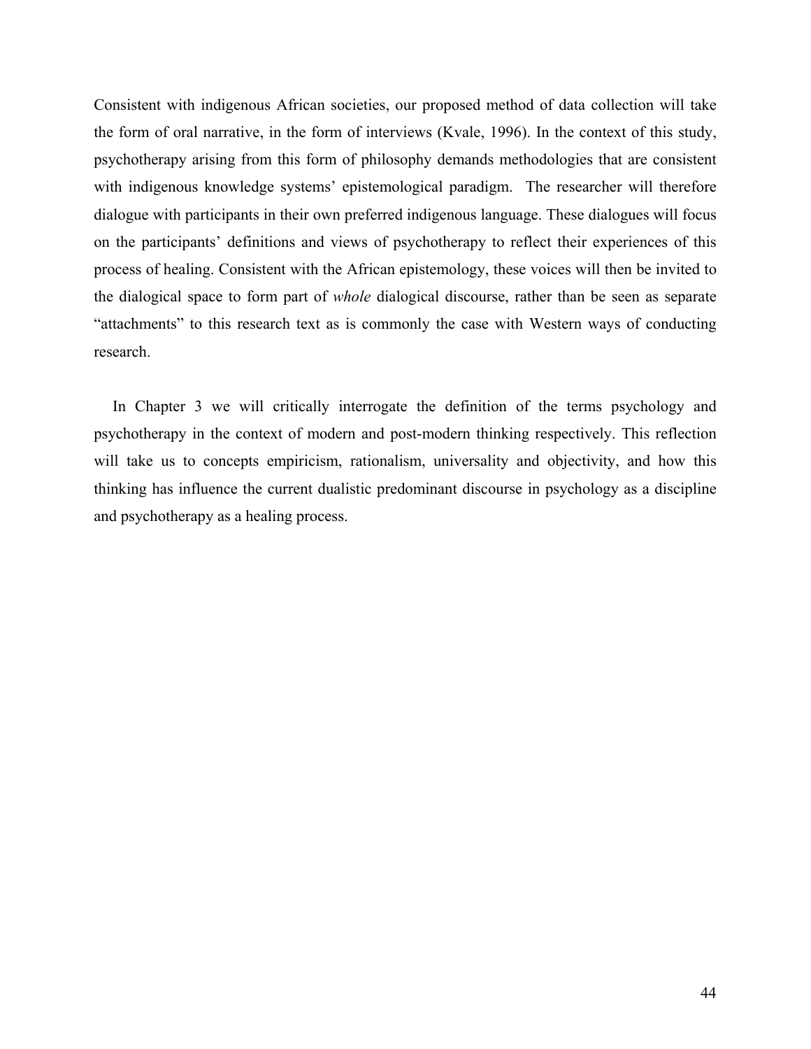Consistent with indigenous African societies, our proposed method of data collection will take the form of oral narrative, in the form of interviews (Kvale, 1996). In the context of this study, psychotherapy arising from this form of philosophy demands methodologies that are consistent with indigenous knowledge systems' epistemological paradigm. The researcher will therefore dialogue with participants in their own preferred indigenous language. These dialogues will focus on the participants' definitions and views of psychotherapy to reflect their experiences of this process of healing. Consistent with the African epistemology, these voices will then be invited to the dialogical space to form part of *whole* dialogical discourse, rather than be seen as separate "attachments" to this research text as is commonly the case with Western ways of conducting research.

In Chapter 3 we will critically interrogate the definition of the terms psychology and psychotherapy in the context of modern and post-modern thinking respectively. This reflection will take us to concepts empiricism, rationalism, universality and objectivity, and how this thinking has influence the current dualistic predominant discourse in psychology as a discipline and psychotherapy as a healing process.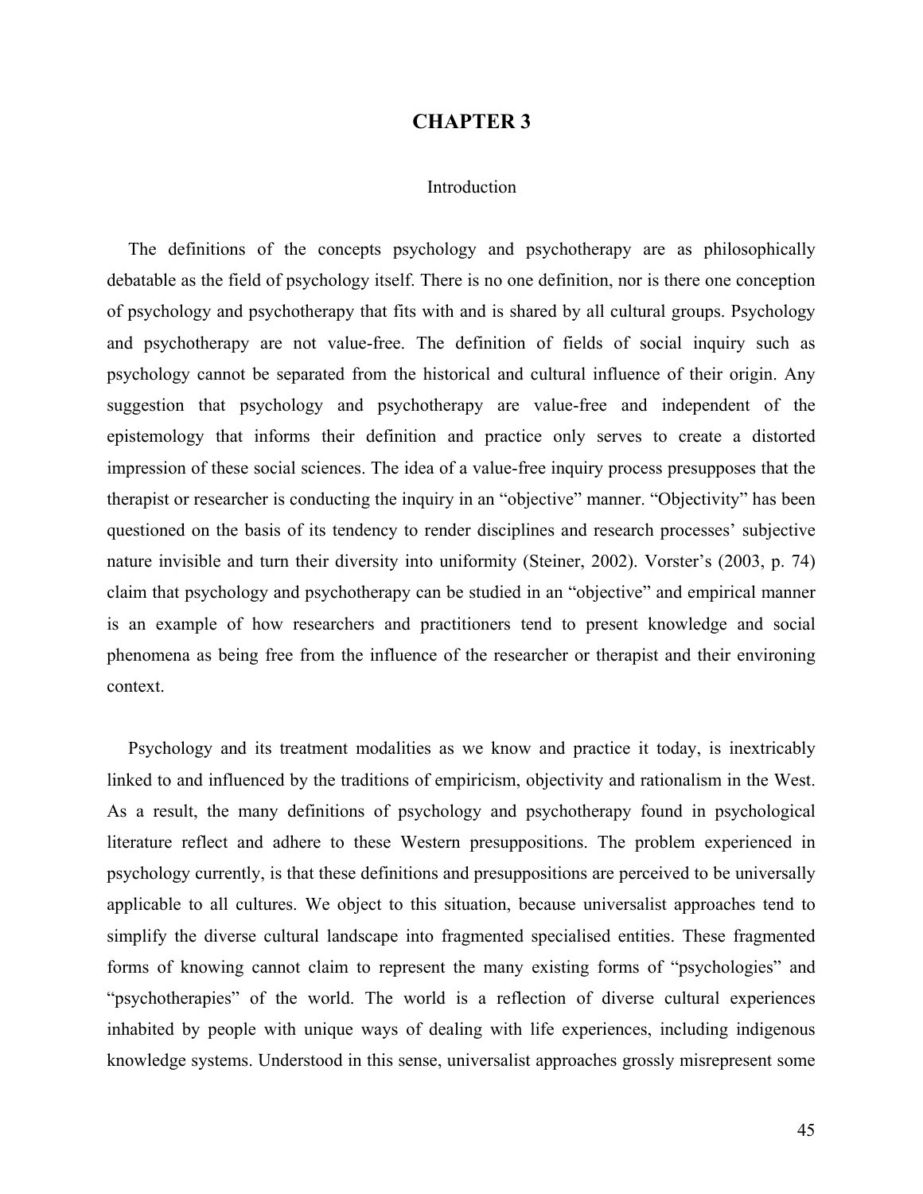# CHAPTER 3

## Introduction

The definitions of the concepts psychology and psychotherapy are as philosophically debatable as the field of psychology itself. There is no one definition, nor is there one conception of psychology and psychotherapy that fits with and is shared by all cultural groups. Psychology and psychotherapy are not value-free. The definition of fields of social inquiry such as psychology cannot be separated from the historical and cultural influence of their origin. Any suggestion that psychology and psychotherapy are value-free and independent of the epistemology that informs their definition and practice only serves to create a distorted impression of these social sciences. The idea of a value-free inquiry process presupposes that the therapist or researcher is conducting the inquiry in an "objective" manner. "Objectivity" has been questioned on the basis of its tendency to render disciplines and research processes' subjective nature invisible and turn their diversity into uniformity (Steiner, 2002). Vorster's (2003, p. 74) claim that psychology and psychotherapy can be studied in an "objective" and empirical manner is an example of how researchers and practitioners tend to present knowledge and social phenomena as being free from the influence of the researcher or therapist and their environing context.

Psychology and its treatment modalities as we know and practice it today, is inextricably linked to and influenced by the traditions of empiricism, objectivity and rationalism in the West. As a result, the many definitions of psychology and psychotherapy found in psychological literature reflect and adhere to these Western presuppositions. The problem experienced in psychology currently, is that these definitions and presuppositions are perceived to be universally applicable to all cultures. We object to this situation, because universalist approaches tend to simplify the diverse cultural landscape into fragmented specialised entities. These fragmented forms of knowing cannot claim to represent the many existing forms of "psychologies" and "psychotherapies" of the world. The world is a reflection of diverse cultural experiences inhabited by people with unique ways of dealing with life experiences, including indigenous knowledge systems. Understood in this sense, universalist approaches grossly misrepresent some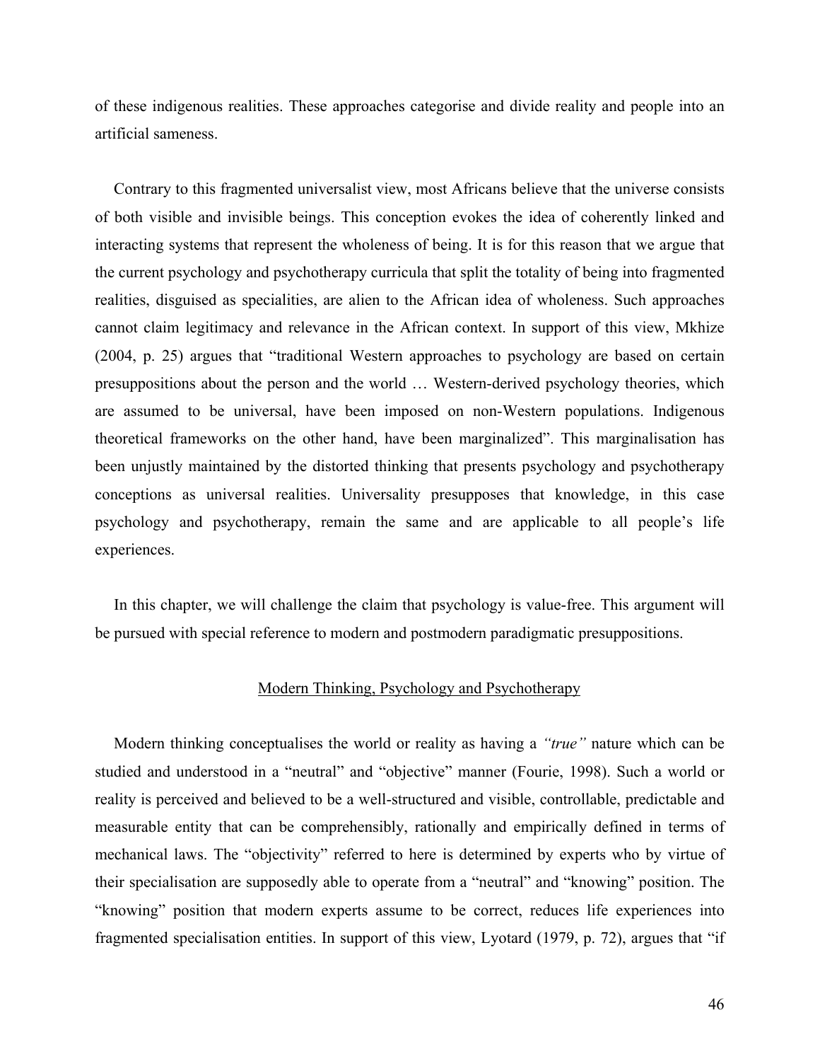of these indigenous realities. These approaches categorise and divide reality and people into an artificial sameness.

Contrary to this fragmented universalist view, most Africans believe that the universe consists of both visible and invisible beings. This conception evokes the idea of coherently linked and interacting systems that represent the wholeness of being. It is for this reason that we argue that the current psychology and psychotherapy curricula that split the totality of being into fragmented realities, disguised as specialities, are alien to the African idea of wholeness. Such approaches cannot claim legitimacy and relevance in the African context. In support of this view, Mkhize (2004, p. 25) argues that "traditional Western approaches to psychology are based on certain presuppositions about the person and the world … Western-derived psychology theories, which are assumed to be universal, have been imposed on non-Western populations. Indigenous theoretical frameworks on the other hand, have been marginalized". This marginalisation has been unjustly maintained by the distorted thinking that presents psychology and psychotherapy conceptions as universal realities. Universality presupposes that knowledge, in this case psychology and psychotherapy, remain the same and are applicable to all people's life experiences.

In this chapter, we will challenge the claim that psychology is value-free. This argument will be pursued with special reference to modern and postmodern paradigmatic presuppositions.

## Modern Thinking, Psychology and Psychotherapy

Modern thinking conceptualises the world or reality as having a *"true"* nature which can be studied and understood in a "neutral" and "objective" manner (Fourie, 1998). Such a world or reality is perceived and believed to be a well-structured and visible, controllable, predictable and measurable entity that can be comprehensibly, rationally and empirically defined in terms of mechanical laws. The "objectivity" referred to here is determined by experts who by virtue of their specialisation are supposedly able to operate from a "neutral" and "knowing" position. The "knowing" position that modern experts assume to be correct, reduces life experiences into fragmented specialisation entities. In support of this view, Lyotard (1979, p. 72), argues that "if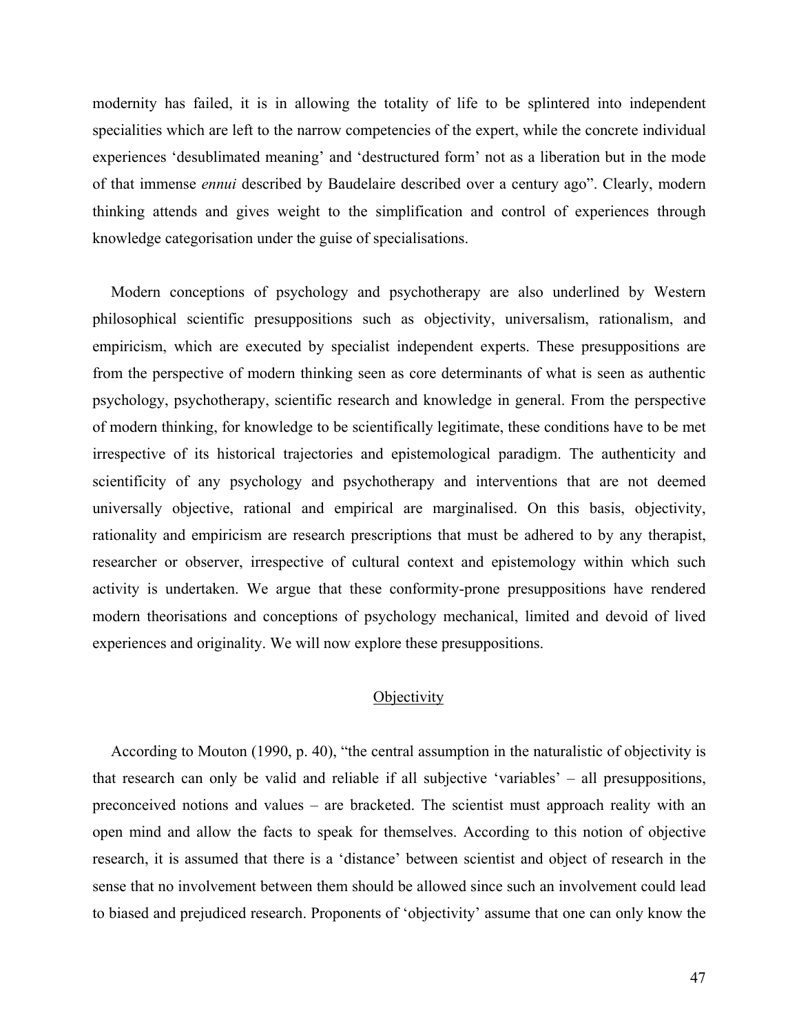modernity has failed, it is in allowing the totality of life to be splintered into independent specialities which are left to the narrow competencies of the expert, while the concrete individual experiences 'desublimated meaning' and 'destructured form' not as a liberation but in the mode of that immense *ennui* described by Baudelaire described over a century ago". Clearly, modern thinking attends and gives weight to the simplification and control of experiences through knowledge categorisation under the guise of specialisations.

Modern conceptions of psychology and psychotherapy are also underlined by Western philosophical scientific presuppositions such as objectivity, universalism, rationalism, and empiricism, which are executed by specialist independent experts. These presuppositions are from the perspective of modern thinking seen as core determinants of what is seen as authentic psychology, psychotherapy, scientific research and knowledge in general. From the perspective of modern thinking, for knowledge to be scientifically legitimate, these conditions have to be met irrespective of its historical trajectories and epistemological paradigm. The authenticity and scientificity of any psychology and psychotherapy and interventions that are not deemed universally objective, rational and empirical are marginalised. On this basis, objectivity, rationality and empiricism are research prescriptions that must be adhered to by any therapist, researcher or observer, irrespective of cultural context and epistemology within which such activity is undertaken. We argue that these conformity-prone presuppositions have rendered modern theorisations and conceptions of psychology mechanical, limited and devoid of lived experiences and originality. We will now explore these presuppositions.

## Objectivity

According to Mouton (1990, p. 40), "the central assumption in the naturalistic of objectivity is that research can only be valid and reliable if all subjective 'variables' – all presuppositions, preconceived notions and values – are bracketed. The scientist must approach reality with an open mind and allow the facts to speak for themselves. According to this notion of objective research, it is assumed that there is a 'distance' between scientist and object of research in the sense that no involvement between them should be allowed since such an involvement could lead to biased and prejudiced research. Proponents of 'objectivity' assume that one can only know the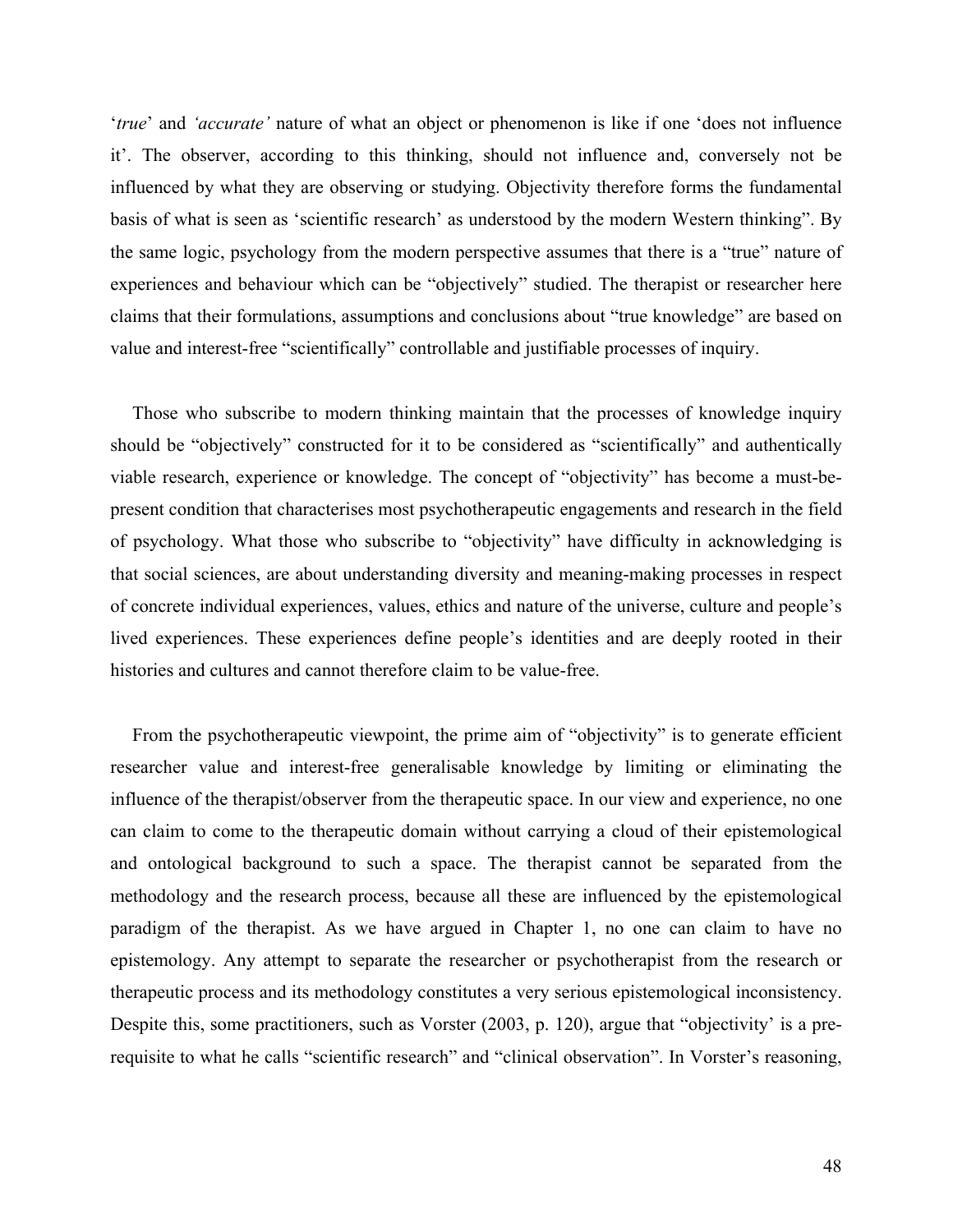‘*true*’ and *‘accurate’* nature of what an object or phenomenon is like if one ‘does not influence it’. The observer, according to this thinking, should not influence and, conversely not be influenced by what they are observing or studying. Objectivity therefore forms the fundamental basis of what is seen as ‘scientific research’ as understood by the modern Western thinking”. By the same logic, psychology from the modern perspective assumes that there is a “true” nature of experiences and behaviour which can be “objectively” studied. The therapist or researcher here claims that their formulations, assumptions and conclusions about “true knowledge” are based on value and interest-free “scientifically” controllable and justifiable processes of inquiry.

Those who subscribe to modern thinking maintain that the processes of knowledge inquiry should be “objectively” constructed for it to be considered as “scientifically” and authentically viable research, experience or knowledge. The concept of “objectivity” has become a must-be-present condition that characterises most psychotherapeutic engagements and research in the field of psychology. What those who subscribe to “objectivity” have difficulty in acknowledging is that social sciences, are about understanding diversity and meaning-making processes in respect of concrete individual experiences, values, ethics and nature of the universe, culture and people’s lived experiences. These experiences define people’s identities and are deeply rooted in their histories and cultures and cannot therefore claim to be value-free.

From the psychotherapeutic viewpoint, the prime aim of “objectivity” is to generate efficient researcher value and interest-free generalisable knowledge by limiting or eliminating the influence of the therapist/observer from the therapeutic space. In our view and experience, no one can claim to come to the therapeutic domain without carrying a cloud of their epistemological and ontological background to such a space. The therapist cannot be separated from the methodology and the research process, because all these are influenced by the epistemological paradigm of the therapist. As we have argued in Chapter 1, no one can claim to have no epistemology. Any attempt to separate the researcher or psychotherapist from the research or therapeutic process and its methodology constitutes a very serious epistemological inconsistency. Despite this, some practitioners, such as Vorster (2003, p. 120), argue that “objectivity’ is a pre-requisite to what he calls “scientific research” and “clinical observation”. In Vorster’s reasoning,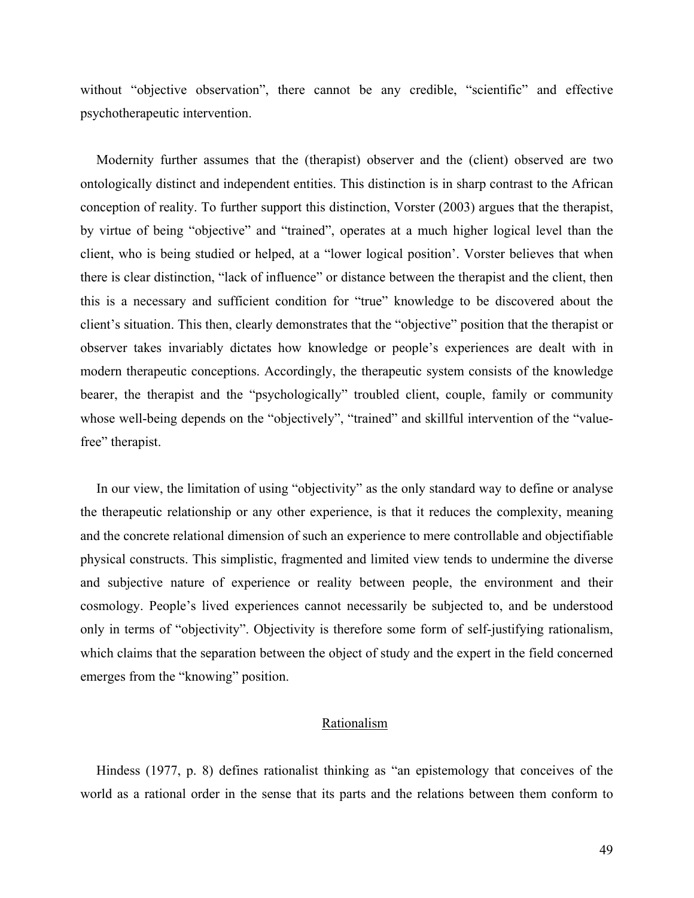without “objective observation”, there cannot be any credible, “scientific” and effective psychotherapeutic intervention.

Modernity further assumes that the (therapist) observer and the (client) observed are two ontologically distinct and independent entities. This distinction is in sharp contrast to the African conception of reality. To further support this distinction, Vorster (2003) argues that the therapist, by virtue of being “objective” and “trained”, operates at a much higher logical level than the client, who is being studied or helped, at a “lower logical position’. Vorster believes that when there is clear distinction, “lack of influence” or distance between the therapist and the client, then this is a necessary and sufficient condition for “true” knowledge to be discovered about the client’s situation. This then, clearly demonstrates that the “objective” position that the therapist or observer takes invariably dictates how knowledge or people’s experiences are dealt with in modern therapeutic conceptions. Accordingly, the therapeutic system consists of the knowledge bearer, the therapist and the “psychologically” troubled client, couple, family or community whose well-being depends on the “objectively”, “trained” and skillful intervention of the “value-free” therapist.

In our view, the limitation of using “objectivity” as the only standard way to define or analyse the therapeutic relationship or any other experience, is that it reduces the complexity, meaning and the concrete relational dimension of such an experience to mere controllable and objectifiable physical constructs. This simplistic, fragmented and limited view tends to undermine the diverse and subjective nature of experience or reality between people, the environment and their cosmology. People’s lived experiences cannot necessarily be subjected to, and be understood only in terms of “objectivity”. Objectivity is therefore some form of self-justifying rationalism, which claims that the separation between the object of study and the expert in the field concerned emerges from the “knowing” position.

## Rationalism

Hindess (1977, p. 8) defines rationalist thinking as “an epistemology that conceives of the world as a rational order in the sense that its parts and the relations between them conform to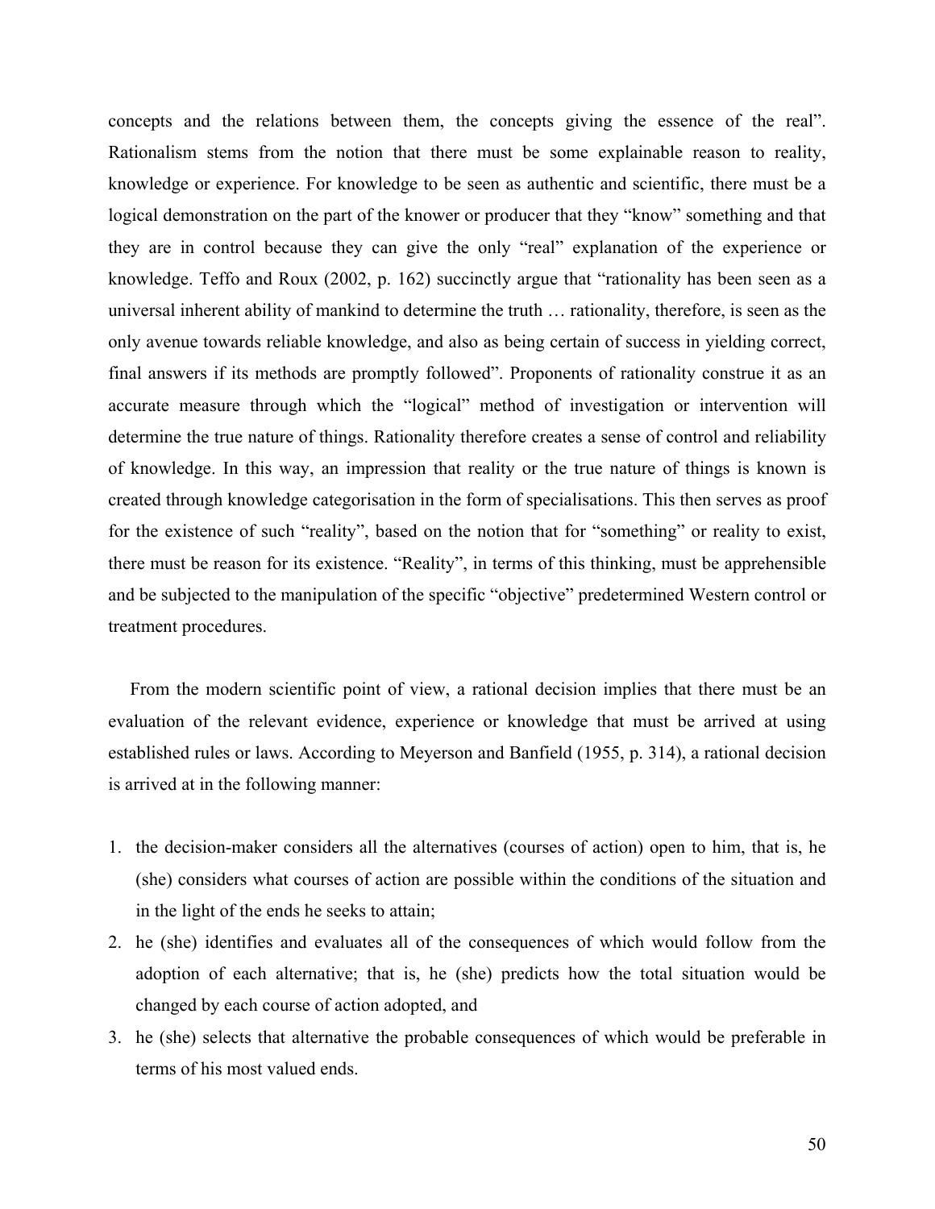concepts and the relations between them, the concepts giving the essence of the real". Rationalism stems from the notion that there must be some explainable reason to reality, knowledge or experience. For knowledge to be seen as authentic and scientific, there must be a logical demonstration on the part of the knower or producer that they "know" something and that they are in control because they can give the only "real" explanation of the experience or knowledge. Teffo and Roux (2002, p. 162) succinctly argue that "rationality has been seen as a universal inherent ability of mankind to determine the truth … rationality, therefore, is seen as the only avenue towards reliable knowledge, and also as being certain of success in yielding correct, final answers if its methods are promptly followed". Proponents of rationality construe it as an accurate measure through which the "logical" method of investigation or intervention will determine the true nature of things. Rationality therefore creates a sense of control and reliability of knowledge. In this way, an impression that reality or the true nature of things is known is created through knowledge categorisation in the form of specialisations. This then serves as proof for the existence of such "reality", based on the notion that for "something" or reality to exist, there must be reason for its existence. "Reality", in terms of this thinking, must be apprehensible and be subjected to the manipulation of the specific "objective" predetermined Western control or treatment procedures.

From the modern scientific point of view, a rational decision implies that there must be an evaluation of the relevant evidence, experience or knowledge that must be arrived at using established rules or laws. According to Meyerson and Banfield (1955, p. 314), a rational decision is arrived at in the following manner:

1. the decision-maker considers all the alternatives (courses of action) open to him, that is, he (she) considers what courses of action are possible within the conditions of the situation and in the light of the ends he seeks to attain;
2. he (she) identifies and evaluates all of the consequences of which would follow from the adoption of each alternative; that is, he (she) predicts how the total situation would be changed by each course of action adopted, and
3. he (she) selects that alternative the probable consequences of which would be preferable in terms of his most valued ends.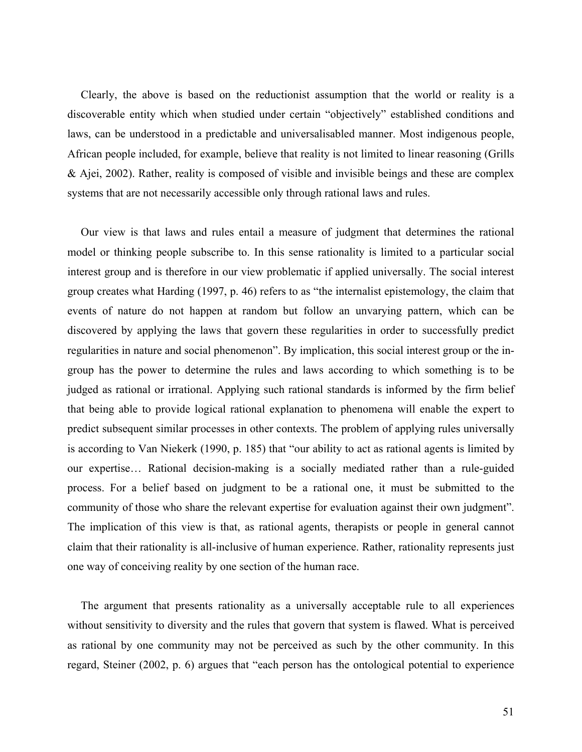Clearly, the above is based on the reductionist assumption that the world or reality is a discoverable entity which when studied under certain "objectively" established conditions and laws, can be understood in a predictable and universalisabled manner. Most indigenous people, African people included, for example, believe that reality is not limited to linear reasoning (Grills & Ajei, 2002). Rather, reality is composed of visible and invisible beings and these are complex systems that are not necessarily accessible only through rational laws and rules.

Our view is that laws and rules entail a measure of judgment that determines the rational model or thinking people subscribe to. In this sense rationality is limited to a particular social interest group and is therefore in our view problematic if applied universally. The social interest group creates what Harding (1997, p. 46) refers to as "the internalist epistemology, the claim that events of nature do not happen at random but follow an unvarying pattern, which can be discovered by applying the laws that govern these regularities in order to successfully predict regularities in nature and social phenomenon". By implication, this social interest group or the in-group has the power to determine the rules and laws according to which something is to be judged as rational or irrational. Applying such rational standards is informed by the firm belief that being able to provide logical rational explanation to phenomena will enable the expert to predict subsequent similar processes in other contexts. The problem of applying rules universally is according to Van Niekerk (1990, p. 185) that "our ability to act as rational agents is limited by our expertise… Rational decision-making is a socially mediated rather than a rule-guided process. For a belief based on judgment to be a rational one, it must be submitted to the community of those who share the relevant expertise for evaluation against their own judgment". The implication of this view is that, as rational agents, therapists or people in general cannot claim that their rationality is all-inclusive of human experience. Rather, rationality represents just one way of conceiving reality by one section of the human race.

The argument that presents rationality as a universally acceptable rule to all experiences without sensitivity to diversity and the rules that govern that system is flawed. What is perceived as rational by one community may not be perceived as such by the other community. In this regard, Steiner (2002, p. 6) argues that "each person has the ontological potential to experience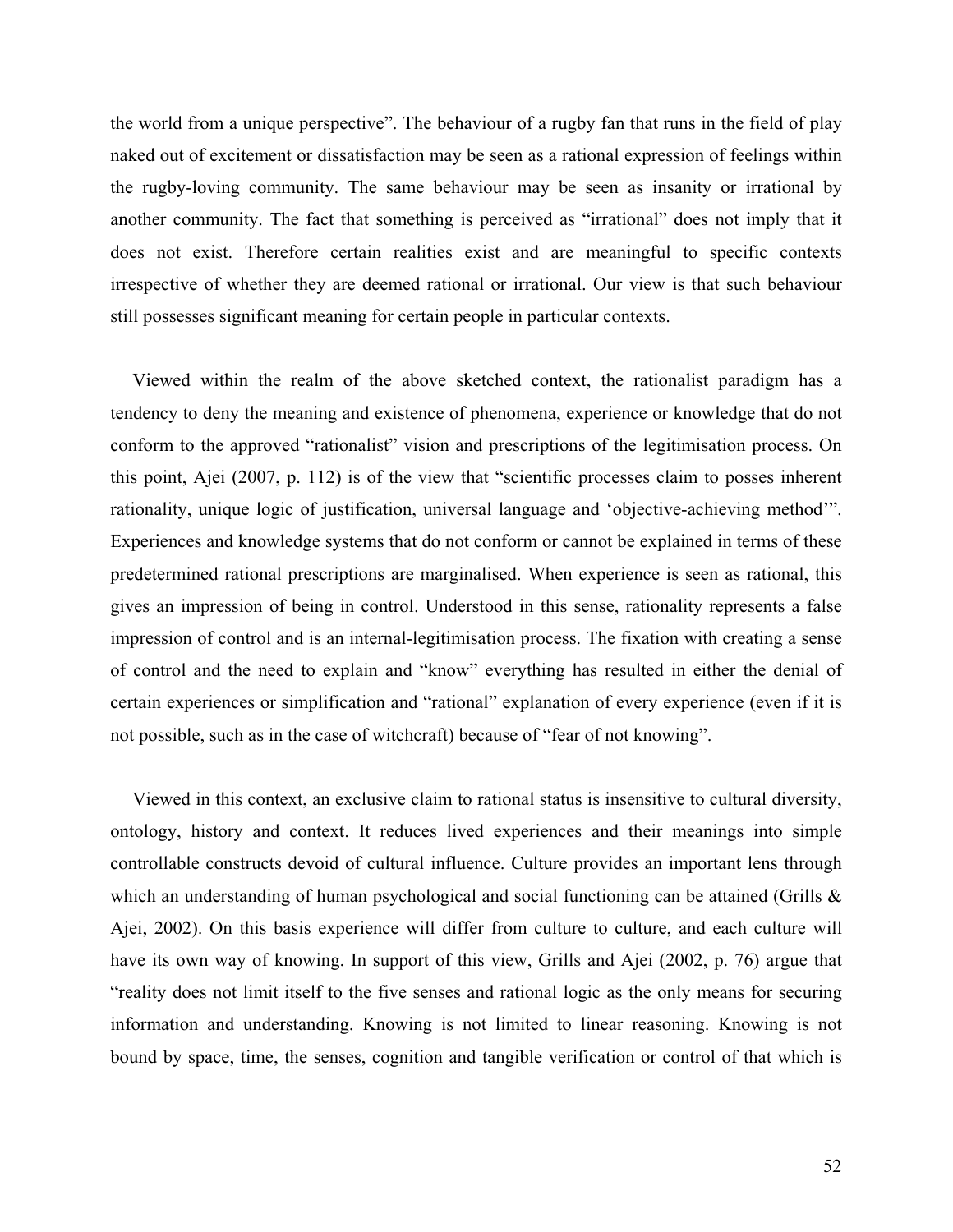the world from a unique perspective". The behaviour of a rugby fan that runs in the field of play naked out of excitement or dissatisfaction may be seen as a rational expression of feelings within the rugby-loving community. The same behaviour may be seen as insanity or irrational by another community. The fact that something is perceived as "irrational" does not imply that it does not exist. Therefore certain realities exist and are meaningful to specific contexts irrespective of whether they are deemed rational or irrational. Our view is that such behaviour still possesses significant meaning for certain people in particular contexts.

Viewed within the realm of the above sketched context, the rationalist paradigm has a tendency to deny the meaning and existence of phenomena, experience or knowledge that do not conform to the approved "rationalist" vision and prescriptions of the legitimisation process. On this point, Ajei (2007, p. 112) is of the view that "scientific processes claim to posses inherent rationality, unique logic of justification, universal language and 'objective-achieving method'". Experiences and knowledge systems that do not conform or cannot be explained in terms of these predetermined rational prescriptions are marginalised. When experience is seen as rational, this gives an impression of being in control. Understood in this sense, rationality represents a false impression of control and is an internal-legitimisation process. The fixation with creating a sense of control and the need to explain and "know" everything has resulted in either the denial of certain experiences or simplification and "rational" explanation of every experience (even if it is not possible, such as in the case of witchcraft) because of "fear of not knowing".

Viewed in this context, an exclusive claim to rational status is insensitive to cultural diversity, ontology, history and context. It reduces lived experiences and their meanings into simple controllable constructs devoid of cultural influence. Culture provides an important lens through which an understanding of human psychological and social functioning can be attained (Grills & Ajei, 2002). On this basis experience will differ from culture to culture, and each culture will have its own way of knowing. In support of this view, Grills and Ajei (2002, p. 76) argue that "reality does not limit itself to the five senses and rational logic as the only means for securing information and understanding. Knowing is not limited to linear reasoning. Knowing is not bound by space, time, the senses, cognition and tangible verification or control of that which is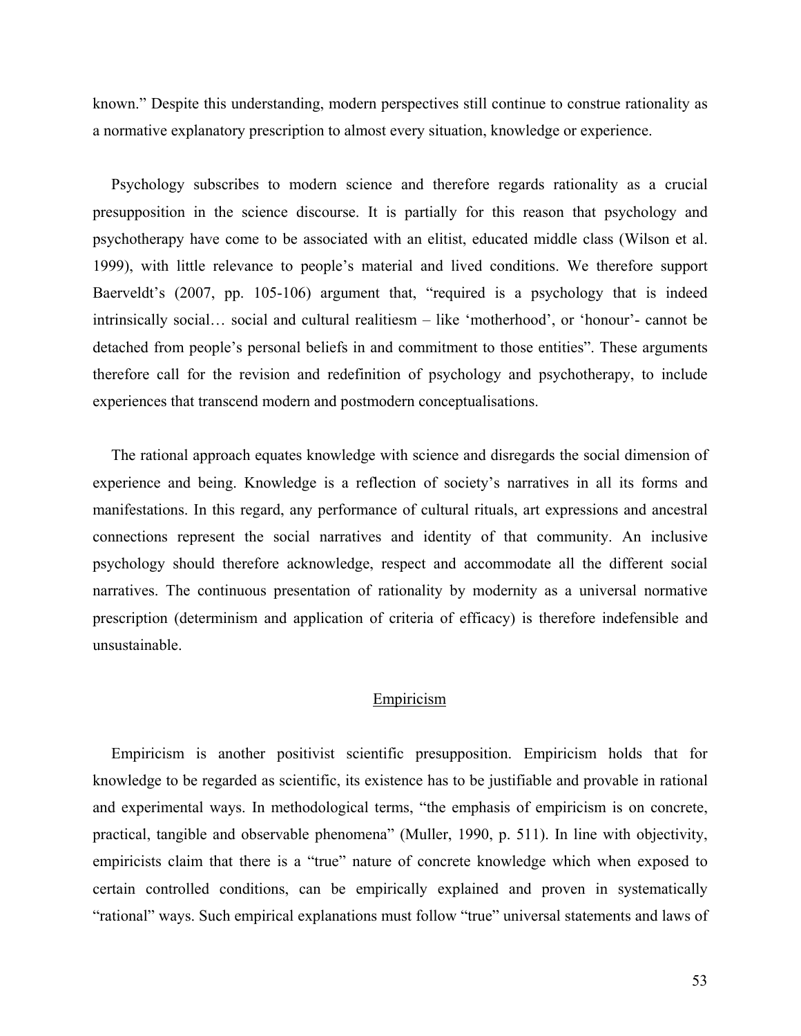known." Despite this understanding, modern perspectives still continue to construe rationality as a normative explanatory prescription to almost every situation, knowledge or experience.

Psychology subscribes to modern science and therefore regards rationality as a crucial presupposition in the science discourse. It is partially for this reason that psychology and psychotherapy have come to be associated with an elitist, educated middle class (Wilson et al. 1999), with little relevance to people's material and lived conditions. We therefore support Baerveldt's (2007, pp. 105-106) argument that, "required is a psychology that is indeed intrinsically social… social and cultural realitiesm – like 'motherhood', or 'honour'- cannot be detached from people's personal beliefs in and commitment to those entities". These arguments therefore call for the revision and redefinition of psychology and psychotherapy, to include experiences that transcend modern and postmodern conceptualisations.

The rational approach equates knowledge with science and disregards the social dimension of experience and being. Knowledge is a reflection of society's narratives in all its forms and manifestations. In this regard, any performance of cultural rituals, art expressions and ancestral connections represent the social narratives and identity of that community. An inclusive psychology should therefore acknowledge, respect and accommodate all the different social narratives. The continuous presentation of rationality by modernity as a universal normative prescription (determinism and application of criteria of efficacy) is therefore indefensible and unsustainable.

## Empiricism

Empiricism is another positivist scientific presupposition. Empiricism holds that for knowledge to be regarded as scientific, its existence has to be justifiable and provable in rational and experimental ways. In methodological terms, "the emphasis of empiricism is on concrete, practical, tangible and observable phenomena" (Muller, 1990, p. 511). In line with objectivity, empiricists claim that there is a "true" nature of concrete knowledge which when exposed to certain controlled conditions, can be empirically explained and proven in systematically "rational" ways. Such empirical explanations must follow "true" universal statements and laws of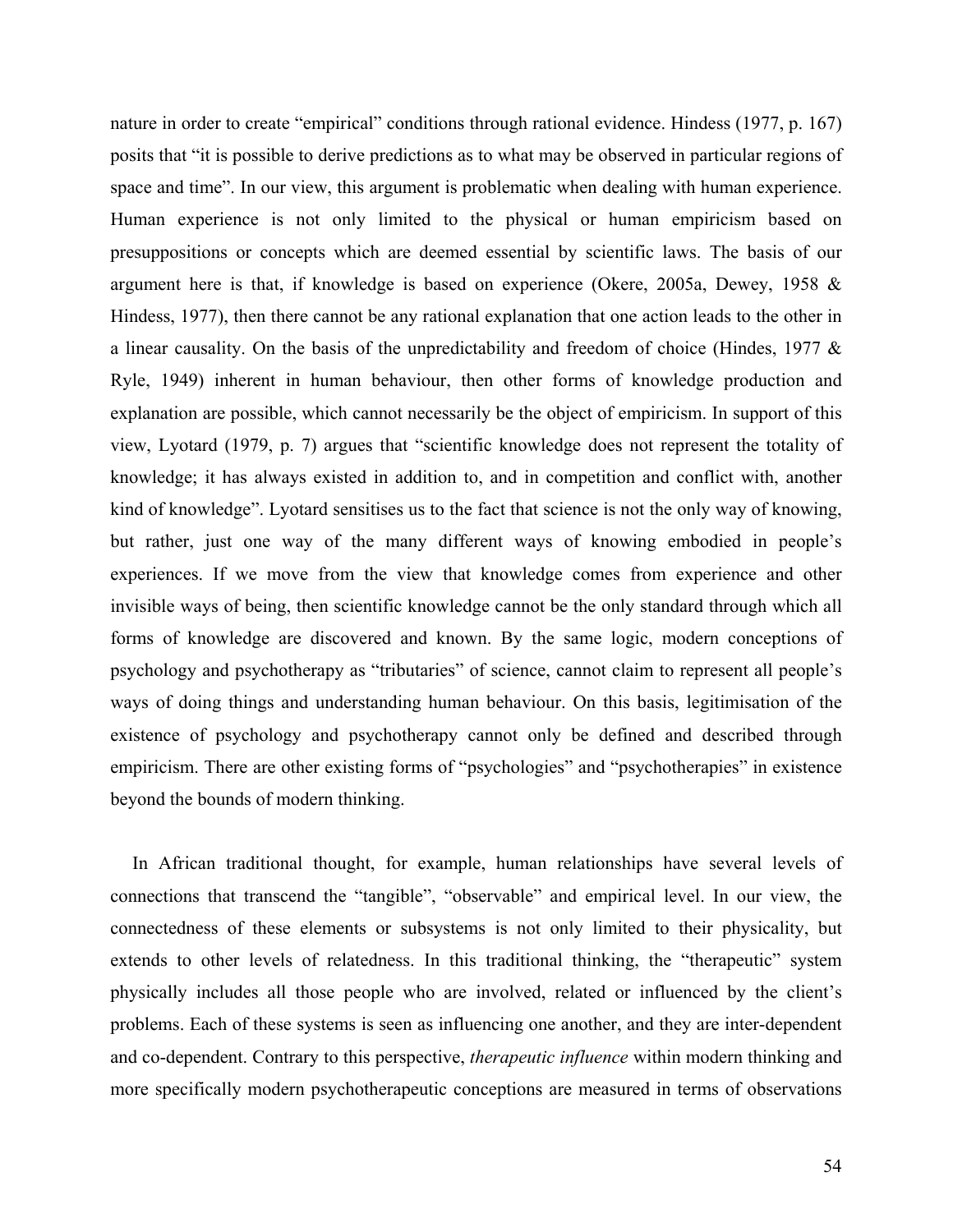nature in order to create "empirical" conditions through rational evidence. Hindess (1977, p. 167) posits that "it is possible to derive predictions as to what may be observed in particular regions of space and time". In our view, this argument is problematic when dealing with human experience. Human experience is not only limited to the physical or human empiricism based on presuppositions or concepts which are deemed essential by scientific laws. The basis of our argument here is that, if knowledge is based on experience (Okere, 2005a, Dewey, 1958 & Hindess, 1977), then there cannot be any rational explanation that one action leads to the other in a linear causality. On the basis of the unpredictability and freedom of choice (Hindes, 1977 & Ryle, 1949) inherent in human behaviour, then other forms of knowledge production and explanation are possible, which cannot necessarily be the object of empiricism. In support of this view, Lyotard (1979, p. 7) argues that "scientific knowledge does not represent the totality of knowledge; it has always existed in addition to, and in competition and conflict with, another kind of knowledge". Lyotard sensitises us to the fact that science is not the only way of knowing, but rather, just one way of the many different ways of knowing embodied in people's experiences. If we move from the view that knowledge comes from experience and other invisible ways of being, then scientific knowledge cannot be the only standard through which all forms of knowledge are discovered and known. By the same logic, modern conceptions of psychology and psychotherapy as "tributaries" of science, cannot claim to represent all people's ways of doing things and understanding human behaviour. On this basis, legitimisation of the existence of psychology and psychotherapy cannot only be defined and described through empiricism. There are other existing forms of "psychologies" and "psychotherapies" in existence beyond the bounds of modern thinking.

In African traditional thought, for example, human relationships have several levels of connections that transcend the "tangible", "observable" and empirical level. In our view, the connectedness of these elements or subsystems is not only limited to their physicality, but extends to other levels of relatedness. In this traditional thinking, the "therapeutic" system physically includes all those people who are involved, related or influenced by the client's problems. Each of these systems is seen as influencing one another, and they are inter-dependent and co-dependent. Contrary to this perspective, *therapeutic influence* within modern thinking and more specifically modern psychotherapeutic conceptions are measured in terms of observations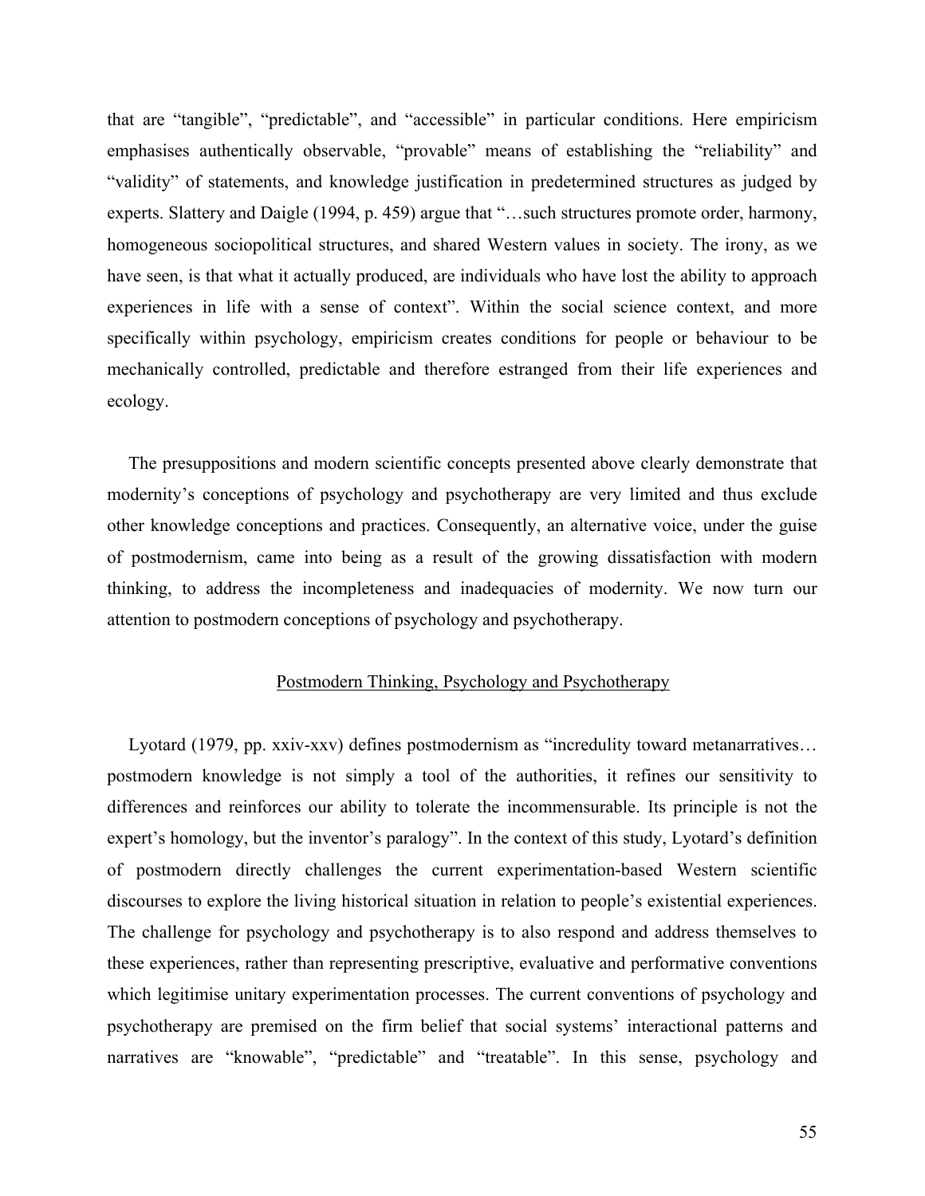that are "tangible", "predictable", and "accessible" in particular conditions. Here empiricism emphasises authentically observable, "provable" means of establishing the "reliability" and "validity" of statements, and knowledge justification in predetermined structures as judged by experts. Slattery and Daigle (1994, p. 459) argue that "…such structures promote order, harmony, homogeneous sociopolitical structures, and shared Western values in society. The irony, as we have seen, is that what it actually produced, are individuals who have lost the ability to approach experiences in life with a sense of context". Within the social science context, and more specifically within psychology, empiricism creates conditions for people or behaviour to be mechanically controlled, predictable and therefore estranged from their life experiences and ecology.

The presuppositions and modern scientific concepts presented above clearly demonstrate that modernity's conceptions of psychology and psychotherapy are very limited and thus exclude other knowledge conceptions and practices. Consequently, an alternative voice, under the guise of postmodernism, came into being as a result of the growing dissatisfaction with modern thinking, to address the incompleteness and inadequacies of modernity. We now turn our attention to postmodern conceptions of psychology and psychotherapy.

## Postmodern Thinking, Psychology and Psychotherapy

Lyotard (1979, pp. xxiv-xxv) defines postmodernism as "incredulity toward metanarratives… postmodern knowledge is not simply a tool of the authorities, it refines our sensitivity to differences and reinforces our ability to tolerate the incommensurable. Its principle is not the expert's homology, but the inventor's paralogy". In the context of this study, Lyotard's definition of postmodern directly challenges the current experimentation-based Western scientific discourses to explore the living historical situation in relation to people's existential experiences. The challenge for psychology and psychotherapy is to also respond and address themselves to these experiences, rather than representing prescriptive, evaluative and performative conventions which legitimise unitary experimentation processes. The current conventions of psychology and psychotherapy are premised on the firm belief that social systems' interactional patterns and narratives are "knowable", "predictable" and "treatable". In this sense, psychology and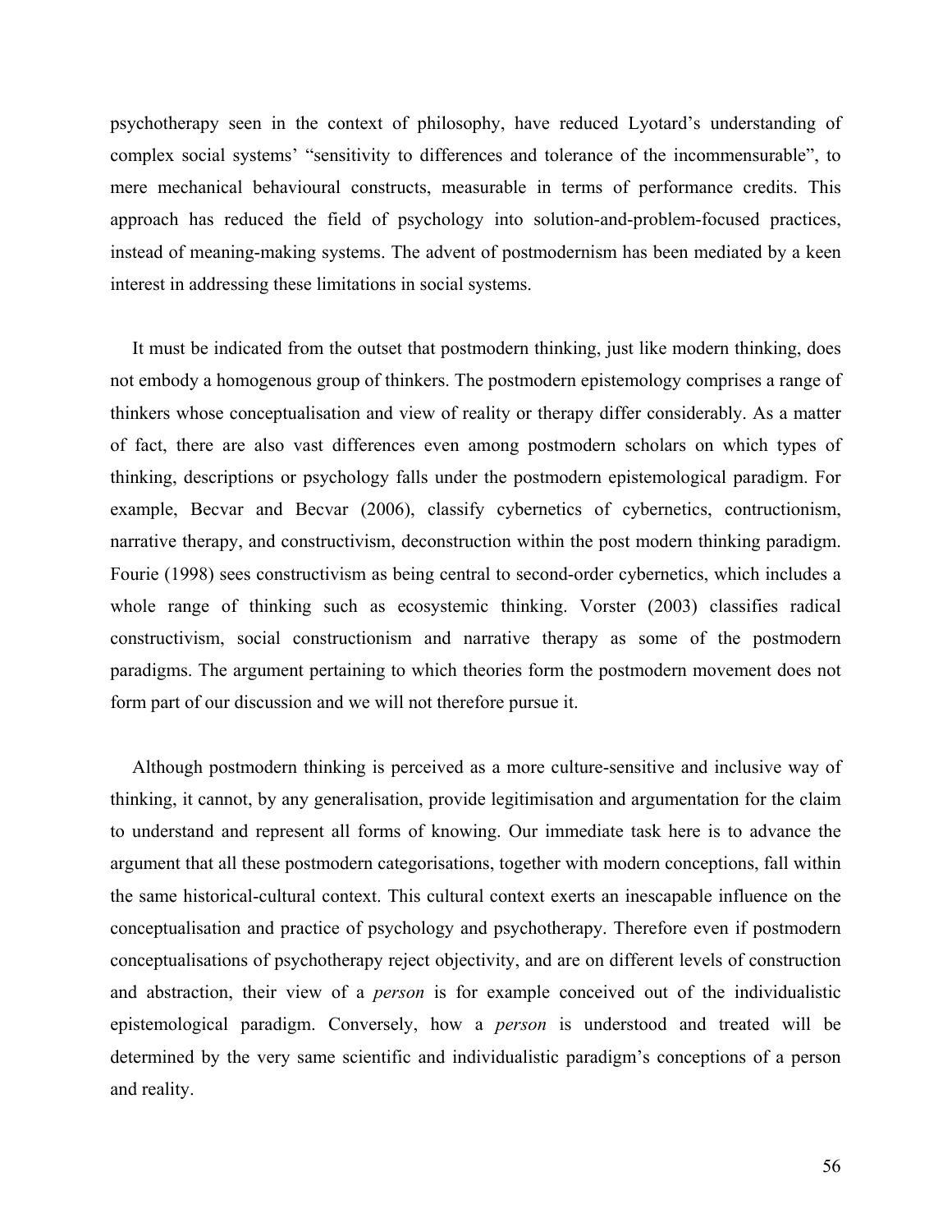psychotherapy seen in the context of philosophy, have reduced Lyotard's understanding of complex social systems' "sensitivity to differences and tolerance of the incommensurable", to mere mechanical behavioural constructs, measurable in terms of performance credits. This approach has reduced the field of psychology into solution-and-problem-focused practices, instead of meaning-making systems. The advent of postmodernism has been mediated by a keen interest in addressing these limitations in social systems.

It must be indicated from the outset that postmodern thinking, just like modern thinking, does not embody a homogenous group of thinkers. The postmodern epistemology comprises a range of thinkers whose conceptualisation and view of reality or therapy differ considerably. As a matter of fact, there are also vast differences even among postmodern scholars on which types of thinking, descriptions or psychology falls under the postmodern epistemological paradigm. For example, Becvar and Becvar (2006), classify cybernetics of cybernetics, contructionism, narrative therapy, and constructivism, deconstruction within the post modern thinking paradigm. Fourie (1998) sees constructivism as being central to second-order cybernetics, which includes a whole range of thinking such as ecosystemic thinking. Vorster (2003) classifies radical constructivism, social constructionism and narrative therapy as some of the postmodern paradigms. The argument pertaining to which theories form the postmodern movement does not form part of our discussion and we will not therefore pursue it.

Although postmodern thinking is perceived as a more culture-sensitive and inclusive way of thinking, it cannot, by any generalisation, provide legitimisation and argumentation for the claim to understand and represent all forms of knowing. Our immediate task here is to advance the argument that all these postmodern categorisations, together with modern conceptions, fall within the same historical-cultural context. This cultural context exerts an inescapable influence on the conceptualisation and practice of psychology and psychotherapy. Therefore even if postmodern conceptualisations of psychotherapy reject objectivity, and are on different levels of construction and abstraction, their view of a *person* is for example conceived out of the individualistic epistemological paradigm. Conversely, how a *person* is understood and treated will be determined by the very same scientific and individualistic paradigm's conceptions of a person and reality.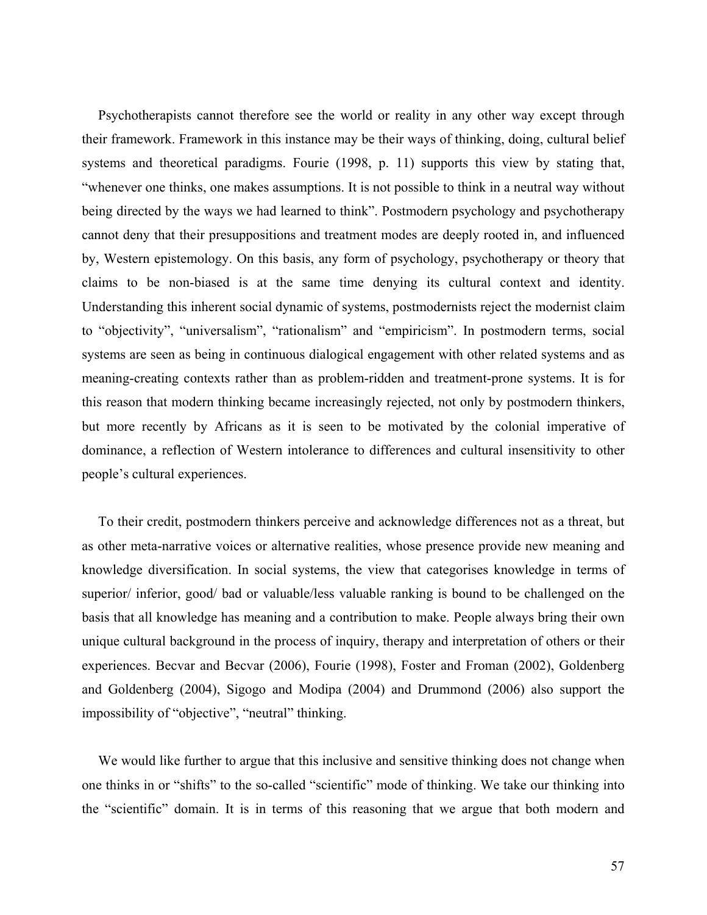Psychotherapists cannot therefore see the world or reality in any other way except through their framework. Framework in this instance may be their ways of thinking, doing, cultural belief systems and theoretical paradigms. Fourie (1998, p. 11) supports this view by stating that, "whenever one thinks, one makes assumptions. It is not possible to think in a neutral way without being directed by the ways we had learned to think". Postmodern psychology and psychotherapy cannot deny that their presuppositions and treatment modes are deeply rooted in, and influenced by, Western epistemology. On this basis, any form of psychology, psychotherapy or theory that claims to be non-biased is at the same time denying its cultural context and identity. Understanding this inherent social dynamic of systems, postmodernists reject the modernist claim to "objectivity", "universalism", "rationalism" and "empiricism". In postmodern terms, social systems are seen as being in continuous dialogical engagement with other related systems and as meaning-creating contexts rather than as problem-ridden and treatment-prone systems. It is for this reason that modern thinking became increasingly rejected, not only by postmodern thinkers, but more recently by Africans as it is seen to be motivated by the colonial imperative of dominance, a reflection of Western intolerance to differences and cultural insensitivity to other people's cultural experiences.

To their credit, postmodern thinkers perceive and acknowledge differences not as a threat, but as other meta-narrative voices or alternative realities, whose presence provide new meaning and knowledge diversification. In social systems, the view that categorises knowledge in terms of superior/ inferior, good/ bad or valuable/less valuable ranking is bound to be challenged on the basis that all knowledge has meaning and a contribution to make. People always bring their own unique cultural background in the process of inquiry, therapy and interpretation of others or their experiences. Becvar and Becvar (2006), Fourie (1998), Foster and Froman (2002), Goldenberg and Goldenberg (2004), Sigogo and Modipa (2004) and Drummond (2006) also support the impossibility of "objective", "neutral" thinking.

We would like further to argue that this inclusive and sensitive thinking does not change when one thinks in or "shifts" to the so-called "scientific" mode of thinking. We take our thinking into the "scientific" domain. It is in terms of this reasoning that we argue that both modern and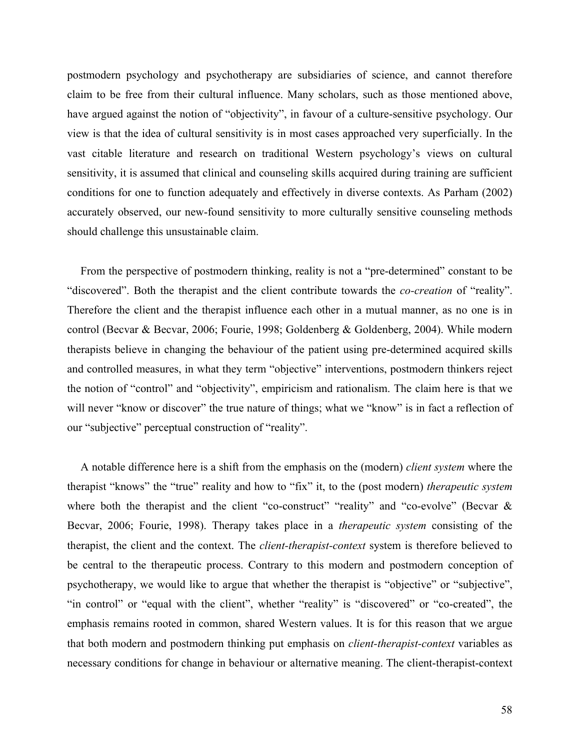postmodern psychology and psychotherapy are subsidiaries of science, and cannot therefore claim to be free from their cultural influence. Many scholars, such as those mentioned above, have argued against the notion of "objectivity", in favour of a culture-sensitive psychology. Our view is that the idea of cultural sensitivity is in most cases approached very superficially. In the vast citable literature and research on traditional Western psychology's views on cultural sensitivity, it is assumed that clinical and counseling skills acquired during training are sufficient conditions for one to function adequately and effectively in diverse contexts. As Parham (2002) accurately observed, our new-found sensitivity to more culturally sensitive counseling methods should challenge this unsustainable claim.

From the perspective of postmodern thinking, reality is not a "pre-determined" constant to be "discovered". Both the therapist and the client contribute towards the *co-creation* of "reality". Therefore the client and the therapist influence each other in a mutual manner, as no one is in control (Becvar & Becvar, 2006; Fourie, 1998; Goldenberg & Goldenberg, 2004). While modern therapists believe in changing the behaviour of the patient using pre-determined acquired skills and controlled measures, in what they term "objective" interventions, postmodern thinkers reject the notion of "control" and "objectivity", empiricism and rationalism. The claim here is that we will never "know or discover" the true nature of things; what we "know" is in fact a reflection of our "subjective" perceptual construction of "reality".

A notable difference here is a shift from the emphasis on the (modern) *client system* where the therapist "knows" the "true" reality and how to "fix" it, to the (post modern) *therapeutic system* where both the therapist and the client "co-construct" "reality" and "co-evolve" (Becvar & Becvar, 2006; Fourie, 1998). Therapy takes place in a *therapeutic system* consisting of the therapist, the client and the context. The *client-therapist-context* system is therefore believed to be central to the therapeutic process. Contrary to this modern and postmodern conception of psychotherapy, we would like to argue that whether the therapist is "objective" or "subjective", "in control" or "equal with the client", whether "reality" is "discovered" or "co-created", the emphasis remains rooted in common, shared Western values. It is for this reason that we argue that both modern and postmodern thinking put emphasis on *client-therapist-context* variables as necessary conditions for change in behaviour or alternative meaning. The client-therapist-context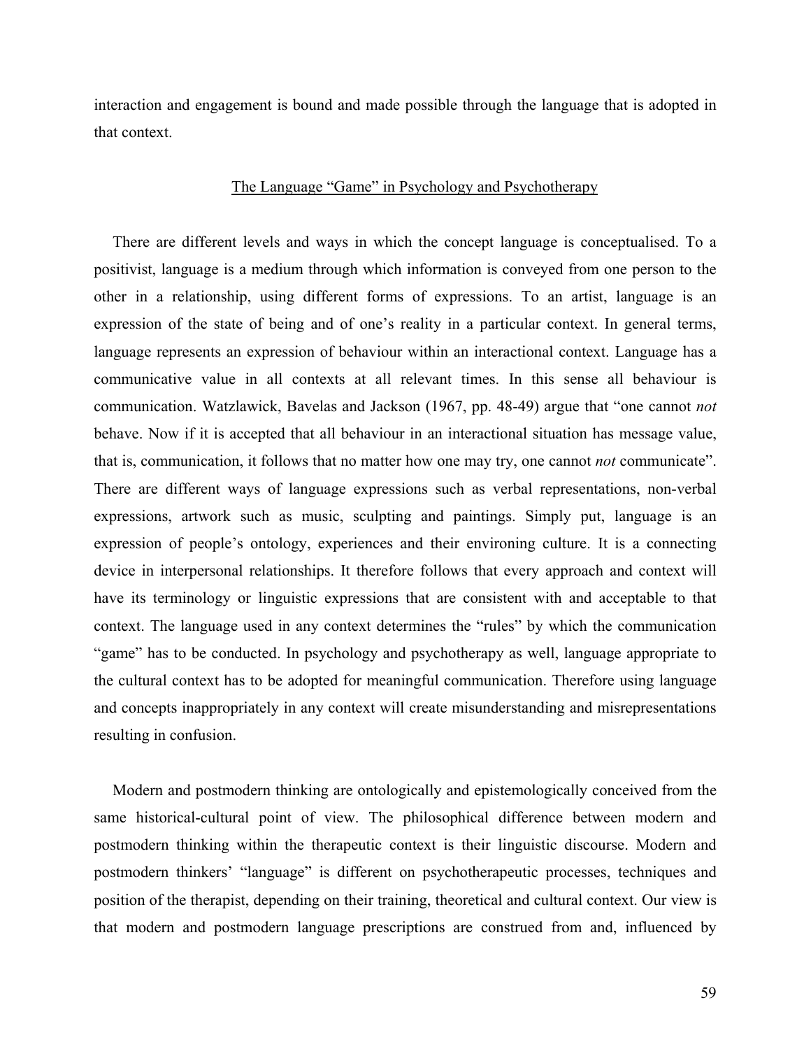interaction and engagement is bound and made possible through the language that is adopted in that context.

## The Language "Game" in Psychology and Psychotherapy

There are different levels and ways in which the concept language is conceptualised. To a positivist, language is a medium through which information is conveyed from one person to the other in a relationship, using different forms of expressions. To an artist, language is an expression of the state of being and of one's reality in a particular context. In general terms, language represents an expression of behaviour within an interactional context. Language has a communicative value in all contexts at all relevant times. In this sense all behaviour is communication. Watzlawick, Bavelas and Jackson (1967, pp. 48-49) argue that "one cannot *not* behave. Now if it is accepted that all behaviour in an interactional situation has message value, that is, communication, it follows that no matter how one may try, one cannot *not* communicate". There are different ways of language expressions such as verbal representations, non-verbal expressions, artwork such as music, sculpting and paintings. Simply put, language is an expression of people's ontology, experiences and their environing culture. It is a connecting device in interpersonal relationships. It therefore follows that every approach and context will have its terminology or linguistic expressions that are consistent with and acceptable to that context. The language used in any context determines the "rules" by which the communication "game" has to be conducted. In psychology and psychotherapy as well, language appropriate to the cultural context has to be adopted for meaningful communication. Therefore using language and concepts inappropriately in any context will create misunderstanding and misrepresentations resulting in confusion.

Modern and postmodern thinking are ontologically and epistemologically conceived from the same historical-cultural point of view. The philosophical difference between modern and postmodern thinking within the therapeutic context is their linguistic discourse. Modern and postmodern thinkers' "language" is different on psychotherapeutic processes, techniques and position of the therapist, depending on their training, theoretical and cultural context. Our view is that modern and postmodern language prescriptions are construed from and, influenced by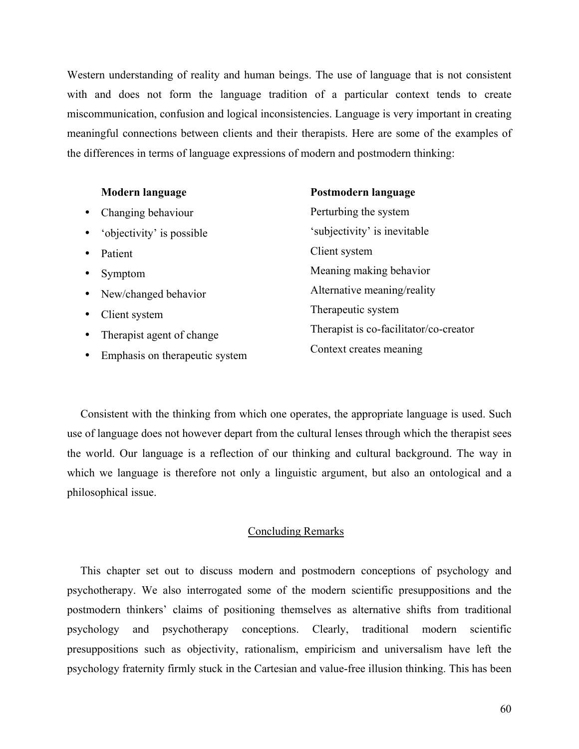Western understanding of reality and human beings. The use of language that is not consistent with and does not form the language tradition of a particular context tends to create miscommunication, confusion and logical inconsistencies. Language is very important in creating meaningful connections between clients and their therapists. Here are some of the examples of the differences in terms of language expressions of modern and postmodern thinking:

| Modern language | Postmodern language |
| --- | --- |
| • Changing behaviour | Perturbing the system |
| • ‘objectivity’ is possible | ‘subjectivity’ is inevitable |
| • Patient | Client system |
| • Symptom | Meaning making behavior |
| • New/changed behavior | Alternative meaning/reality |
| • Client system | Therapeutic system |
| • Therapist agent of change | Therapist is co-facilitator/co-creator |
| • Emphasis on therapeutic system | Context creates meaning |

Consistent with the thinking from which one operates, the appropriate language is used. Such use of language does not however depart from the cultural lenses through which the therapist sees the world. Our language is a reflection of our thinking and cultural background. The way in which we language is therefore not only a linguistic argument, but also an ontological and a philosophical issue.

## Concluding Remarks

This chapter set out to discuss modern and postmodern conceptions of psychology and psychotherapy. We also interrogated some of the modern scientific presuppositions and the postmodern thinkers’ claims of positioning themselves as alternative shifts from traditional psychology and psychotherapy conceptions. Clearly, traditional modern scientific presuppositions such as objectivity, rationalism, empiricism and universalism have left the psychology fraternity firmly stuck in the Cartesian and value-free illusion thinking. This has been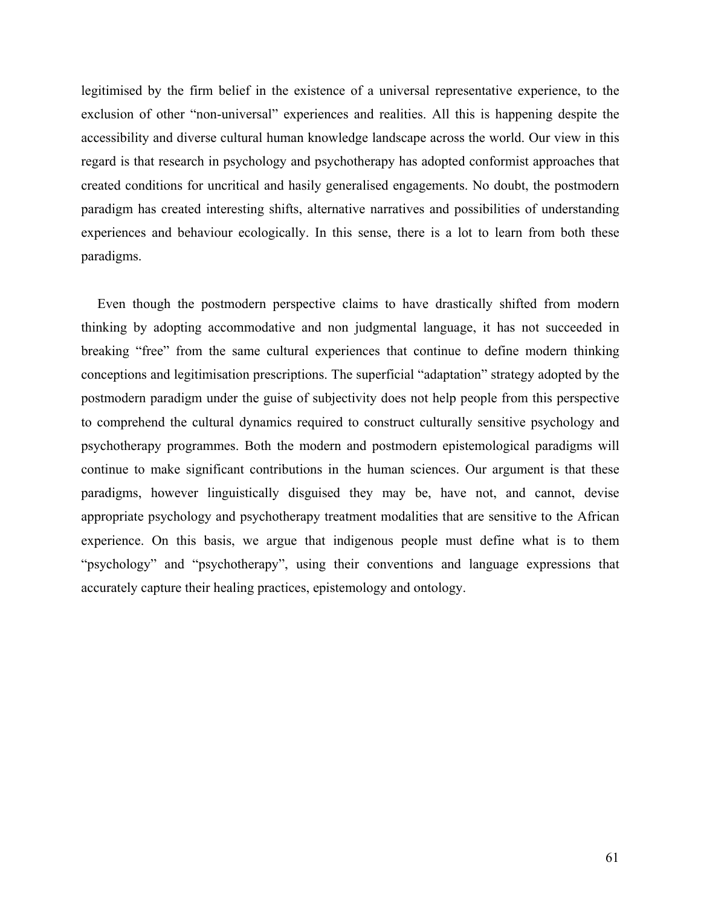legitimised by the firm belief in the existence of a universal representative experience, to the exclusion of other "non-universal" experiences and realities. All this is happening despite the accessibility and diverse cultural human knowledge landscape across the world. Our view in this regard is that research in psychology and psychotherapy has adopted conformist approaches that created conditions for uncritical and hasily generalised engagements. No doubt, the postmodern paradigm has created interesting shifts, alternative narratives and possibilities of understanding experiences and behaviour ecologically. In this sense, there is a lot to learn from both these paradigms.

Even though the postmodern perspective claims to have drastically shifted from modern thinking by adopting accommodative and non judgmental language, it has not succeeded in breaking "free" from the same cultural experiences that continue to define modern thinking conceptions and legitimisation prescriptions. The superficial "adaptation" strategy adopted by the postmodern paradigm under the guise of subjectivity does not help people from this perspective to comprehend the cultural dynamics required to construct culturally sensitive psychology and psychotherapy programmes. Both the modern and postmodern epistemological paradigms will continue to make significant contributions in the human sciences. Our argument is that these paradigms, however linguistically disguised they may be, have not, and cannot, devise appropriate psychology and psychotherapy treatment modalities that are sensitive to the African experience. On this basis, we argue that indigenous people must define what is to them "psychology" and "psychotherapy", using their conventions and language expressions that accurately capture their healing practices, epistemology and ontology.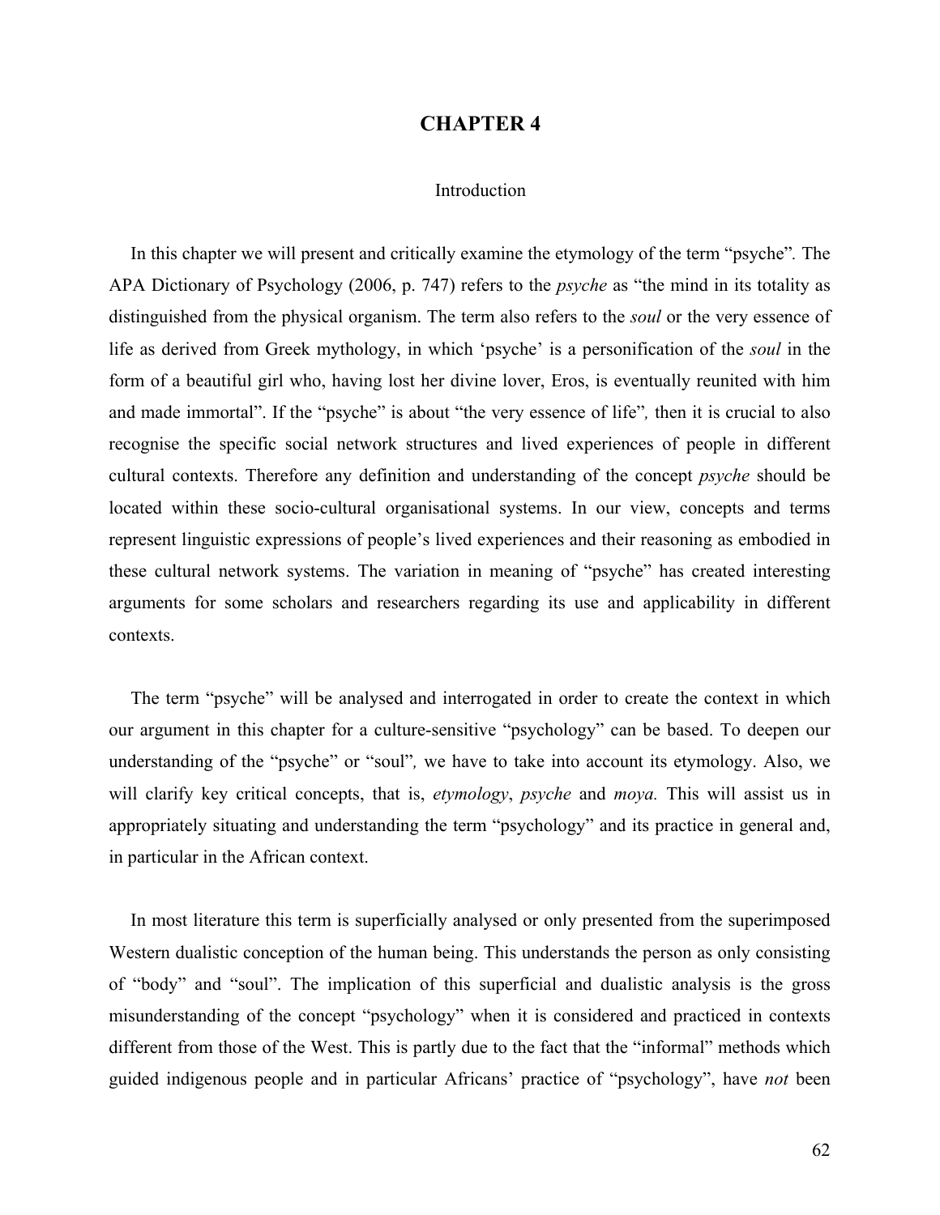# CHAPTER 4

## Introduction

In this chapter we will present and critically examine the etymology of the term "psyche". The APA Dictionary of Psychology (2006, p. 747) refers to the *psyche* as "the mind in its totality as distinguished from the physical organism. The term also refers to the *soul* or the very essence of life as derived from Greek mythology, in which 'psyche' is a personification of the *soul* in the form of a beautiful girl who, having lost her divine lover, Eros, is eventually reunited with him and made immortal". If the "psyche" is about "the very essence of life", then it is crucial to also recognise the specific social network structures and lived experiences of people in different cultural contexts. Therefore any definition and understanding of the concept *psyche* should be located within these socio-cultural organisational systems. In our view, concepts and terms represent linguistic expressions of people's lived experiences and their reasoning as embodied in these cultural network systems. The variation in meaning of "psyche" has created interesting arguments for some scholars and researchers regarding its use and applicability in different contexts.

The term "psyche" will be analysed and interrogated in order to create the context in which our argument in this chapter for a culture-sensitive "psychology" can be based. To deepen our understanding of the "psyche" or "soul", we have to take into account its etymology. Also, we will clarify key critical concepts, that is, *etymology*, *psyche* and *moya.* This will assist us in appropriately situating and understanding the term "psychology" and its practice in general and, in particular in the African context.

In most literature this term is superficially analysed or only presented from the superimposed Western dualistic conception of the human being. This understands the person as only consisting of "body" and "soul". The implication of this superficial and dualistic analysis is the gross misunderstanding of the concept "psychology" when it is considered and practiced in contexts different from those of the West. This is partly due to the fact that the "informal" methods which guided indigenous people and in particular Africans' practice of "psychology", have *not* been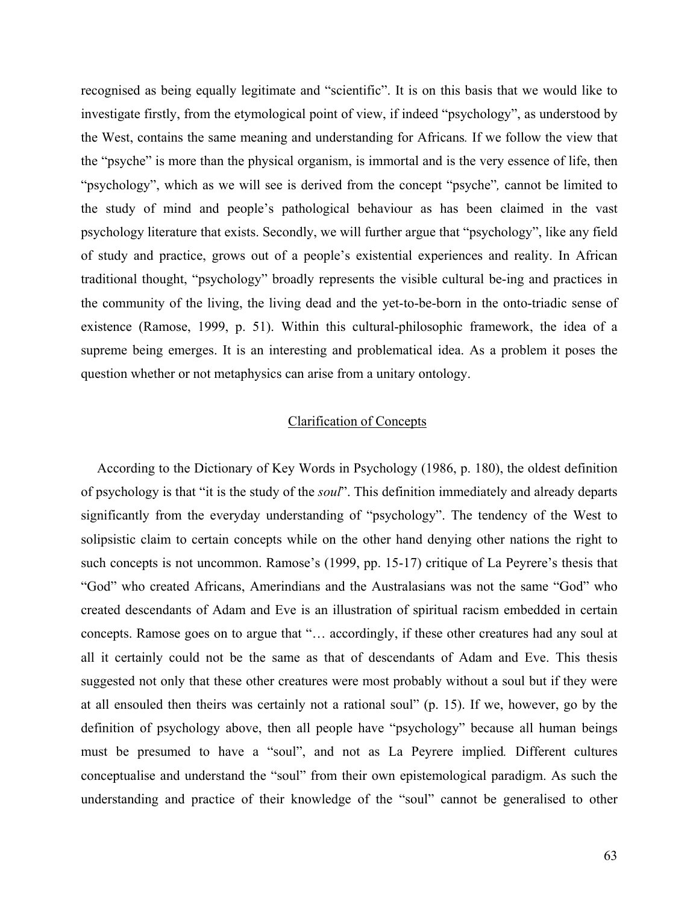recognised as being equally legitimate and "scientific". It is on this basis that we would like to investigate firstly, from the etymological point of view, if indeed "psychology", as understood by the West, contains the same meaning and understanding for Africans*.* If we follow the view that the "psyche" is more than the physical organism, is immortal and is the very essence of life, then "psychology", which as we will see is derived from the concept "psyche"*,* cannot be limited to the study of mind and people's pathological behaviour as has been claimed in the vast psychology literature that exists. Secondly, we will further argue that "psychology", like any field of study and practice, grows out of a people's existential experiences and reality. In African traditional thought, "psychology" broadly represents the visible cultural be-ing and practices in the community of the living, the living dead and the yet-to-be-born in the onto-triadic sense of existence (Ramose, 1999, p. 51). Within this cultural-philosophic framework, the idea of a supreme being emerges. It is an interesting and problematical idea. As a problem it poses the question whether or not metaphysics can arise from a unitary ontology.

## Clarification of Concepts

According to the Dictionary of Key Words in Psychology (1986, p. 180), the oldest definition of psychology is that "it is the study of the *soul*". This definition immediately and already departs significantly from the everyday understanding of "psychology". The tendency of the West to solipsistic claim to certain concepts while on the other hand denying other nations the right to such concepts is not uncommon. Ramose's (1999, pp. 15-17) critique of La Peyrere's thesis that "God" who created Africans, Amerindians and the Australasians was not the same "God" who created descendants of Adam and Eve is an illustration of spiritual racism embedded in certain concepts. Ramose goes on to argue that "… accordingly, if these other creatures had any soul at all it certainly could not be the same as that of descendants of Adam and Eve. This thesis suggested not only that these other creatures were most probably without a soul but if they were at all ensouled then theirs was certainly not a rational soul" (p. 15). If we, however, go by the definition of psychology above, then all people have "psychology" because all human beings must be presumed to have a "soul", and not as La Peyrere implied*.* Different cultures conceptualise and understand the "soul" from their own epistemological paradigm. As such the understanding and practice of their knowledge of the "soul" cannot be generalised to other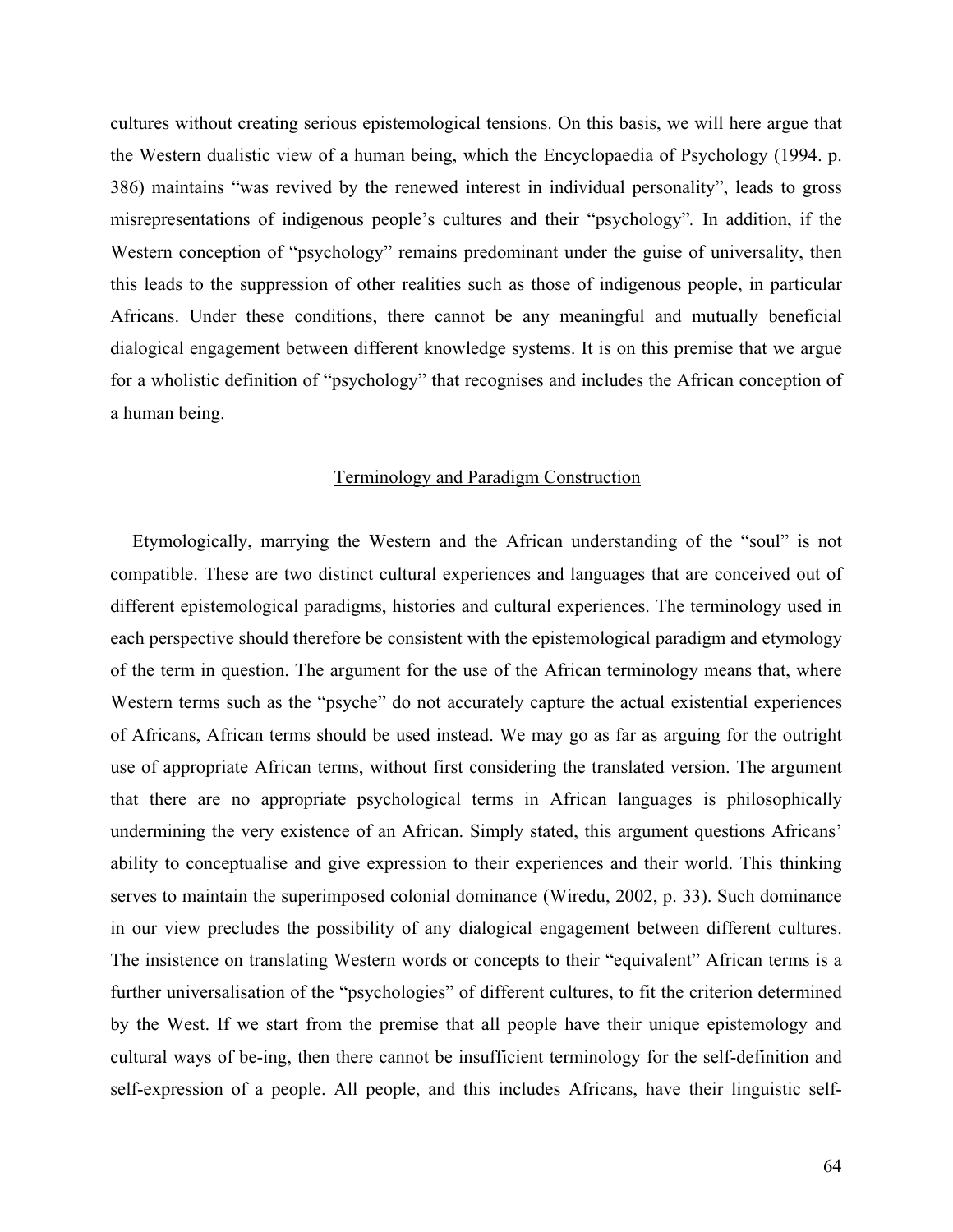cultures without creating serious epistemological tensions. On this basis, we will here argue that the Western dualistic view of a human being, which the Encyclopaedia of Psychology (1994. p. 386) maintains "was revived by the renewed interest in individual personality", leads to gross misrepresentations of indigenous people's cultures and their "psychology". In addition, if the Western conception of "psychology" remains predominant under the guise of universality, then this leads to the suppression of other realities such as those of indigenous people, in particular Africans. Under these conditions, there cannot be any meaningful and mutually beneficial dialogical engagement between different knowledge systems. It is on this premise that we argue for a wholistic definition of "psychology" that recognises and includes the African conception of a human being.

## Terminology and Paradigm Construction

Etymologically, marrying the Western and the African understanding of the "soul" is not compatible. These are two distinct cultural experiences and languages that are conceived out of different epistemological paradigms, histories and cultural experiences. The terminology used in each perspective should therefore be consistent with the epistemological paradigm and etymology of the term in question. The argument for the use of the African terminology means that, where Western terms such as the "psyche" do not accurately capture the actual existential experiences of Africans, African terms should be used instead. We may go as far as arguing for the outright use of appropriate African terms, without first considering the translated version. The argument that there are no appropriate psychological terms in African languages is philosophically undermining the very existence of an African. Simply stated, this argument questions Africans' ability to conceptualise and give expression to their experiences and their world. This thinking serves to maintain the superimposed colonial dominance (Wiredu, 2002, p. 33). Such dominance in our view precludes the possibility of any dialogical engagement between different cultures. The insistence on translating Western words or concepts to their "equivalent" African terms is a further universalisation of the "psychologies" of different cultures, to fit the criterion determined by the West. If we start from the premise that all people have their unique epistemology and cultural ways of be-ing, then there cannot be insufficient terminology for the self-definition and self-expression of a people. All people, and this includes Africans, have their linguistic self-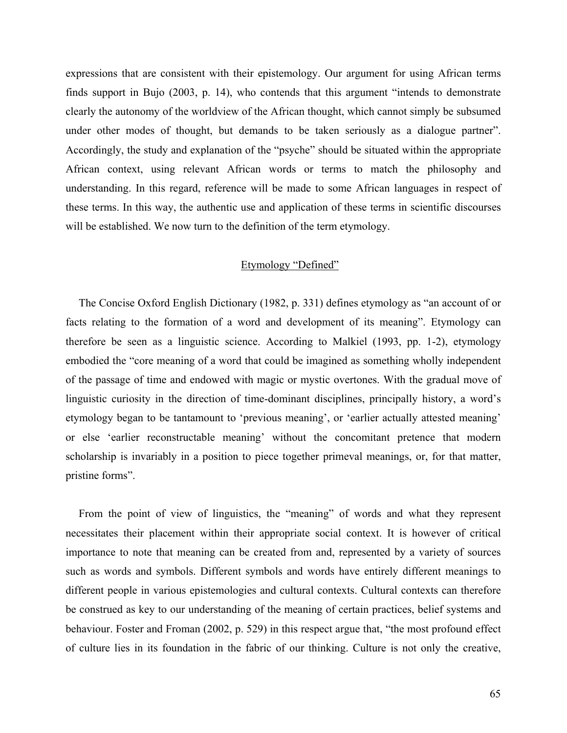expressions that are consistent with their epistemology. Our argument for using African terms finds support in Bujo (2003, p. 14), who contends that this argument "intends to demonstrate clearly the autonomy of the worldview of the African thought, which cannot simply be subsumed under other modes of thought, but demands to be taken seriously as a dialogue partner". Accordingly, the study and explanation of the "psyche" should be situated within the appropriate African context, using relevant African words or terms to match the philosophy and understanding. In this regard, reference will be made to some African languages in respect of these terms. In this way, the authentic use and application of these terms in scientific discourses will be established. We now turn to the definition of the term etymology.

## Etymology "Defined"

The Concise Oxford English Dictionary (1982, p. 331) defines etymology as "an account of or facts relating to the formation of a word and development of its meaning". Etymology can therefore be seen as a linguistic science. According to Malkiel (1993, pp. 1-2), etymology embodied the "core meaning of a word that could be imagined as something wholly independent of the passage of time and endowed with magic or mystic overtones. With the gradual move of linguistic curiosity in the direction of time-dominant disciplines, principally history, a word's etymology began to be tantamount to 'previous meaning', or 'earlier actually attested meaning' or else 'earlier reconstructable meaning' without the concomitant pretence that modern scholarship is invariably in a position to piece together primeval meanings, or, for that matter, pristine forms".

From the point of view of linguistics, the "meaning" of words and what they represent necessitates their placement within their appropriate social context. It is however of critical importance to note that meaning can be created from and, represented by a variety of sources such as words and symbols. Different symbols and words have entirely different meanings to different people in various epistemologies and cultural contexts. Cultural contexts can therefore be construed as key to our understanding of the meaning of certain practices, belief systems and behaviour. Foster and Froman (2002, p. 529) in this respect argue that, "the most profound effect of culture lies in its foundation in the fabric of our thinking. Culture is not only the creative,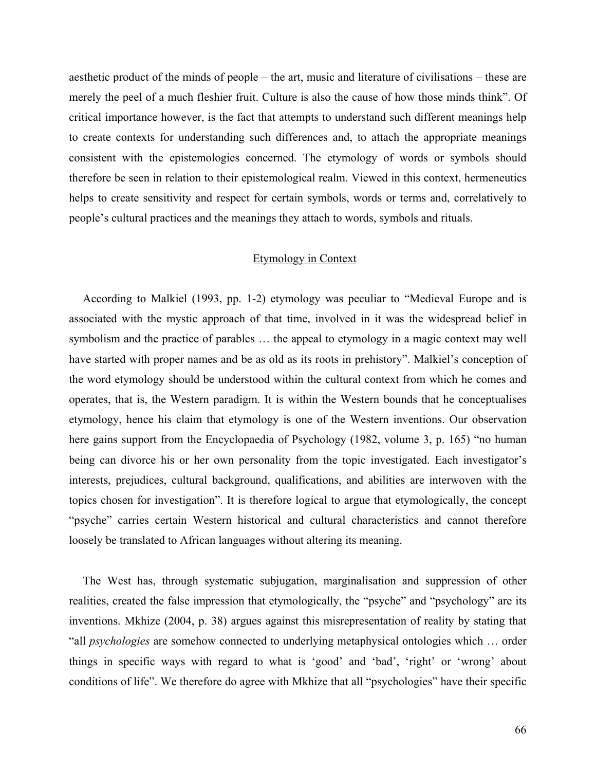aesthetic product of the minds of people – the art, music and literature of civilisations – these are merely the peel of a much fleshier fruit. Culture is also the cause of how those minds think". Of critical importance however, is the fact that attempts to understand such different meanings help to create contexts for understanding such differences and, to attach the appropriate meanings consistent with the epistemologies concerned. The etymology of words or symbols should therefore be seen in relation to their epistemological realm. Viewed in this context, hermeneutics helps to create sensitivity and respect for certain symbols, words or terms and, correlatively to people's cultural practices and the meanings they attach to words, symbols and rituals.

## Etymology in Context

According to Malkiel (1993, pp. 1-2) etymology was peculiar to "Medieval Europe and is associated with the mystic approach of that time, involved in it was the widespread belief in symbolism and the practice of parables … the appeal to etymology in a magic context may well have started with proper names and be as old as its roots in prehistory". Malkiel's conception of the word etymology should be understood within the cultural context from which he comes and operates, that is, the Western paradigm. It is within the Western bounds that he conceptualises etymology, hence his claim that etymology is one of the Western inventions. Our observation here gains support from the Encyclopaedia of Psychology (1982, volume 3, p. 165) "no human being can divorce his or her own personality from the topic investigated. Each investigator's interests, prejudices, cultural background, qualifications, and abilities are interwoven with the topics chosen for investigation". It is therefore logical to argue that etymologically, the concept "psyche" carries certain Western historical and cultural characteristics and cannot therefore loosely be translated to African languages without altering its meaning.

The West has, through systematic subjugation, marginalisation and suppression of other realities, created the false impression that etymologically, the "psyche" and "psychology" are its inventions. Mkhize (2004, p. 38) argues against this misrepresentation of reality by stating that "all *psychologies* are somehow connected to underlying metaphysical ontologies which … order things in specific ways with regard to what is 'good' and 'bad', 'right' or 'wrong' about conditions of life". We therefore do agree with Mkhize that all "psychologies" have their specific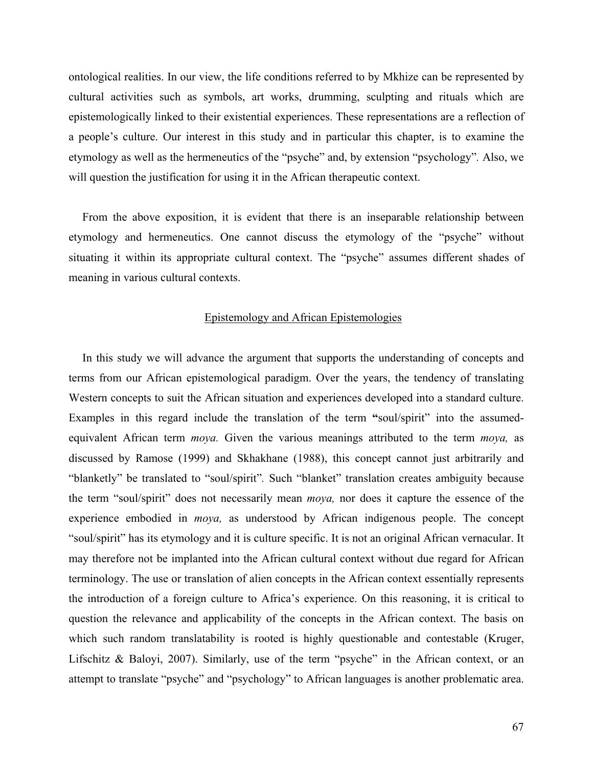ontological realities. In our view, the life conditions referred to by Mkhize can be represented by cultural activities such as symbols, art works, drumming, sculpting and rituals which are epistemologically linked to their existential experiences. These representations are a reflection of a people's culture. Our interest in this study and in particular this chapter, is to examine the etymology as well as the hermeneutics of the "psyche" and, by extension "psychology". Also, we will question the justification for using it in the African therapeutic context.

From the above exposition, it is evident that there is an inseparable relationship between etymology and hermeneutics. One cannot discuss the etymology of the "psyche" without situating it within its appropriate cultural context. The "psyche" assumes different shades of meaning in various cultural contexts.

## Epistemology and African Epistemologies

In this study we will advance the argument that supports the understanding of concepts and terms from our African epistemological paradigm. Over the years, the tendency of translating Western concepts to suit the African situation and experiences developed into a standard culture. Examples in this regard include the translation of the term "soul/spirit" into the assumed-equivalent African term *moya.* Given the various meanings attributed to the term *moya,* as discussed by Ramose (1999) and Skhakhane (1988), this concept cannot just arbitrarily and "blanketly" be translated to "soul/spirit". Such "blanket" translation creates ambiguity because the term "soul/spirit" does not necessarily mean *moya,* nor does it capture the essence of the experience embodied in *moya,* as understood by African indigenous people. The concept "soul/spirit" has its etymology and it is culture specific. It is not an original African vernacular. It may therefore not be implanted into the African cultural context without due regard for African terminology. The use or translation of alien concepts in the African context essentially represents the introduction of a foreign culture to Africa's experience. On this reasoning, it is critical to question the relevance and applicability of the concepts in the African context. The basis on which such random translatability is rooted is highly questionable and contestable (Kruger, Lifschitz & Baloyi, 2007). Similarly, use of the term "psyche" in the African context, or an attempt to translate "psyche" and "psychology" to African languages is another problematic area.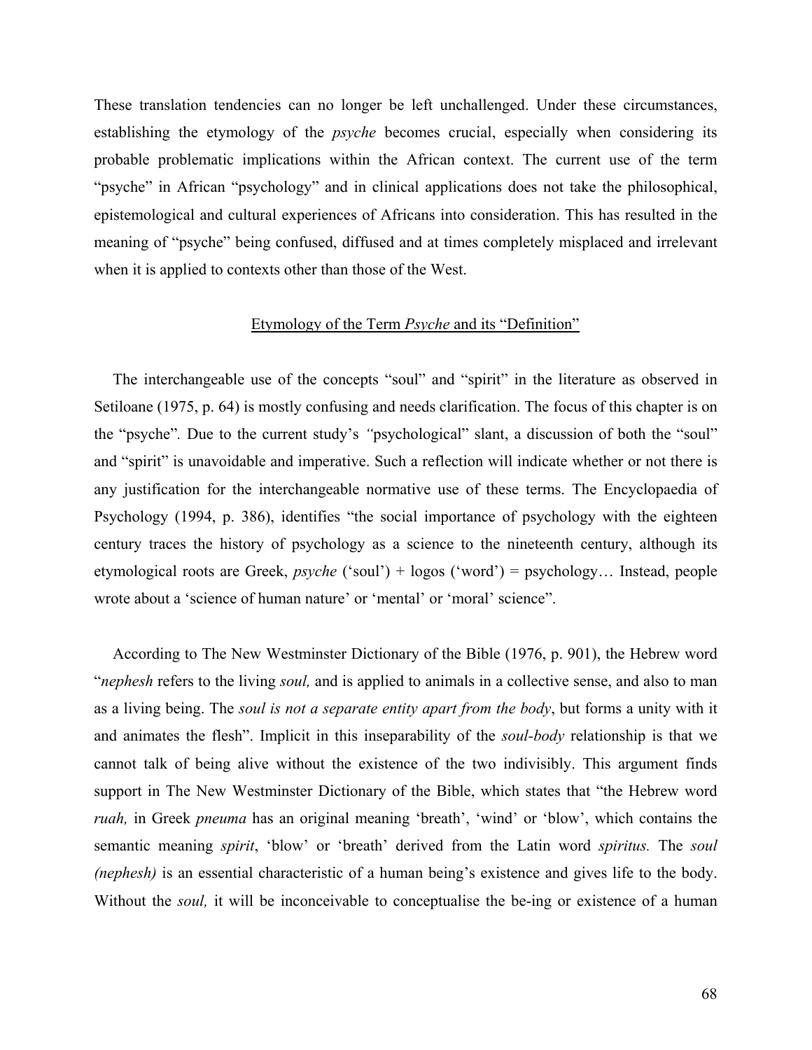These translation tendencies can no longer be left unchallenged. Under these circumstances, establishing the etymology of the *psyche* becomes crucial, especially when considering its probable problematic implications within the African context. The current use of the term "psyche" in African "psychology" and in clinical applications does not take the philosophical, epistemological and cultural experiences of Africans into consideration. This has resulted in the meaning of "psyche" being confused, diffused and at times completely misplaced and irrelevant when it is applied to contexts other than those of the West.

## Etymology of the Term *Psyche* and its "Definition"

The interchangeable use of the concepts "soul" and "spirit" in the literature as observed in Setiloane (1975, p. 64) is mostly confusing and needs clarification. The focus of this chapter is on the "psyche". Due to the current study's "psychological" slant, a discussion of both the "soul" and "spirit" is unavoidable and imperative. Such a reflection will indicate whether or not there is any justification for the interchangeable normative use of these terms. The Encyclopaedia of Psychology (1994, p. 386), identifies "the social importance of psychology with the eighteen century traces the history of psychology as a science to the nineteenth century, although its etymological roots are Greek, *psyche* ('soul') + logos ('word') = psychology… Instead, people wrote about a 'science of human nature' or 'mental' or 'moral' science".

According to The New Westminster Dictionary of the Bible (1976, p. 901), the Hebrew word "*nephesh* refers to the living *soul,* and is applied to animals in a collective sense, and also to man as a living being. The *soul is not a separate entity apart from the body*, but forms a unity with it and animates the flesh". Implicit in this inseparability of the *soul-body* relationship is that we cannot talk of being alive without the existence of the two indivisibly. This argument finds support in The New Westminster Dictionary of the Bible, which states that "the Hebrew word *ruah,* in Greek *pneuma* has an original meaning 'breath', 'wind' or 'blow', which contains the semantic meaning *spirit*, 'blow' or 'breath' derived from the Latin word *spiritus.* The *soul (nephesh)* is an essential characteristic of a human being's existence and gives life to the body. Without the *soul,* it will be inconceivable to conceptualise the be-ing or existence of a human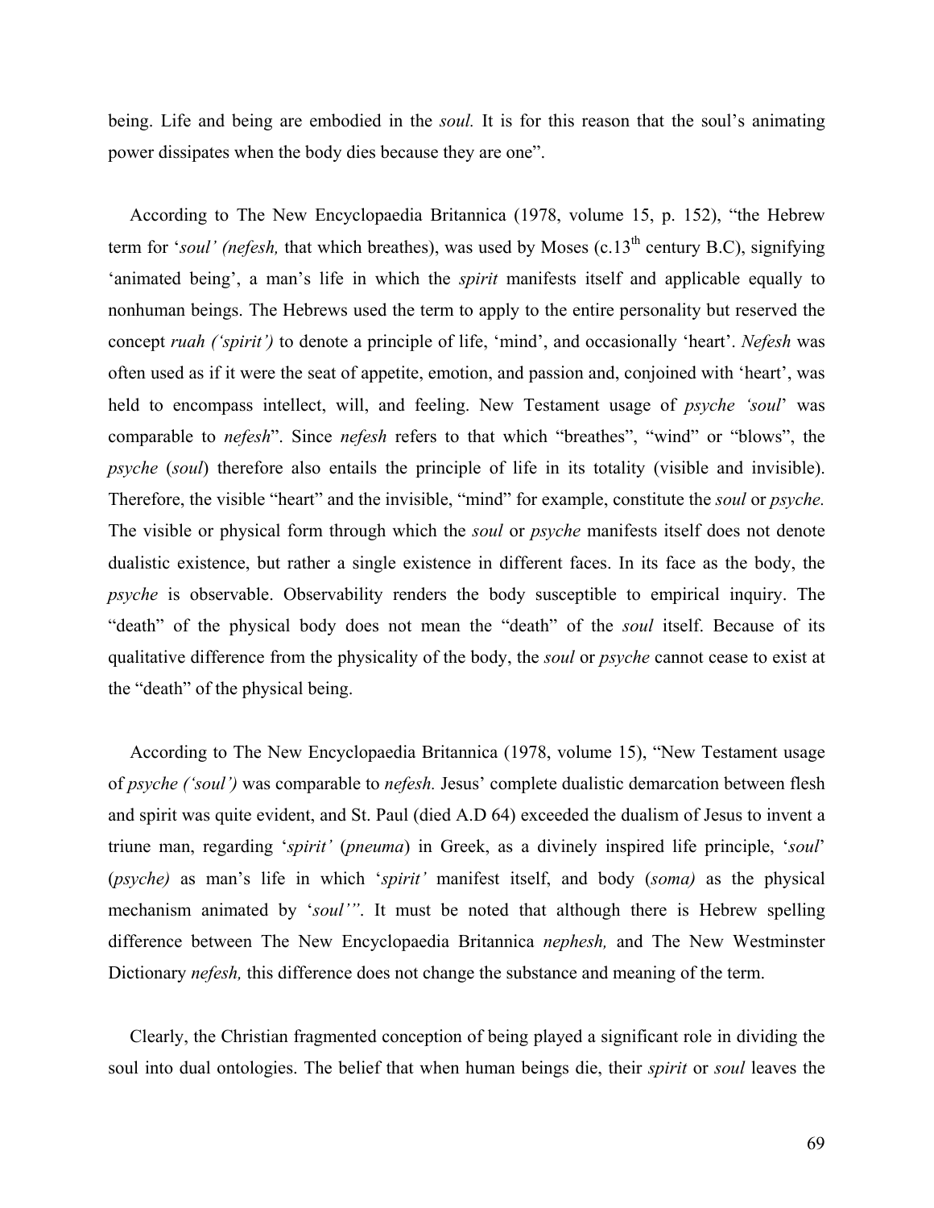being. Life and being are embodied in the *soul.* It is for this reason that the soul's animating power dissipates when the body dies because they are one".

According to The New Encyclopaedia Britannica (1978, volume 15, p. 152), "the Hebrew term for '*soul' (nefesh,* that which breathes), was used by Moses (c.13th century B.C), signifying 'animated being', a man's life in which the *spirit* manifests itself and applicable equally to nonhuman beings. The Hebrews used the term to apply to the entire personality but reserved the concept *ruah ('spirit')* to denote a principle of life, 'mind', and occasionally 'heart'. *Nefesh* was often used as if it were the seat of appetite, emotion, and passion and, conjoined with 'heart', was held to encompass intellect, will, and feeling. New Testament usage of *psyche 'soul*' was comparable to *nefesh*". Since *nefesh* refers to that which "breathes", "wind" or "blows", the *psyche* (*soul*) therefore also entails the principle of life in its totality (visible and invisible). Therefore, the visible "heart" and the invisible, "mind" for example, constitute the *soul* or *psyche.* The visible or physical form through which the *soul* or *psyche* manifests itself does not denote dualistic existence, but rather a single existence in different faces. In its face as the body, the *psyche* is observable. Observability renders the body susceptible to empirical inquiry. The "death" of the physical body does not mean the "death" of the *soul* itself. Because of its qualitative difference from the physicality of the body, the *soul* or *psyche* cannot cease to exist at the "death" of the physical being.

According to The New Encyclopaedia Britannica (1978, volume 15), "New Testament usage of *psyche ('soul')* was comparable to *nefesh.* Jesus' complete dualistic demarcation between flesh and spirit was quite evident, and St. Paul (died A.D 64) exceeded the dualism of Jesus to invent a triune man, regarding '*spirit'* (*pneuma*) in Greek, as a divinely inspired life principle, '*soul*' (*psyche)* as man's life in which '*spirit'* manifest itself, and body (*soma)* as the physical mechanism animated by '*soul'*". It must be noted that although there is Hebrew spelling difference between The New Encyclopaedia Britannica *nephesh,* and The New Westminster Dictionary *nefesh,* this difference does not change the substance and meaning of the term.

Clearly, the Christian fragmented conception of being played a significant role in dividing the soul into dual ontologies. The belief that when human beings die, their *spirit* or *soul* leaves the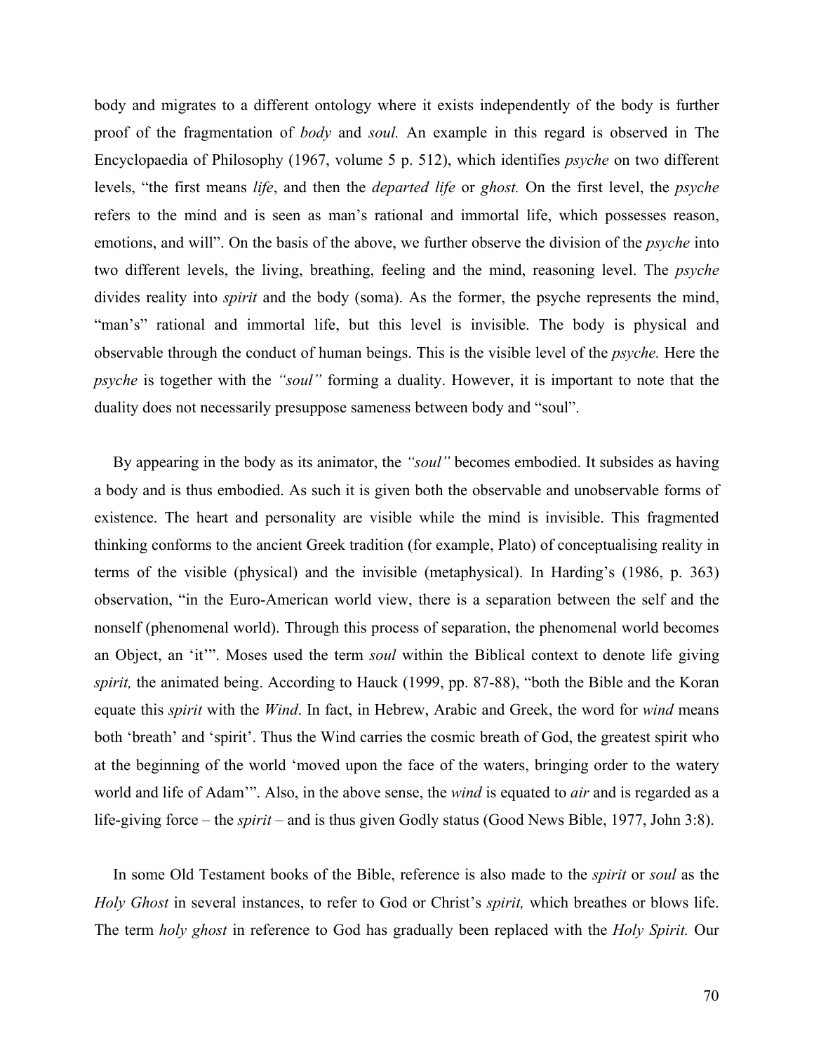body and migrates to a different ontology where it exists independently of the body is further proof of the fragmentation of *body* and *soul.* An example in this regard is observed in The Encyclopaedia of Philosophy (1967, volume 5 p. 512), which identifies *psyche* on two different levels, "the first means *life*, and then the *departed life* or *ghost.* On the first level, the *psyche* refers to the mind and is seen as man's rational and immortal life, which possesses reason, emotions, and will". On the basis of the above, we further observe the division of the *psyche* into two different levels, the living, breathing, feeling and the mind, reasoning level. The *psyche* divides reality into *spirit* and the body (soma). As the former, the psyche represents the mind, "man's" rational and immortal life, but this level is invisible. The body is physical and observable through the conduct of human beings. This is the visible level of the *psyche.* Here the *psyche* is together with the *"soul"* forming a duality. However, it is important to note that the duality does not necessarily presuppose sameness between body and "soul".

By appearing in the body as its animator, the *"soul"* becomes embodied. It subsides as having a body and is thus embodied. As such it is given both the observable and unobservable forms of existence. The heart and personality are visible while the mind is invisible. This fragmented thinking conforms to the ancient Greek tradition (for example, Plato) of conceptualising reality in terms of the visible (physical) and the invisible (metaphysical). In Harding's (1986, p. 363) observation, "in the Euro-American world view, there is a separation between the self and the nonself (phenomenal world). Through this process of separation, the phenomenal world becomes an Object, an 'it'". Moses used the term *soul* within the Biblical context to denote life giving *spirit,* the animated being. According to Hauck (1999, pp. 87-88), "both the Bible and the Koran equate this *spirit* with the *Wind*. In fact, in Hebrew, Arabic and Greek, the word for *wind* means both 'breath' and 'spirit'. Thus the Wind carries the cosmic breath of God, the greatest spirit who at the beginning of the world 'moved upon the face of the waters, bringing order to the watery world and life of Adam'". Also, in the above sense, the *wind* is equated to *air* and is regarded as a life-giving force – the *spirit* – and is thus given Godly status (Good News Bible, 1977, John 3:8).

In some Old Testament books of the Bible, reference is also made to the *spirit* or *soul* as the *Holy Ghost* in several instances, to refer to God or Christ's *spirit,* which breathes or blows life. The term *holy ghost* in reference to God has gradually been replaced with the *Holy Spirit.* Our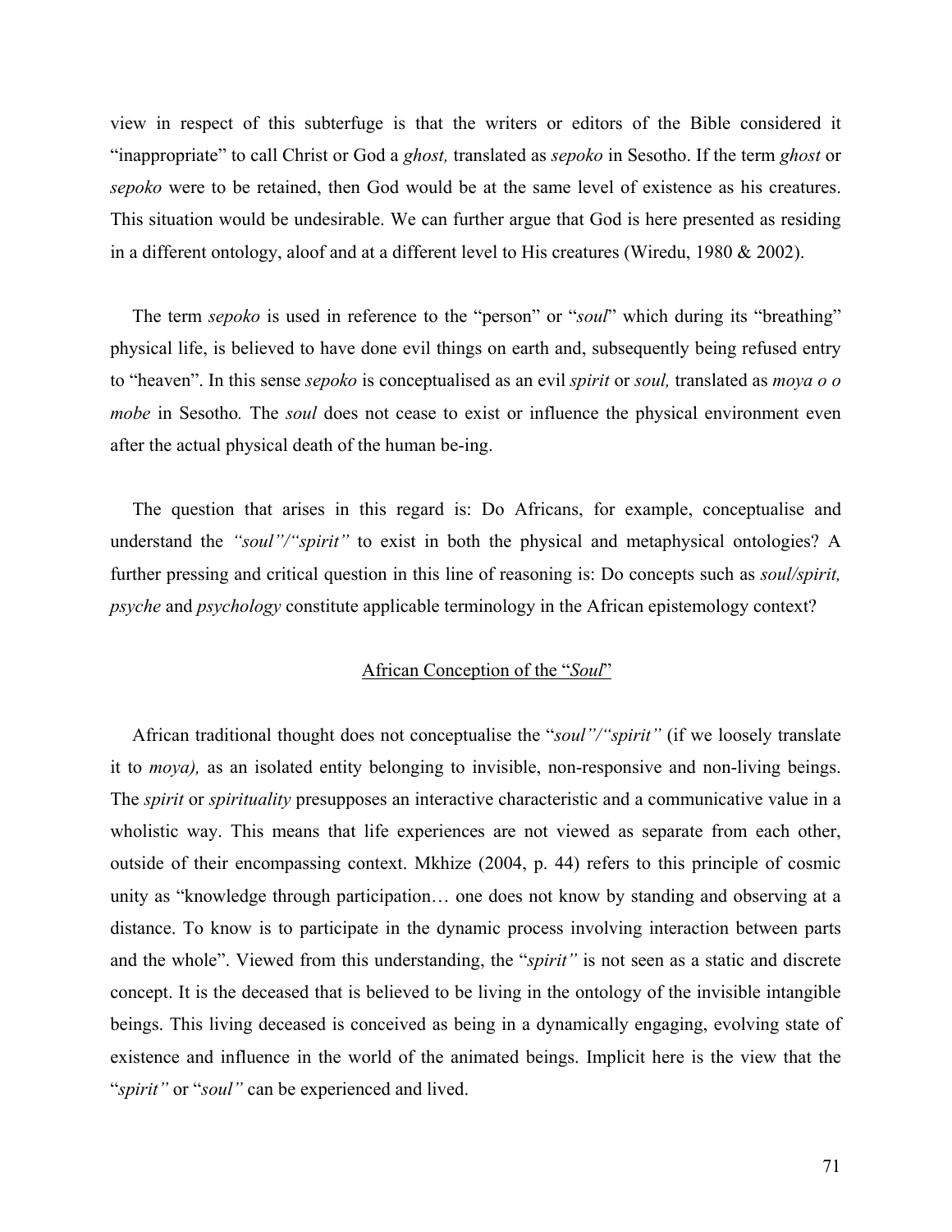view in respect of this subterfuge is that the writers or editors of the Bible considered it "inappropriate" to call Christ or God a *ghost,* translated as *sepoko* in Sesotho. If the term *ghost* or *sepoko* were to be retained, then God would be at the same level of existence as his creatures. This situation would be undesirable. We can further argue that God is here presented as residing in a different ontology, aloof and at a different level to His creatures (Wiredu, 1980 & 2002).

The term *sepoko* is used in reference to the "person" or "*soul*" which during its "breathing" physical life, is believed to have done evil things on earth and, subsequently being refused entry to "heaven". In this sense *sepoko* is conceptualised as an evil *spirit* or *soul,* translated as *moya o o mobe* in Sesotho*.* The *soul* does not cease to exist or influence the physical environment even after the actual physical death of the human be-ing.

The question that arises in this regard is: Do Africans, for example, conceptualise and understand the *"soul"/"spirit"* to exist in both the physical and metaphysical ontologies? A further pressing and critical question in this line of reasoning is: Do concepts such as *soul/spirit, psyche* and *psychology* constitute applicable terminology in the African epistemology context?

## African Conception of the "*Soul*"

African traditional thought does not conceptualise the "*soul"/"spirit"* (if we loosely translate it to *moya),* as an isolated entity belonging to invisible, non-responsive and non-living beings. The *spirit* or *spirituality* presupposes an interactive characteristic and a communicative value in a wholistic way. This means that life experiences are not viewed as separate from each other, outside of their encompassing context. Mkhize (2004, p. 44) refers to this principle of cosmic unity as "knowledge through participation… one does not know by standing and observing at a distance. To know is to participate in the dynamic process involving interaction between parts and the whole". Viewed from this understanding, the "*spirit"* is not seen as a static and discrete concept. It is the deceased that is believed to be living in the ontology of the invisible intangible beings. This living deceased is conceived as being in a dynamically engaging, evolving state of existence and influence in the world of the animated beings. Implicit here is the view that the "*spirit"* or "*soul"* can be experienced and lived.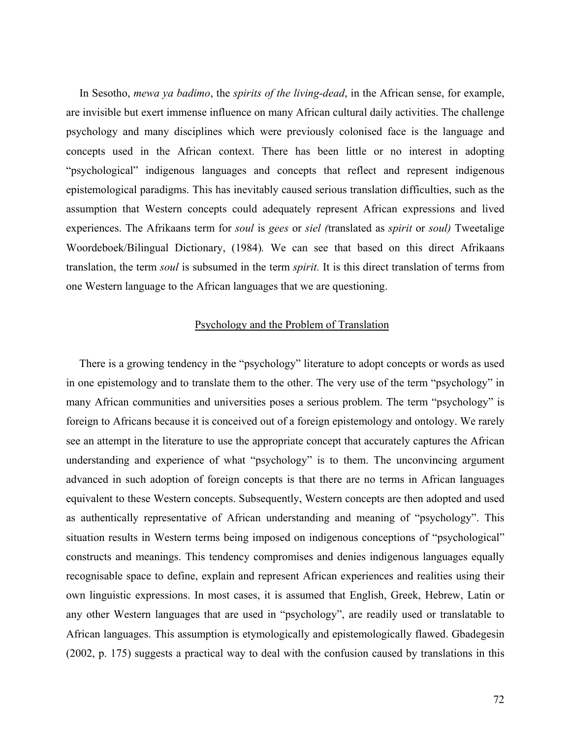In Sesotho, *mewa ya badimo*, the *spirits of the living-dead*, in the African sense, for example, are invisible but exert immense influence on many African cultural daily activities. The challenge psychology and many disciplines which were previously colonised face is the language and concepts used in the African context. There has been little or no interest in adopting "psychological" indigenous languages and concepts that reflect and represent indigenous epistemological paradigms. This has inevitably caused serious translation difficulties, such as the assumption that Western concepts could adequately represent African expressions and lived experiences. The Afrikaans term for *soul* is *gees* or *siel (*translated as *spirit* or *soul)* Tweetalige Woordeboek/Bilingual Dictionary, (1984). We can see that based on this direct Afrikaans translation, the term *soul* is subsumed in the term *spirit.* It is this direct translation of terms from one Western language to the African languages that we are questioning.

## Psychology and the Problem of Translation

There is a growing tendency in the "psychology" literature to adopt concepts or words as used in one epistemology and to translate them to the other. The very use of the term "psychology" in many African communities and universities poses a serious problem. The term "psychology" is foreign to Africans because it is conceived out of a foreign epistemology and ontology. We rarely see an attempt in the literature to use the appropriate concept that accurately captures the African understanding and experience of what "psychology" is to them. The unconvincing argument advanced in such adoption of foreign concepts is that there are no terms in African languages equivalent to these Western concepts. Subsequently, Western concepts are then adopted and used as authentically representative of African understanding and meaning of "psychology". This situation results in Western terms being imposed on indigenous conceptions of "psychological" constructs and meanings. This tendency compromises and denies indigenous languages equally recognisable space to define, explain and represent African experiences and realities using their own linguistic expressions. In most cases, it is assumed that English, Greek, Hebrew, Latin or any other Western languages that are used in "psychology", are readily used or translatable to African languages. This assumption is etymologically and epistemologically flawed. Gbadegesin (2002, p. 175) suggests a practical way to deal with the confusion caused by translations in this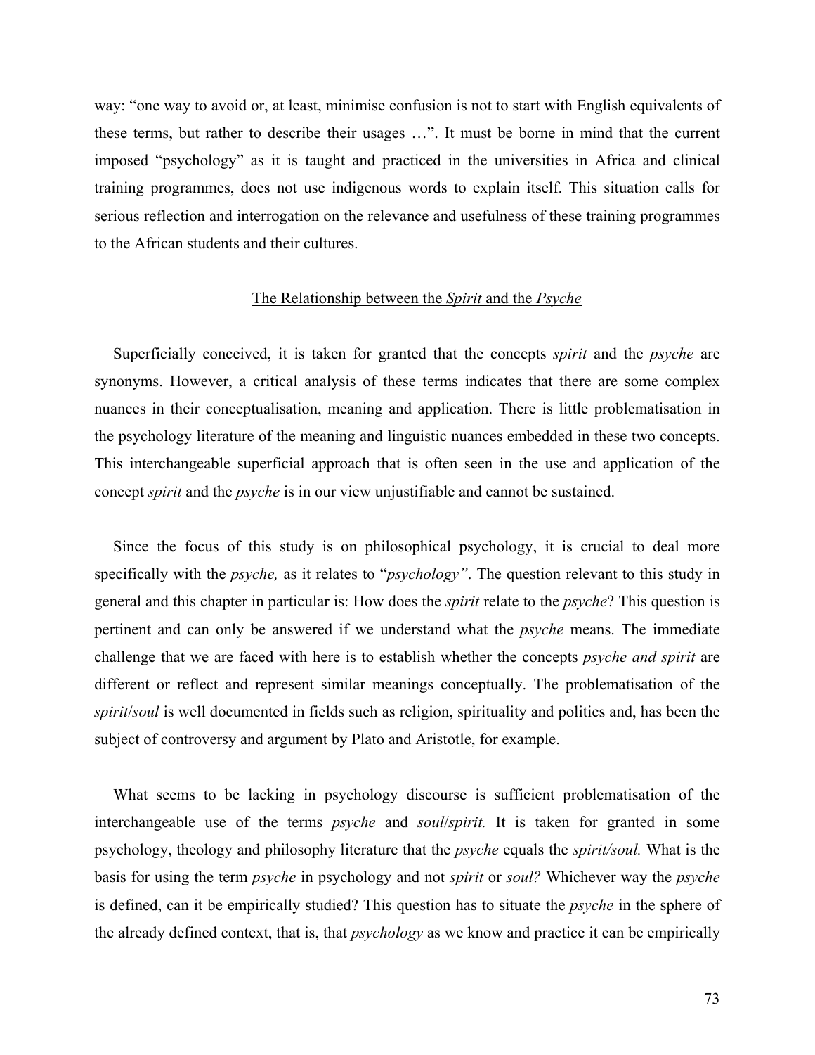way: "one way to avoid or, at least, minimise confusion is not to start with English equivalents of these terms, but rather to describe their usages …". It must be borne in mind that the current imposed "psychology" as it is taught and practiced in the universities in Africa and clinical training programmes, does not use indigenous words to explain itself. This situation calls for serious reflection and interrogation on the relevance and usefulness of these training programmes to the African students and their cultures.

## The Relationship between the *Spirit* and the *Psyche*

Superficially conceived, it is taken for granted that the concepts *spirit* and the *psyche* are synonyms. However, a critical analysis of these terms indicates that there are some complex nuances in their conceptualisation, meaning and application. There is little problematisation in the psychology literature of the meaning and linguistic nuances embedded in these two concepts. This interchangeable superficial approach that is often seen in the use and application of the concept *spirit* and the *psyche* is in our view unjustifiable and cannot be sustained.

Since the focus of this study is on philosophical psychology, it is crucial to deal more specifically with the *psyche,* as it relates to "*psychology"*. The question relevant to this study in general and this chapter in particular is: How does the *spirit* relate to the *psyche*? This question is pertinent and can only be answered if we understand what the *psyche* means. The immediate challenge that we are faced with here is to establish whether the concepts *psyche and spirit* are different or reflect and represent similar meanings conceptually. The problematisation of the *spirit*/*soul* is well documented in fields such as religion, spirituality and politics and, has been the subject of controversy and argument by Plato and Aristotle, for example.

What seems to be lacking in psychology discourse is sufficient problematisation of the interchangeable use of the terms *psyche* and *soul*/*spirit.* It is taken for granted in some psychology, theology and philosophy literature that the *psyche* equals the *spirit/soul.* What is the basis for using the term *psyche* in psychology and not *spirit* or *soul?* Whichever way the *psyche* is defined, can it be empirically studied? This question has to situate the *psyche* in the sphere of the already defined context, that is, that *psychology* as we know and practice it can be empirically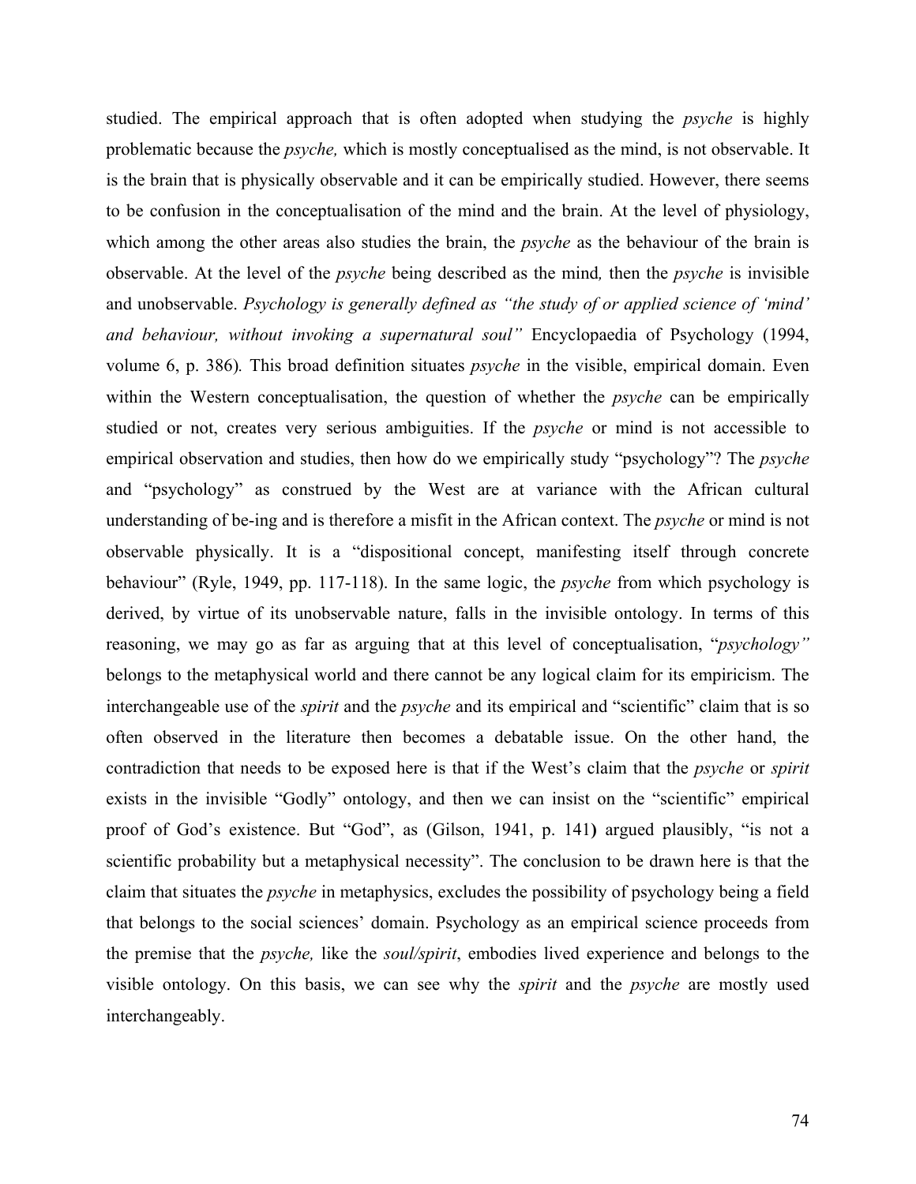studied. The empirical approach that is often adopted when studying the *psyche* is highly problematic because the *psyche,* which is mostly conceptualised as the mind, is not observable. It is the brain that is physically observable and it can be empirically studied. However, there seems to be confusion in the conceptualisation of the mind and the brain. At the level of physiology, which among the other areas also studies the brain, the *psyche* as the behaviour of the brain is observable. At the level of the *psyche* being described as the mind*,* then the *psyche* is invisible and unobservable. *Psychology is generally defined as "the study of or applied science of 'mind' and behaviour, without invoking a supernatural soul"* Encyclopaedia of Psychology (1994, volume 6, p. 386)*.* This broad definition situates *psyche* in the visible, empirical domain. Even within the Western conceptualisation, the question of whether the *psyche* can be empirically studied or not, creates very serious ambiguities. If the *psyche* or mind is not accessible to empirical observation and studies, then how do we empirically study "psychology"? The *psyche* and "psychology" as construed by the West are at variance with the African cultural understanding of be-ing and is therefore a misfit in the African context. The *psyche* or mind is not observable physically. It is a "dispositional concept, manifesting itself through concrete behaviour" (Ryle, 1949, pp. 117-118). In the same logic, the *psyche* from which psychology is derived, by virtue of its unobservable nature, falls in the invisible ontology. In terms of this reasoning, we may go as far as arguing that at this level of conceptualisation, "*psychology"* belongs to the metaphysical world and there cannot be any logical claim for its empiricism. The interchangeable use of the *spirit* and the *psyche* and its empirical and "scientific" claim that is so often observed in the literature then becomes a debatable issue. On the other hand, the contradiction that needs to be exposed here is that if the West's claim that the *psyche* or *spirit* exists in the invisible "Godly" ontology, and then we can insist on the "scientific" empirical proof of God's existence. But "God", as (Gilson, 1941, p. 141**)** argued plausibly, "is not a scientific probability but a metaphysical necessity". The conclusion to be drawn here is that the claim that situates the *psyche* in metaphysics, excludes the possibility of psychology being a field that belongs to the social sciences' domain. Psychology as an empirical science proceeds from the premise that the *psyche,* like the *soul/spirit*, embodies lived experience and belongs to the visible ontology. On this basis, we can see why the *spirit* and the *psyche* are mostly used interchangeably.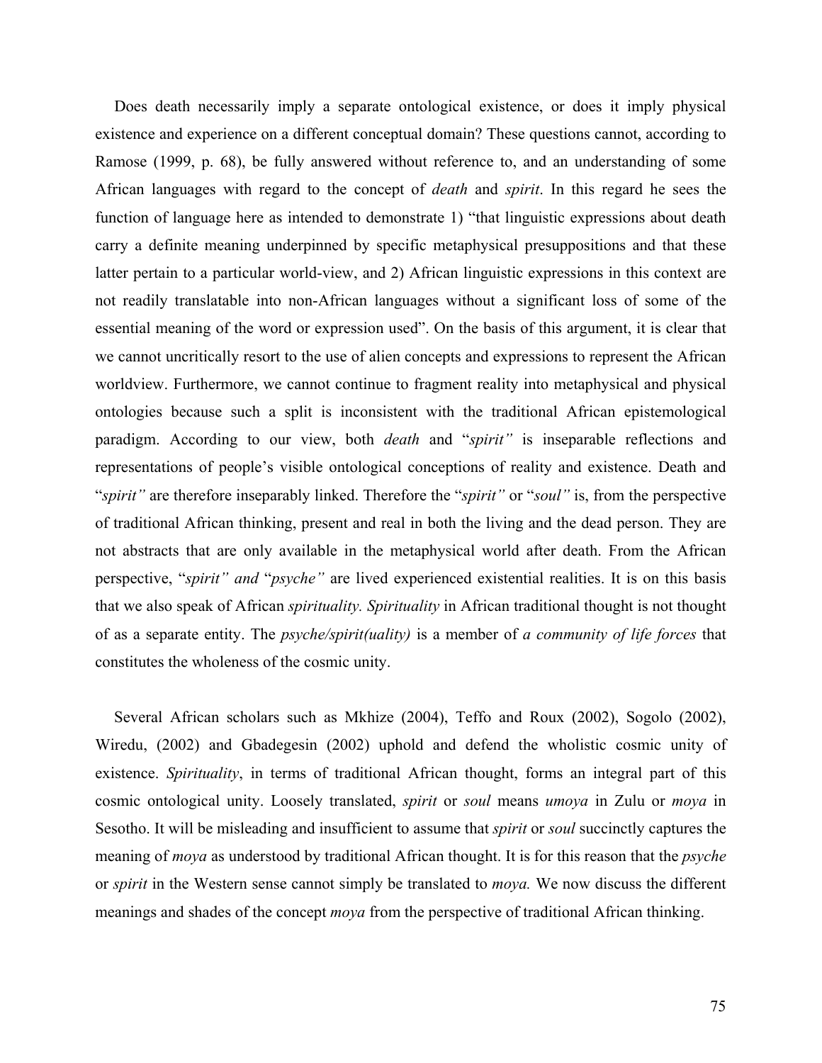Does death necessarily imply a separate ontological existence, or does it imply physical existence and experience on a different conceptual domain? These questions cannot, according to Ramose (1999, p. 68), be fully answered without reference to, and an understanding of some African languages with regard to the concept of *death* and *spirit*. In this regard he sees the function of language here as intended to demonstrate 1) "that linguistic expressions about death carry a definite meaning underpinned by specific metaphysical presuppositions and that these latter pertain to a particular world-view, and 2) African linguistic expressions in this context are not readily translatable into non-African languages without a significant loss of some of the essential meaning of the word or expression used". On the basis of this argument, it is clear that we cannot uncritically resort to the use of alien concepts and expressions to represent the African worldview. Furthermore, we cannot continue to fragment reality into metaphysical and physical ontologies because such a split is inconsistent with the traditional African epistemological paradigm. According to our view, both *death* and "*spirit"* is inseparable reflections and representations of people's visible ontological conceptions of reality and existence. Death and "*spirit"* are therefore inseparably linked. Therefore the "*spirit"* or "*soul"* is, from the perspective of traditional African thinking, present and real in both the living and the dead person. They are not abstracts that are only available in the metaphysical world after death. From the African perspective, "*spirit" and* "*psyche"* are lived experienced existential realities. It is on this basis that we also speak of African *spirituality. Spirituality* in African traditional thought is not thought of as a separate entity. The *psyche/spirit(uality)* is a member of *a community of life forces* that constitutes the wholeness of the cosmic unity.

Several African scholars such as Mkhize (2004), Teffo and Roux (2002), Sogolo (2002), Wiredu, (2002) and Gbadegesin (2002) uphold and defend the wholistic cosmic unity of existence. *Spirituality*, in terms of traditional African thought, forms an integral part of this cosmic ontological unity. Loosely translated, *spirit* or *soul* means *umoya* in Zulu or *moya* in Sesotho. It will be misleading and insufficient to assume that *spirit* or *soul* succinctly captures the meaning of *moya* as understood by traditional African thought. It is for this reason that the *psyche* or *spirit* in the Western sense cannot simply be translated to *moya.* We now discuss the different meanings and shades of the concept *moya* from the perspective of traditional African thinking.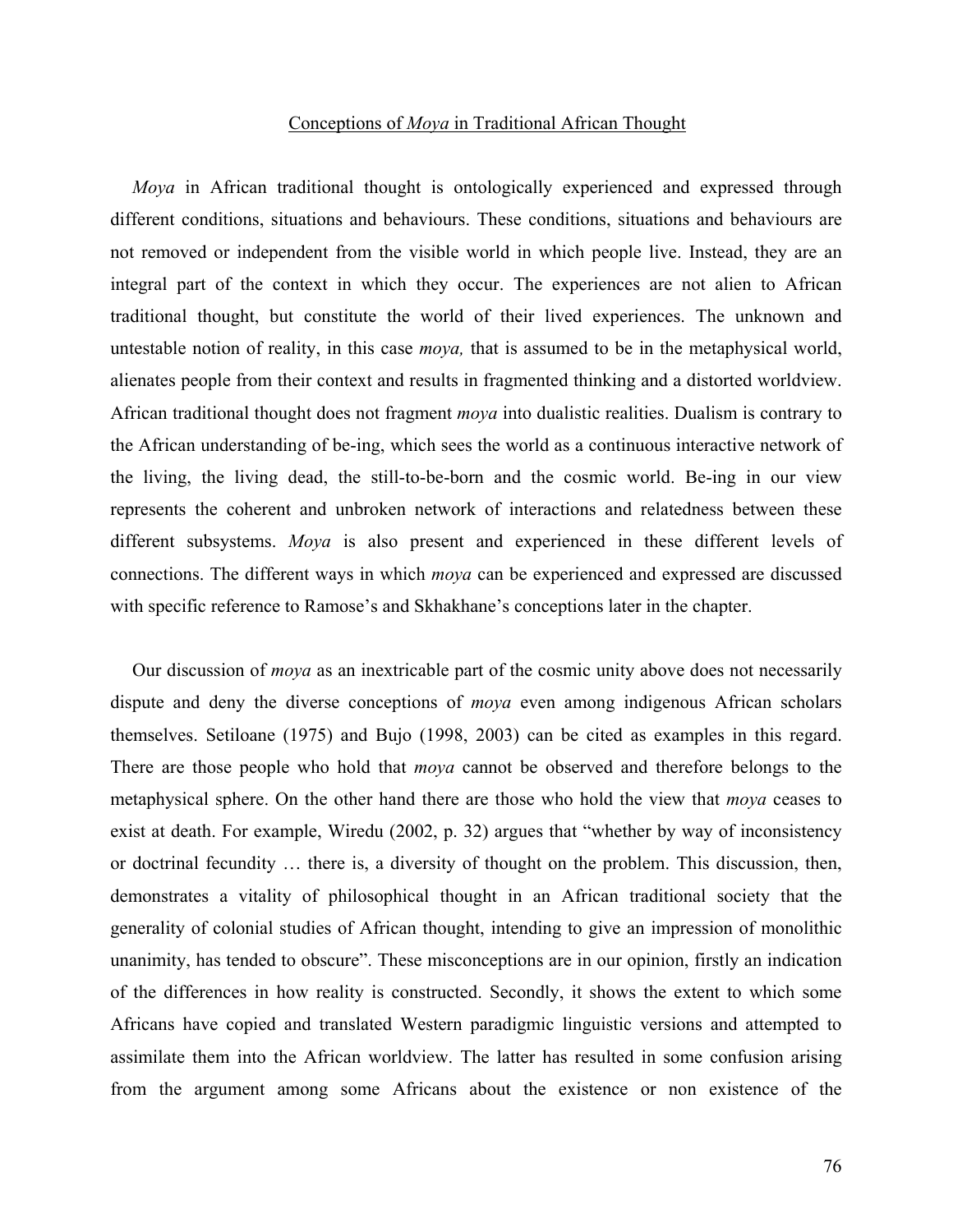## Conceptions of *Moya* in Traditional African Thought

*Moya* in African traditional thought is ontologically experienced and expressed through different conditions, situations and behaviours. These conditions, situations and behaviours are not removed or independent from the visible world in which people live. Instead, they are an integral part of the context in which they occur. The experiences are not alien to African traditional thought, but constitute the world of their lived experiences. The unknown and untestable notion of reality, in this case *moya,* that is assumed to be in the metaphysical world, alienates people from their context and results in fragmented thinking and a distorted worldview. African traditional thought does not fragment *moya* into dualistic realities. Dualism is contrary to the African understanding of be-ing, which sees the world as a continuous interactive network of the living, the living dead, the still-to-be-born and the cosmic world. Be-ing in our view represents the coherent and unbroken network of interactions and relatedness between these different subsystems. *Moya* is also present and experienced in these different levels of connections. The different ways in which *moya* can be experienced and expressed are discussed with specific reference to Ramose's and Skhakhane's conceptions later in the chapter.

Our discussion of *moya* as an inextricable part of the cosmic unity above does not necessarily dispute and deny the diverse conceptions of *moya* even among indigenous African scholars themselves. Setiloane (1975) and Bujo (1998, 2003) can be cited as examples in this regard. There are those people who hold that *moya* cannot be observed and therefore belongs to the metaphysical sphere. On the other hand there are those who hold the view that *moya* ceases to exist at death. For example, Wiredu (2002, p. 32) argues that "whether by way of inconsistency or doctrinal fecundity … there is, a diversity of thought on the problem. This discussion, then, demonstrates a vitality of philosophical thought in an African traditional society that the generality of colonial studies of African thought, intending to give an impression of monolithic unanimity, has tended to obscure". These misconceptions are in our opinion, firstly an indication of the differences in how reality is constructed. Secondly, it shows the extent to which some Africans have copied and translated Western paradigmic linguistic versions and attempted to assimilate them into the African worldview. The latter has resulted in some confusion arising from the argument among some Africans about the existence or non existence of the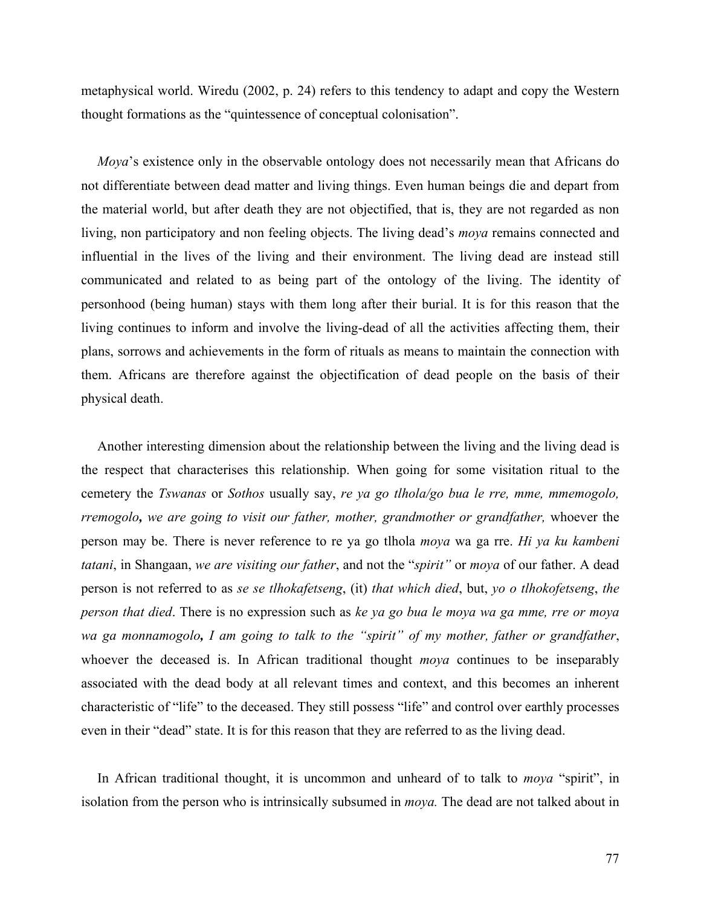metaphysical world. Wiredu (2002, p. 24) refers to this tendency to adapt and copy the Western thought formations as the "quintessence of conceptual colonisation".

*Moya*'s existence only in the observable ontology does not necessarily mean that Africans do not differentiate between dead matter and living things. Even human beings die and depart from the material world, but after death they are not objectified, that is, they are not regarded as non living, non participatory and non feeling objects. The living dead's *moya* remains connected and influential in the lives of the living and their environment. The living dead are instead still communicated and related to as being part of the ontology of the living. The identity of personhood (being human) stays with them long after their burial. It is for this reason that the living continues to inform and involve the living-dead of all the activities affecting them, their plans, sorrows and achievements in the form of rituals as means to maintain the connection with them. Africans are therefore against the objectification of dead people on the basis of their physical death.

Another interesting dimension about the relationship between the living and the living dead is the respect that characterises this relationship. When going for some visitation ritual to the cemetery the *Tswanas* or *Sothos* usually say, *re ya go tlhola/go bua le rre, mme, mmemogolo, rremogolo***,** *we are going to visit our father, mother, grandmother or grandfather,* whoever the person may be. There is never reference to re ya go tlhola *moya* wa ga rre. *Hi ya ku kambeni tatani*, in Shangaan, *we are visiting our father*, and not the "*spirit"* or *moya* of our father. A dead person is not referred to as *se se tlhokafetseng*, (it) *that which died*, but, *yo o tlhokofetseng*, *the person that died*. There is no expression such as *ke ya go bua le moya wa ga mme, rre or moya wa ga monnamogolo***,** *I am going to talk to the "spirit" of my mother, father or grandfather*, whoever the deceased is. In African traditional thought *moya* continues to be inseparably associated with the dead body at all relevant times and context, and this becomes an inherent characteristic of "life" to the deceased. They still possess "life" and control over earthly processes even in their "dead" state. It is for this reason that they are referred to as the living dead.

In African traditional thought, it is uncommon and unheard of to talk to *moya* "spirit", in isolation from the person who is intrinsically subsumed in *moya.* The dead are not talked about in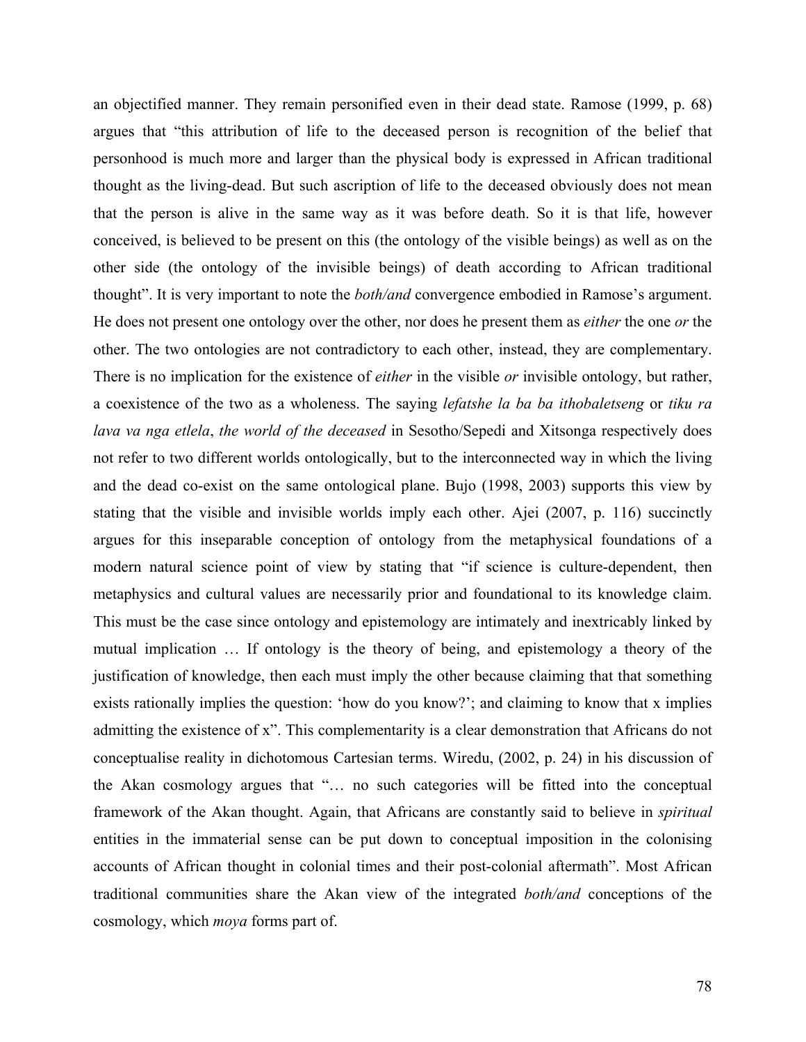an objectified manner. They remain personified even in their dead state. Ramose (1999, p. 68) argues that "this attribution of life to the deceased person is recognition of the belief that personhood is much more and larger than the physical body is expressed in African traditional thought as the living-dead. But such ascription of life to the deceased obviously does not mean that the person is alive in the same way as it was before death. So it is that life, however conceived, is believed to be present on this (the ontology of the visible beings) as well as on the other side (the ontology of the invisible beings) of death according to African traditional thought". It is very important to note the *both/and* convergence embodied in Ramose's argument. He does not present one ontology over the other, nor does he present them as *either* the one *or* the other. The two ontologies are not contradictory to each other, instead, they are complementary. There is no implication for the existence of *either* in the visible *or* invisible ontology, but rather, a coexistence of the two as a wholeness. The saying *lefatshe la ba ba ithobaletseng* or *tiku ra lava va nga etlela*, *the world of the deceased* in Sesotho/Sepedi and Xitsonga respectively does not refer to two different worlds ontologically, but to the interconnected way in which the living and the dead co-exist on the same ontological plane. Bujo (1998, 2003) supports this view by stating that the visible and invisible worlds imply each other. Ajei (2007, p. 116) succinctly argues for this inseparable conception of ontology from the metaphysical foundations of a modern natural science point of view by stating that "if science is culture-dependent, then metaphysics and cultural values are necessarily prior and foundational to its knowledge claim. This must be the case since ontology and epistemology are intimately and inextricably linked by mutual implication … If ontology is the theory of being, and epistemology a theory of the justification of knowledge, then each must imply the other because claiming that that something exists rationally implies the question: 'how do you know?'; and claiming to know that x implies admitting the existence of x". This complementarity is a clear demonstration that Africans do not conceptualise reality in dichotomous Cartesian terms. Wiredu, (2002, p. 24) in his discussion of the Akan cosmology argues that "… no such categories will be fitted into the conceptual framework of the Akan thought. Again, that Africans are constantly said to believe in *spiritual* entities in the immaterial sense can be put down to conceptual imposition in the colonising accounts of African thought in colonial times and their post-colonial aftermath". Most African traditional communities share the Akan view of the integrated *both/and* conceptions of the cosmology, which *moya* forms part of.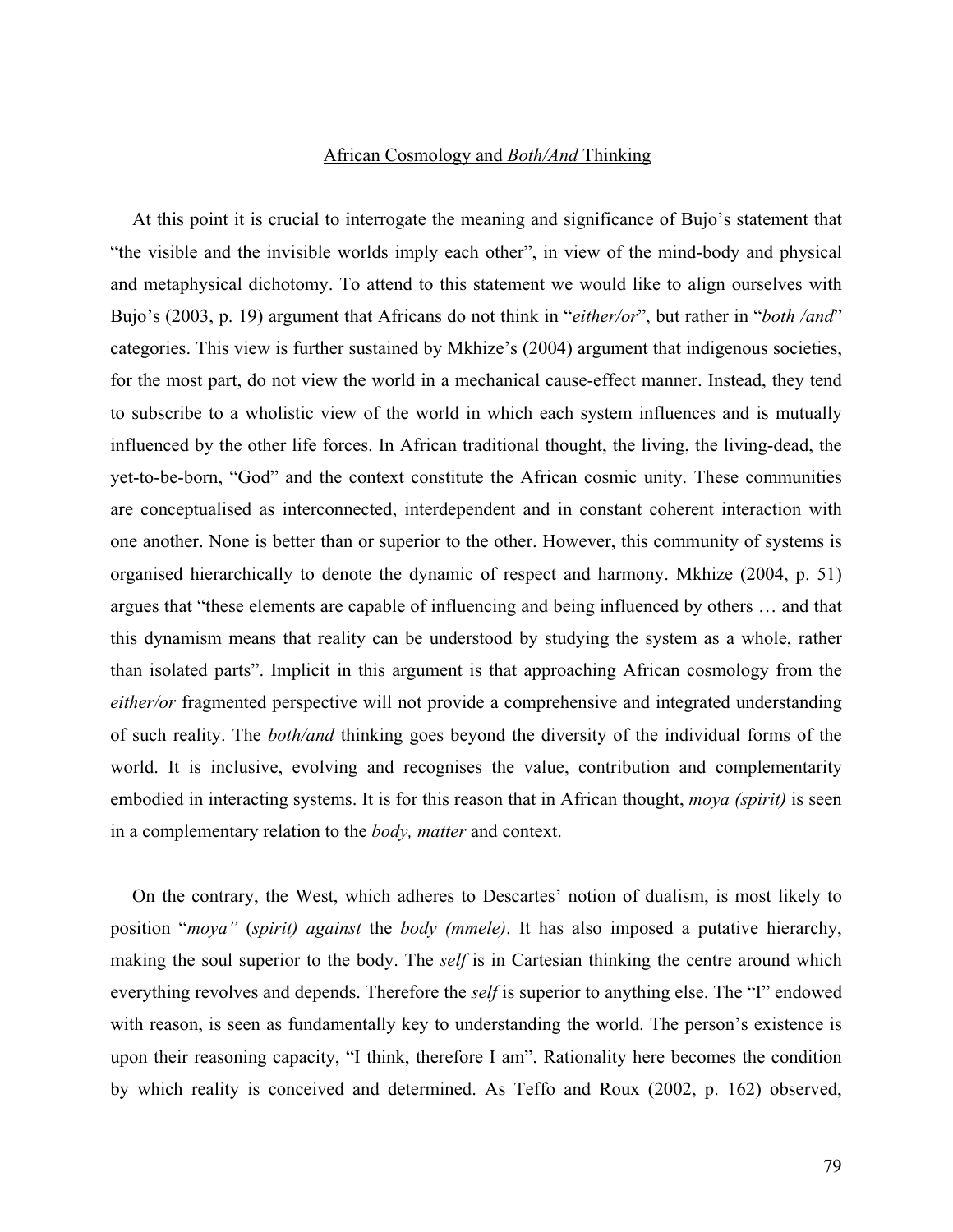## African Cosmology and *Both/And* Thinking

At this point it is crucial to interrogate the meaning and significance of Bujo's statement that "the visible and the invisible worlds imply each other", in view of the mind-body and physical and metaphysical dichotomy. To attend to this statement we would like to align ourselves with Bujo's (2003, p. 19) argument that Africans do not think in "*either/or*", but rather in "*both /and*" categories. This view is further sustained by Mkhize's (2004) argument that indigenous societies, for the most part, do not view the world in a mechanical cause-effect manner. Instead, they tend to subscribe to a wholistic view of the world in which each system influences and is mutually influenced by the other life forces. In African traditional thought, the living, the living-dead, the yet-to-be-born, "God" and the context constitute the African cosmic unity. These communities are conceptualised as interconnected, interdependent and in constant coherent interaction with one another. None is better than or superior to the other. However, this community of systems is organised hierarchically to denote the dynamic of respect and harmony. Mkhize (2004, p. 51) argues that "these elements are capable of influencing and being influenced by others … and that this dynamism means that reality can be understood by studying the system as a whole, rather than isolated parts". Implicit in this argument is that approaching African cosmology from the *either/or* fragmented perspective will not provide a comprehensive and integrated understanding of such reality. The *both/and* thinking goes beyond the diversity of the individual forms of the world. It is inclusive, evolving and recognises the value, contribution and complementarity embodied in interacting systems. It is for this reason that in African thought, *moya (spirit)* is seen in a complementary relation to the *body, matter* and context.

On the contrary, the West, which adheres to Descartes' notion of dualism, is most likely to position "*moya"* (*spirit) against* the *body (mmele)*. It has also imposed a putative hierarchy, making the soul superior to the body. The *self* is in Cartesian thinking the centre around which everything revolves and depends. Therefore the *self* is superior to anything else. The "I" endowed with reason, is seen as fundamentally key to understanding the world. The person's existence is upon their reasoning capacity, "I think, therefore I am". Rationality here becomes the condition by which reality is conceived and determined. As Teffo and Roux (2002, p. 162) observed,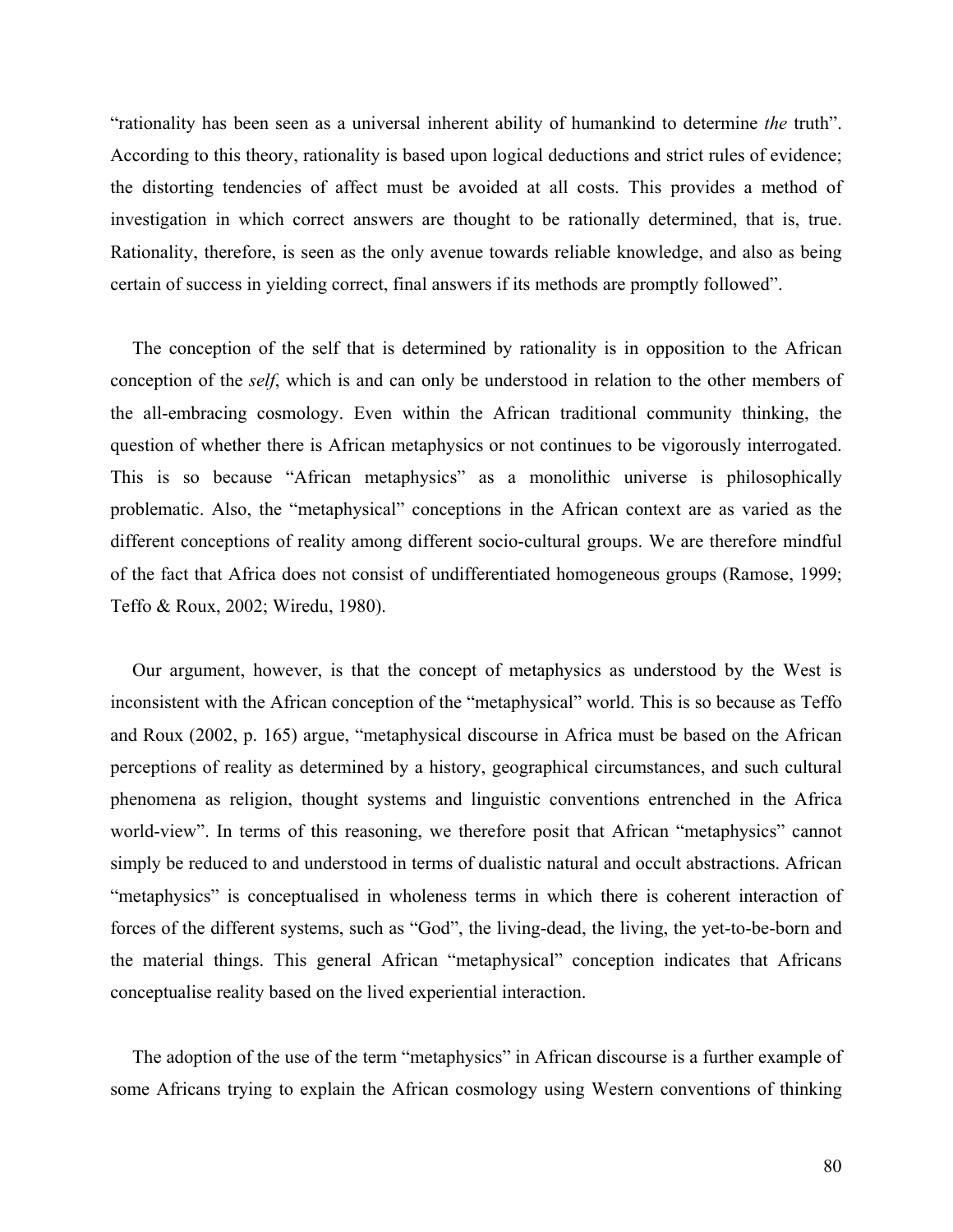"rationality has been seen as a universal inherent ability of humankind to determine *the* truth". According to this theory, rationality is based upon logical deductions and strict rules of evidence; the distorting tendencies of affect must be avoided at all costs. This provides a method of investigation in which correct answers are thought to be rationally determined, that is, true. Rationality, therefore, is seen as the only avenue towards reliable knowledge, and also as being certain of success in yielding correct, final answers if its methods are promptly followed".

The conception of the self that is determined by rationality is in opposition to the African conception of the *self*, which is and can only be understood in relation to the other members of the all-embracing cosmology. Even within the African traditional community thinking, the question of whether there is African metaphysics or not continues to be vigorously interrogated. This is so because "African metaphysics" as a monolithic universe is philosophically problematic. Also, the "metaphysical" conceptions in the African context are as varied as the different conceptions of reality among different socio-cultural groups. We are therefore mindful of the fact that Africa does not consist of undifferentiated homogeneous groups (Ramose, 1999; Teffo & Roux, 2002; Wiredu, 1980).

Our argument, however, is that the concept of metaphysics as understood by the West is inconsistent with the African conception of the "metaphysical" world. This is so because as Teffo and Roux (2002, p. 165) argue, "metaphysical discourse in Africa must be based on the African perceptions of reality as determined by a history, geographical circumstances, and such cultural phenomena as religion, thought systems and linguistic conventions entrenched in the Africa world-view". In terms of this reasoning, we therefore posit that African "metaphysics" cannot simply be reduced to and understood in terms of dualistic natural and occult abstractions. African "metaphysics" is conceptualised in wholeness terms in which there is coherent interaction of forces of the different systems, such as "God", the living-dead, the living, the yet-to-be-born and the material things. This general African "metaphysical" conception indicates that Africans conceptualise reality based on the lived experiential interaction.

The adoption of the use of the term "metaphysics" in African discourse is a further example of some Africans trying to explain the African cosmology using Western conventions of thinking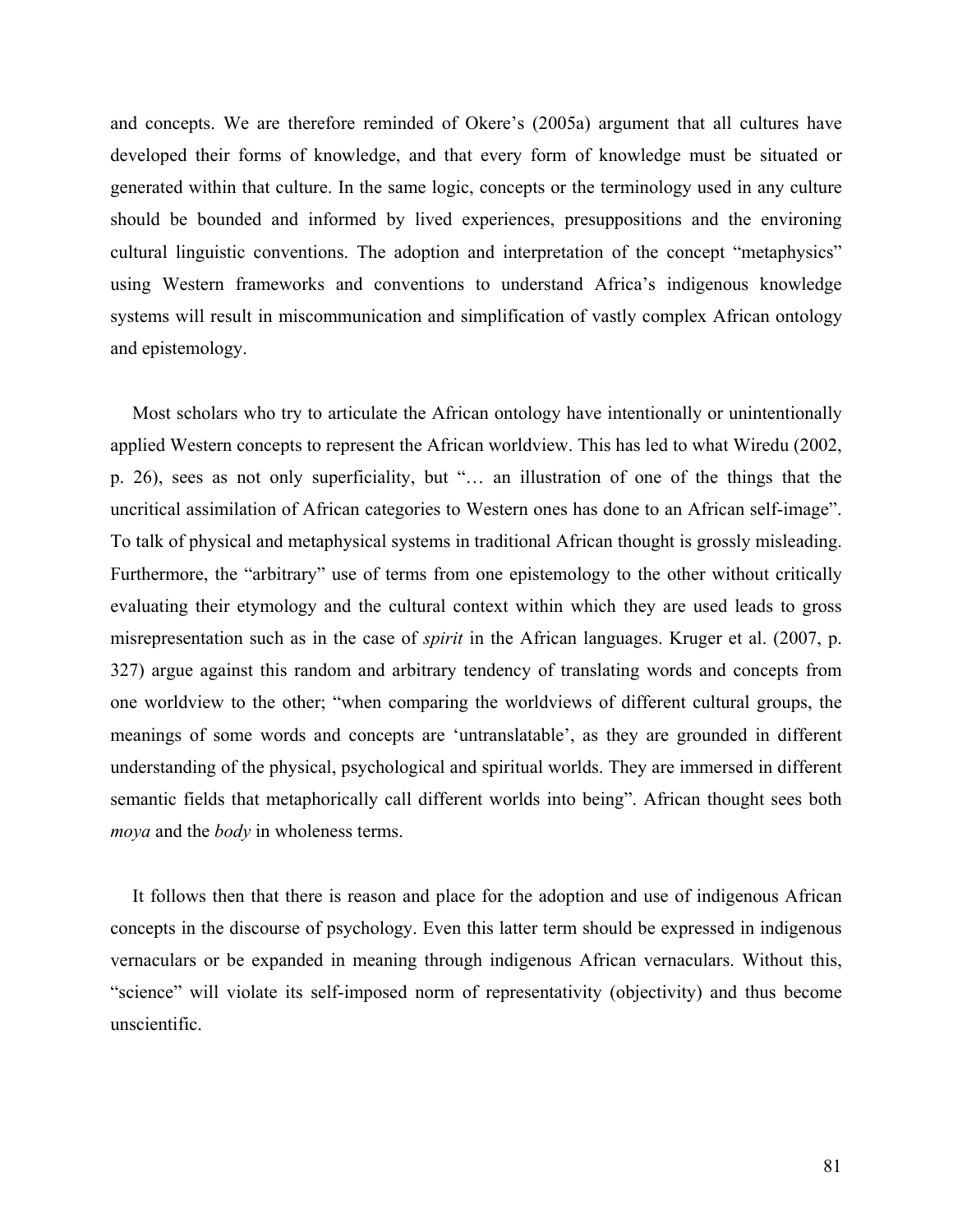and concepts. We are therefore reminded of Okere's (2005a) argument that all cultures have developed their forms of knowledge, and that every form of knowledge must be situated or generated within that culture. In the same logic, concepts or the terminology used in any culture should be bounded and informed by lived experiences, presuppositions and the environing cultural linguistic conventions. The adoption and interpretation of the concept "metaphysics" using Western frameworks and conventions to understand Africa's indigenous knowledge systems will result in miscommunication and simplification of vastly complex African ontology and epistemology.

Most scholars who try to articulate the African ontology have intentionally or unintentionally applied Western concepts to represent the African worldview. This has led to what Wiredu (2002, p. 26), sees as not only superficiality, but "… an illustration of one of the things that the uncritical assimilation of African categories to Western ones has done to an African self-image". To talk of physical and metaphysical systems in traditional African thought is grossly misleading. Furthermore, the "arbitrary" use of terms from one epistemology to the other without critically evaluating their etymology and the cultural context within which they are used leads to gross misrepresentation such as in the case of *spirit* in the African languages. Kruger et al. (2007, p. 327) argue against this random and arbitrary tendency of translating words and concepts from one worldview to the other; "when comparing the worldviews of different cultural groups, the meanings of some words and concepts are 'untranslatable', as they are grounded in different understanding of the physical, psychological and spiritual worlds. They are immersed in different semantic fields that metaphorically call different worlds into being". African thought sees both *moya* and the *body* in wholeness terms.

It follows then that there is reason and place for the adoption and use of indigenous African concepts in the discourse of psychology. Even this latter term should be expressed in indigenous vernaculars or be expanded in meaning through indigenous African vernaculars. Without this, "science" will violate its self-imposed norm of representativity (objectivity) and thus become unscientific.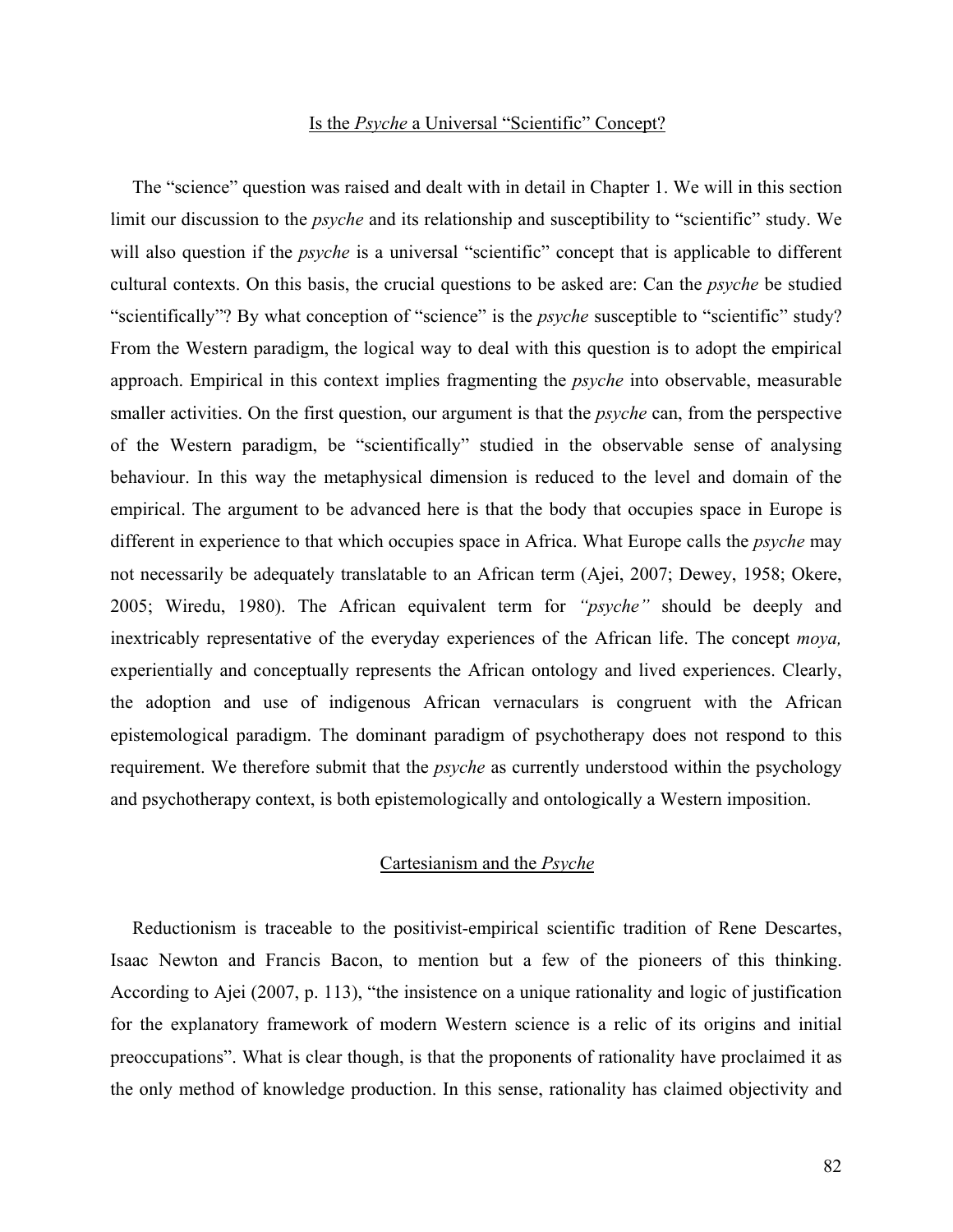## Is the *Psyche* a Universal "Scientific" Concept?

The "science" question was raised and dealt with in detail in Chapter 1. We will in this section limit our discussion to the *psyche* and its relationship and susceptibility to "scientific" study. We will also question if the *psyche* is a universal "scientific" concept that is applicable to different cultural contexts. On this basis, the crucial questions to be asked are: Can the *psyche* be studied "scientifically"? By what conception of "science" is the *psyche* susceptible to "scientific" study? From the Western paradigm, the logical way to deal with this question is to adopt the empirical approach. Empirical in this context implies fragmenting the *psyche* into observable, measurable smaller activities. On the first question, our argument is that the *psyche* can, from the perspective of the Western paradigm, be "scientifically" studied in the observable sense of analysing behaviour. In this way the metaphysical dimension is reduced to the level and domain of the empirical. The argument to be advanced here is that the body that occupies space in Europe is different in experience to that which occupies space in Africa. What Europe calls the *psyche* may not necessarily be adequately translatable to an African term (Ajei, 2007; Dewey, 1958; Okere, 2005; Wiredu, 1980). The African equivalent term for *"psyche"* should be deeply and inextricably representative of the everyday experiences of the African life. The concept *moya,* experientially and conceptually represents the African ontology and lived experiences. Clearly, the adoption and use of indigenous African vernaculars is congruent with the African epistemological paradigm. The dominant paradigm of psychotherapy does not respond to this requirement. We therefore submit that the *psyche* as currently understood within the psychology and psychotherapy context, is both epistemologically and ontologically a Western imposition.

## Cartesianism and the *Psyche*

Reductionism is traceable to the positivist-empirical scientific tradition of Rene Descartes, Isaac Newton and Francis Bacon, to mention but a few of the pioneers of this thinking. According to Ajei (2007, p. 113), "the insistence on a unique rationality and logic of justification for the explanatory framework of modern Western science is a relic of its origins and initial preoccupations". What is clear though, is that the proponents of rationality have proclaimed it as the only method of knowledge production. In this sense, rationality has claimed objectivity and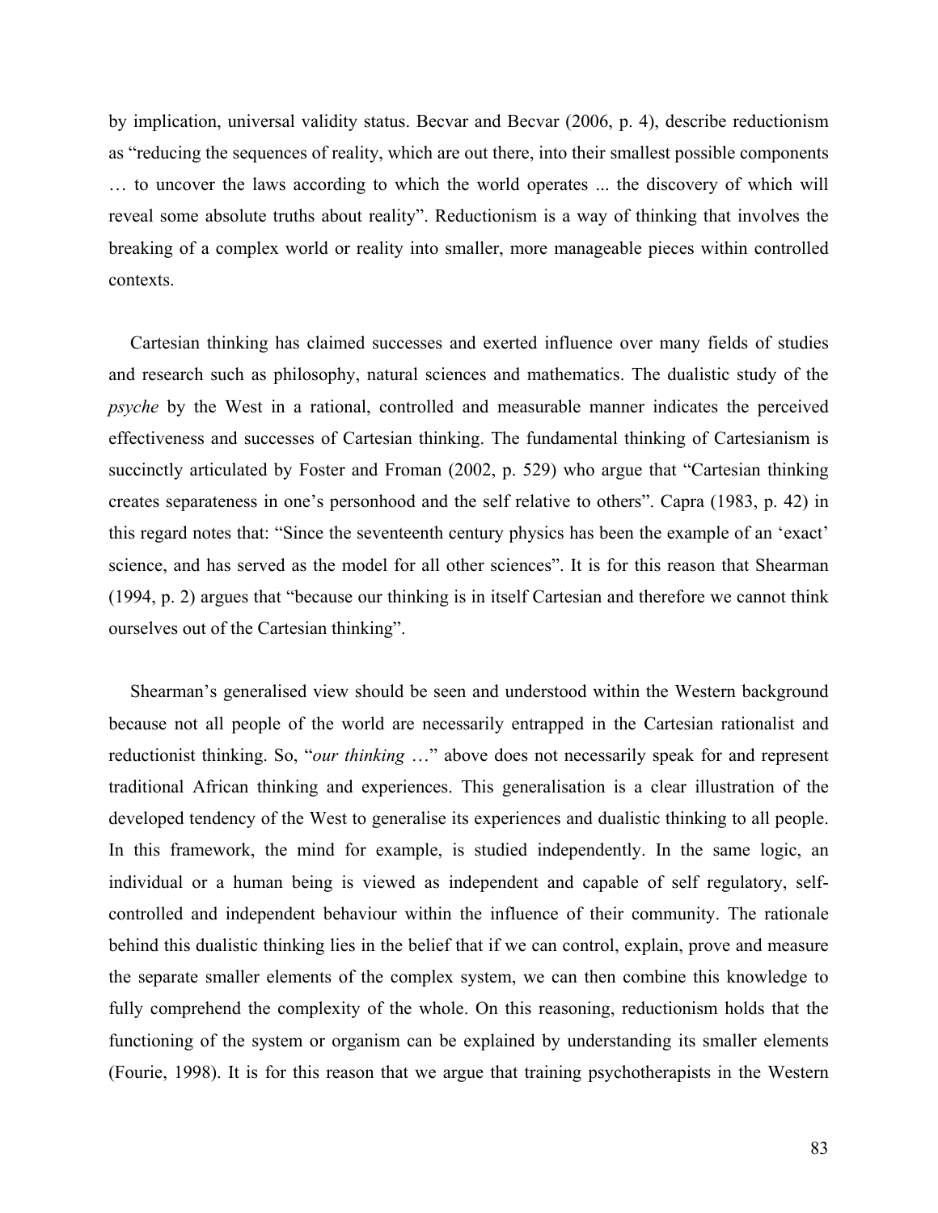by implication, universal validity status. Becvar and Becvar (2006, p. 4), describe reductionism as "reducing the sequences of reality, which are out there, into their smallest possible components … to uncover the laws according to which the world operates ... the discovery of which will reveal some absolute truths about reality". Reductionism is a way of thinking that involves the breaking of a complex world or reality into smaller, more manageable pieces within controlled contexts.

Cartesian thinking has claimed successes and exerted influence over many fields of studies and research such as philosophy, natural sciences and mathematics. The dualistic study of the *psyche* by the West in a rational, controlled and measurable manner indicates the perceived effectiveness and successes of Cartesian thinking. The fundamental thinking of Cartesianism is succinctly articulated by Foster and Froman (2002, p. 529) who argue that "Cartesian thinking creates separateness in one's personhood and the self relative to others". Capra (1983, p. 42) in this regard notes that: "Since the seventeenth century physics has been the example of an 'exact' science, and has served as the model for all other sciences". It is for this reason that Shearman (1994, p. 2) argues that "because our thinking is in itself Cartesian and therefore we cannot think ourselves out of the Cartesian thinking".

Shearman's generalised view should be seen and understood within the Western background because not all people of the world are necessarily entrapped in the Cartesian rationalist and reductionist thinking. So, "*our thinking* …" above does not necessarily speak for and represent traditional African thinking and experiences. This generalisation is a clear illustration of the developed tendency of the West to generalise its experiences and dualistic thinking to all people. In this framework, the mind for example, is studied independently. In the same logic, an individual or a human being is viewed as independent and capable of self regulatory, self-controlled and independent behaviour within the influence of their community. The rationale behind this dualistic thinking lies in the belief that if we can control, explain, prove and measure the separate smaller elements of the complex system, we can then combine this knowledge to fully comprehend the complexity of the whole. On this reasoning, reductionism holds that the functioning of the system or organism can be explained by understanding its smaller elements (Fourie, 1998). It is for this reason that we argue that training psychotherapists in the Western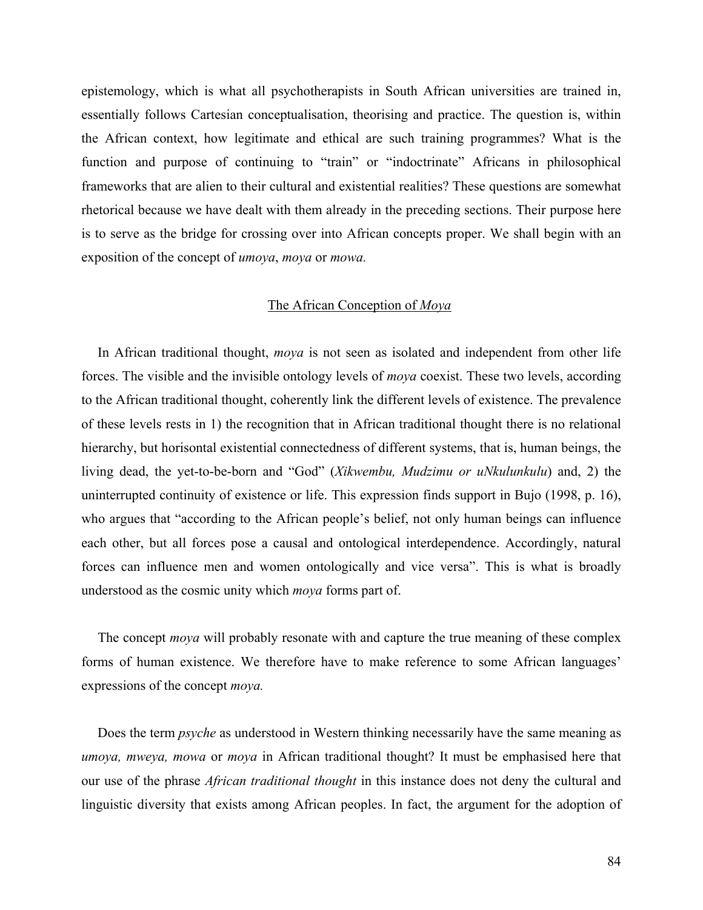epistemology, which is what all psychotherapists in South African universities are trained in, essentially follows Cartesian conceptualisation, theorising and practice. The question is, within the African context, how legitimate and ethical are such training programmes? What is the function and purpose of continuing to "train" or "indoctrinate" Africans in philosophical frameworks that are alien to their cultural and existential realities? These questions are somewhat rhetorical because we have dealt with them already in the preceding sections. Their purpose here is to serve as the bridge for crossing over into African concepts proper. We shall begin with an exposition of the concept of *umoya*, *moya* or *mowa.*

## The African Conception of *Moya*

In African traditional thought, *moya* is not seen as isolated and independent from other life forces. The visible and the invisible ontology levels of *moya* coexist. These two levels, according to the African traditional thought, coherently link the different levels of existence. The prevalence of these levels rests in 1) the recognition that in African traditional thought there is no relational hierarchy, but horisontal existential connectedness of different systems, that is, human beings, the living dead, the yet-to-be-born and "God" (*Xikwembu, Mudzimu or uNkulunkulu*) and, 2) the uninterrupted continuity of existence or life. This expression finds support in Bujo (1998, p. 16), who argues that "according to the African people's belief, not only human beings can influence each other, but all forces pose a causal and ontological interdependence. Accordingly, natural forces can influence men and women ontologically and vice versa". This is what is broadly understood as the cosmic unity which *moya* forms part of.

The concept *moya* will probably resonate with and capture the true meaning of these complex forms of human existence. We therefore have to make reference to some African languages' expressions of the concept *moya.*

Does the term *psyche* as understood in Western thinking necessarily have the same meaning as *umoya, mweya, mowa* or *moya* in African traditional thought? It must be emphasised here that our use of the phrase *African traditional thought* in this instance does not deny the cultural and linguistic diversity that exists among African peoples. In fact, the argument for the adoption of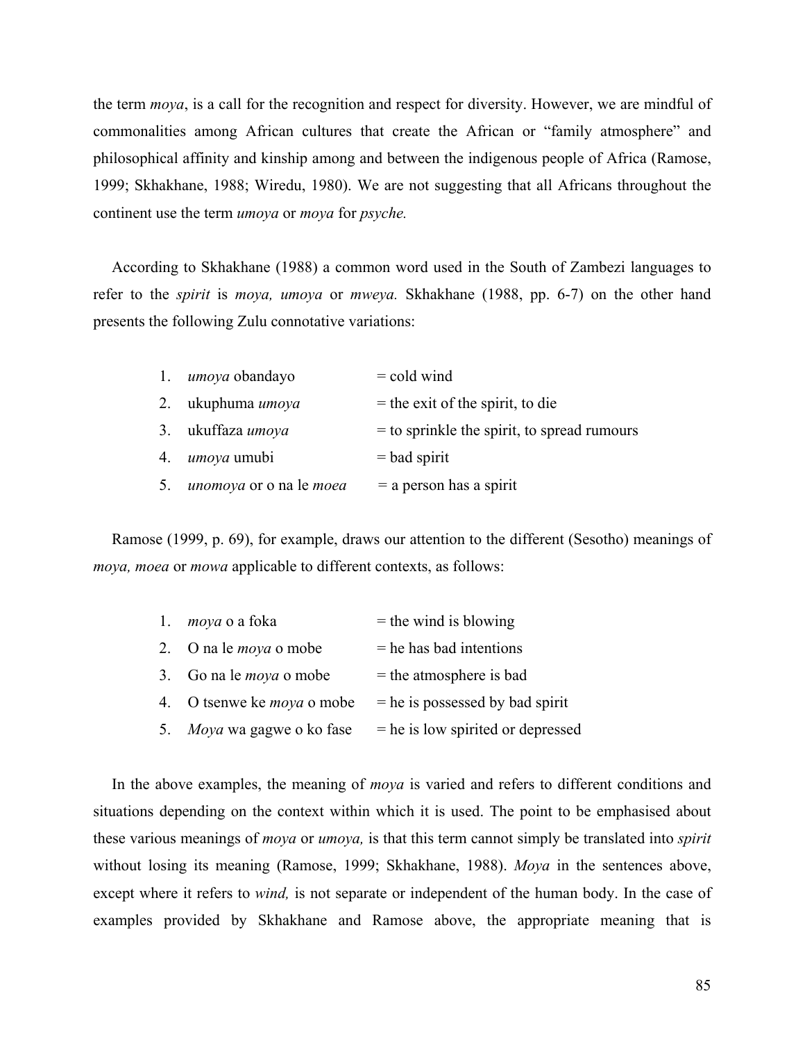the term *moya*, is a call for the recognition and respect for diversity. However, we are mindful of commonalities among African cultures that create the African or "family atmosphere" and philosophical affinity and kinship among and between the indigenous people of Africa (Ramose, 1999; Skhakhane, 1988; Wiredu, 1980). We are not suggesting that all Africans throughout the continent use the term *umoya* or *moya* for *psyche.*

According to Skhakhane (1988) a common word used in the South of Zambezi languages to refer to the *spirit* is *moya, umoya* or *mweya.* Skhakhane (1988, pp. 6-7) on the other hand presents the following Zulu connotative variations:

1. *umoya* obandayo = cold wind
2. ukuphuma *umoya* = the exit of the spirit, to die
3. ukuffaza *umoya* = to sprinkle the spirit, to spread rumours
4. *umoya* umubi = bad spirit
5. *unomoya* or o na le *moea* = a person has a spirit

Ramose (1999, p. 69), for example, draws our attention to the different (Sesotho) meanings of *moya, moea* or *mowa* applicable to different contexts, as follows:

1. *moya* o a foka = the wind is blowing
2. O na le *moya* o mobe = he has bad intentions
3. Go na le *moya* o mobe = the atmosphere is bad
4. O tsenwe ke *moya* o mobe = he is possessed by bad spirit
5. *Moya* wa gagwe o ko fase = he is low spirited or depressed

In the above examples, the meaning of *moya* is varied and refers to different conditions and situations depending on the context within which it is used. The point to be emphasised about these various meanings of *moya* or *umoya,* is that this term cannot simply be translated into *spirit* without losing its meaning (Ramose, 1999; Skhakhane, 1988). *Moya* in the sentences above, except where it refers to *wind,* is not separate or independent of the human body. In the case of examples provided by Skhakhane and Ramose above, the appropriate meaning that is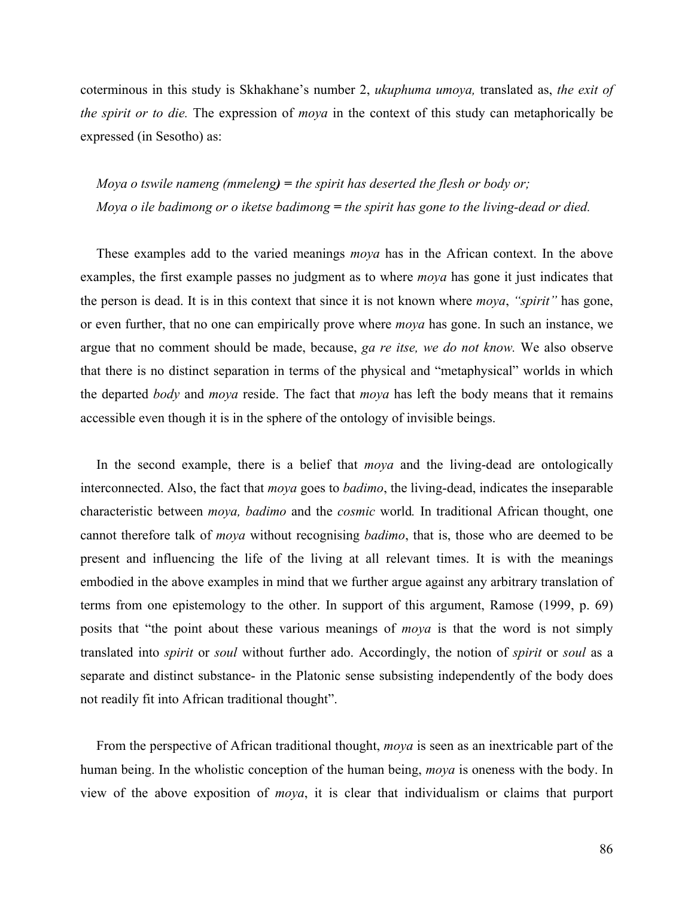coterminous in this study is Skhakhane's number 2, *ukuphuma umoya,* translated as, *the exit of the spirit or to die.* The expression of *moya* in the context of this study can metaphorically be expressed (in Sesotho) as:

*Moya o tswile nameng (mmeleng)* = *the spirit has deserted the flesh or body or;*
*Moya o ile badimong or o iketse badimong* = *the spirit has gone to the living-dead or died.*

These examples add to the varied meanings *moya* has in the African context. In the above examples, the first example passes no judgment as to where *moya* has gone it just indicates that the person is dead. It is in this context that since it is not known where *moya*, *"spirit"* has gone, or even further, that no one can empirically prove where *moya* has gone. In such an instance, we argue that no comment should be made, because, *ga re itse, we do not know.* We also observe that there is no distinct separation in terms of the physical and "metaphysical" worlds in which the departed *body* and *moya* reside. The fact that *moya* has left the body means that it remains accessible even though it is in the sphere of the ontology of invisible beings.

In the second example, there is a belief that *moya* and the living-dead are ontologically interconnected. Also, the fact that *moya* goes to *badimo*, the living-dead, indicates the inseparable characteristic between *moya, badimo* and the *cosmic* world*.* In traditional African thought, one cannot therefore talk of *moya* without recognising *badimo*, that is, those who are deemed to be present and influencing the life of the living at all relevant times. It is with the meanings embodied in the above examples in mind that we further argue against any arbitrary translation of terms from one epistemology to the other. In support of this argument, Ramose (1999, p. 69) posits that "the point about these various meanings of *moya* is that the word is not simply translated into *spirit* or *soul* without further ado. Accordingly, the notion of *spirit* or *soul* as a separate and distinct substance- in the Platonic sense subsisting independently of the body does not readily fit into African traditional thought".

From the perspective of African traditional thought, *moya* is seen as an inextricable part of the human being. In the wholistic conception of the human being, *moya* is oneness with the body. In view of the above exposition of *moya*, it is clear that individualism or claims that purport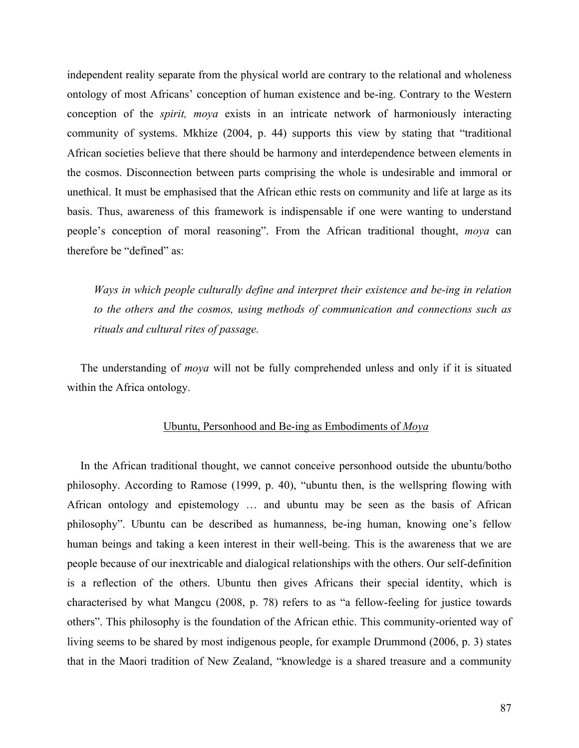independent reality separate from the physical world are contrary to the relational and wholeness ontology of most Africans' conception of human existence and be-ing. Contrary to the Western conception of the *spirit, moya* exists in an intricate network of harmoniously interacting community of systems. Mkhize (2004, p. 44) supports this view by stating that "traditional African societies believe that there should be harmony and interdependence between elements in the cosmos. Disconnection between parts comprising the whole is undesirable and immoral or unethical. It must be emphasised that the African ethic rests on community and life at large as its basis. Thus, awareness of this framework is indispensable if one were wanting to understand people's conception of moral reasoning". From the African traditional thought, *moya* can therefore be "defined" as:

> *Ways in which people culturally define and interpret their existence and be-ing in relation to the others and the cosmos, using methods of communication and connections such as rituals and cultural rites of passage.*

The understanding of *moya* will not be fully comprehended unless and only if it is situated within the Africa ontology.

## Ubuntu, Personhood and Be-ing as Embodiments of *Moya*

In the African traditional thought, we cannot conceive personhood outside the ubuntu/botho philosophy. According to Ramose (1999, p. 40), "ubuntu then, is the wellspring flowing with African ontology and epistemology … and ubuntu may be seen as the basis of African philosophy". Ubuntu can be described as humanness, be-ing human, knowing one's fellow human beings and taking a keen interest in their well-being. This is the awareness that we are people because of our inextricable and dialogical relationships with the others. Our self-definition is a reflection of the others. Ubuntu then gives Africans their special identity, which is characterised by what Mangcu (2008, p. 78) refers to as "a fellow-feeling for justice towards others". This philosophy is the foundation of the African ethic. This community-oriented way of living seems to be shared by most indigenous people, for example Drummond (2006, p. 3) states that in the Maori tradition of New Zealand, "knowledge is a shared treasure and a community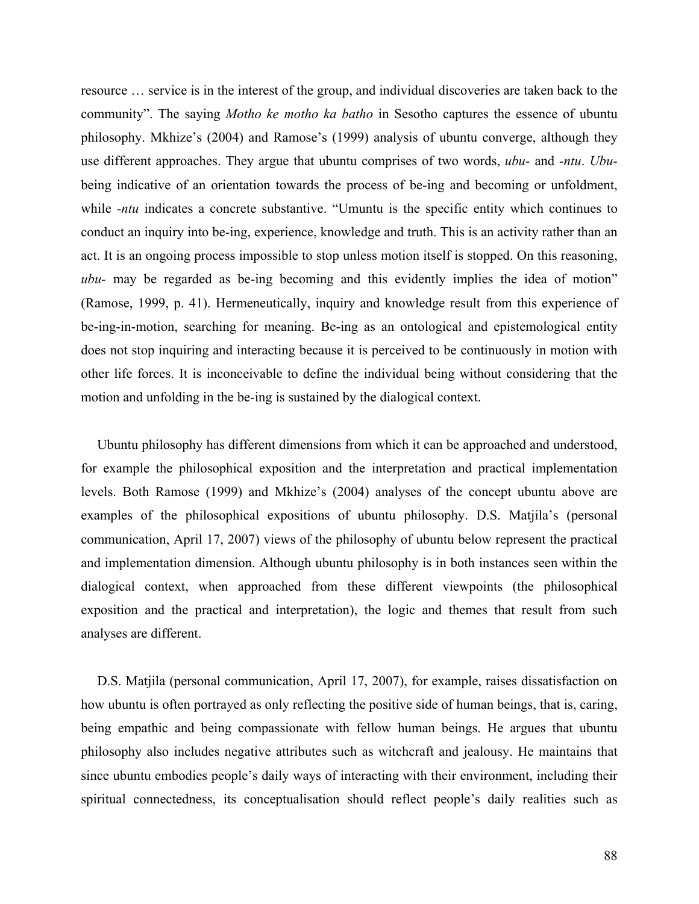resource … service is in the interest of the group, and individual discoveries are taken back to the community". The saying *Motho ke motho ka batho* in Sesotho captures the essence of ubuntu philosophy. Mkhize's (2004) and Ramose's (1999) analysis of ubuntu converge, although they use different approaches. They argue that ubuntu comprises of two words, *ubu-* and *-ntu*. *Ubu-* being indicative of an orientation towards the process of be-ing and becoming or unfoldment, while *-ntu* indicates a concrete substantive. "Umuntu is the specific entity which continues to conduct an inquiry into be-ing, experience, knowledge and truth. This is an activity rather than an act. It is an ongoing process impossible to stop unless motion itself is stopped. On this reasoning, *ubu-* may be regarded as be-ing becoming and this evidently implies the idea of motion" (Ramose, 1999, p. 41). Hermeneutically, inquiry and knowledge result from this experience of be-ing-in-motion, searching for meaning. Be-ing as an ontological and epistemological entity does not stop inquiring and interacting because it is perceived to be continuously in motion with other life forces. It is inconceivable to define the individual being without considering that the motion and unfolding in the be-ing is sustained by the dialogical context.

Ubuntu philosophy has different dimensions from which it can be approached and understood, for example the philosophical exposition and the interpretation and practical implementation levels. Both Ramose (1999) and Mkhize's (2004) analyses of the concept ubuntu above are examples of the philosophical expositions of ubuntu philosophy. D.S. Matjila's (personal communication, April 17, 2007) views of the philosophy of ubuntu below represent the practical and implementation dimension. Although ubuntu philosophy is in both instances seen within the dialogical context, when approached from these different viewpoints (the philosophical exposition and the practical and interpretation), the logic and themes that result from such analyses are different.

D.S. Matjila (personal communication, April 17, 2007), for example, raises dissatisfaction on how ubuntu is often portrayed as only reflecting the positive side of human beings, that is, caring, being empathic and being compassionate with fellow human beings. He argues that ubuntu philosophy also includes negative attributes such as witchcraft and jealousy. He maintains that since ubuntu embodies people's daily ways of interacting with their environment, including their spiritual connectedness, its conceptualisation should reflect people's daily realities such as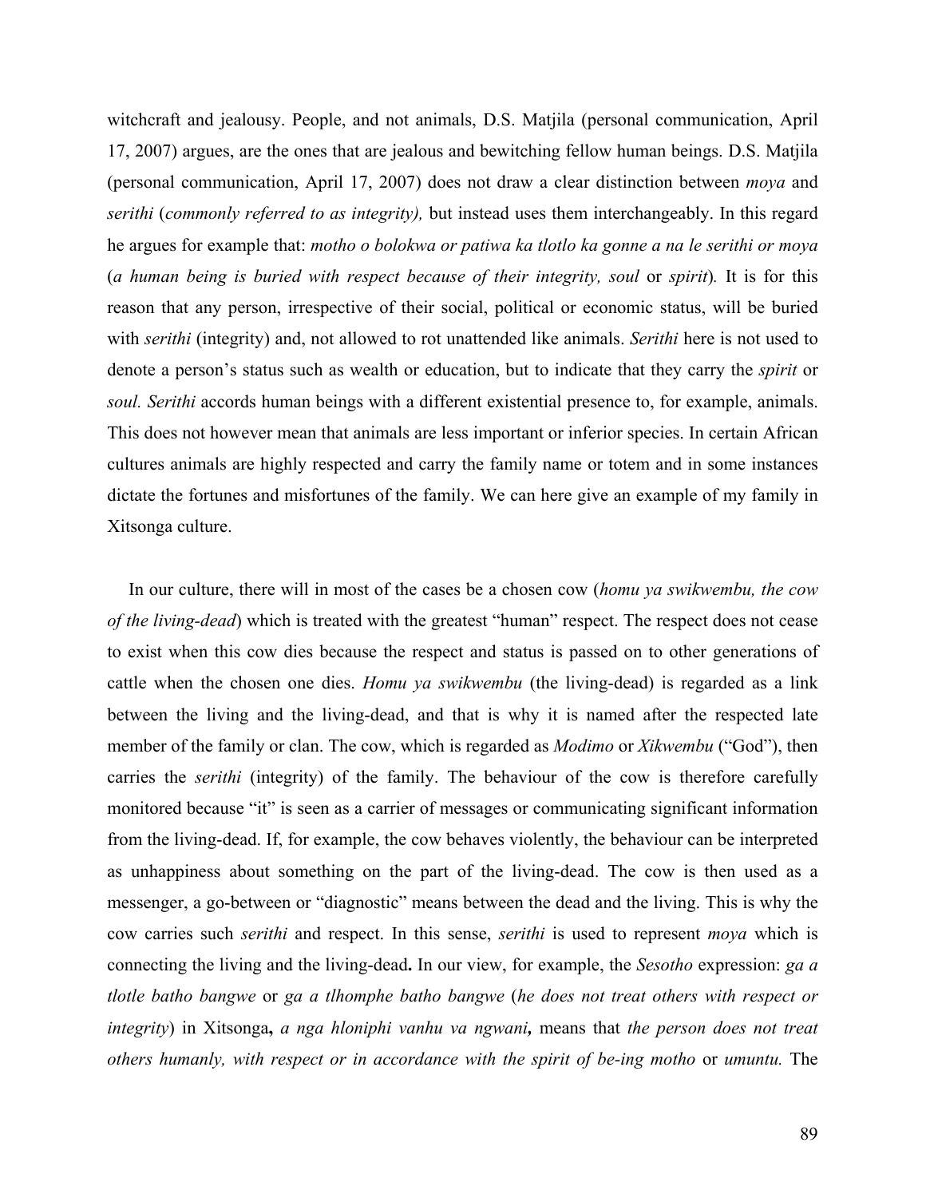witchcraft and jealousy. People, and not animals, D.S. Matjila (personal communication, April 17, 2007) argues, are the ones that are jealous and bewitching fellow human beings. D.S. Matjila (personal communication, April 17, 2007) does not draw a clear distinction between *moya* and *serithi* (*commonly referred to as integrity),* but instead uses them interchangeably. In this regard he argues for example that: *motho o bolokwa or patiwa ka tlotlo ka gonne a na le serithi or moya* (*a human being is buried with respect because of their integrity, soul* or *spirit*). It is for this reason that any person, irrespective of their social, political or economic status, will be buried with *serithi* (integrity) and, not allowed to rot unattended like animals. *Serithi* here is not used to denote a person's status such as wealth or education, but to indicate that they carry the *spirit* or *soul. Serithi* accords human beings with a different existential presence to, for example, animals. This does not however mean that animals are less important or inferior species. In certain African cultures animals are highly respected and carry the family name or totem and in some instances dictate the fortunes and misfortunes of the family. We can here give an example of my family in Xitsonga culture.

In our culture, there will in most of the cases be a chosen cow (*homu ya swikwembu, the cow of the living-dead*) which is treated with the greatest "human" respect. The respect does not cease to exist when this cow dies because the respect and status is passed on to other generations of cattle when the chosen one dies. *Homu ya swikwembu* (the living-dead) is regarded as a link between the living and the living-dead, and that is why it is named after the respected late member of the family or clan. The cow, which is regarded as *Modimo* or *Xikwembu* ("God"), then carries the *serithi* (integrity) of the family. The behaviour of the cow is therefore carefully monitored because "it" is seen as a carrier of messages or communicating significant information from the living-dead. If, for example, the cow behaves violently, the behaviour can be interpreted as unhappiness about something on the part of the living-dead. The cow is then used as a messenger, a go-between or "diagnostic" means between the dead and the living. This is why the cow carries such *serithi* and respect. In this sense, *serithi* is used to represent *moya* which is connecting the living and the living-dead**.** In our view, for example, the *Sesotho* expression: *ga a tlotle batho bangwe* or *ga a tlhomphe batho bangwe* (*he does not treat others with respect or integrity*) in Xitsonga**,** *a nga hloniphi vanhu va ngwani***,** means that *the person does not treat others humanly, with respect or in accordance with the spirit of be-ing motho* or *umuntu.* The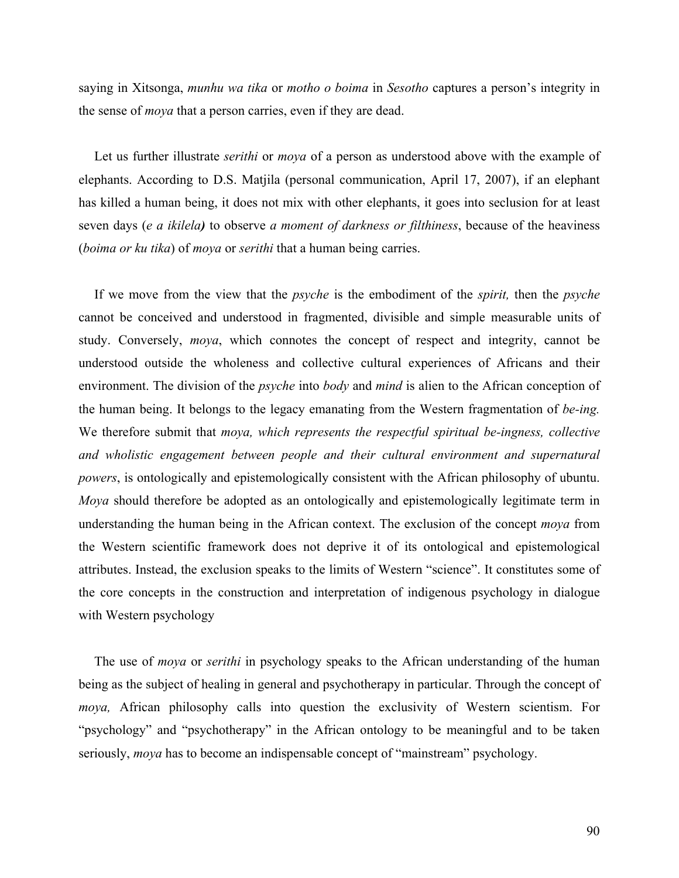saying in Xitsonga, *munhu wa tika* or *motho o boima* in *Sesotho* captures a person's integrity in the sense of *moya* that a person carries, even if they are dead.

Let us further illustrate *serithi* or *moya* of a person as understood above with the example of elephants. According to D.S. Matjila (personal communication, April 17, 2007), if an elephant has killed a human being, it does not mix with other elephants, it goes into seclusion for at least seven days (*e a ikilela***)** to observe *a moment of darkness or filthiness*, because of the heaviness (*boima or ku tika*) of *moya* or *serithi* that a human being carries.

If we move from the view that the *psyche* is the embodiment of the *spirit,* then the *psyche* cannot be conceived and understood in fragmented, divisible and simple measurable units of study. Conversely, *moya*, which connotes the concept of respect and integrity, cannot be understood outside the wholeness and collective cultural experiences of Africans and their environment. The division of the *psyche* into *body* and *mind* is alien to the African conception of the human being. It belongs to the legacy emanating from the Western fragmentation of *be-ing.* We therefore submit that *moya, which represents the respectful spiritual be-ingness, collective and wholistic engagement between people and their cultural environment and supernatural powers*, is ontologically and epistemologically consistent with the African philosophy of ubuntu. *Moya* should therefore be adopted as an ontologically and epistemologically legitimate term in understanding the human being in the African context. The exclusion of the concept *moya* from the Western scientific framework does not deprive it of its ontological and epistemological attributes. Instead, the exclusion speaks to the limits of Western "science". It constitutes some of the core concepts in the construction and interpretation of indigenous psychology in dialogue with Western psychology

The use of *moya* or *serithi* in psychology speaks to the African understanding of the human being as the subject of healing in general and psychotherapy in particular. Through the concept of *moya,* African philosophy calls into question the exclusivity of Western scientism. For "psychology" and "psychotherapy" in the African ontology to be meaningful and to be taken seriously, *moya* has to become an indispensable concept of "mainstream" psychology.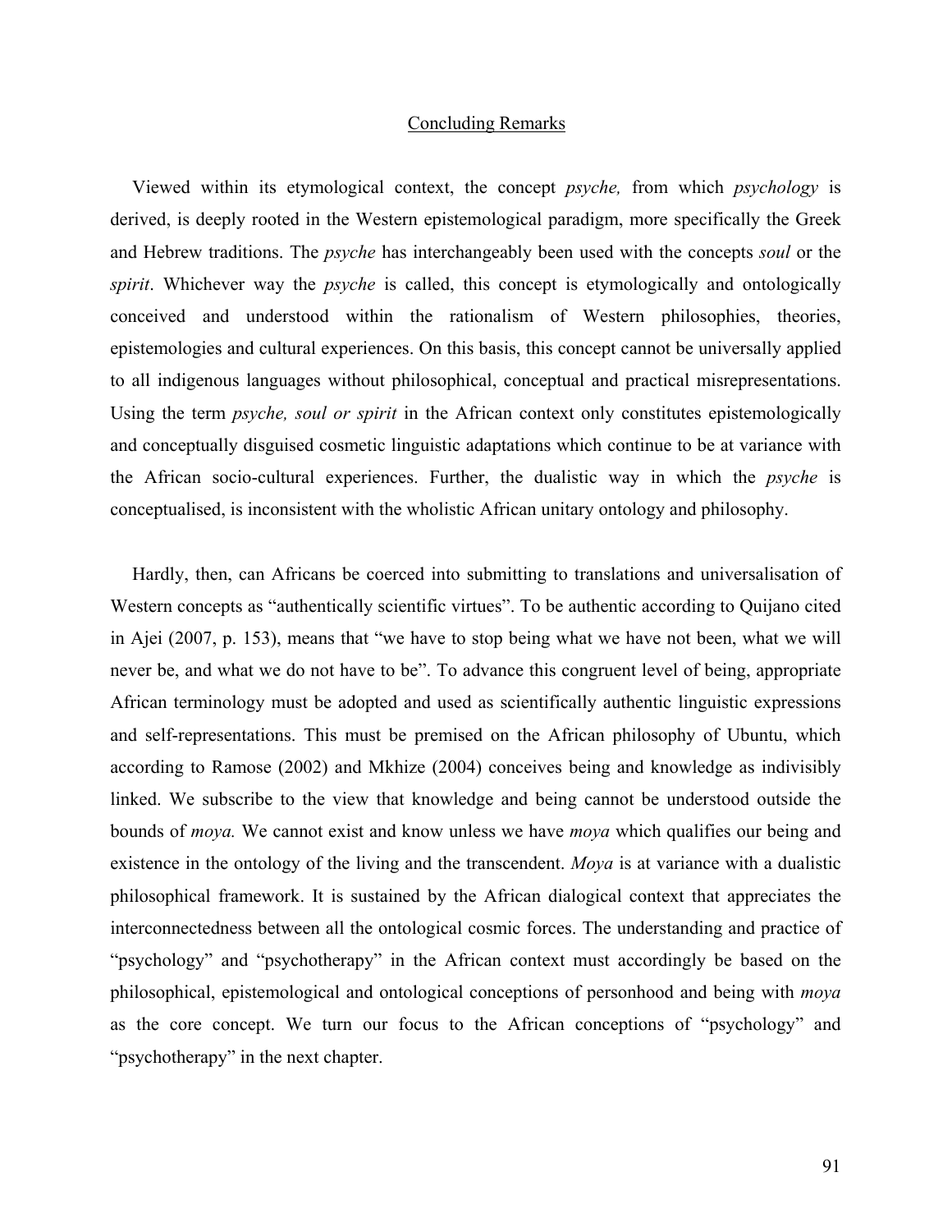## Concluding Remarks

Viewed within its etymological context, the concept *psyche,* from which *psychology* is derived, is deeply rooted in the Western epistemological paradigm, more specifically the Greek and Hebrew traditions. The *psyche* has interchangeably been used with the concepts *soul* or the *spirit*. Whichever way the *psyche* is called, this concept is etymologically and ontologically conceived and understood within the rationalism of Western philosophies, theories, epistemologies and cultural experiences. On this basis, this concept cannot be universally applied to all indigenous languages without philosophical, conceptual and practical misrepresentations. Using the term *psyche, soul or spirit* in the African context only constitutes epistemologically and conceptually disguised cosmetic linguistic adaptations which continue to be at variance with the African socio-cultural experiences. Further, the dualistic way in which the *psyche* is conceptualised, is inconsistent with the wholistic African unitary ontology and philosophy.

Hardly, then, can Africans be coerced into submitting to translations and universalisation of Western concepts as "authentically scientific virtues". To be authentic according to Quijano cited in Ajei (2007, p. 153), means that "we have to stop being what we have not been, what we will never be, and what we do not have to be". To advance this congruent level of being, appropriate African terminology must be adopted and used as scientifically authentic linguistic expressions and self-representations. This must be premised on the African philosophy of Ubuntu, which according to Ramose (2002) and Mkhize (2004) conceives being and knowledge as indivisibly linked. We subscribe to the view that knowledge and being cannot be understood outside the bounds of *moya.* We cannot exist and know unless we have *moya* which qualifies our being and existence in the ontology of the living and the transcendent. *Moya* is at variance with a dualistic philosophical framework. It is sustained by the African dialogical context that appreciates the interconnectedness between all the ontological cosmic forces. The understanding and practice of "psychology" and "psychotherapy" in the African context must accordingly be based on the philosophical, epistemological and ontological conceptions of personhood and being with *moya* as the core concept. We turn our focus to the African conceptions of "psychology" and "psychotherapy" in the next chapter.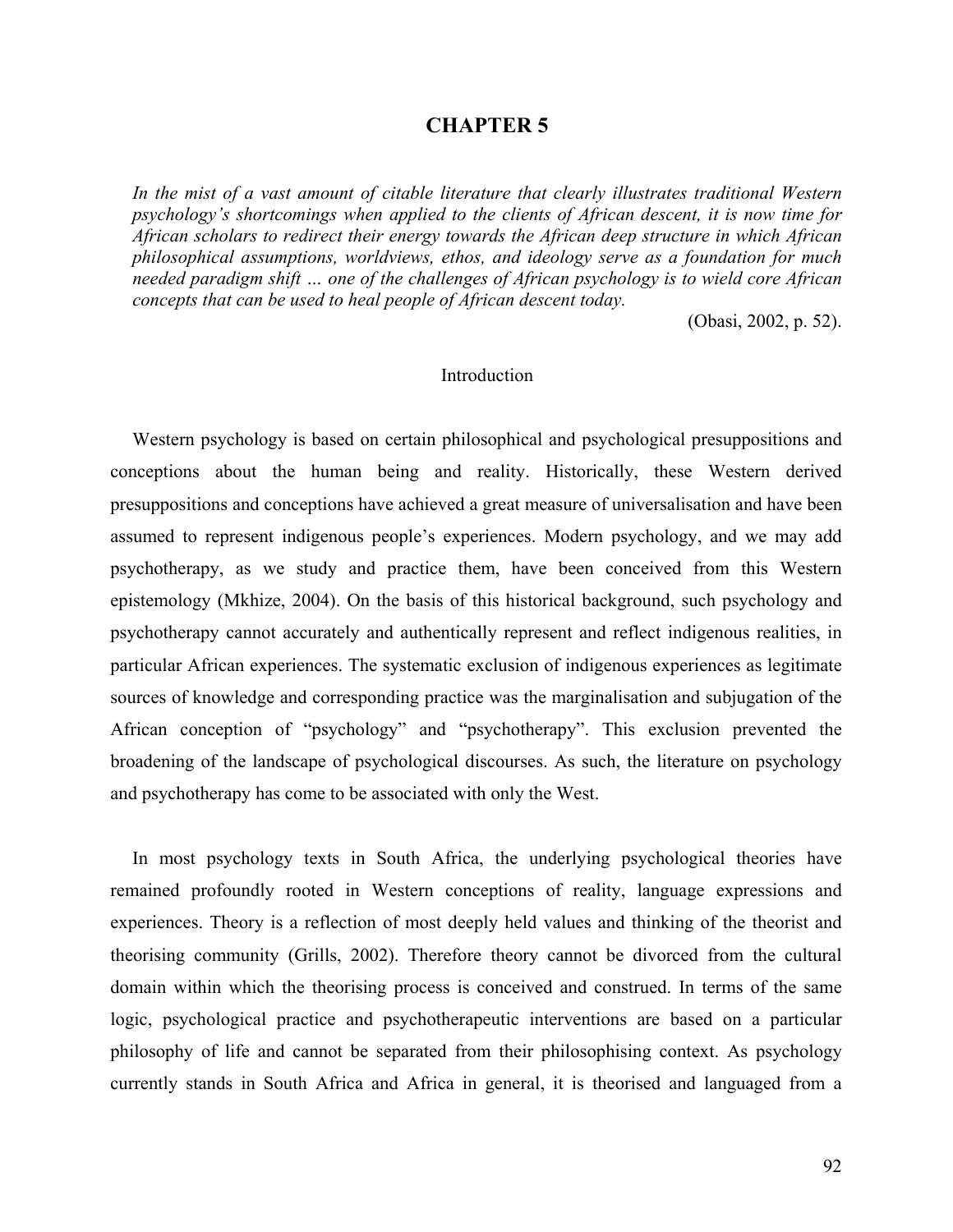# CHAPTER 5

*In the mist of a vast amount of citable literature that clearly illustrates traditional Western psychology's shortcomings when applied to the clients of African descent, it is now time for African scholars to redirect their energy towards the African deep structure in which African philosophical assumptions, worldviews, ethos, and ideology serve as a foundation for much needed paradigm shift … one of the challenges of African psychology is to wield core African concepts that can be used to heal people of African descent today.*

(Obasi, 2002, p. 52).

## Introduction

Western psychology is based on certain philosophical and psychological presuppositions and conceptions about the human being and reality. Historically, these Western derived presuppositions and conceptions have achieved a great measure of universalisation and have been assumed to represent indigenous people's experiences. Modern psychology, and we may add psychotherapy, as we study and practice them, have been conceived from this Western epistemology (Mkhize, 2004). On the basis of this historical background, such psychology and psychotherapy cannot accurately and authentically represent and reflect indigenous realities, in particular African experiences. The systematic exclusion of indigenous experiences as legitimate sources of knowledge and corresponding practice was the marginalisation and subjugation of the African conception of "psychology" and "psychotherapy". This exclusion prevented the broadening of the landscape of psychological discourses. As such, the literature on psychology and psychotherapy has come to be associated with only the West.

In most psychology texts in South Africa, the underlying psychological theories have remained profoundly rooted in Western conceptions of reality, language expressions and experiences. Theory is a reflection of most deeply held values and thinking of the theorist and theorising community (Grills, 2002). Therefore theory cannot be divorced from the cultural domain within which the theorising process is conceived and construed. In terms of the same logic, psychological practice and psychotherapeutic interventions are based on a particular philosophy of life and cannot be separated from their philosophising context. As psychology currently stands in South Africa and Africa in general, it is theorised and languaged from a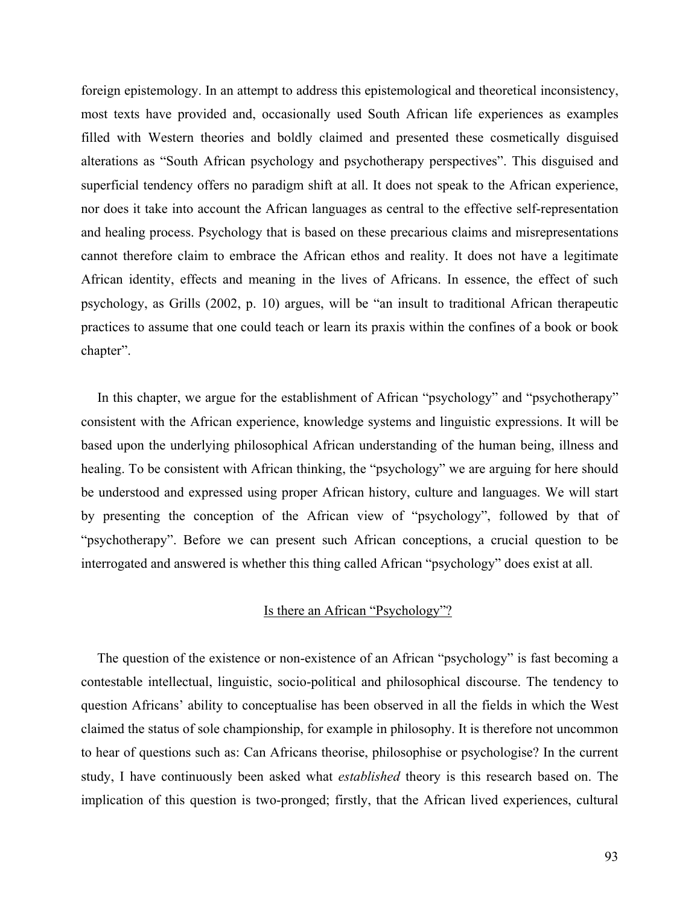foreign epistemology. In an attempt to address this epistemological and theoretical inconsistency, most texts have provided and, occasionally used South African life experiences as examples filled with Western theories and boldly claimed and presented these cosmetically disguised alterations as "South African psychology and psychotherapy perspectives". This disguised and superficial tendency offers no paradigm shift at all. It does not speak to the African experience, nor does it take into account the African languages as central to the effective self-representation and healing process. Psychology that is based on these precarious claims and misrepresentations cannot therefore claim to embrace the African ethos and reality. It does not have a legitimate African identity, effects and meaning in the lives of Africans. In essence, the effect of such psychology, as Grills (2002, p. 10) argues, will be "an insult to traditional African therapeutic practices to assume that one could teach or learn its praxis within the confines of a book or book chapter".

In this chapter, we argue for the establishment of African "psychology" and "psychotherapy" consistent with the African experience, knowledge systems and linguistic expressions. It will be based upon the underlying philosophical African understanding of the human being, illness and healing. To be consistent with African thinking, the "psychology" we are arguing for here should be understood and expressed using proper African history, culture and languages. We will start by presenting the conception of the African view of "psychology", followed by that of "psychotherapy". Before we can present such African conceptions, a crucial question to be interrogated and answered is whether this thing called African "psychology" does exist at all.

## Is there an African "Psychology"?

The question of the existence or non-existence of an African "psychology" is fast becoming a contestable intellectual, linguistic, socio-political and philosophical discourse. The tendency to question Africans' ability to conceptualise has been observed in all the fields in which the West claimed the status of sole championship, for example in philosophy. It is therefore not uncommon to hear of questions such as: Can Africans theorise, philosophise or psychologise? In the current study, I have continuously been asked what *established* theory is this research based on. The implication of this question is two-pronged; firstly, that the African lived experiences, cultural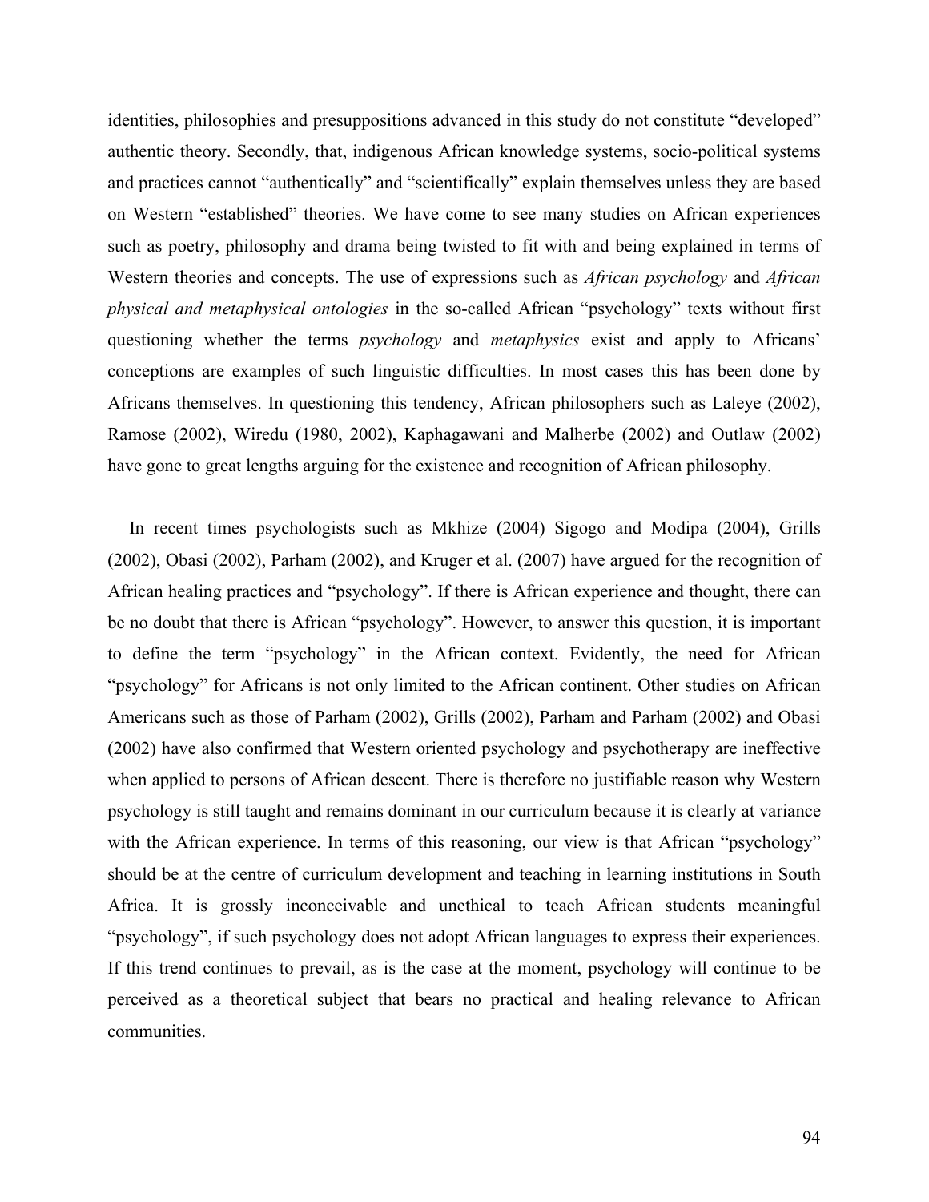identities, philosophies and presuppositions advanced in this study do not constitute "developed" authentic theory. Secondly, that, indigenous African knowledge systems, socio-political systems and practices cannot "authentically" and "scientifically" explain themselves unless they are based on Western "established" theories. We have come to see many studies on African experiences such as poetry, philosophy and drama being twisted to fit with and being explained in terms of Western theories and concepts. The use of expressions such as *African psychology* and *African physical and metaphysical ontologies* in the so-called African "psychology" texts without first questioning whether the terms *psychology* and *metaphysics* exist and apply to Africans' conceptions are examples of such linguistic difficulties. In most cases this has been done by Africans themselves. In questioning this tendency, African philosophers such as Laleye (2002), Ramose (2002), Wiredu (1980, 2002), Kaphagawani and Malherbe (2002) and Outlaw (2002) have gone to great lengths arguing for the existence and recognition of African philosophy.

In recent times psychologists such as Mkhize (2004) Sigogo and Modipa (2004), Grills (2002), Obasi (2002), Parham (2002), and Kruger et al. (2007) have argued for the recognition of African healing practices and "psychology". If there is African experience and thought, there can be no doubt that there is African "psychology". However, to answer this question, it is important to define the term "psychology" in the African context. Evidently, the need for African "psychology" for Africans is not only limited to the African continent. Other studies on African Americans such as those of Parham (2002), Grills (2002), Parham and Parham (2002) and Obasi (2002) have also confirmed that Western oriented psychology and psychotherapy are ineffective when applied to persons of African descent. There is therefore no justifiable reason why Western psychology is still taught and remains dominant in our curriculum because it is clearly at variance with the African experience. In terms of this reasoning, our view is that African "psychology" should be at the centre of curriculum development and teaching in learning institutions in South Africa. It is grossly inconceivable and unethical to teach African students meaningful "psychology", if such psychology does not adopt African languages to express their experiences. If this trend continues to prevail, as is the case at the moment, psychology will continue to be perceived as a theoretical subject that bears no practical and healing relevance to African communities.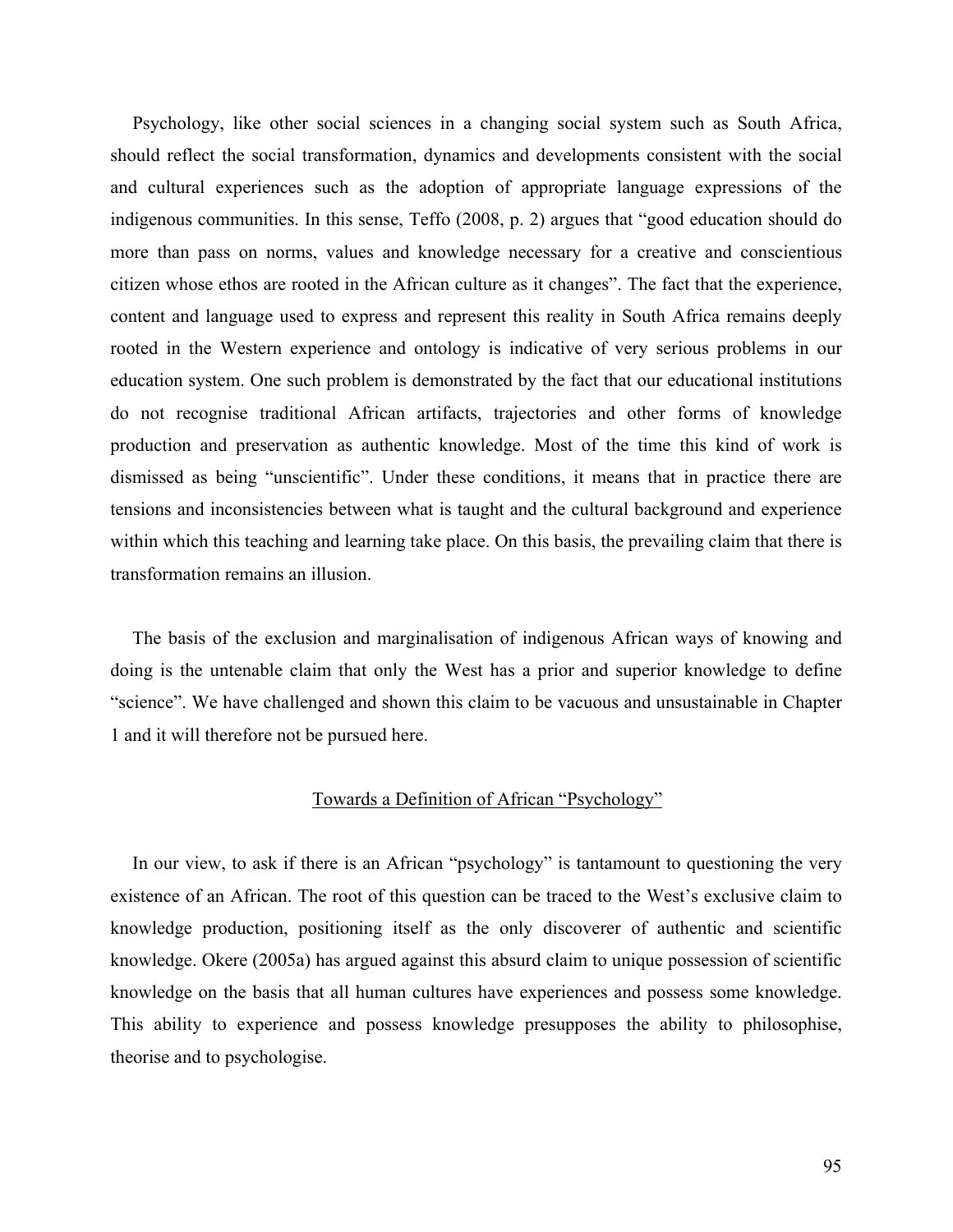Psychology, like other social sciences in a changing social system such as South Africa, should reflect the social transformation, dynamics and developments consistent with the social and cultural experiences such as the adoption of appropriate language expressions of the indigenous communities. In this sense, Teffo (2008, p. 2) argues that "good education should do more than pass on norms, values and knowledge necessary for a creative and conscientious citizen whose ethos are rooted in the African culture as it changes". The fact that the experience, content and language used to express and represent this reality in South Africa remains deeply rooted in the Western experience and ontology is indicative of very serious problems in our education system. One such problem is demonstrated by the fact that our educational institutions do not recognise traditional African artifacts, trajectories and other forms of knowledge production and preservation as authentic knowledge. Most of the time this kind of work is dismissed as being "unscientific". Under these conditions, it means that in practice there are tensions and inconsistencies between what is taught and the cultural background and experience within which this teaching and learning take place. On this basis, the prevailing claim that there is transformation remains an illusion.

The basis of the exclusion and marginalisation of indigenous African ways of knowing and doing is the untenable claim that only the West has a prior and superior knowledge to define "science". We have challenged and shown this claim to be vacuous and unsustainable in Chapter 1 and it will therefore not be pursued here.

## Towards a Definition of African "Psychology"

In our view, to ask if there is an African "psychology" is tantamount to questioning the very existence of an African. The root of this question can be traced to the West's exclusive claim to knowledge production, positioning itself as the only discoverer of authentic and scientific knowledge. Okere (2005a) has argued against this absurd claim to unique possession of scientific knowledge on the basis that all human cultures have experiences and possess some knowledge. This ability to experience and possess knowledge presupposes the ability to philosophise, theorise and to psychologise.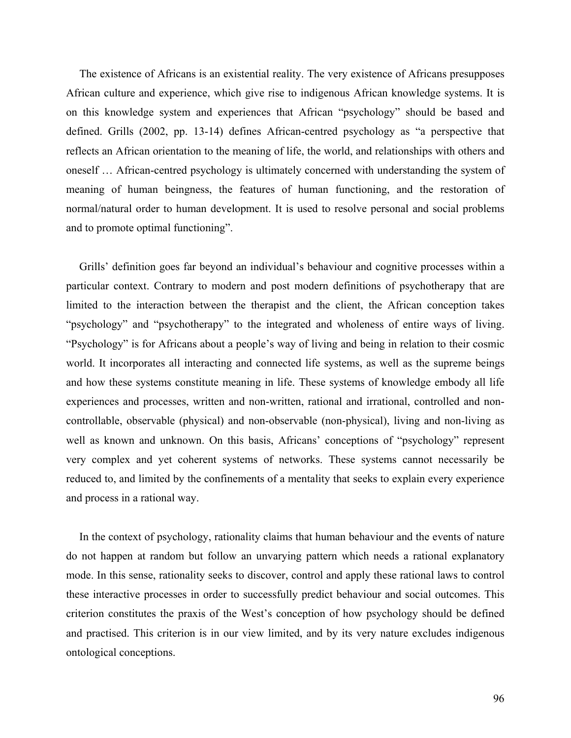The existence of Africans is an existential reality. The very existence of Africans presupposes African culture and experience, which give rise to indigenous African knowledge systems. It is on this knowledge system and experiences that African "psychology" should be based and defined. Grills (2002, pp. 13-14) defines African-centred psychology as "a perspective that reflects an African orientation to the meaning of life, the world, and relationships with others and oneself … African-centred psychology is ultimately concerned with understanding the system of meaning of human beingness, the features of human functioning, and the restoration of normal/natural order to human development. It is used to resolve personal and social problems and to promote optimal functioning".

Grills' definition goes far beyond an individual's behaviour and cognitive processes within a particular context. Contrary to modern and post modern definitions of psychotherapy that are limited to the interaction between the therapist and the client, the African conception takes "psychology" and "psychotherapy" to the integrated and wholeness of entire ways of living. "Psychology" is for Africans about a people's way of living and being in relation to their cosmic world. It incorporates all interacting and connected life systems, as well as the supreme beings and how these systems constitute meaning in life. These systems of knowledge embody all life experiences and processes, written and non-written, rational and irrational, controlled and non-controllable, observable (physical) and non-observable (non-physical), living and non-living as well as known and unknown. On this basis, Africans' conceptions of "psychology" represent very complex and yet coherent systems of networks. These systems cannot necessarily be reduced to, and limited by the confinements of a mentality that seeks to explain every experience and process in a rational way.

In the context of psychology, rationality claims that human behaviour and the events of nature do not happen at random but follow an unvarying pattern which needs a rational explanatory mode. In this sense, rationality seeks to discover, control and apply these rational laws to control these interactive processes in order to successfully predict behaviour and social outcomes. This criterion constitutes the praxis of the West's conception of how psychology should be defined and practised. This criterion is in our view limited, and by its very nature excludes indigenous ontological conceptions.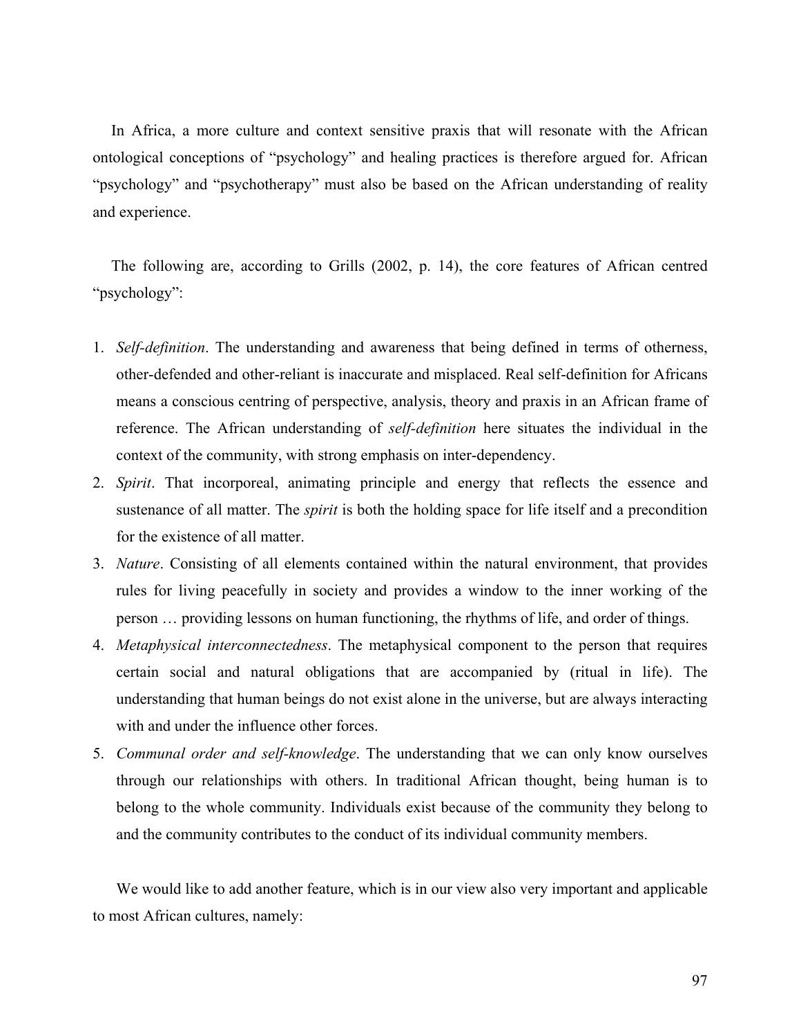In Africa, a more culture and context sensitive praxis that will resonate with the African ontological conceptions of "psychology" and healing practices is therefore argued for. African "psychology" and "psychotherapy" must also be based on the African understanding of reality and experience.

The following are, according to Grills (2002, p. 14), the core features of African centred "psychology":

1. *Self-definition*. The understanding and awareness that being defined in terms of otherness, other-defended and other-reliant is inaccurate and misplaced. Real self-definition for Africans means a conscious centring of perspective, analysis, theory and praxis in an African frame of reference. The African understanding of *self-definition* here situates the individual in the context of the community, with strong emphasis on inter-dependency.
2. *Spirit*. That incorporeal, animating principle and energy that reflects the essence and sustenance of all matter. The *spirit* is both the holding space for life itself and a precondition for the existence of all matter.
3. *Nature*. Consisting of all elements contained within the natural environment, that provides rules for living peacefully in society and provides a window to the inner working of the person … providing lessons on human functioning, the rhythms of life, and order of things.
4. *Metaphysical interconnectedness*. The metaphysical component to the person that requires certain social and natural obligations that are accompanied by (ritual in life). The understanding that human beings do not exist alone in the universe, but are always interacting with and under the influence other forces.
5. *Communal order and self-knowledge*. The understanding that we can only know ourselves through our relationships with others. In traditional African thought, being human is to belong to the whole community. Individuals exist because of the community they belong to and the community contributes to the conduct of its individual community members.

We would like to add another feature, which is in our view also very important and applicable to most African cultures, namely: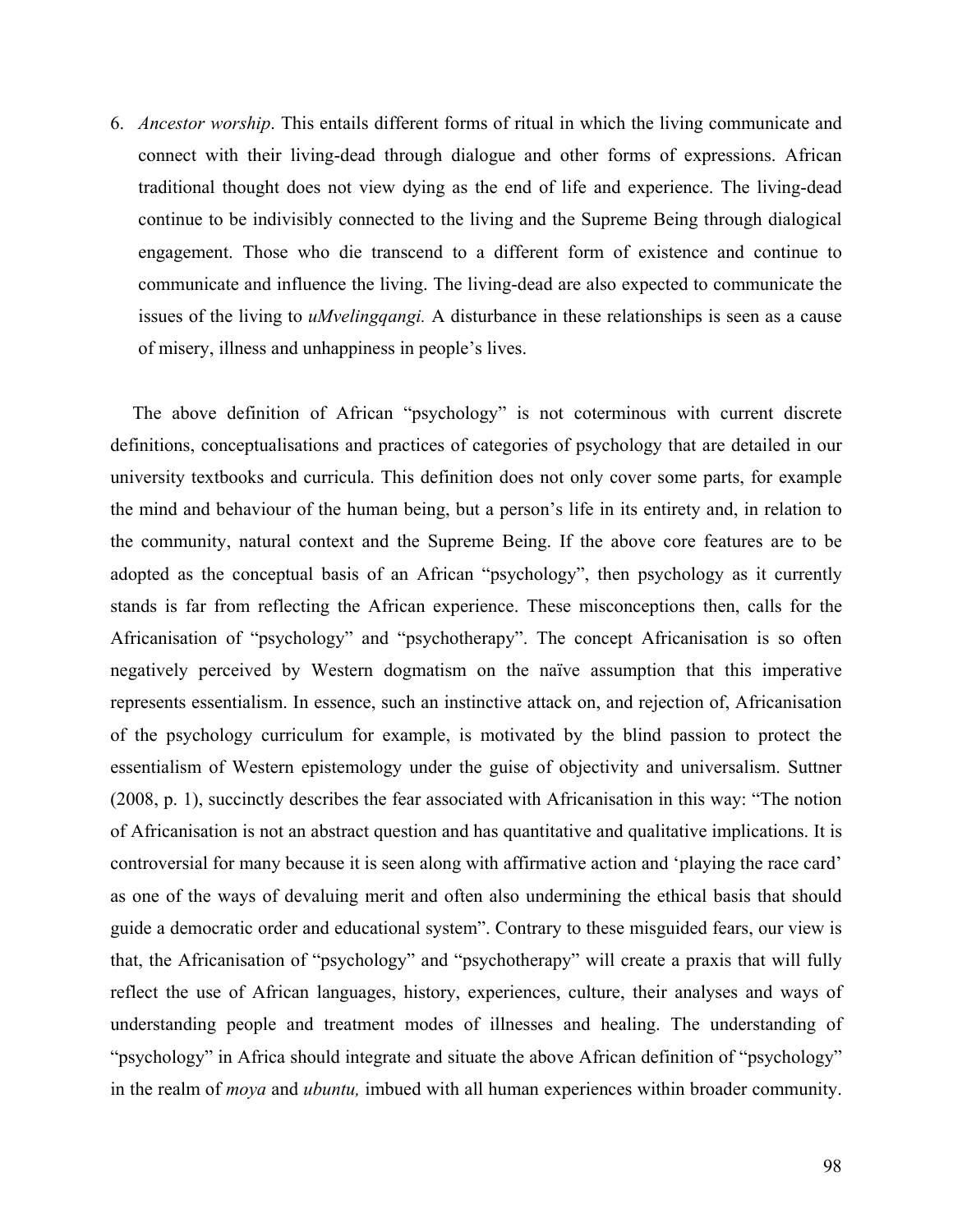6. *Ancestor worship*. This entails different forms of ritual in which the living communicate and connect with their living-dead through dialogue and other forms of expressions. African traditional thought does not view dying as the end of life and experience. The living-dead continue to be indivisibly connected to the living and the Supreme Being through dialogical engagement. Those who die transcend to a different form of existence and continue to communicate and influence the living. The living-dead are also expected to communicate the issues of the living to *uMvelingqangi.* A disturbance in these relationships is seen as a cause of misery, illness and unhappiness in people's lives.

The above definition of African "psychology" is not coterminous with current discrete definitions, conceptualisations and practices of categories of psychology that are detailed in our university textbooks and curricula. This definition does not only cover some parts, for example the mind and behaviour of the human being, but a person's life in its entirety and, in relation to the community, natural context and the Supreme Being. If the above core features are to be adopted as the conceptual basis of an African "psychology", then psychology as it currently stands is far from reflecting the African experience. These misconceptions then, calls for the Africanisation of "psychology" and "psychotherapy". The concept Africanisation is so often negatively perceived by Western dogmatism on the naïve assumption that this imperative represents essentialism. In essence, such an instinctive attack on, and rejection of, Africanisation of the psychology curriculum for example, is motivated by the blind passion to protect the essentialism of Western epistemology under the guise of objectivity and universalism. Suttner (2008, p. 1), succinctly describes the fear associated with Africanisation in this way: "The notion of Africanisation is not an abstract question and has quantitative and qualitative implications. It is controversial for many because it is seen along with affirmative action and 'playing the race card' as one of the ways of devaluing merit and often also undermining the ethical basis that should guide a democratic order and educational system". Contrary to these misguided fears, our view is that, the Africanisation of "psychology" and "psychotherapy" will create a praxis that will fully reflect the use of African languages, history, experiences, culture, their analyses and ways of understanding people and treatment modes of illnesses and healing. The understanding of "psychology" in Africa should integrate and situate the above African definition of "psychology" in the realm of *moya* and *ubuntu,* imbued with all human experiences within broader community.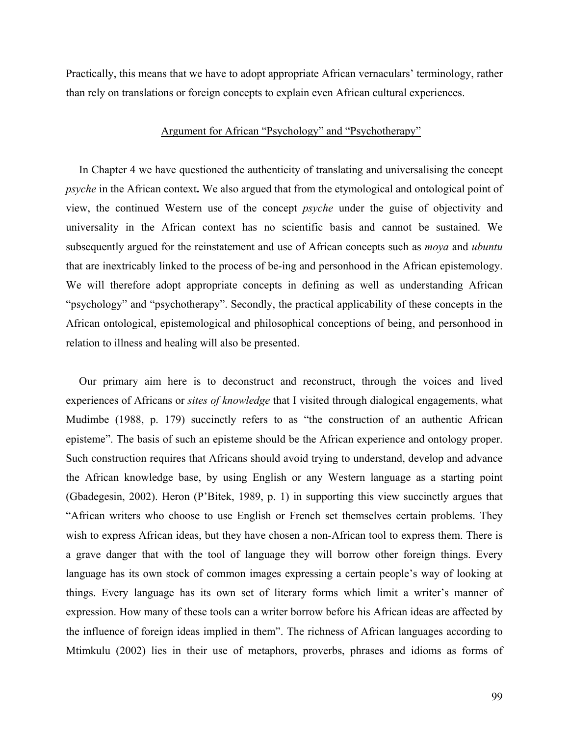Practically, this means that we have to adopt appropriate African vernaculars' terminology, rather than rely on translations or foreign concepts to explain even African cultural experiences.

## Argument for African "Psychology" and "Psychotherapy"

In Chapter 4 we have questioned the authenticity of translating and universalising the concept *psyche* in the African context**.** We also argued that from the etymological and ontological point of view, the continued Western use of the concept *psyche* under the guise of objectivity and universality in the African context has no scientific basis and cannot be sustained. We subsequently argued for the reinstatement and use of African concepts such as *moya* and *ubuntu* that are inextricably linked to the process of be-ing and personhood in the African epistemology. We will therefore adopt appropriate concepts in defining as well as understanding African "psychology" and "psychotherapy". Secondly, the practical applicability of these concepts in the African ontological, epistemological and philosophical conceptions of being, and personhood in relation to illness and healing will also be presented.

Our primary aim here is to deconstruct and reconstruct, through the voices and lived experiences of Africans or *sites of knowledge* that I visited through dialogical engagements, what Mudimbe (1988, p. 179) succinctly refers to as "the construction of an authentic African episteme". The basis of such an episteme should be the African experience and ontology proper. Such construction requires that Africans should avoid trying to understand, develop and advance the African knowledge base, by using English or any Western language as a starting point (Gbadegesin, 2002). Heron (P'Bitek, 1989, p. 1) in supporting this view succinctly argues that "African writers who choose to use English or French set themselves certain problems. They wish to express African ideas, but they have chosen a non-African tool to express them. There is a grave danger that with the tool of language they will borrow other foreign things. Every language has its own stock of common images expressing a certain people's way of looking at things. Every language has its own set of literary forms which limit a writer's manner of expression. How many of these tools can a writer borrow before his African ideas are affected by the influence of foreign ideas implied in them". The richness of African languages according to Mtimkulu (2002) lies in their use of metaphors, proverbs, phrases and idioms as forms of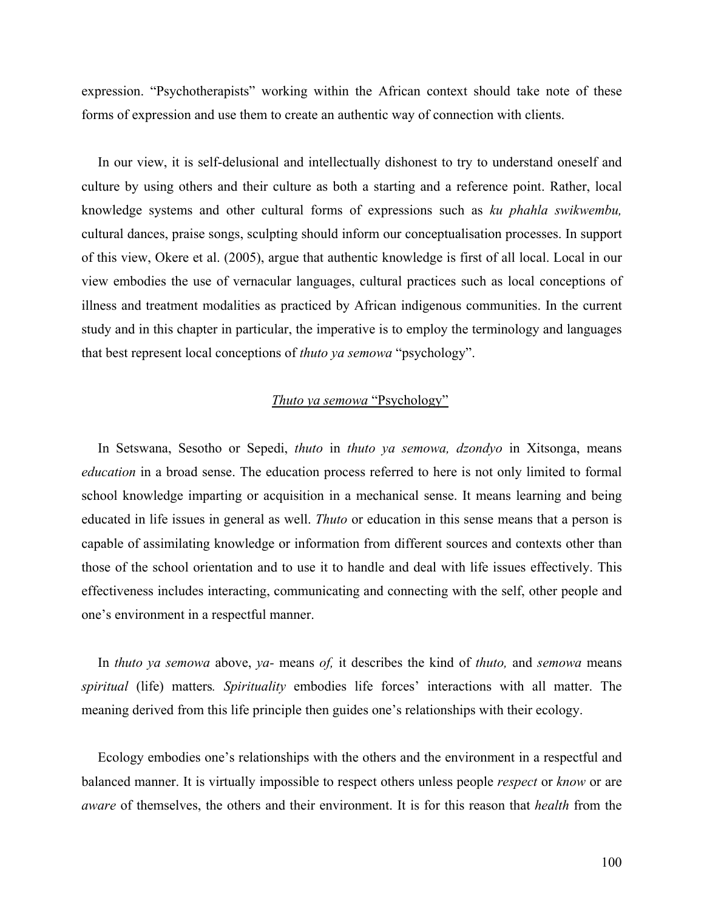expression. "Psychotherapists" working within the African context should take note of these forms of expression and use them to create an authentic way of connection with clients.

In our view, it is self-delusional and intellectually dishonest to try to understand oneself and culture by using others and their culture as both a starting and a reference point. Rather, local knowledge systems and other cultural forms of expressions such as *ku phahla swikwembu,* cultural dances, praise songs, sculpting should inform our conceptualisation processes. In support of this view, Okere et al. (2005), argue that authentic knowledge is first of all local. Local in our view embodies the use of vernacular languages, cultural practices such as local conceptions of illness and treatment modalities as practiced by African indigenous communities. In the current study and in this chapter in particular, the imperative is to employ the terminology and languages that best represent local conceptions of *thuto ya semowa* "psychology".

## *Thuto ya semowa* "Psychology"

In Setswana, Sesotho or Sepedi, *thuto* in *thuto ya semowa, dzondyo* in Xitsonga, means *education* in a broad sense. The education process referred to here is not only limited to formal school knowledge imparting or acquisition in a mechanical sense. It means learning and being educated in life issues in general as well. *Thuto* or education in this sense means that a person is capable of assimilating knowledge or information from different sources and contexts other than those of the school orientation and to use it to handle and deal with life issues effectively. This effectiveness includes interacting, communicating and connecting with the self, other people and one's environment in a respectful manner.

In *thuto ya semowa* above, *ya-* means *of,* it describes the kind of *thuto,* and *semowa* means *spiritual* (life) matters*. Spirituality* embodies life forces' interactions with all matter. The meaning derived from this life principle then guides one's relationships with their ecology.

Ecology embodies one's relationships with the others and the environment in a respectful and balanced manner. It is virtually impossible to respect others unless people *respect* or *know* or are *aware* of themselves, the others and their environment. It is for this reason that *health* from the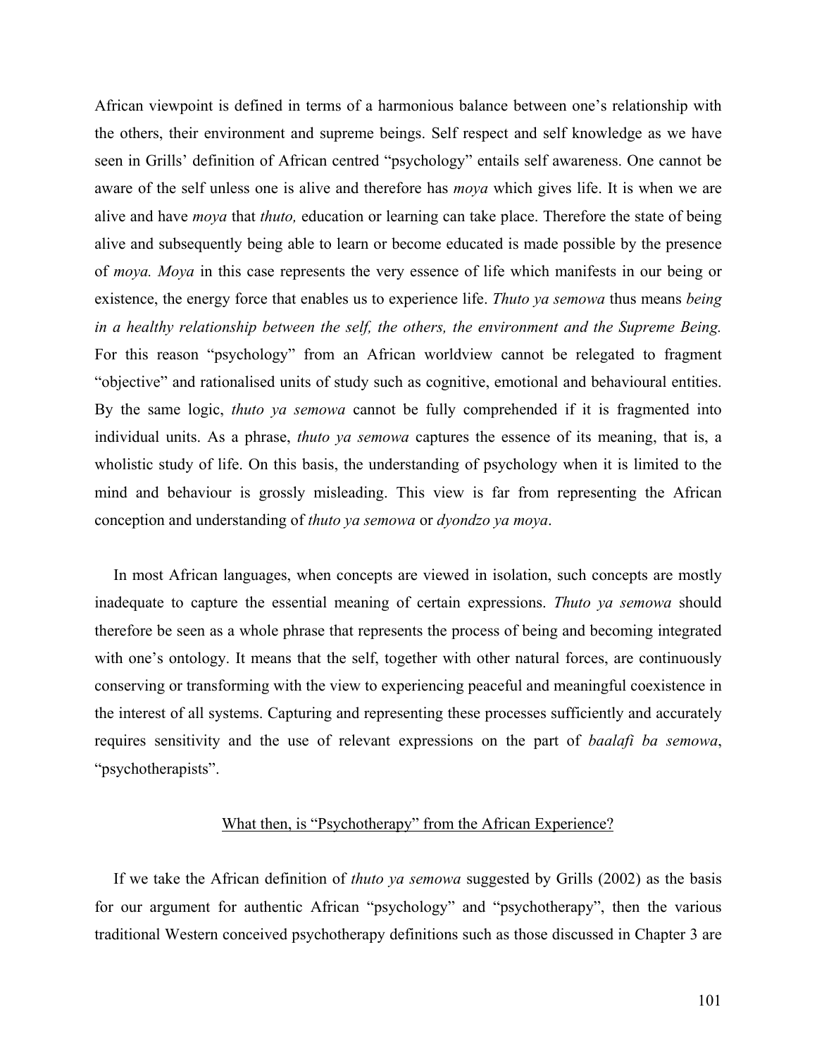African viewpoint is defined in terms of a harmonious balance between one's relationship with the others, their environment and supreme beings. Self respect and self knowledge as we have seen in Grills' definition of African centred "psychology" entails self awareness. One cannot be aware of the self unless one is alive and therefore has *moya* which gives life. It is when we are alive and have *moya* that *thuto,* education or learning can take place. Therefore the state of being alive and subsequently being able to learn or become educated is made possible by the presence of *moya. Moya* in this case represents the very essence of life which manifests in our being or existence, the energy force that enables us to experience life. *Thuto ya semowa* thus means *being in a healthy relationship between the self, the others, the environment and the Supreme Being.* For this reason "psychology" from an African worldview cannot be relegated to fragment "objective" and rationalised units of study such as cognitive, emotional and behavioural entities. By the same logic, *thuto ya semowa* cannot be fully comprehended if it is fragmented into individual units. As a phrase, *thuto ya semowa* captures the essence of its meaning, that is, a wholistic study of life. On this basis, the understanding of psychology when it is limited to the mind and behaviour is grossly misleading. This view is far from representing the African conception and understanding of *thuto ya semowa* or *dyondzo ya moya*.

In most African languages, when concepts are viewed in isolation, such concepts are mostly inadequate to capture the essential meaning of certain expressions. *Thuto ya semowa* should therefore be seen as a whole phrase that represents the process of being and becoming integrated with one's ontology. It means that the self, together with other natural forces, are continuously conserving or transforming with the view to experiencing peaceful and meaningful coexistence in the interest of all systems. Capturing and representing these processes sufficiently and accurately requires sensitivity and the use of relevant expressions on the part of *baalafi ba semowa*, "psychotherapists".

## What then, is "Psychotherapy" from the African Experience?

If we take the African definition of *thuto ya semowa* suggested by Grills (2002) as the basis for our argument for authentic African "psychology" and "psychotherapy", then the various traditional Western conceived psychotherapy definitions such as those discussed in Chapter 3 are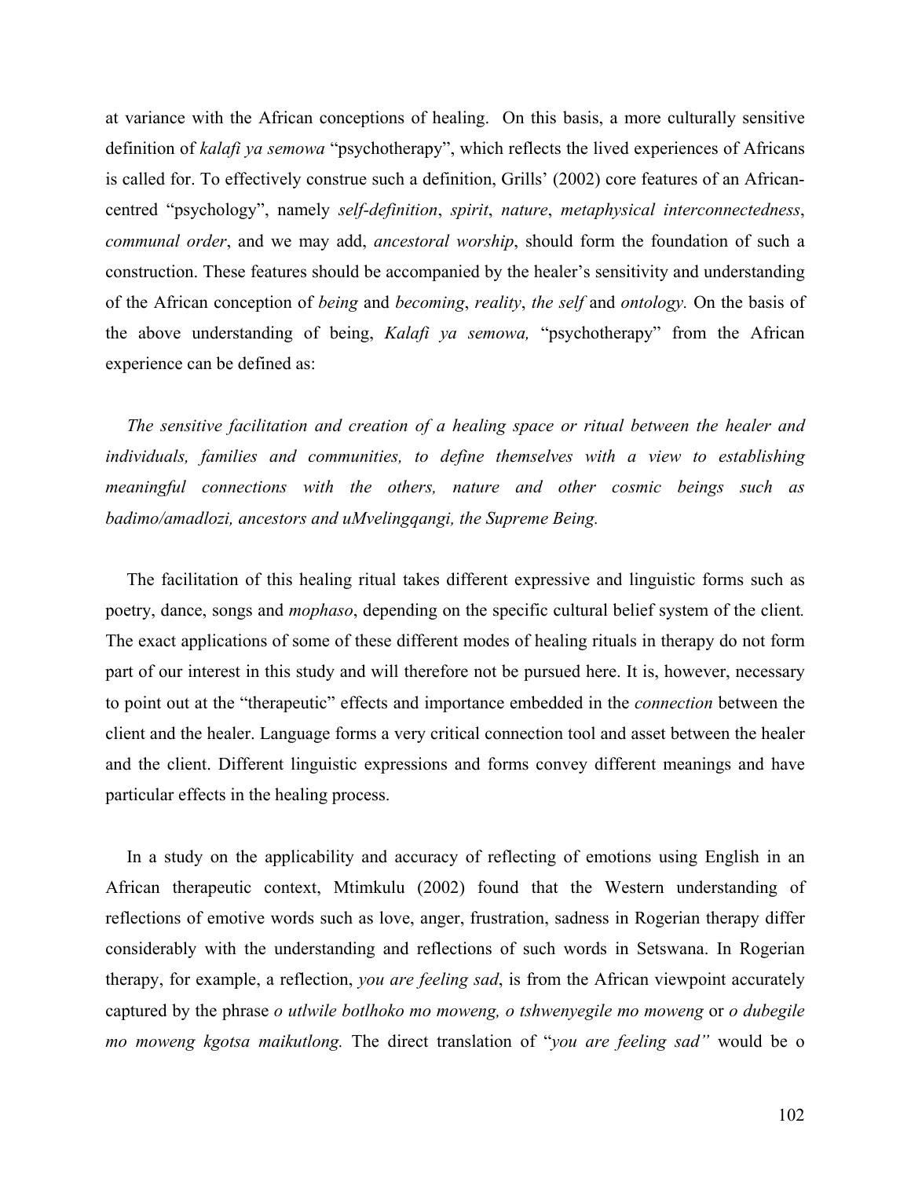at variance with the African conceptions of healing. On this basis, a more culturally sensitive definition of *kalafi ya semowa* "psychotherapy", which reflects the lived experiences of Africans is called for. To effectively construe such a definition, Grills' (2002) core features of an African-centred "psychology", namely *self-definition*, *spirit*, *nature*, *metaphysical interconnectedness*, *communal order*, and we may add, *ancestoral worship*, should form the foundation of such a construction. These features should be accompanied by the healer's sensitivity and understanding of the African conception of *being* and *becoming*, *reality*, *the self* and *ontology.* On the basis of the above understanding of being, *Kalafi ya semowa,* "psychotherapy" from the African experience can be defined as:

*The sensitive facilitation and creation of a healing space or ritual between the healer and individuals, families and communities, to define themselves with a view to establishing meaningful connections with the others, nature and other cosmic beings such as badimo/amadlozi, ancestors and uMvelingqangi, the Supreme Being.*

The facilitation of this healing ritual takes different expressive and linguistic forms such as poetry, dance, songs and *mophaso*, depending on the specific cultural belief system of the client*.* The exact applications of some of these different modes of healing rituals in therapy do not form part of our interest in this study and will therefore not be pursued here. It is, however, necessary to point out at the "therapeutic" effects and importance embedded in the *connection* between the client and the healer. Language forms a very critical connection tool and asset between the healer and the client. Different linguistic expressions and forms convey different meanings and have particular effects in the healing process.

In a study on the applicability and accuracy of reflecting of emotions using English in an African therapeutic context, Mtimkulu (2002) found that the Western understanding of reflections of emotive words such as love, anger, frustration, sadness in Rogerian therapy differ considerably with the understanding and reflections of such words in Setswana. In Rogerian therapy, for example, a reflection, *you are feeling sad*, is from the African viewpoint accurately captured by the phrase *o utlwile botlhoko mo moweng, o tshwenyegile mo moweng* or *o dubegile mo moweng kgotsa maikutlong.* The direct translation of "*you are feeling sad"* would be o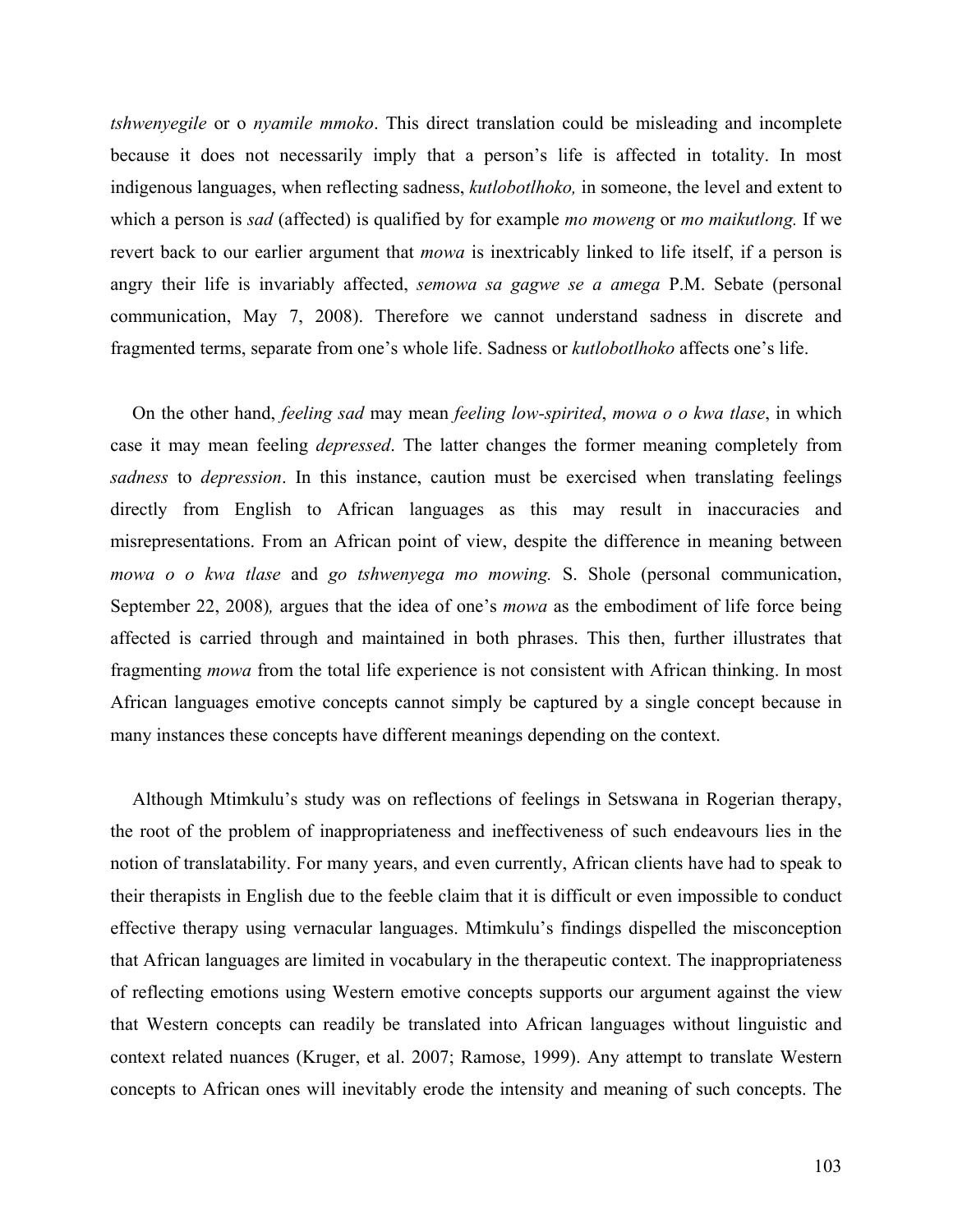*tshwenyegile* or o *nyamile mmoko*. This direct translation could be misleading and incomplete because it does not necessarily imply that a person's life is affected in totality. In most indigenous languages, when reflecting sadness, *kutlobotlhoko,* in someone, the level and extent to which a person is *sad* (affected) is qualified by for example *mo moweng* or *mo maikutlong.* If we revert back to our earlier argument that *mowa* is inextricably linked to life itself, if a person is angry their life is invariably affected, *semowa sa gagwe se a amega* P.M. Sebate (personal communication, May 7, 2008). Therefore we cannot understand sadness in discrete and fragmented terms, separate from one's whole life. Sadness or *kutlobotlhoko* affects one's life.

On the other hand, *feeling sad* may mean *feeling low-spirited*, *mowa o o kwa tlase*, in which case it may mean feeling *depressed*. The latter changes the former meaning completely from *sadness* to *depression*. In this instance, caution must be exercised when translating feelings directly from English to African languages as this may result in inaccuracies and misrepresentations. From an African point of view, despite the difference in meaning between *mowa o o kwa tlase* and *go tshwenyega mo mowing.* S. Shole (personal communication, September 22, 2008)*,* argues that the idea of one's *mowa* as the embodiment of life force being affected is carried through and maintained in both phrases. This then, further illustrates that fragmenting *mowa* from the total life experience is not consistent with African thinking. In most African languages emotive concepts cannot simply be captured by a single concept because in many instances these concepts have different meanings depending on the context.

Although Mtimkulu's study was on reflections of feelings in Setswana in Rogerian therapy, the root of the problem of inappropriateness and ineffectiveness of such endeavours lies in the notion of translatability. For many years, and even currently, African clients have had to speak to their therapists in English due to the feeble claim that it is difficult or even impossible to conduct effective therapy using vernacular languages. Mtimkulu's findings dispelled the misconception that African languages are limited in vocabulary in the therapeutic context. The inappropriateness of reflecting emotions using Western emotive concepts supports our argument against the view that Western concepts can readily be translated into African languages without linguistic and context related nuances (Kruger, et al. 2007; Ramose, 1999). Any attempt to translate Western concepts to African ones will inevitably erode the intensity and meaning of such concepts. The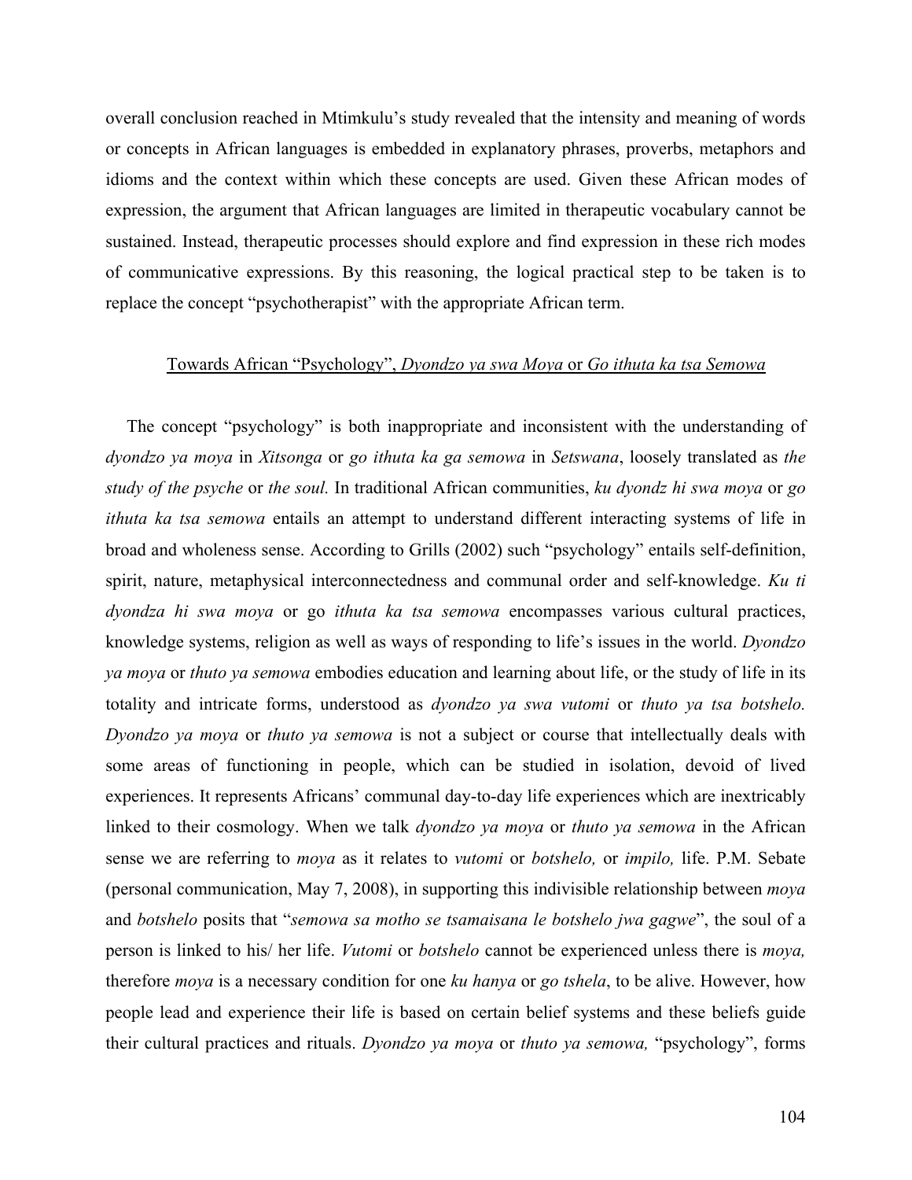overall conclusion reached in Mtimkulu's study revealed that the intensity and meaning of words or concepts in African languages is embedded in explanatory phrases, proverbs, metaphors and idioms and the context within which these concepts are used. Given these African modes of expression, the argument that African languages are limited in therapeutic vocabulary cannot be sustained. Instead, therapeutic processes should explore and find expression in these rich modes of communicative expressions. By this reasoning, the logical practical step to be taken is to replace the concept "psychotherapist" with the appropriate African term.

## Towards African "Psychology", *Dyondzo ya swa Moya* or *Go ithuta ka tsa Semowa*

The concept "psychology" is both inappropriate and inconsistent with the understanding of *dyondzo ya moya* in *Xitsonga* or *go ithuta ka ga semowa* in *Setswana*, loosely translated as *the study of the psyche* or *the soul.* In traditional African communities, *ku dyondz hi swa moya* or *go ithuta ka tsa semowa* entails an attempt to understand different interacting systems of life in broad and wholeness sense. According to Grills (2002) such "psychology" entails self-definition, spirit, nature, metaphysical interconnectedness and communal order and self-knowledge. *Ku ti dyondza hi swa moya* or go *ithuta ka tsa semowa* encompasses various cultural practices, knowledge systems, religion as well as ways of responding to life's issues in the world. *Dyondzo ya moya* or *thuto ya semowa* embodies education and learning about life, or the study of life in its totality and intricate forms, understood as *dyondzo ya swa vutomi* or *thuto ya tsa botshelo. Dyondzo ya moya* or *thuto ya semowa* is not a subject or course that intellectually deals with some areas of functioning in people, which can be studied in isolation, devoid of lived experiences. It represents Africans' communal day-to-day life experiences which are inextricably linked to their cosmology. When we talk *dyondzo ya moya* or *thuto ya semowa* in the African sense we are referring to *moya* as it relates to *vutomi* or *botshelo,* or *impilo,* life. P.M. Sebate (personal communication, May 7, 2008), in supporting this indivisible relationship between *moya* and *botshelo* posits that "*semowa sa motho se tsamaisana le botshelo jwa gagwe*", the soul of a person is linked to his/ her life. *Vutomi* or *botshelo* cannot be experienced unless there is *moya,* therefore *moya* is a necessary condition for one *ku hanya* or *go tshela*, to be alive. However, how people lead and experience their life is based on certain belief systems and these beliefs guide their cultural practices and rituals. *Dyondzo ya moya* or *thuto ya semowa,* "psychology", forms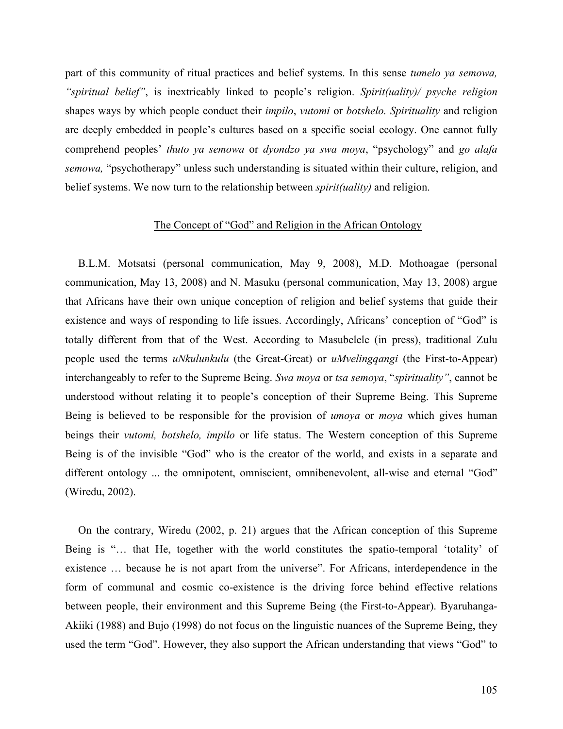part of this community of ritual practices and belief systems. In this sense *tumelo ya semowa, "spiritual belief"*, is inextricably linked to people's religion. *Spirit(uality)/ psyche religion* shapes ways by which people conduct their *impilo*, *vutomi* or *botshelo. Spirituality* and religion are deeply embedded in people's cultures based on a specific social ecology. One cannot fully comprehend peoples' *thuto ya semowa* or *dyondzo ya swa moya*, "psychology" and *go alafa semowa,* "psychotherapy" unless such understanding is situated within their culture, religion, and belief systems. We now turn to the relationship between *spirit(uality)* and religion.

## The Concept of "God" and Religion in the African Ontology

B.L.M. Motsatsi (personal communication, May 9, 2008), M.D. Mothoagae (personal communication, May 13, 2008) and N. Masuku (personal communication, May 13, 2008) argue that Africans have their own unique conception of religion and belief systems that guide their existence and ways of responding to life issues. Accordingly, Africans' conception of "God" is totally different from that of the West. According to Masubelele (in press), traditional Zulu people used the terms *uNkulunkulu* (the Great-Great) or *uMvelingqangi* (the First-to-Appear) interchangeably to refer to the Supreme Being. *Swa moya* or *tsa semoya*, "*spirituality"*, cannot be understood without relating it to people's conception of their Supreme Being. This Supreme Being is believed to be responsible for the provision of *umoya* or *moya* which gives human beings their *vutomi, botshelo, impilo* or life status. The Western conception of this Supreme Being is of the invisible "God" who is the creator of the world, and exists in a separate and different ontology ... the omnipotent, omniscient, omnibenevolent, all-wise and eternal "God" (Wiredu, 2002).

On the contrary, Wiredu (2002, p. 21) argues that the African conception of this Supreme Being is "… that He, together with the world constitutes the spatio-temporal 'totality' of existence … because he is not apart from the universe". For Africans, interdependence in the form of communal and cosmic co-existence is the driving force behind effective relations between people, their environment and this Supreme Being (the First-to-Appear). Byaruhanga-Akiiki (1988) and Bujo (1998) do not focus on the linguistic nuances of the Supreme Being, they used the term "God". However, they also support the African understanding that views "God" to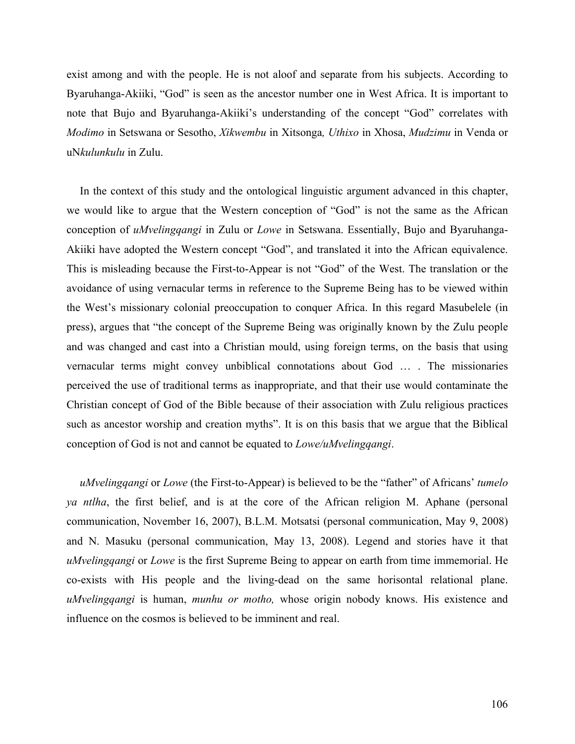exist among and with the people. He is not aloof and separate from his subjects. According to Byaruhanga-Akiiki, "God" is seen as the ancestor number one in West Africa. It is important to note that Bujo and Byaruhanga-Akiiki's understanding of the concept "God" correlates with *Modimo* in Setswana or Sesotho, *Xikwembu* in Xitsonga*, Uthixo* in Xhosa, *Mudzimu* in Venda or uN*kulunkulu* in Zulu.

In the context of this study and the ontological linguistic argument advanced in this chapter, we would like to argue that the Western conception of "God" is not the same as the African conception of *uMvelingqangi* in Zulu or *Lowe* in Setswana. Essentially, Bujo and Byaruhanga-Akiiki have adopted the Western concept "God", and translated it into the African equivalence. This is misleading because the First-to-Appear is not "God" of the West. The translation or the avoidance of using vernacular terms in reference to the Supreme Being has to be viewed within the West's missionary colonial preoccupation to conquer Africa. In this regard Masubelele (in press), argues that "the concept of the Supreme Being was originally known by the Zulu people and was changed and cast into a Christian mould, using foreign terms, on the basis that using vernacular terms might convey unbiblical connotations about God … . The missionaries perceived the use of traditional terms as inappropriate, and that their use would contaminate the Christian concept of God of the Bible because of their association with Zulu religious practices such as ancestor worship and creation myths". It is on this basis that we argue that the Biblical conception of God is not and cannot be equated to *Lowe/uMvelingqangi*.

*uMvelingqangi* or *Lowe* (the First-to-Appear) is believed to be the "father" of Africans' *tumelo ya ntlha*, the first belief, and is at the core of the African religion M. Aphane (personal communication, November 16, 2007), B.L.M. Motsatsi (personal communication, May 9, 2008) and N. Masuku (personal communication, May 13, 2008). Legend and stories have it that *uMvelingqangi* or *Lowe* is the first Supreme Being to appear on earth from time immemorial. He co-exists with His people and the living-dead on the same horisontal relational plane. *uMvelingqangi* is human, *munhu or motho,* whose origin nobody knows. His existence and influence on the cosmos is believed to be imminent and real.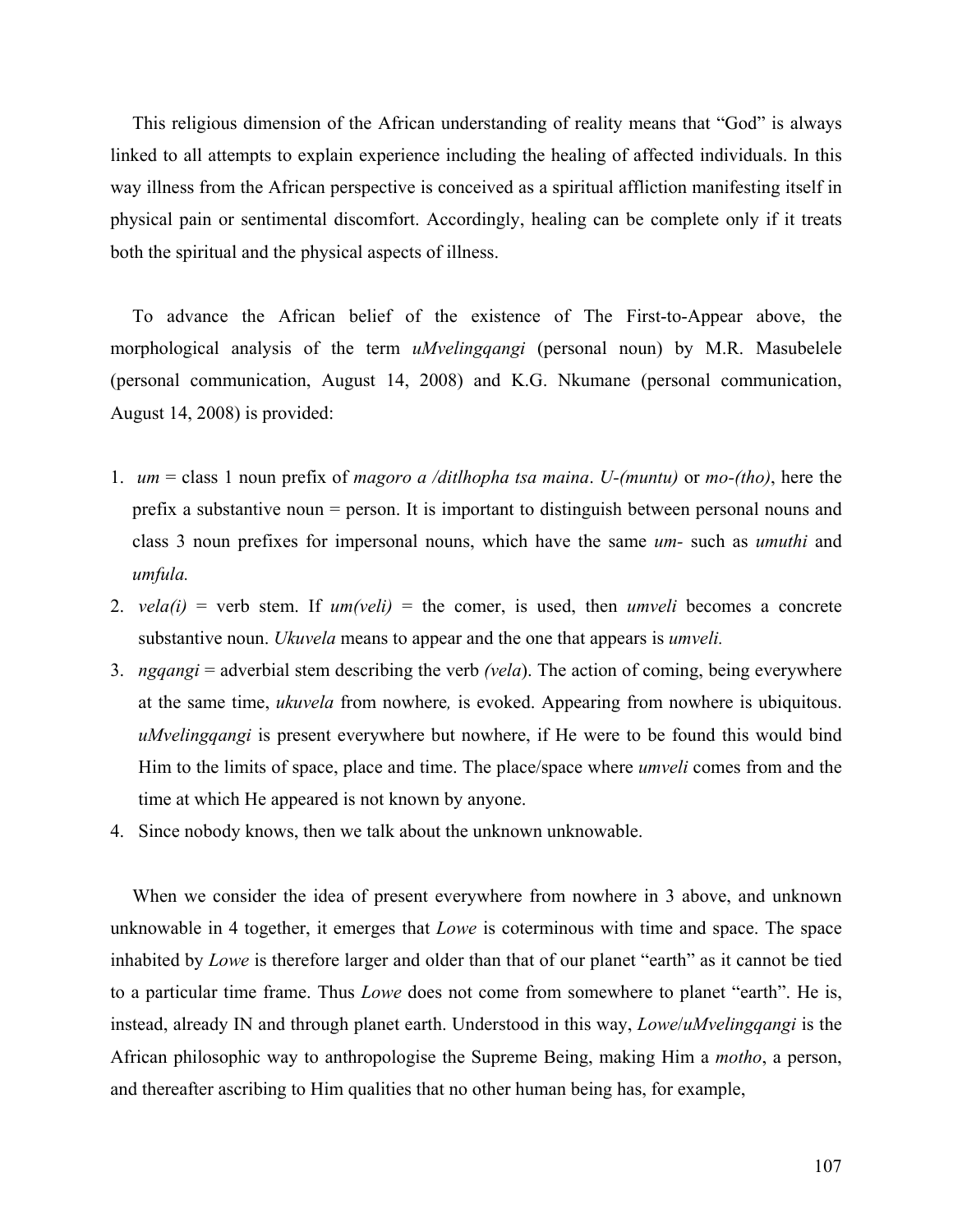This religious dimension of the African understanding of reality means that "God" is always linked to all attempts to explain experience including the healing of affected individuals. In this way illness from the African perspective is conceived as a spiritual affliction manifesting itself in physical pain or sentimental discomfort. Accordingly, healing can be complete only if it treats both the spiritual and the physical aspects of illness.

To advance the African belief of the existence of The First-to-Appear above, the morphological analysis of the term *uMvelingqangi* (personal noun) by M.R. Masubelele (personal communication, August 14, 2008) and K.G. Nkumane (personal communication, August 14, 2008) is provided:

1. *um* = class 1 noun prefix of *magoro a /ditlhopha tsa maina*. *U-(muntu)* or *mo-(tho)*, here the prefix a substantive noun = person. It is important to distinguish between personal nouns and class 3 noun prefixes for impersonal nouns, which have the same *um-* such as *umuthi* and *umfula.*
2. *vela(i)* = verb stem. If *um(veli)* = the comer, is used, then *umveli* becomes a concrete substantive noun. *Ukuvela* means to appear and the one that appears is *umveli.*
3. *ngqangi* = adverbial stem describing the verb *(vela*). The action of coming, being everywhere at the same time, *ukuvela* from nowhere*,* is evoked. Appearing from nowhere is ubiquitous. *uMvelingqangi* is present everywhere but nowhere, if He were to be found this would bind Him to the limits of space, place and time. The place/space where *umveli* comes from and the time at which He appeared is not known by anyone.
4. Since nobody knows, then we talk about the unknown unknowable.

When we consider the idea of present everywhere from nowhere in 3 above, and unknown unknowable in 4 together, it emerges that *Lowe* is coterminous with time and space. The space inhabited by *Lowe* is therefore larger and older than that of our planet "earth" as it cannot be tied to a particular time frame. Thus *Lowe* does not come from somewhere to planet "earth". He is, instead, already IN and through planet earth. Understood in this way, *Lowe*/*uMvelingqangi* is the African philosophic way to anthropologise the Supreme Being, making Him a *motho*, a person, and thereafter ascribing to Him qualities that no other human being has, for example,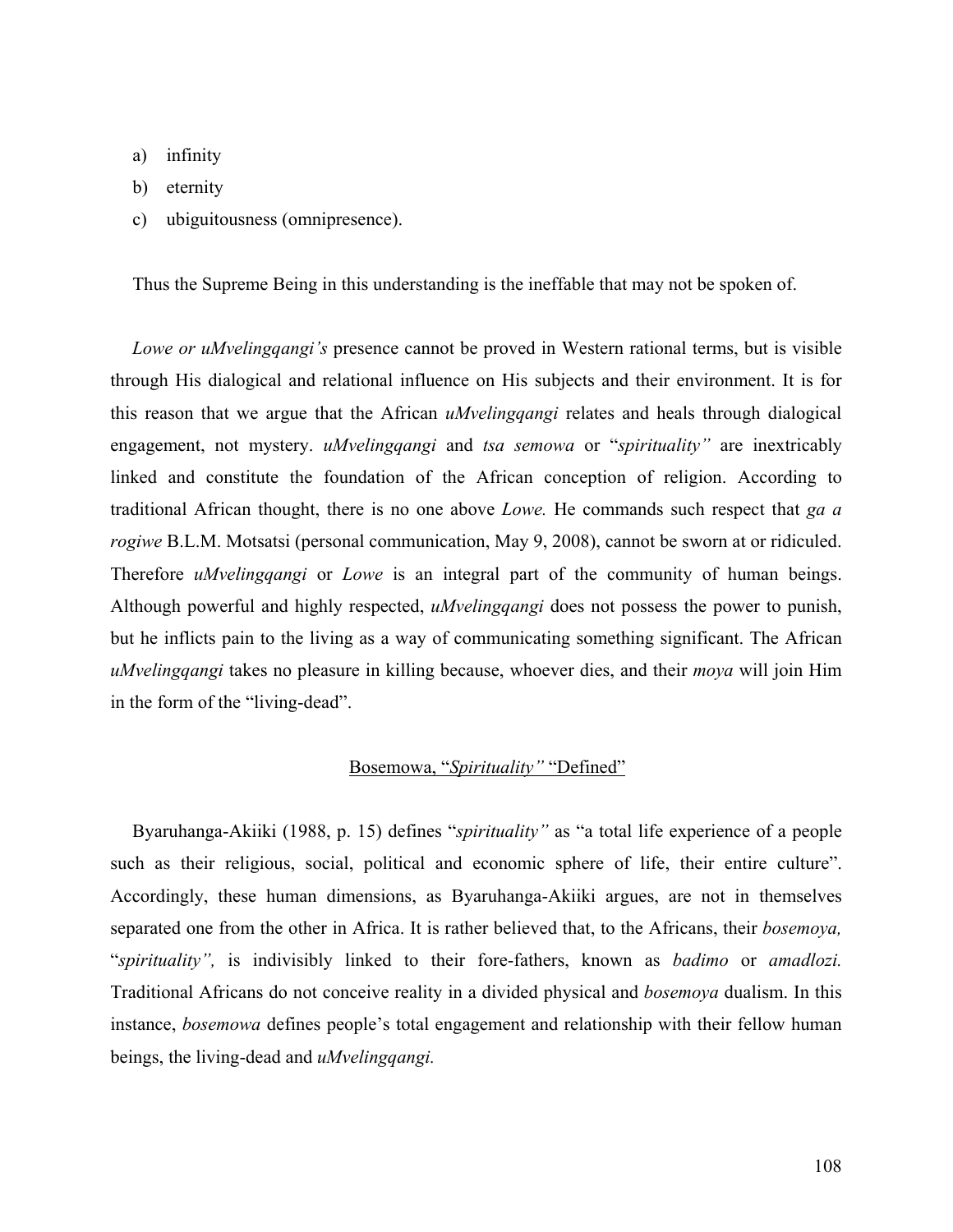a) infinity
b) eternity
c) ubiguitousness (omnipresence).

Thus the Supreme Being in this understanding is the ineffable that may not be spoken of.

*Lowe or uMvelingqangi's* presence cannot be proved in Western rational terms, but is visible through His dialogical and relational influence on His subjects and their environment. It is for this reason that we argue that the African *uMvelingqangi* relates and heals through dialogical engagement, not mystery. *uMvelingqangi* and *tsa semowa* or "*spirituality"* are inextricably linked and constitute the foundation of the African conception of religion. According to traditional African thought, there is no one above *Lowe.* He commands such respect that *ga a rogiwe* B.L.M. Motsatsi (personal communication, May 9, 2008), cannot be sworn at or ridiculed. Therefore *uMvelingqangi* or *Lowe* is an integral part of the community of human beings. Although powerful and highly respected, *uMvelingqangi* does not possess the power to punish, but he inflicts pain to the living as a way of communicating something significant. The African *uMvelingqangi* takes no pleasure in killing because, whoever dies, and their *moya* will join Him in the form of the "living-dead".

## Bosemowa, "*Spirituality"* "Defined"

Byaruhanga-Akiiki (1988, p. 15) defines "*spirituality"* as "a total life experience of a people such as their religious, social, political and economic sphere of life, their entire culture". Accordingly, these human dimensions, as Byaruhanga-Akiiki argues, are not in themselves separated one from the other in Africa. It is rather believed that, to the Africans, their *bosemoya,* "*spirituality",* is indivisibly linked to their fore-fathers, known as *badimo* or *amadlozi.* Traditional Africans do not conceive reality in a divided physical and *bosemoya* dualism. In this instance, *bosemowa* defines people's total engagement and relationship with their fellow human beings, the living-dead and *uMvelingqangi.*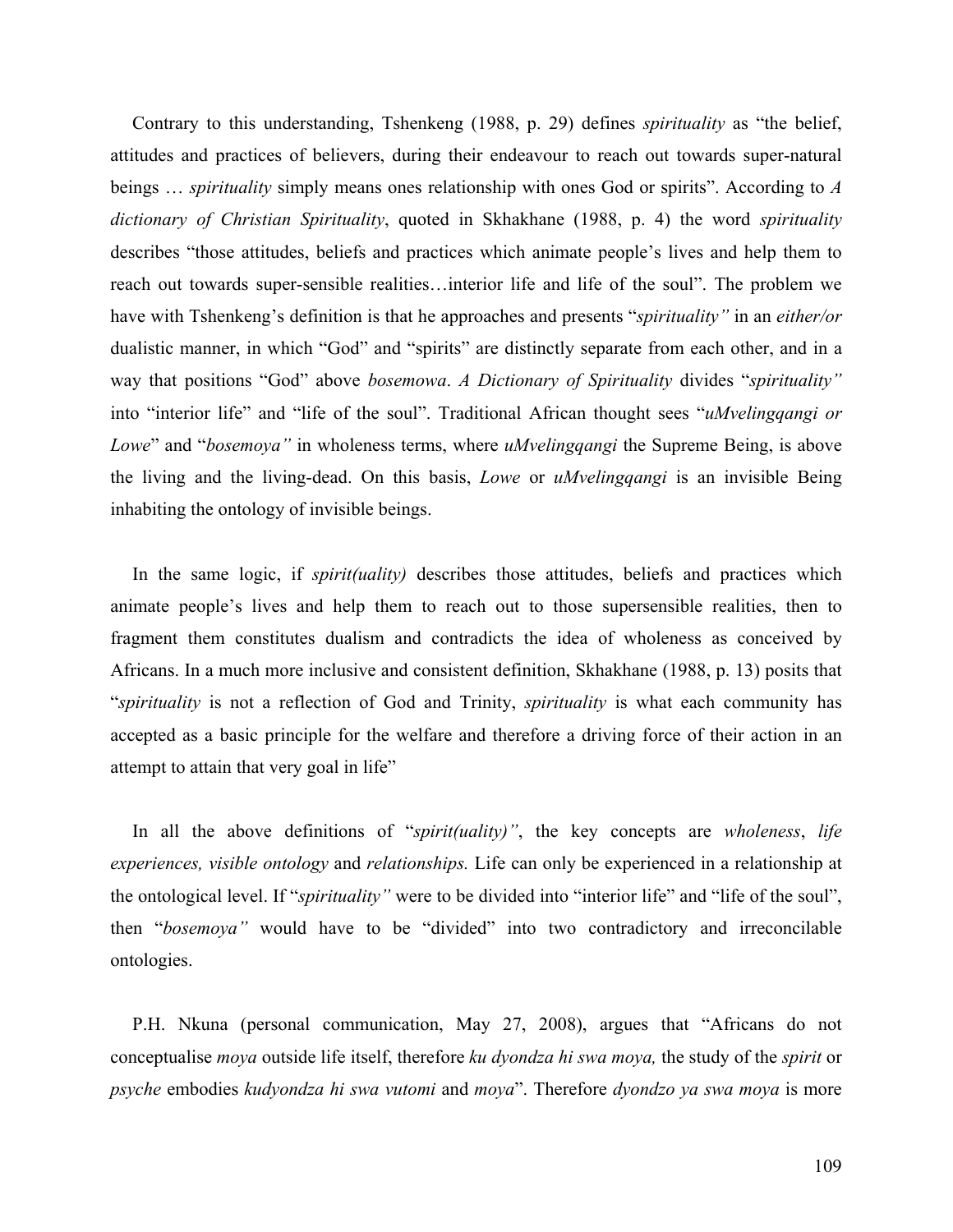Contrary to this understanding, Tshenkeng (1988, p. 29) defines *spirituality* as "the belief, attitudes and practices of believers, during their endeavour to reach out towards super-natural beings … *spirituality* simply means ones relationship with ones God or spirits". According to *A dictionary of Christian Spirituality*, quoted in Skhakhane (1988, p. 4) the word *spirituality* describes "those attitudes, beliefs and practices which animate people's lives and help them to reach out towards super-sensible realities…interior life and life of the soul". The problem we have with Tshenkeng's definition is that he approaches and presents "*spirituality"* in an *either/or* dualistic manner, in which "God" and "spirits" are distinctly separate from each other, and in a way that positions "God" above *bosemowa*. *A Dictionary of Spirituality* divides "*spirituality"* into "interior life" and "life of the soul". Traditional African thought sees "*uMvelingqangi or Lowe*" and "*bosemoya"* in wholeness terms, where *uMvelingqangi* the Supreme Being, is above the living and the living-dead. On this basis, *Lowe* or *uMvelingqangi* is an invisible Being inhabiting the ontology of invisible beings.

In the same logic, if *spirit(uality)* describes those attitudes, beliefs and practices which animate people's lives and help them to reach out to those supersensible realities, then to fragment them constitutes dualism and contradicts the idea of wholeness as conceived by Africans. In a much more inclusive and consistent definition, Skhakhane (1988, p. 13) posits that "*spirituality* is not a reflection of God and Trinity, *spirituality* is what each community has accepted as a basic principle for the welfare and therefore a driving force of their action in an attempt to attain that very goal in life"

In all the above definitions of "*spirit(uality)"*, the key concepts are *wholeness*, *life experiences, visible ontology* and *relationships.* Life can only be experienced in a relationship at the ontological level. If "*spirituality"* were to be divided into "interior life" and "life of the soul", then "*bosemoya"* would have to be "divided" into two contradictory and irreconcilable ontologies.

P.H. Nkuna (personal communication, May 27, 2008), argues that "Africans do not conceptualise *moya* outside life itself, therefore *ku dyondza hi swa moya,* the study of the *spirit* or *psyche* embodies *kudyondza hi swa vutomi* and *moya*". Therefore *dyondzo ya swa moya* is more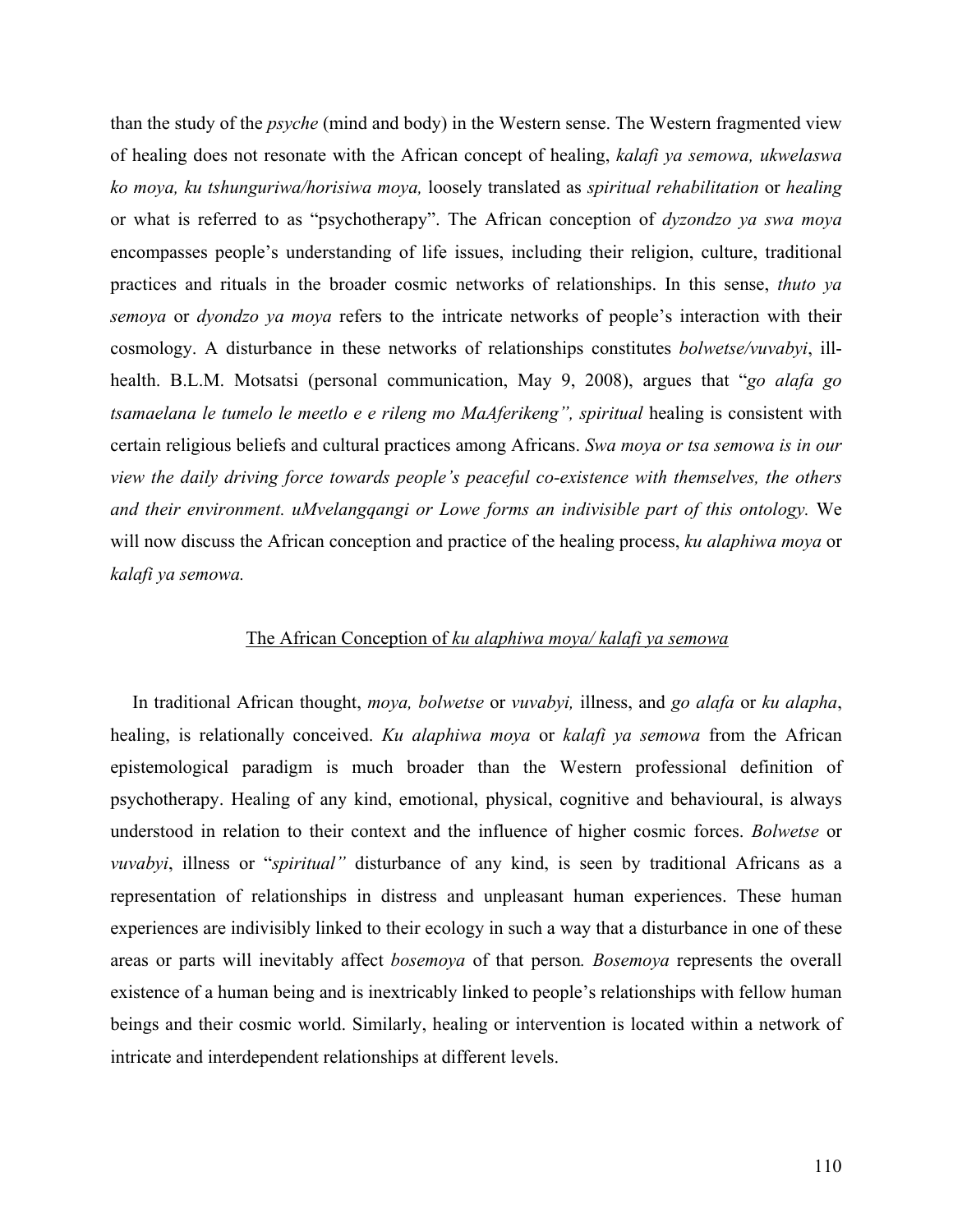than the study of the *psyche* (mind and body) in the Western sense. The Western fragmented view of healing does not resonate with the African concept of healing, *kalafi ya semowa, ukwelaswa ko moya, ku tshunguriwa/horisiwa moya,* loosely translated as *spiritual rehabilitation* or *healing* or what is referred to as "psychotherapy". The African conception of *dyzondzo ya swa moya* encompasses people's understanding of life issues, including their religion, culture, traditional practices and rituals in the broader cosmic networks of relationships. In this sense, *thuto ya semoya* or *dyondzo ya moya* refers to the intricate networks of people's interaction with their cosmology. A disturbance in these networks of relationships constitutes *bolwetse/vuvabyi*, ill-health. B.L.M. Motsatsi (personal communication, May 9, 2008), argues that "*go alafa go tsamaelana le tumelo le meetlo e e rileng mo MaAferikeng", spiritual* healing is consistent with certain religious beliefs and cultural practices among Africans. *Swa moya or tsa semowa is in our view the daily driving force towards people's peaceful co-existence with themselves, the others and their environment. uMvelangqangi or Lowe forms an indivisible part of this ontology.* We will now discuss the African conception and practice of the healing process, *ku alaphiwa moya* or *kalafi ya semowa.*

## The African Conception of *ku alaphiwa moya/ kalafi ya semowa*

In traditional African thought, *moya, bolwetse* or *vuvabyi,* illness, and *go alafa* or *ku alapha*, healing, is relationally conceived. *Ku alaphiwa moya* or *kalafi ya semowa* from the African epistemological paradigm is much broader than the Western professional definition of psychotherapy. Healing of any kind, emotional, physical, cognitive and behavioural, is always understood in relation to their context and the influence of higher cosmic forces. *Bolwetse* or *vuvabyi*, illness or "*spiritual"* disturbance of any kind, is seen by traditional Africans as a representation of relationships in distress and unpleasant human experiences. These human experiences are indivisibly linked to their ecology in such a way that a disturbance in one of these areas or parts will inevitably affect *bosemoya* of that person*. Bosemoya* represents the overall existence of a human being and is inextricably linked to people's relationships with fellow human beings and their cosmic world. Similarly, healing or intervention is located within a network of intricate and interdependent relationships at different levels.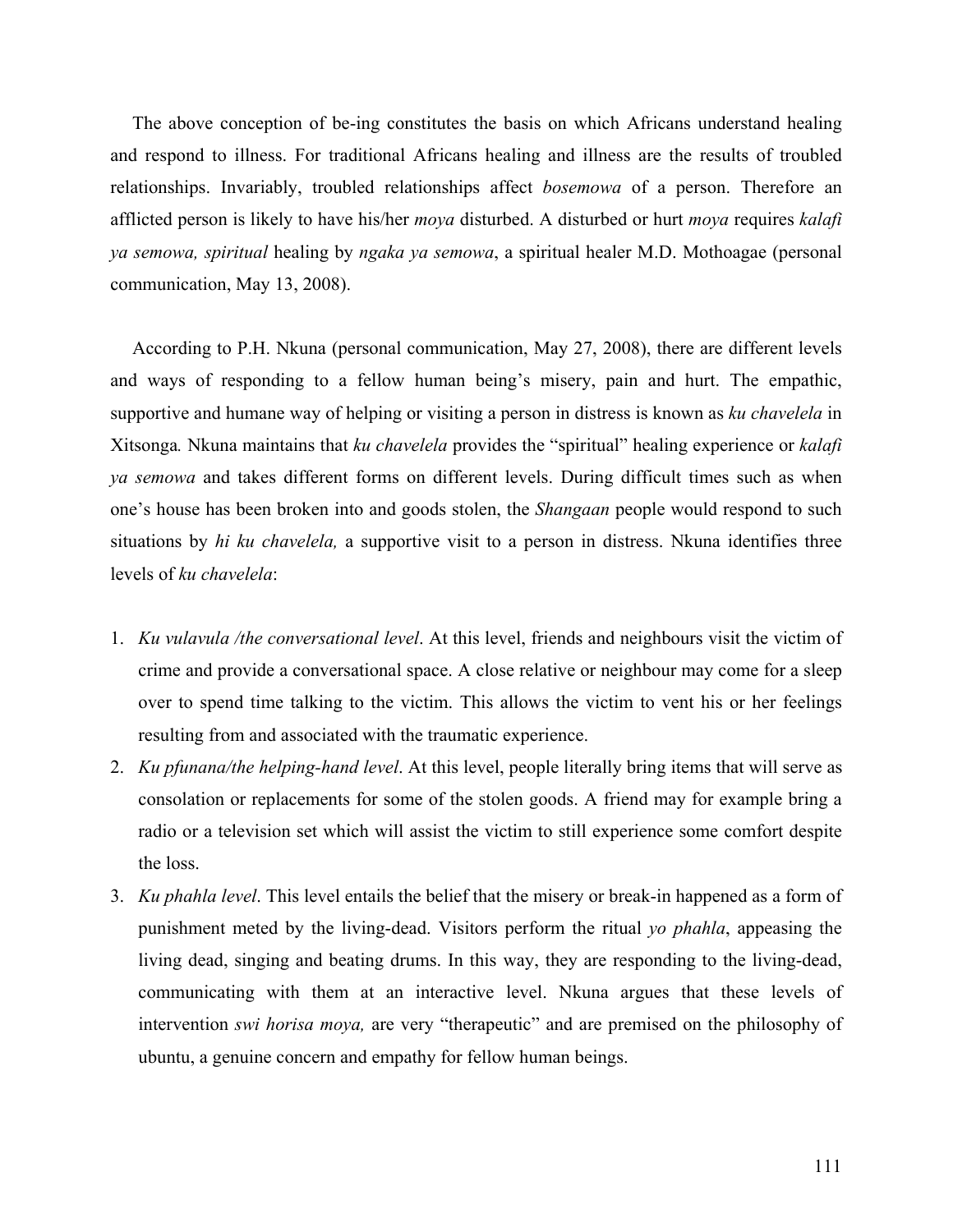The above conception of be-ing constitutes the basis on which Africans understand healing and respond to illness. For traditional Africans healing and illness are the results of troubled relationships. Invariably, troubled relationships affect *bosemowa* of a person. Therefore an afflicted person is likely to have his/her *moya* disturbed. A disturbed or hurt *moya* requires *kalafi ya semowa, spiritual* healing by *ngaka ya semowa*, a spiritual healer M.D. Mothoagae (personal communication, May 13, 2008).

According to P.H. Nkuna (personal communication, May 27, 2008), there are different levels and ways of responding to a fellow human being's misery, pain and hurt. The empathic, supportive and humane way of helping or visiting a person in distress is known as *ku chavelela* in Xitsonga*.* Nkuna maintains that *ku chavelela* provides the "spiritual" healing experience or *kalafi ya semowa* and takes different forms on different levels. During difficult times such as when one's house has been broken into and goods stolen, the *Shangaan* people would respond to such situations by *hi ku chavelela,* a supportive visit to a person in distress. Nkuna identifies three levels of *ku chavelela*:

1. *Ku vulavula /the conversational level*. At this level, friends and neighbours visit the victim of crime and provide a conversational space. A close relative or neighbour may come for a sleep over to spend time talking to the victim. This allows the victim to vent his or her feelings resulting from and associated with the traumatic experience.
2. *Ku pfunana/the helping-hand level*. At this level, people literally bring items that will serve as consolation or replacements for some of the stolen goods. A friend may for example bring a radio or a television set which will assist the victim to still experience some comfort despite the loss.
3. *Ku phahla level*. This level entails the belief that the misery or break-in happened as a form of punishment meted by the living-dead. Visitors perform the ritual *yo phahla*, appeasing the living dead, singing and beating drums. In this way, they are responding to the living-dead, communicating with them at an interactive level. Nkuna argues that these levels of intervention *swi horisa moya,* are very "therapeutic" and are premised on the philosophy of ubuntu, a genuine concern and empathy for fellow human beings.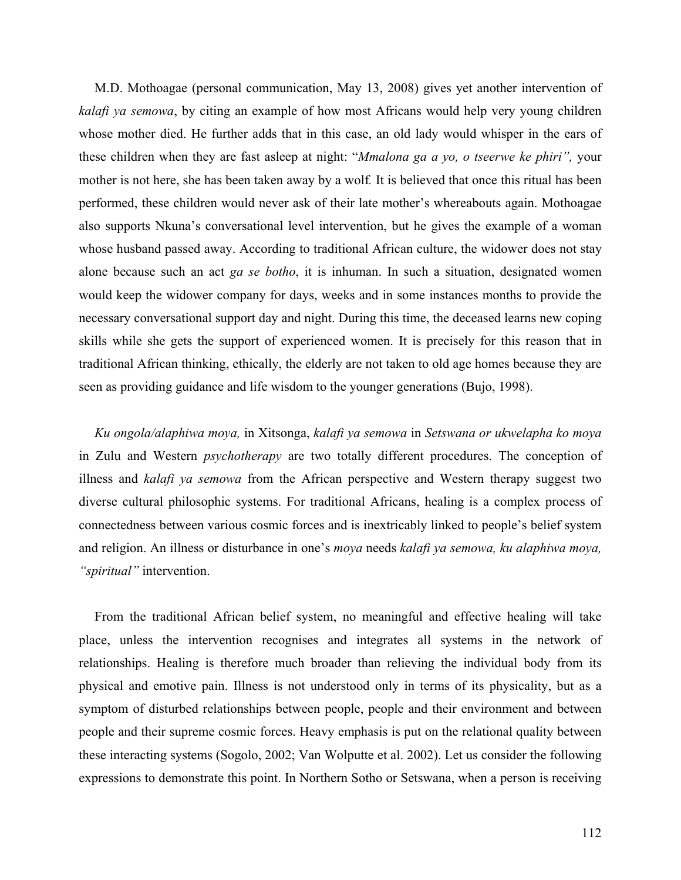M.D. Mothoagae (personal communication, May 13, 2008) gives yet another intervention of *kalafi ya semowa*, by citing an example of how most Africans would help very young children whose mother died. He further adds that in this case, an old lady would whisper in the ears of these children when they are fast asleep at night: "*Mmalona ga a yo, o tseerwe ke phiri",* your mother is not here, she has been taken away by a wolf. It is believed that once this ritual has been performed, these children would never ask of their late mother's whereabouts again. Mothoagae also supports Nkuna's conversational level intervention, but he gives the example of a woman whose husband passed away. According to traditional African culture, the widower does not stay alone because such an act *ga se botho*, it is inhuman. In such a situation, designated women would keep the widower company for days, weeks and in some instances months to provide the necessary conversational support day and night. During this time, the deceased learns new coping skills while she gets the support of experienced women. It is precisely for this reason that in traditional African thinking, ethically, the elderly are not taken to old age homes because they are seen as providing guidance and life wisdom to the younger generations (Bujo, 1998).

*Ku ongola/alaphiwa moya,* in Xitsonga, *kalafi ya semowa* in *Setswana or ukwelapha ko moya* in Zulu and Western *psychotherapy* are two totally different procedures. The conception of illness and *kalafi ya semowa* from the African perspective and Western therapy suggest two diverse cultural philosophic systems. For traditional Africans, healing is a complex process of connectedness between various cosmic forces and is inextricably linked to people's belief system and religion. An illness or disturbance in one's *moya* needs *kalafi ya semowa, ku alaphiwa moya, "spiritual"* intervention.

From the traditional African belief system, no meaningful and effective healing will take place, unless the intervention recognises and integrates all systems in the network of relationships. Healing is therefore much broader than relieving the individual body from its physical and emotive pain. Illness is not understood only in terms of its physicality, but as a symptom of disturbed relationships between people, people and their environment and between people and their supreme cosmic forces. Heavy emphasis is put on the relational quality between these interacting systems (Sogolo, 2002; Van Wolputte et al. 2002). Let us consider the following expressions to demonstrate this point. In Northern Sotho or Setswana, when a person is receiving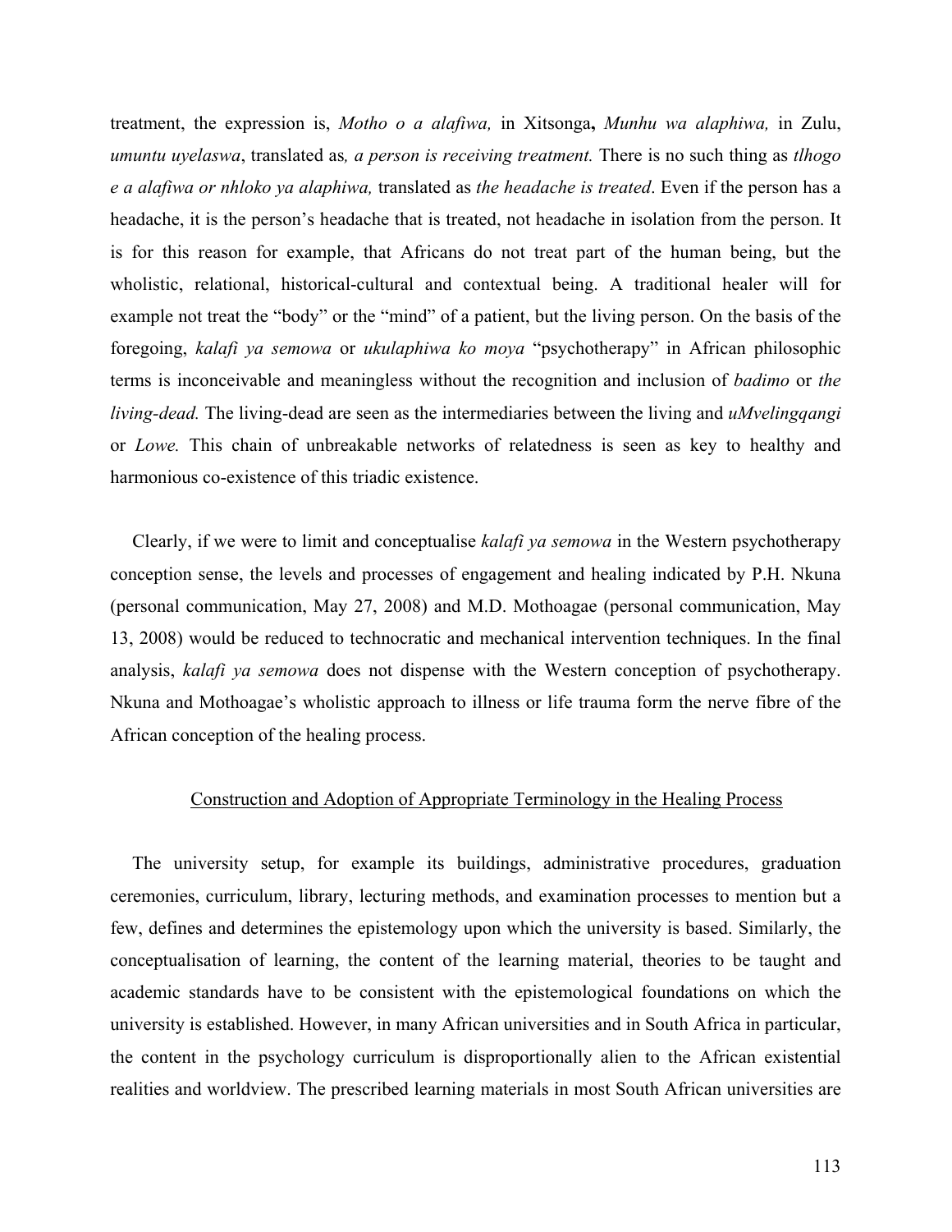treatment, the expression is, *Motho o a alafiwa,* in Xitsonga**,** *Munhu wa alaphiwa,* in Zulu, *umuntu uyelaswa*, translated as*, a person is receiving treatment.* There is no such thing as *tlhogo e a alafiwa or nhloko ya alaphiwa,* translated as *the headache is treated*. Even if the person has a headache, it is the person's headache that is treated, not headache in isolation from the person. It is for this reason for example, that Africans do not treat part of the human being, but the wholistic, relational, historical-cultural and contextual being. A traditional healer will for example not treat the "body" or the "mind" of a patient, but the living person. On the basis of the foregoing, *kalafi ya semowa* or *ukulaphiwa ko moya* "psychotherapy" in African philosophic terms is inconceivable and meaningless without the recognition and inclusion of *badimo* or *the living-dead.* The living-dead are seen as the intermediaries between the living and *uMvelingqangi* or *Lowe.* This chain of unbreakable networks of relatedness is seen as key to healthy and harmonious co-existence of this triadic existence.

Clearly, if we were to limit and conceptualise *kalafi ya semowa* in the Western psychotherapy conception sense, the levels and processes of engagement and healing indicated by P.H. Nkuna (personal communication, May 27, 2008) and M.D. Mothoagae (personal communication, May 13, 2008) would be reduced to technocratic and mechanical intervention techniques. In the final analysis, *kalafi ya semowa* does not dispense with the Western conception of psychotherapy. Nkuna and Mothoagae's wholistic approach to illness or life trauma form the nerve fibre of the African conception of the healing process.

## Construction and Adoption of Appropriate Terminology in the Healing Process

The university setup, for example its buildings, administrative procedures, graduation ceremonies, curriculum, library, lecturing methods, and examination processes to mention but a few, defines and determines the epistemology upon which the university is based. Similarly, the conceptualisation of learning, the content of the learning material, theories to be taught and academic standards have to be consistent with the epistemological foundations on which the university is established. However, in many African universities and in South Africa in particular, the content in the psychology curriculum is disproportionally alien to the African existential realities and worldview. The prescribed learning materials in most South African universities are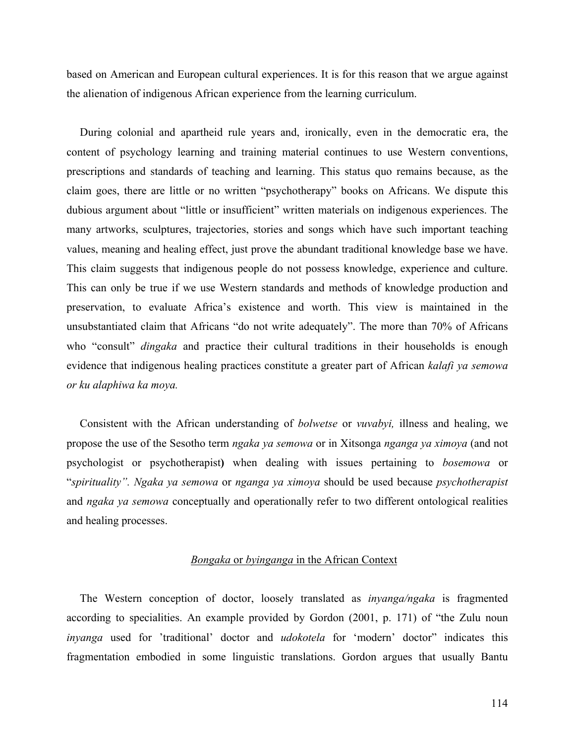based on American and European cultural experiences. It is for this reason that we argue against the alienation of indigenous African experience from the learning curriculum.

During colonial and apartheid rule years and, ironically, even in the democratic era, the content of psychology learning and training material continues to use Western conventions, prescriptions and standards of teaching and learning. This status quo remains because, as the claim goes, there are little or no written "psychotherapy" books on Africans. We dispute this dubious argument about "little or insufficient" written materials on indigenous experiences. The many artworks, sculptures, trajectories, stories and songs which have such important teaching values, meaning and healing effect, just prove the abundant traditional knowledge base we have. This claim suggests that indigenous people do not possess knowledge, experience and culture. This can only be true if we use Western standards and methods of knowledge production and preservation, to evaluate Africa's existence and worth. This view is maintained in the unsubstantiated claim that Africans "do not write adequately". The more than 70% of Africans who "consult" *dingaka* and practice their cultural traditions in their households is enough evidence that indigenous healing practices constitute a greater part of African *kalafi ya semowa or ku alaphiwa ka moya.*

Consistent with the African understanding of *bolwetse* or *vuvabyi,* illness and healing, we propose the use of the Sesotho term *ngaka ya semowa* or in Xitsonga *nganga ya ximoya* (and not psychologist or psychotherapist**)** when dealing with issues pertaining to *bosemowa* or "*spirituality". Ngaka ya semowa* or *nganga ya ximoya* should be used because *psychotherapist* and *ngaka ya semowa* conceptually and operationally refer to two different ontological realities and healing processes.

## *Bongaka* or *byinganga* in the African Context

The Western conception of doctor, loosely translated as *inyanga/ngaka* is fragmented according to specialities. An example provided by Gordon (2001, p. 171) of "the Zulu noun *inyanga* used for 'traditional' doctor and *udokotela* for 'modern' doctor" indicates this fragmentation embodied in some linguistic translations. Gordon argues that usually Bantu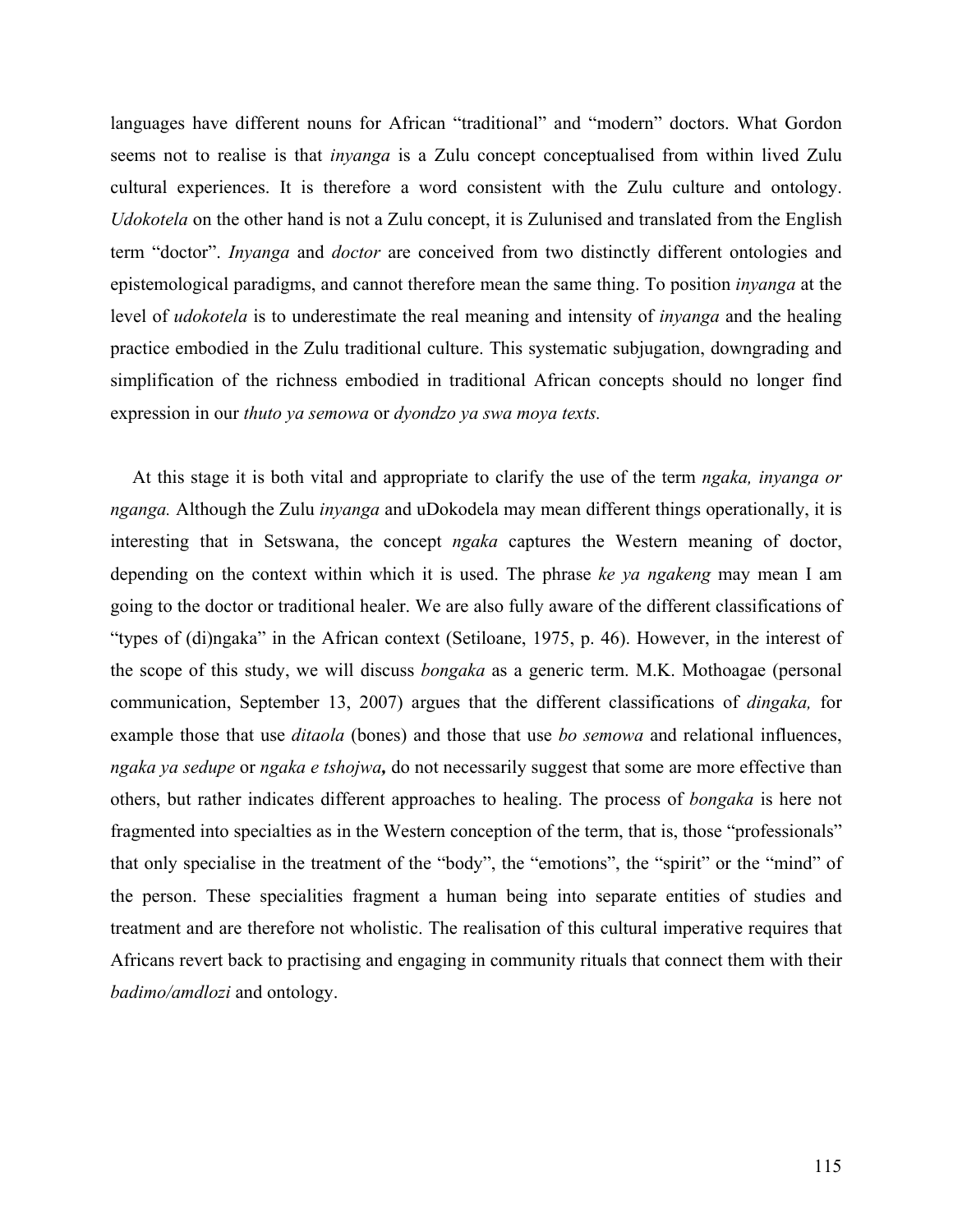languages have different nouns for African "traditional" and "modern" doctors. What Gordon seems not to realise is that *inyanga* is a Zulu concept conceptualised from within lived Zulu cultural experiences. It is therefore a word consistent with the Zulu culture and ontology. *Udokotela* on the other hand is not a Zulu concept, it is Zulunised and translated from the English term "doctor". *Inyanga* and *doctor* are conceived from two distinctly different ontologies and epistemological paradigms, and cannot therefore mean the same thing. To position *inyanga* at the level of *udokotela* is to underestimate the real meaning and intensity of *inyanga* and the healing practice embodied in the Zulu traditional culture. This systematic subjugation, downgrading and simplification of the richness embodied in traditional African concepts should no longer find expression in our *thuto ya semowa* or *dyondzo ya swa moya texts.*

At this stage it is both vital and appropriate to clarify the use of the term *ngaka, inyanga or nganga.* Although the Zulu *inyanga* and uDokodela may mean different things operationally, it is interesting that in Setswana, the concept *ngaka* captures the Western meaning of doctor, depending on the context within which it is used. The phrase *ke ya ngakeng* may mean I am going to the doctor or traditional healer. We are also fully aware of the different classifications of "types of (di)ngaka" in the African context (Setiloane, 1975, p. 46). However, in the interest of the scope of this study, we will discuss *bongaka* as a generic term. M.K. Mothoagae (personal communication, September 13, 2007) argues that the different classifications of *dingaka,* for example those that use *ditaola* (bones) and those that use *bo semowa* and relational influences, *ngaka ya sedupe* or ***ngaka e tshojwa*,** do not necessarily suggest that some are more effective than others, but rather indicates different approaches to healing. The process of *bongaka* is here not fragmented into specialties as in the Western conception of the term, that is, those "professionals" that only specialise in the treatment of the "body", the "emotions", the "spirit" or the "mind" of the person. These specialities fragment a human being into separate entities of studies and treatment and are therefore not wholistic. The realisation of this cultural imperative requires that Africans revert back to practising and engaging in community rituals that connect them with their *badimo/amdlozi* and ontology.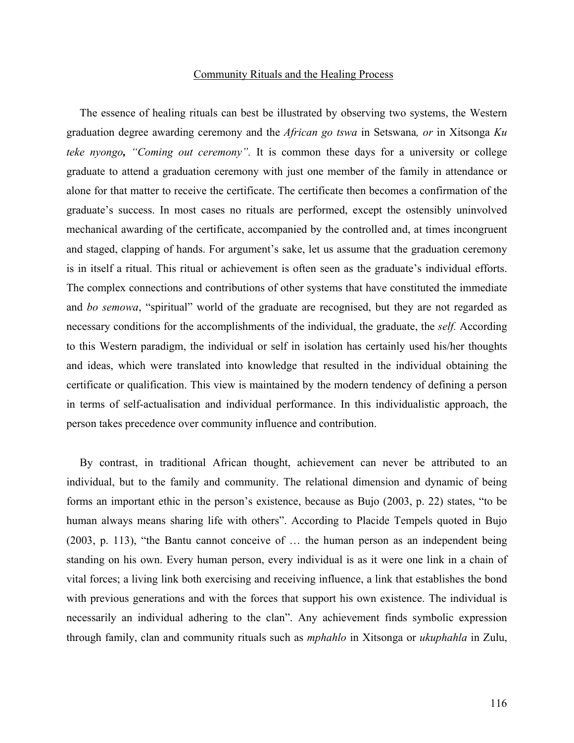## Community Rituals and the Healing Process

The essence of healing rituals can best be illustrated by observing two systems, the Western graduation degree awarding ceremony and the *African go tswa* in Setswana*, or* in Xitsonga *Ku teke nyongo***,** *"Coming out ceremony"*. It is common these days for a university or college graduate to attend a graduation ceremony with just one member of the family in attendance or alone for that matter to receive the certificate. The certificate then becomes a confirmation of the graduate's success. In most cases no rituals are performed, except the ostensibly uninvolved mechanical awarding of the certificate, accompanied by the controlled and, at times incongruent and staged, clapping of hands. For argument's sake, let us assume that the graduation ceremony is in itself a ritual. This ritual or achievement is often seen as the graduate's individual efforts. The complex connections and contributions of other systems that have constituted the immediate and *bo semowa*, "spiritual" world of the graduate are recognised, but they are not regarded as necessary conditions for the accomplishments of the individual, the graduate, the *self.* According to this Western paradigm, the individual or self in isolation has certainly used his/her thoughts and ideas, which were translated into knowledge that resulted in the individual obtaining the certificate or qualification. This view is maintained by the modern tendency of defining a person in terms of self-actualisation and individual performance. In this individualistic approach, the person takes precedence over community influence and contribution.

By contrast, in traditional African thought, achievement can never be attributed to an individual, but to the family and community. The relational dimension and dynamic of being forms an important ethic in the person's existence, because as Bujo (2003, p. 22) states, "to be human always means sharing life with others". According to Placide Tempels quoted in Bujo (2003, p. 113), "the Bantu cannot conceive of … the human person as an independent being standing on his own. Every human person, every individual is as it were one link in a chain of vital forces; a living link both exercising and receiving influence, a link that establishes the bond with previous generations and with the forces that support his own existence. The individual is necessarily an individual adhering to the clan". Any achievement finds symbolic expression through family, clan and community rituals such as *mphahlo* in Xitsonga or *ukuphahla* in Zulu,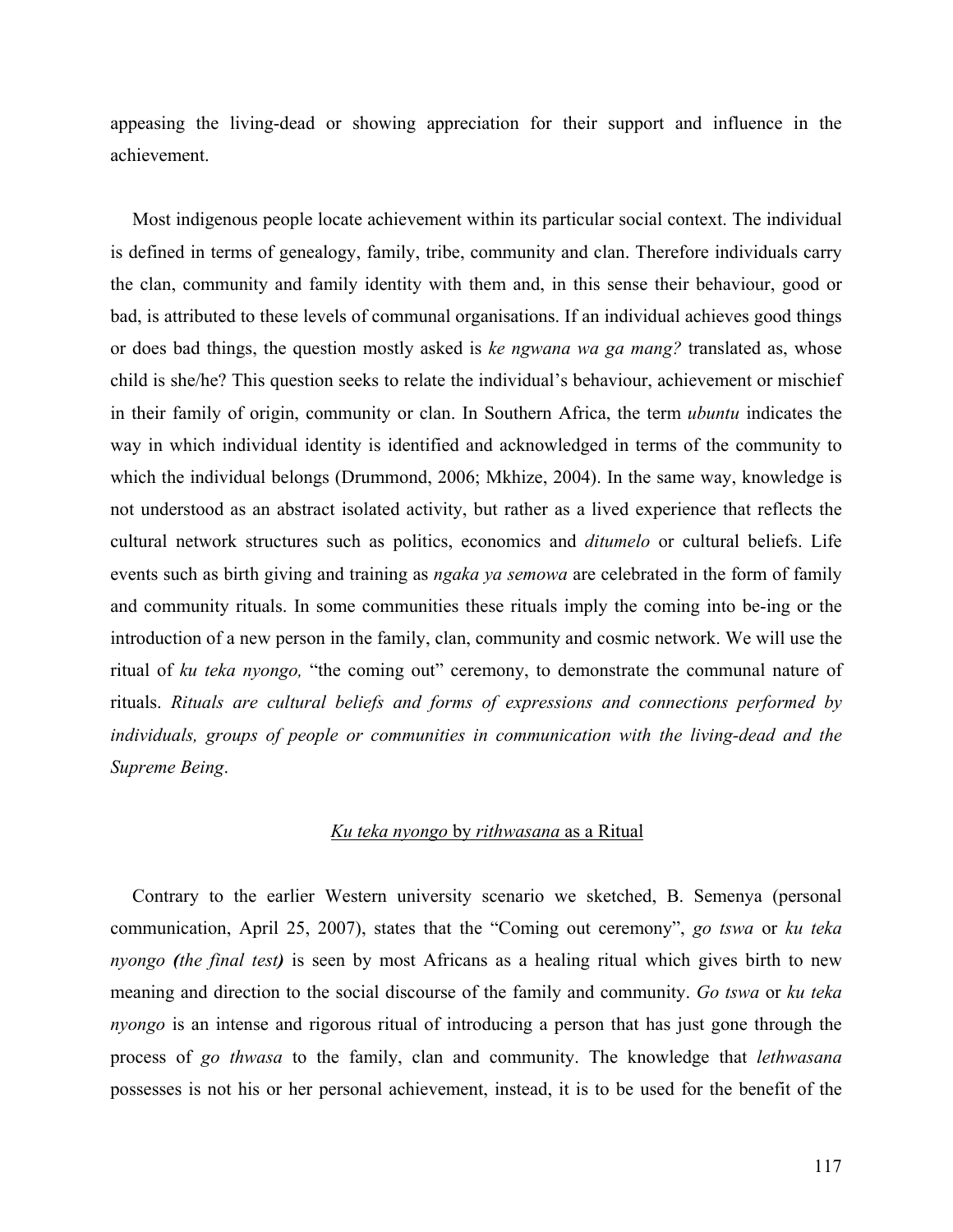appeasing the living-dead or showing appreciation for their support and influence in the achievement.

Most indigenous people locate achievement within its particular social context. The individual is defined in terms of genealogy, family, tribe, community and clan. Therefore individuals carry the clan, community and family identity with them and, in this sense their behaviour, good or bad, is attributed to these levels of communal organisations. If an individual achieves good things or does bad things, the question mostly asked is *ke ngwana wa ga mang?* translated as, whose child is she/he? This question seeks to relate the individual's behaviour, achievement or mischief in their family of origin, community or clan. In Southern Africa, the term *ubuntu* indicates the way in which individual identity is identified and acknowledged in terms of the community to which the individual belongs (Drummond, 2006; Mkhize, 2004). In the same way, knowledge is not understood as an abstract isolated activity, but rather as a lived experience that reflects the cultural network structures such as politics, economics and *ditumelo* or cultural beliefs. Life events such as birth giving and training as *ngaka ya semowa* are celebrated in the form of family and community rituals. In some communities these rituals imply the coming into be-ing or the introduction of a new person in the family, clan, community and cosmic network. We will use the ritual of *ku teka nyongo,* "the coming out" ceremony, to demonstrate the communal nature of rituals. *Rituals are cultural beliefs and forms of expressions and connections performed by individuals, groups of people or communities in communication with the living-dead and the Supreme Being*.

## *Ku teka nyongo* by *rithwasana* as a Ritual

Contrary to the earlier Western university scenario we sketched, B. Semenya (personal communication, April 25, 2007), states that the "Coming out ceremony", *go tswa* or *ku teka nyongo* ***(the final test)*** is seen by most Africans as a healing ritual which gives birth to new meaning and direction to the social discourse of the family and community. *Go tswa* or *ku teka nyongo* is an intense and rigorous ritual of introducing a person that has just gone through the process of *go thwasa* to the family, clan and community. The knowledge that *lethwasana* possesses is not his or her personal achievement, instead, it is to be used for the benefit of the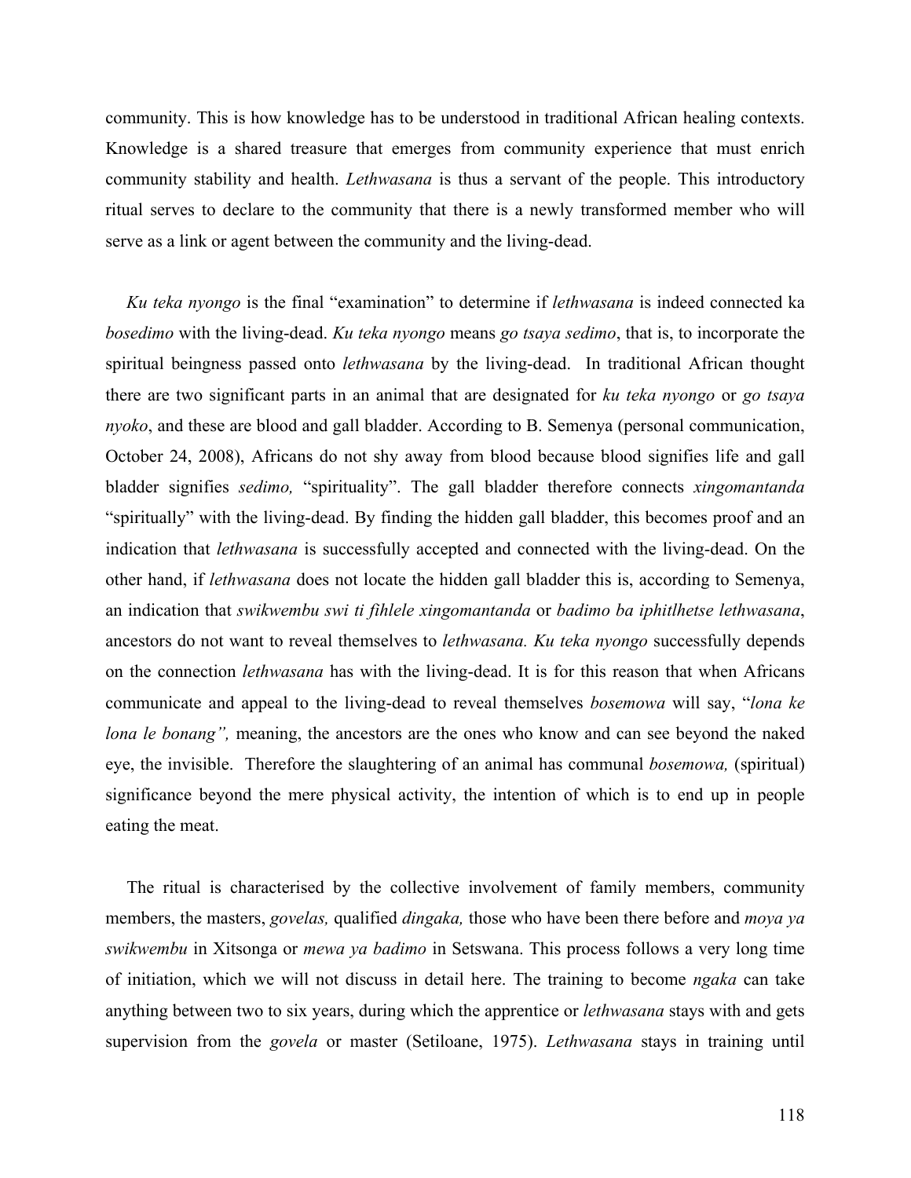community. This is how knowledge has to be understood in traditional African healing contexts. Knowledge is a shared treasure that emerges from community experience that must enrich community stability and health. *Lethwasana* is thus a servant of the people. This introductory ritual serves to declare to the community that there is a newly transformed member who will serve as a link or agent between the community and the living-dead.

*Ku teka nyongo* is the final "examination" to determine if *lethwasana* is indeed connected ka *bosedimo* with the living-dead. *Ku teka nyongo* means *go tsaya sedimo*, that is, to incorporate the spiritual beingness passed onto *lethwasana* by the living-dead. In traditional African thought there are two significant parts in an animal that are designated for *ku teka nyongo* or *go tsaya nyoko*, and these are blood and gall bladder. According to B. Semenya (personal communication, October 24, 2008), Africans do not shy away from blood because blood signifies life and gall bladder signifies *sedimo,* "spirituality". The gall bladder therefore connects *xingomantanda* "spiritually" with the living-dead. By finding the hidden gall bladder, this becomes proof and an indication that *lethwasana* is successfully accepted and connected with the living-dead. On the other hand, if *lethwasana* does not locate the hidden gall bladder this is, according to Semenya, an indication that *swikwembu swi ti fihlele xingomantanda* or *badimo ba iphitlhetse lethwasana*, ancestors do not want to reveal themselves to *lethwasana. Ku teka nyongo* successfully depends on the connection *lethwasana* has with the living-dead. It is for this reason that when Africans communicate and appeal to the living-dead to reveal themselves *bosemowa* will say, "*lona ke lona le bonang",* meaning, the ancestors are the ones who know and can see beyond the naked eye, the invisible. Therefore the slaughtering of an animal has communal *bosemowa,* (spiritual) significance beyond the mere physical activity, the intention of which is to end up in people eating the meat.

The ritual is characterised by the collective involvement of family members, community members, the masters, *govelas,* qualified *dingaka,* those who have been there before and *moya ya swikwembu* in Xitsonga or *mewa ya badimo* in Setswana. This process follows a very long time of initiation, which we will not discuss in detail here. The training to become *ngaka* can take anything between two to six years, during which the apprentice or *lethwasana* stays with and gets supervision from the *govela* or master (Setiloane, 1975). *Lethwasana* stays in training until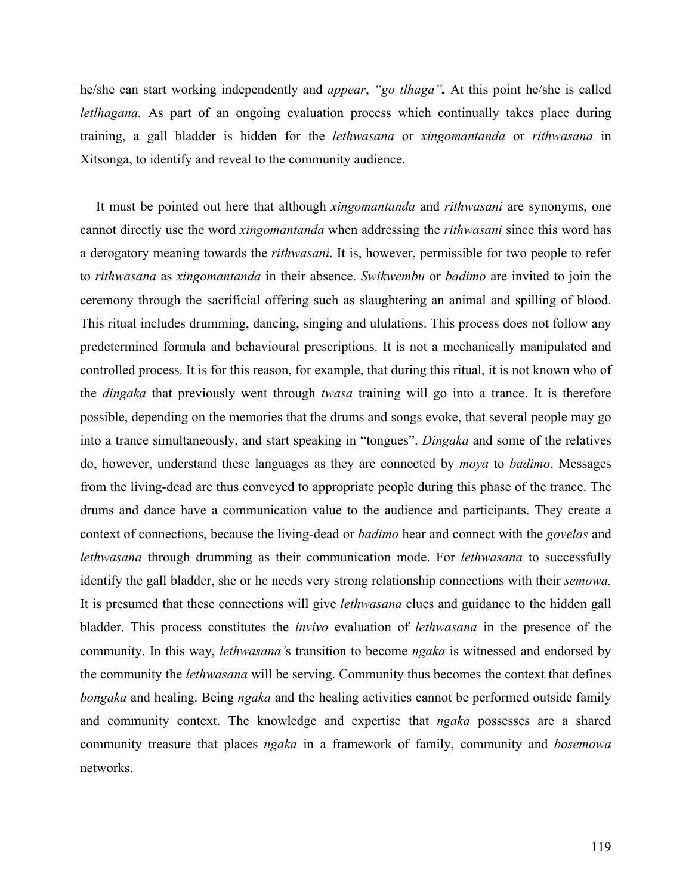he/she can start working independently and *appear*, *"go tlhaga"*. At this point he/she is called *letlhagana.* As part of an ongoing evaluation process which continually takes place during training, a gall bladder is hidden for the *lethwasana* or *xingomantanda* or *rithwasana* in Xitsonga, to identify and reveal to the community audience.

It must be pointed out here that although *xingomantanda* and *rithwasani* are synonyms, one cannot directly use the word *xingomantanda* when addressing the *rithwasani* since this word has a derogatory meaning towards the *rithwasani*. It is, however, permissible for two people to refer to *rithwasana* as *xingomantanda* in their absence. *Swikwembu* or *badimo* are invited to join the ceremony through the sacrificial offering such as slaughtering an animal and spilling of blood. This ritual includes drumming, dancing, singing and ululations. This process does not follow any predetermined formula and behavioural prescriptions. It is not a mechanically manipulated and controlled process. It is for this reason, for example, that during this ritual, it is not known who of the *dingaka* that previously went through *twasa* training will go into a trance. It is therefore possible, depending on the memories that the drums and songs evoke, that several people may go into a trance simultaneously, and start speaking in "tongues". *Dingaka* and some of the relatives do, however, understand these languages as they are connected by *moya* to *badimo*. Messages from the living-dead are thus conveyed to appropriate people during this phase of the trance. The drums and dance have a communication value to the audience and participants. They create a context of connections, because the living-dead or *badimo* hear and connect with the *govelas* and *lethwasana* through drumming as their communication mode. For *lethwasana* to successfully identify the gall bladder, she or he needs very strong relationship connections with their *semowa.* It is presumed that these connections will give *lethwasana* clues and guidance to the hidden gall bladder. This process constitutes the *invivo* evaluation of *lethwasana* in the presence of the community. In this way, *lethwasana'*s transition to become *ngaka* is witnessed and endorsed by the community the *lethwasana* will be serving. Community thus becomes the context that defines *bongaka* and healing. Being *ngaka* and the healing activities cannot be performed outside family and community context. The knowledge and expertise that *ngaka* possesses are a shared community treasure that places *ngaka* in a framework of family, community and *bosemowa* networks.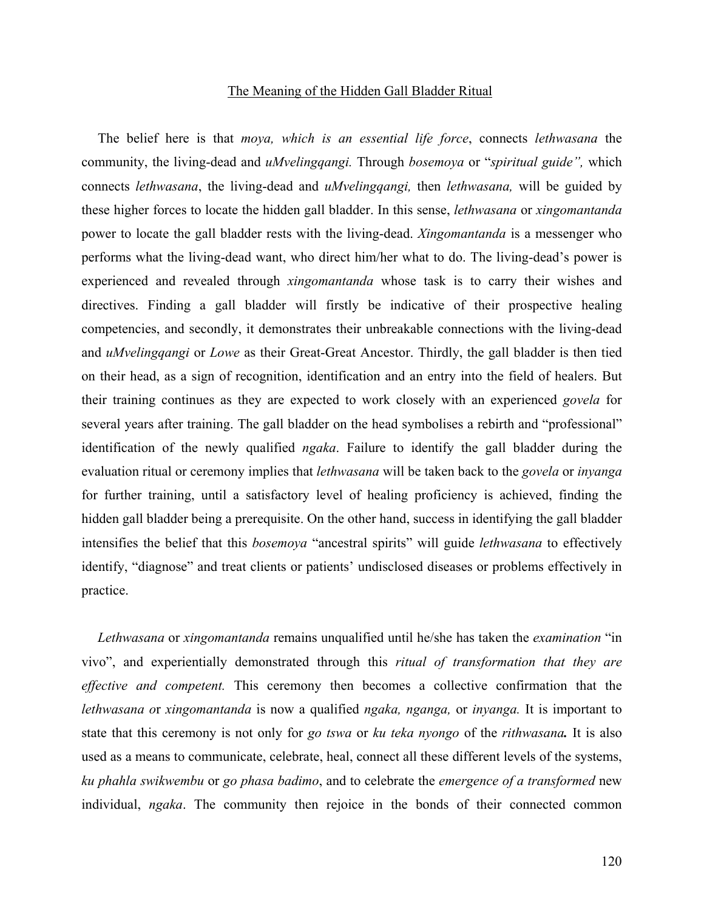## The Meaning of the Hidden Gall Bladder Ritual

The belief here is that *moya, which is an essential life force*, connects *lethwasana* the community, the living-dead and *uMvelingqangi.* Through *bosemoya* or "*spiritual guide",* which connects *lethwasana*, the living-dead and *uMvelingqangi,* then *lethwasana,* will be guided by these higher forces to locate the hidden gall bladder. In this sense, *lethwasana* or *xingomantanda* power to locate the gall bladder rests with the living-dead. *Xingomantanda* is a messenger who performs what the living-dead want, who direct him/her what to do. The living-dead's power is experienced and revealed through *xingomantanda* whose task is to carry their wishes and directives. Finding a gall bladder will firstly be indicative of their prospective healing competencies, and secondly, it demonstrates their unbreakable connections with the living-dead and *uMvelingqangi* or *Lowe* as their Great-Great Ancestor. Thirdly, the gall bladder is then tied on their head, as a sign of recognition, identification and an entry into the field of healers. But their training continues as they are expected to work closely with an experienced *govela* for several years after training. The gall bladder on the head symbolises a rebirth and "professional" identification of the newly qualified *ngaka*. Failure to identify the gall bladder during the evaluation ritual or ceremony implies that *lethwasana* will be taken back to the *govela* or *inyanga* for further training, until a satisfactory level of healing proficiency is achieved, finding the hidden gall bladder being a prerequisite. On the other hand, success in identifying the gall bladder intensifies the belief that this *bosemoya* "ancestral spirits" will guide *lethwasana* to effectively identify, "diagnose" and treat clients or patients' undisclosed diseases or problems effectively in practice.

*Lethwasana* or *xingomantanda* remains unqualified until he/she has taken the *examination* "in vivo", and experientially demonstrated through this *ritual of transformation that they are effective and competent.* This ceremony then becomes a collective confirmation that the *lethwasana o*r *xingomantanda* is now a qualified *ngaka, nganga,* or *inyanga.* It is important to state that this ceremony is not only for *go tswa* or *ku teka nyongo* of the *rithwasana**.*** It is also used as a means to communicate, celebrate, heal, connect all these different levels of the systems, *ku phahla swikwembu* or *go phasa badimo*, and to celebrate the *emergence of a transformed* new individual, *ngaka*. The community then rejoice in the bonds of their connected common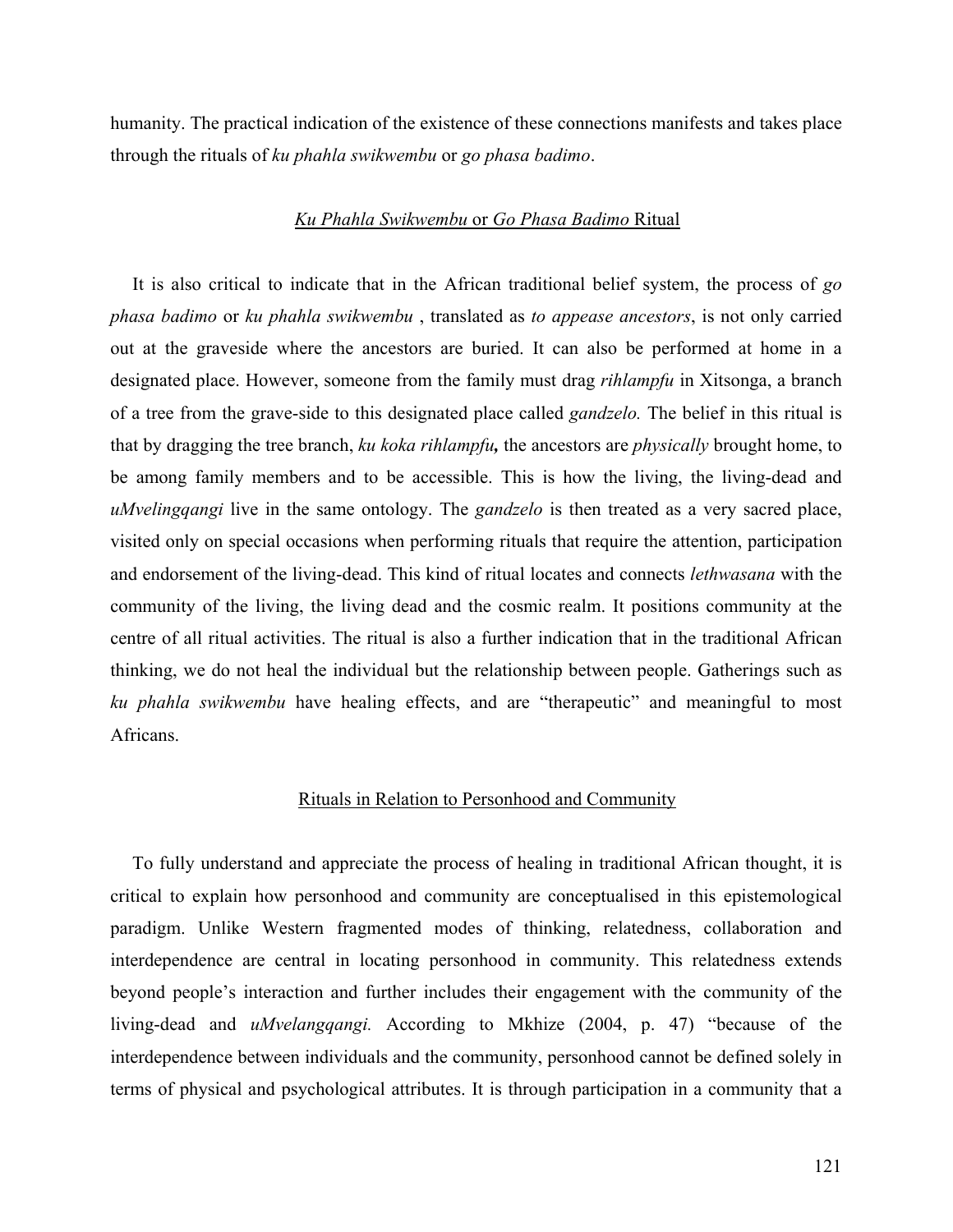humanity. The practical indication of the existence of these connections manifests and takes place through the rituals of *ku phahla swikwembu* or *go phasa badimo*.

## *Ku Phahla Swikwembu* or *Go Phasa Badimo* Ritual

It is also critical to indicate that in the African traditional belief system, the process of *go phasa badimo* or *ku phahla swikwembu* , translated as *to appease ancestors*, is not only carried out at the graveside where the ancestors are buried. It can also be performed at home in a designated place. However, someone from the family must drag *rihlampfu* in Xitsonga, a branch of a tree from the grave-side to this designated place called *gandzelo.* The belief in this ritual is that by dragging the tree branch, *ku koka **rihlampfu,*** the ancestors are *physically* brought home, to be among family members and to be accessible. This is how the living, the living-dead and *uMvelingqangi* live in the same ontology. The *gandzelo* is then treated as a very sacred place, visited only on special occasions when performing rituals that require the attention, participation and endorsement of the living-dead. This kind of ritual locates and connects *lethwasana* with the community of the living, the living dead and the cosmic realm. It positions community at the centre of all ritual activities. The ritual is also a further indication that in the traditional African thinking, we do not heal the individual but the relationship between people. Gatherings such as *ku phahla swikwembu* have healing effects, and are "therapeutic" and meaningful to most Africans.

## Rituals in Relation to Personhood and Community

To fully understand and appreciate the process of healing in traditional African thought, it is critical to explain how personhood and community are conceptualised in this epistemological paradigm. Unlike Western fragmented modes of thinking, relatedness, collaboration and interdependence are central in locating personhood in community. This relatedness extends beyond people's interaction and further includes their engagement with the community of the living-dead and *uMvelangqangi.* According to Mkhize (2004, p. 47) "because of the interdependence between individuals and the community, personhood cannot be defined solely in terms of physical and psychological attributes. It is through participation in a community that a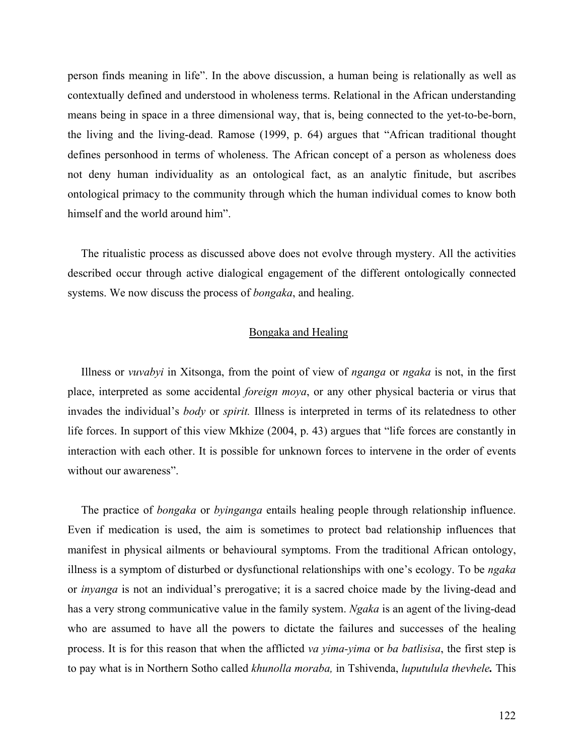person finds meaning in life". In the above discussion, a human being is relationally as well as contextually defined and understood in wholeness terms. Relational in the African understanding means being in space in a three dimensional way, that is, being connected to the yet-to-be-born, the living and the living-dead. Ramose (1999, p. 64) argues that "African traditional thought defines personhood in terms of wholeness. The African concept of a person as wholeness does not deny human individuality as an ontological fact, as an analytic finitude, but ascribes ontological primacy to the community through which the human individual comes to know both himself and the world around him".

The ritualistic process as discussed above does not evolve through mystery. All the activities described occur through active dialogical engagement of the different ontologically connected systems. We now discuss the process of *bongaka*, and healing.

## Bongaka and Healing

Illness or *vuvabyi* in Xitsonga, from the point of view of *nganga* or *ngaka* is not, in the first place, interpreted as some accidental *foreign moya*, or any other physical bacteria or virus that invades the individual's *body* or *spirit.* Illness is interpreted in terms of its relatedness to other life forces. In support of this view Mkhize (2004, p. 43) argues that "life forces are constantly in interaction with each other. It is possible for unknown forces to intervene in the order of events without our awareness".

The practice of *bongaka* or *byinganga* entails healing people through relationship influence. Even if medication is used, the aim is sometimes to protect bad relationship influences that manifest in physical ailments or behavioural symptoms. From the traditional African ontology, illness is a symptom of disturbed or dysfunctional relationships with one's ecology. To be *ngaka* or *inyanga* is not an individual's prerogative; it is a sacred choice made by the living-dead and has a very strong communicative value in the family system. *Ngaka* is an agent of the living-dead who are assumed to have all the powers to dictate the failures and successes of the healing process. It is for this reason that when the afflicted *va yima-yima* or *ba batlisisa*, the first step is to pay what is in Northern Sotho called *khunolla moraba,* in Tshivenda, ***luputulula thevhele.*** This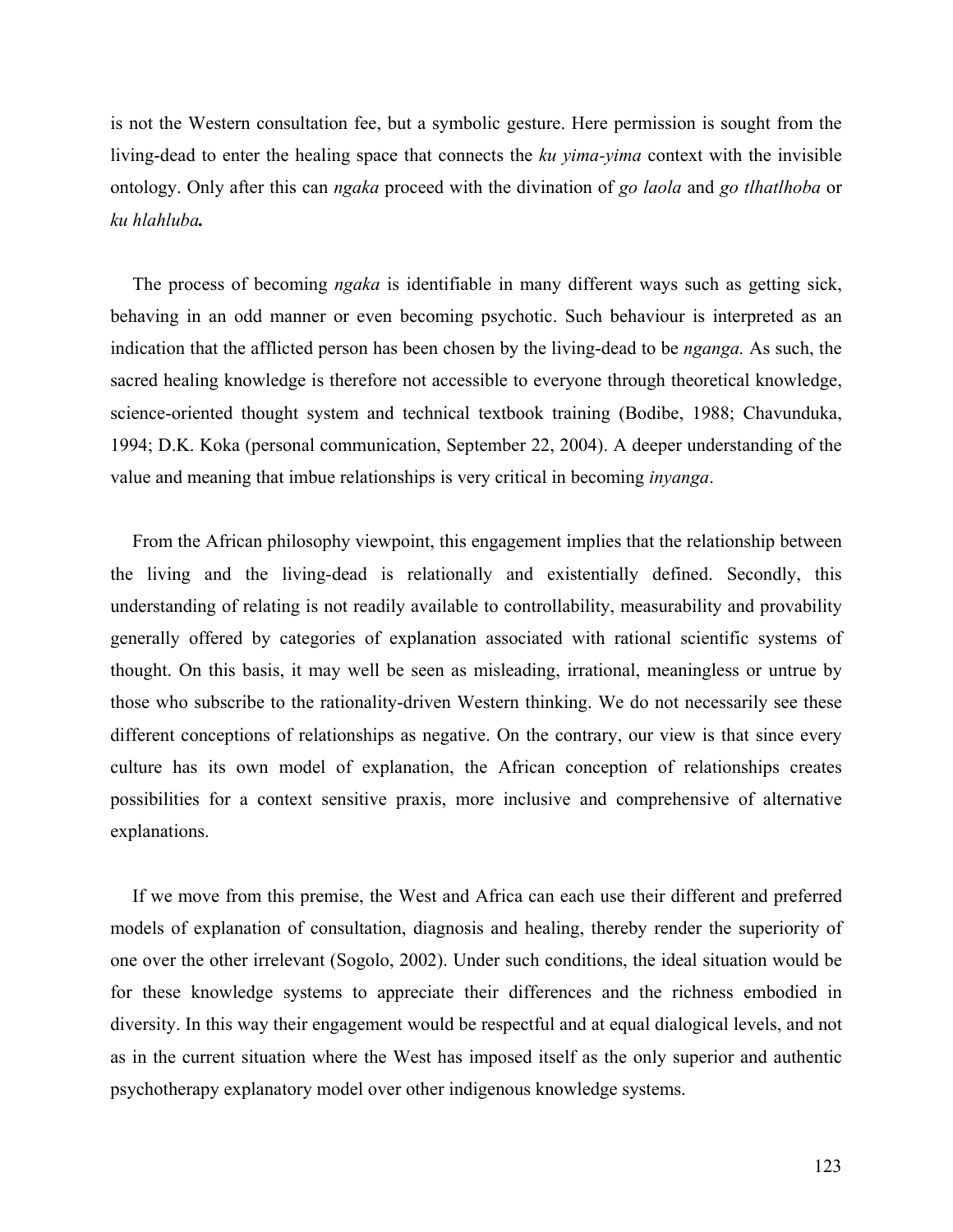is not the Western consultation fee, but a symbolic gesture. Here permission is sought from the living-dead to enter the healing space that connects the *ku yima-yima* context with the invisible ontology. Only after this can *ngaka* proceed with the divination of *go laola* and *go tlhatlhoba* or ***ku hlahluba.***

The process of becoming *ngaka* is identifiable in many different ways such as getting sick, behaving in an odd manner or even becoming psychotic. Such behaviour is interpreted as an indication that the afflicted person has been chosen by the living-dead to be *nganga.* As such, the sacred healing knowledge is therefore not accessible to everyone through theoretical knowledge, science-oriented thought system and technical textbook training (Bodibe, 1988; Chavunduka, 1994; D.K. Koka (personal communication, September 22, 2004). A deeper understanding of the value and meaning that imbue relationships is very critical in becoming *inyanga*.

From the African philosophy viewpoint, this engagement implies that the relationship between the living and the living-dead is relationally and existentially defined. Secondly, this understanding of relating is not readily available to controllability, measurability and provability generally offered by categories of explanation associated with rational scientific systems of thought. On this basis, it may well be seen as misleading, irrational, meaningless or untrue by those who subscribe to the rationality-driven Western thinking. We do not necessarily see these different conceptions of relationships as negative. On the contrary, our view is that since every culture has its own model of explanation, the African conception of relationships creates possibilities for a context sensitive praxis, more inclusive and comprehensive of alternative explanations.

If we move from this premise, the West and Africa can each use their different and preferred models of explanation of consultation, diagnosis and healing, thereby render the superiority of one over the other irrelevant (Sogolo, 2002). Under such conditions, the ideal situation would be for these knowledge systems to appreciate their differences and the richness embodied in diversity. In this way their engagement would be respectful and at equal dialogical levels, and not as in the current situation where the West has imposed itself as the only superior and authentic psychotherapy explanatory model over other indigenous knowledge systems.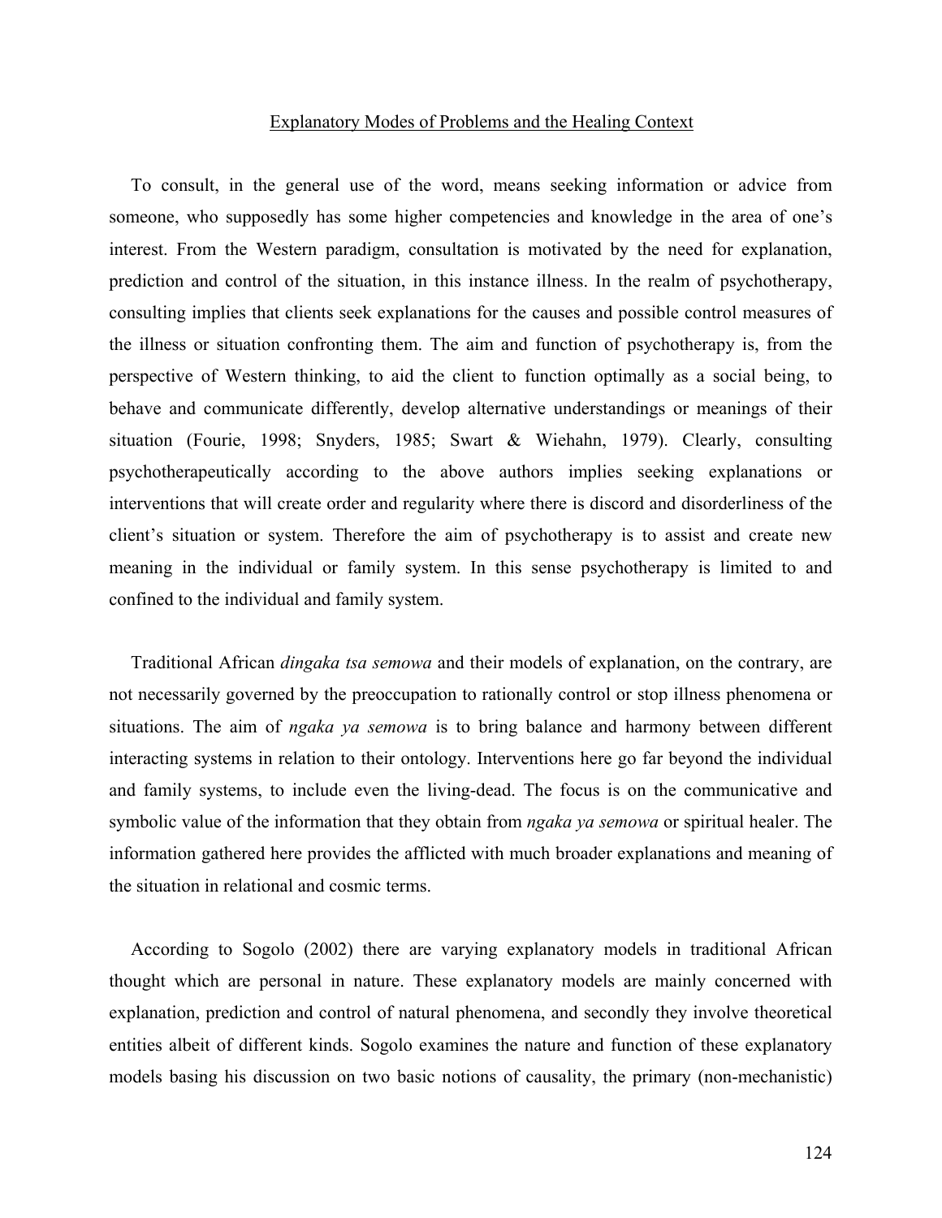## Explanatory Modes of Problems and the Healing Context

To consult, in the general use of the word, means seeking information or advice from someone, who supposedly has some higher competencies and knowledge in the area of one's interest. From the Western paradigm, consultation is motivated by the need for explanation, prediction and control of the situation, in this instance illness. In the realm of psychotherapy, consulting implies that clients seek explanations for the causes and possible control measures of the illness or situation confronting them. The aim and function of psychotherapy is, from the perspective of Western thinking, to aid the client to function optimally as a social being, to behave and communicate differently, develop alternative understandings or meanings of their situation (Fourie, 1998; Snyders, 1985; Swart & Wiehahn, 1979). Clearly, consulting psychotherapeutically according to the above authors implies seeking explanations or interventions that will create order and regularity where there is discord and disorderliness of the client's situation or system. Therefore the aim of psychotherapy is to assist and create new meaning in the individual or family system. In this sense psychotherapy is limited to and confined to the individual and family system.

Traditional African *dingaka tsa semowa* and their models of explanation, on the contrary, are not necessarily governed by the preoccupation to rationally control or stop illness phenomena or situations. The aim of *ngaka ya semowa* is to bring balance and harmony between different interacting systems in relation to their ontology. Interventions here go far beyond the individual and family systems, to include even the living-dead. The focus is on the communicative and symbolic value of the information that they obtain from *ngaka ya semowa* or spiritual healer. The information gathered here provides the afflicted with much broader explanations and meaning of the situation in relational and cosmic terms.

According to Sogolo (2002) there are varying explanatory models in traditional African thought which are personal in nature. These explanatory models are mainly concerned with explanation, prediction and control of natural phenomena, and secondly they involve theoretical entities albeit of different kinds. Sogolo examines the nature and function of these explanatory models basing his discussion on two basic notions of causality, the primary (non-mechanistic)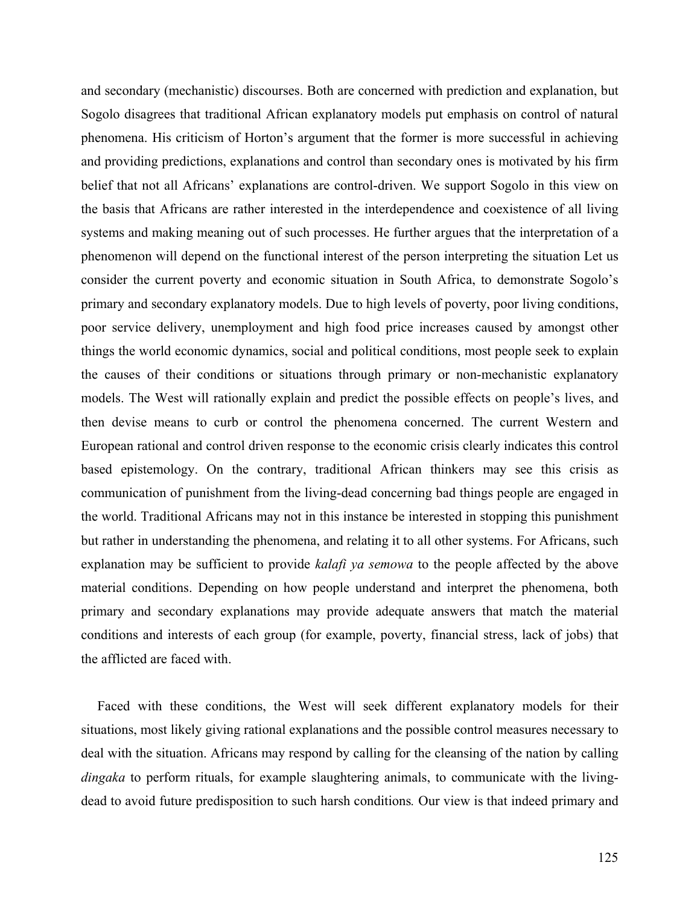and secondary (mechanistic) discourses. Both are concerned with prediction and explanation, but Sogolo disagrees that traditional African explanatory models put emphasis on control of natural phenomena. His criticism of Horton's argument that the former is more successful in achieving and providing predictions, explanations and control than secondary ones is motivated by his firm belief that not all Africans' explanations are control-driven. We support Sogolo in this view on the basis that Africans are rather interested in the interdependence and coexistence of all living systems and making meaning out of such processes. He further argues that the interpretation of a phenomenon will depend on the functional interest of the person interpreting the situation Let us consider the current poverty and economic situation in South Africa, to demonstrate Sogolo's primary and secondary explanatory models. Due to high levels of poverty, poor living conditions, poor service delivery, unemployment and high food price increases caused by amongst other things the world economic dynamics, social and political conditions, most people seek to explain the causes of their conditions or situations through primary or non-mechanistic explanatory models. The West will rationally explain and predict the possible effects on people's lives, and then devise means to curb or control the phenomena concerned. The current Western and European rational and control driven response to the economic crisis clearly indicates this control based epistemology. On the contrary, traditional African thinkers may see this crisis as communication of punishment from the living-dead concerning bad things people are engaged in the world. Traditional Africans may not in this instance be interested in stopping this punishment but rather in understanding the phenomena, and relating it to all other systems. For Africans, such explanation may be sufficient to provide *kalafi ya semowa* to the people affected by the above material conditions. Depending on how people understand and interpret the phenomena, both primary and secondary explanations may provide adequate answers that match the material conditions and interests of each group (for example, poverty, financial stress, lack of jobs) that the afflicted are faced with.

Faced with these conditions, the West will seek different explanatory models for their situations, most likely giving rational explanations and the possible control measures necessary to deal with the situation. Africans may respond by calling for the cleansing of the nation by calling *dingaka* to perform rituals, for example slaughtering animals, to communicate with the living-dead to avoid future predisposition to such harsh conditions. Our view is that indeed primary and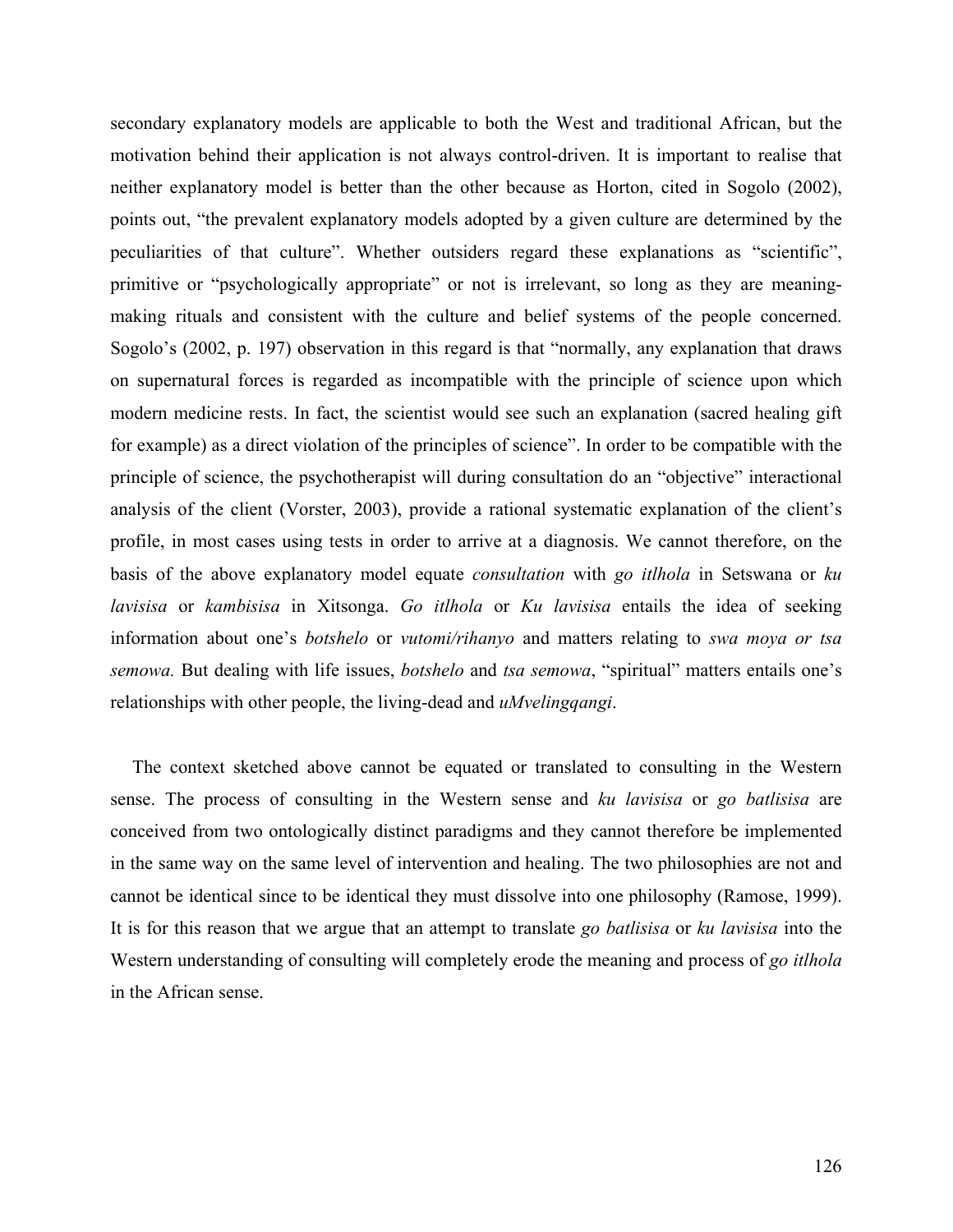secondary explanatory models are applicable to both the West and traditional African, but the motivation behind their application is not always control-driven. It is important to realise that neither explanatory model is better than the other because as Horton, cited in Sogolo (2002), points out, "the prevalent explanatory models adopted by a given culture are determined by the peculiarities of that culture". Whether outsiders regard these explanations as "scientific", primitive or "psychologically appropriate" or not is irrelevant, so long as they are meaning-making rituals and consistent with the culture and belief systems of the people concerned. Sogolo's (2002, p. 197) observation in this regard is that "normally, any explanation that draws on supernatural forces is regarded as incompatible with the principle of science upon which modern medicine rests. In fact, the scientist would see such an explanation (sacred healing gift for example) as a direct violation of the principles of science". In order to be compatible with the principle of science, the psychotherapist will during consultation do an "objective" interactional analysis of the client (Vorster, 2003), provide a rational systematic explanation of the client's profile, in most cases using tests in order to arrive at a diagnosis. We cannot therefore, on the basis of the above explanatory model equate *consultation* with *go itlhola* in Setswana or *ku lavisisa* or *kambisisa* in Xitsonga. *Go itlhola* or *Ku lavisisa* entails the idea of seeking information about one's *botshelo* or *vutomi/rihanyo* and matters relating to *swa moya or tsa semowa.* But dealing with life issues, *botshelo* and *tsa semowa*, "spiritual" matters entails one's relationships with other people, the living-dead and *uMvelingqangi*.

The context sketched above cannot be equated or translated to consulting in the Western sense. The process of consulting in the Western sense and *ku lavisisa* or *go batlisisa* are conceived from two ontologically distinct paradigms and they cannot therefore be implemented in the same way on the same level of intervention and healing. The two philosophies are not and cannot be identical since to be identical they must dissolve into one philosophy (Ramose, 1999). It is for this reason that we argue that an attempt to translate *go batlisisa* or *ku lavisisa* into the Western understanding of consulting will completely erode the meaning and process of *go itlhola* in the African sense.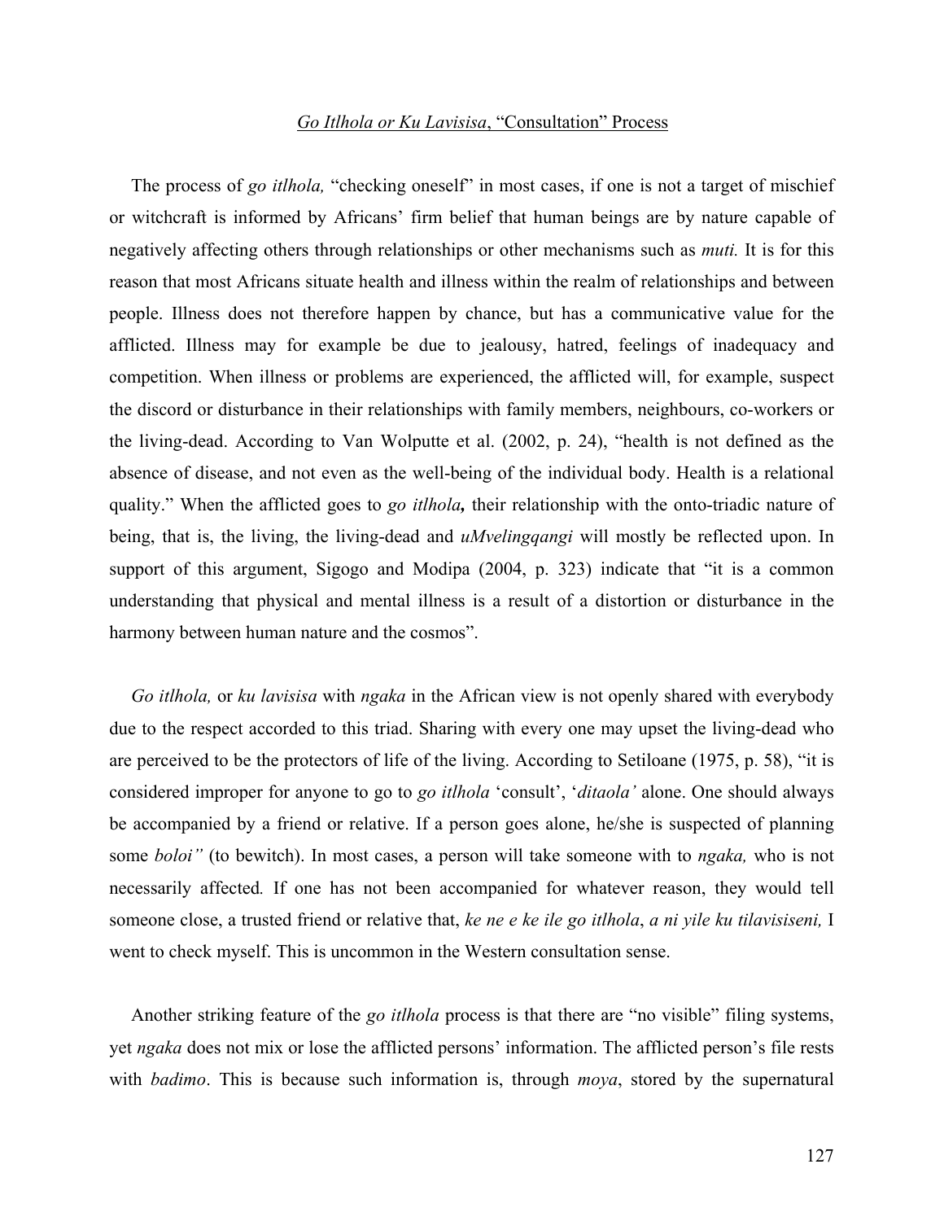## *Go Itlhola or Ku Lavisisa*, "Consultation" Process

The process of *go itlhola,* "checking oneself" in most cases, if one is not a target of mischief or witchcraft is informed by Africans' firm belief that human beings are by nature capable of negatively affecting others through relationships or other mechanisms such as *muti.* It is for this reason that most Africans situate health and illness within the realm of relationships and between people. Illness does not therefore happen by chance, but has a communicative value for the afflicted. Illness may for example be due to jealousy, hatred, feelings of inadequacy and competition. When illness or problems are experienced, the afflicted will, for example, suspect the discord or disturbance in their relationships with family members, neighbours, co-workers or the living-dead. According to Van Wolputte et al. (2002, p. 24), "health is not defined as the absence of disease, and not even as the well-being of the individual body. Health is a relational quality." When the afflicted goes to *go itlhola***,** their relationship with the onto-triadic nature of being, that is, the living, the living-dead and *uMvelingqangi* will mostly be reflected upon. In support of this argument, Sigogo and Modipa (2004, p. 323) indicate that "it is a common understanding that physical and mental illness is a result of a distortion or disturbance in the harmony between human nature and the cosmos".

*Go itlhola,* or *ku lavisisa* with *ngaka* in the African view is not openly shared with everybody due to the respect accorded to this triad. Sharing with every one may upset the living-dead who are perceived to be the protectors of life of the living. According to Setiloane (1975, p. 58), "it is considered improper for anyone to go to *go itlhola* 'consult', '*ditaola'* alone. One should always be accompanied by a friend or relative. If a person goes alone, he/she is suspected of planning some *boloi"* (to bewitch). In most cases, a person will take someone with to *ngaka,* who is not necessarily affected*.* If one has not been accompanied for whatever reason, they would tell someone close, a trusted friend or relative that, *ke ne e ke ile go itlhola*, *a ni yile ku tilavisiseni,* I went to check myself. This is uncommon in the Western consultation sense.

Another striking feature of the *go itlhola* process is that there are "no visible" filing systems, yet *ngaka* does not mix or lose the afflicted persons' information. The afflicted person's file rests with *badimo*. This is because such information is, through *moya*, stored by the supernatural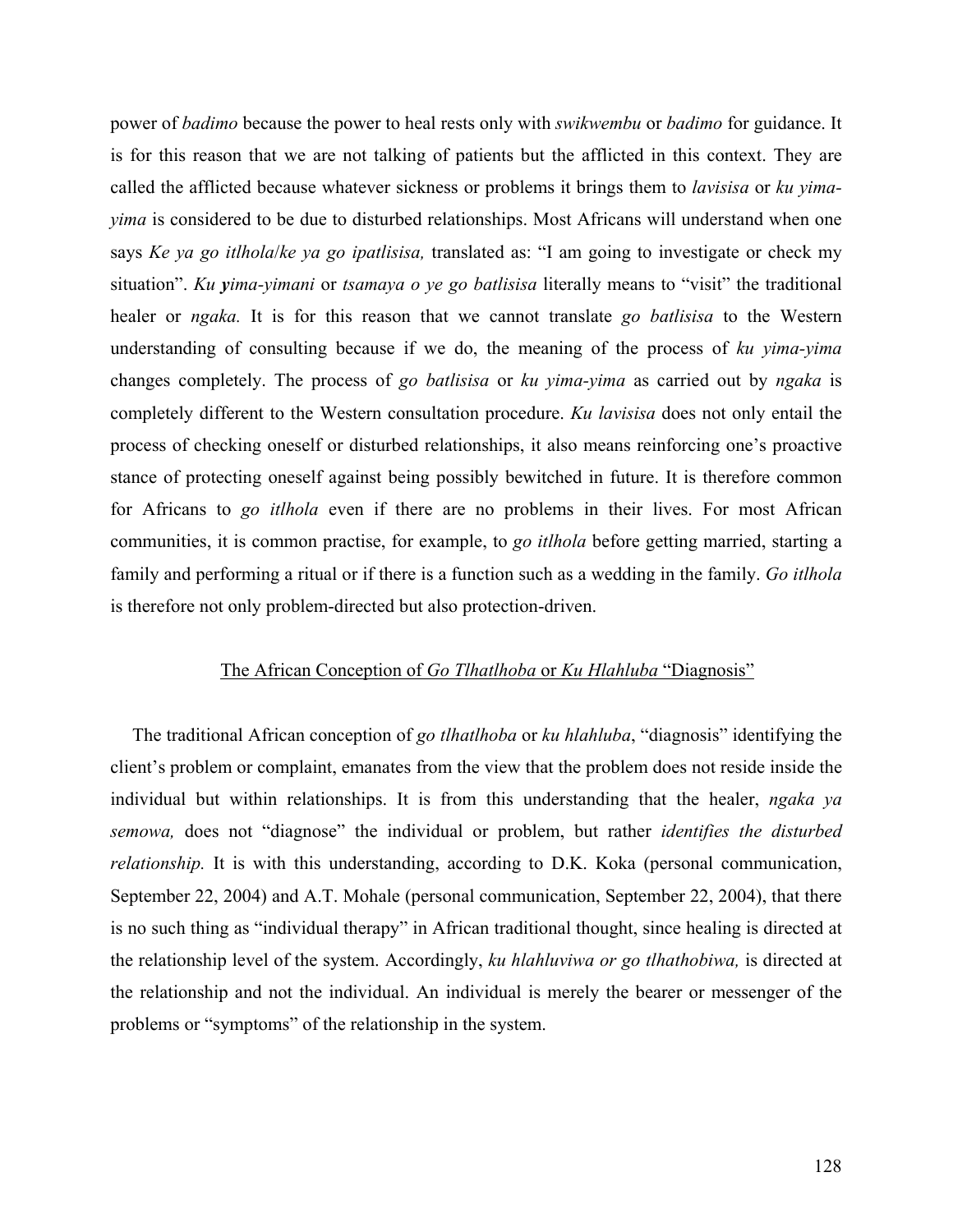power of *badimo* because the power to heal rests only with *swikwembu* or *badimo* for guidance. It is for this reason that we are not talking of patients but the afflicted in this context. They are called the afflicted because whatever sickness or problems it brings them to *lavisisa* or *ku yima-yima* is considered to be due to disturbed relationships. Most Africans will understand when one says *Ke ya go itlhola*/*ke ya go ipatlisisa,* translated as: "I am going to investigate or check my situation". *Ku* ***y****ima-yimani* or *tsamaya o ye go batlisisa* literally means to "visit" the traditional healer or *ngaka.* It is for this reason that we cannot translate *go batlisisa* to the Western understanding of consulting because if we do, the meaning of the process of *ku yima-yima* changes completely. The process of *go batlisisa* or *ku yima-yima* as carried out by *ngaka* is completely different to the Western consultation procedure. *Ku lavisisa* does not only entail the process of checking oneself or disturbed relationships, it also means reinforcing one's proactive stance of protecting oneself against being possibly bewitched in future. It is therefore common for Africans to *go itlhola* even if there are no problems in their lives. For most African communities, it is common practise, for example, to *go itlhola* before getting married, starting a family and performing a ritual or if there is a function such as a wedding in the family. *Go itlhola* is therefore not only problem-directed but also protection-driven.

## The African Conception of *Go Tlhatlhoba* or *Ku Hlahluba* "Diagnosis"

The traditional African conception of *go tlhatlhoba* or *ku hlahluba*, "diagnosis" identifying the client's problem or complaint, emanates from the view that the problem does not reside inside the individual but within relationships. It is from this understanding that the healer, *ngaka ya semowa,* does not "diagnose" the individual or problem, but rather *identifies the disturbed relationship.* It is with this understanding, according to D.K. Koka (personal communication, September 22, 2004) and A.T. Mohale (personal communication, September 22, 2004), that there is no such thing as "individual therapy" in African traditional thought, since healing is directed at the relationship level of the system. Accordingly, *ku hlahluviwa or go tlhathobiwa,* is directed at the relationship and not the individual. An individual is merely the bearer or messenger of the problems or "symptoms" of the relationship in the system.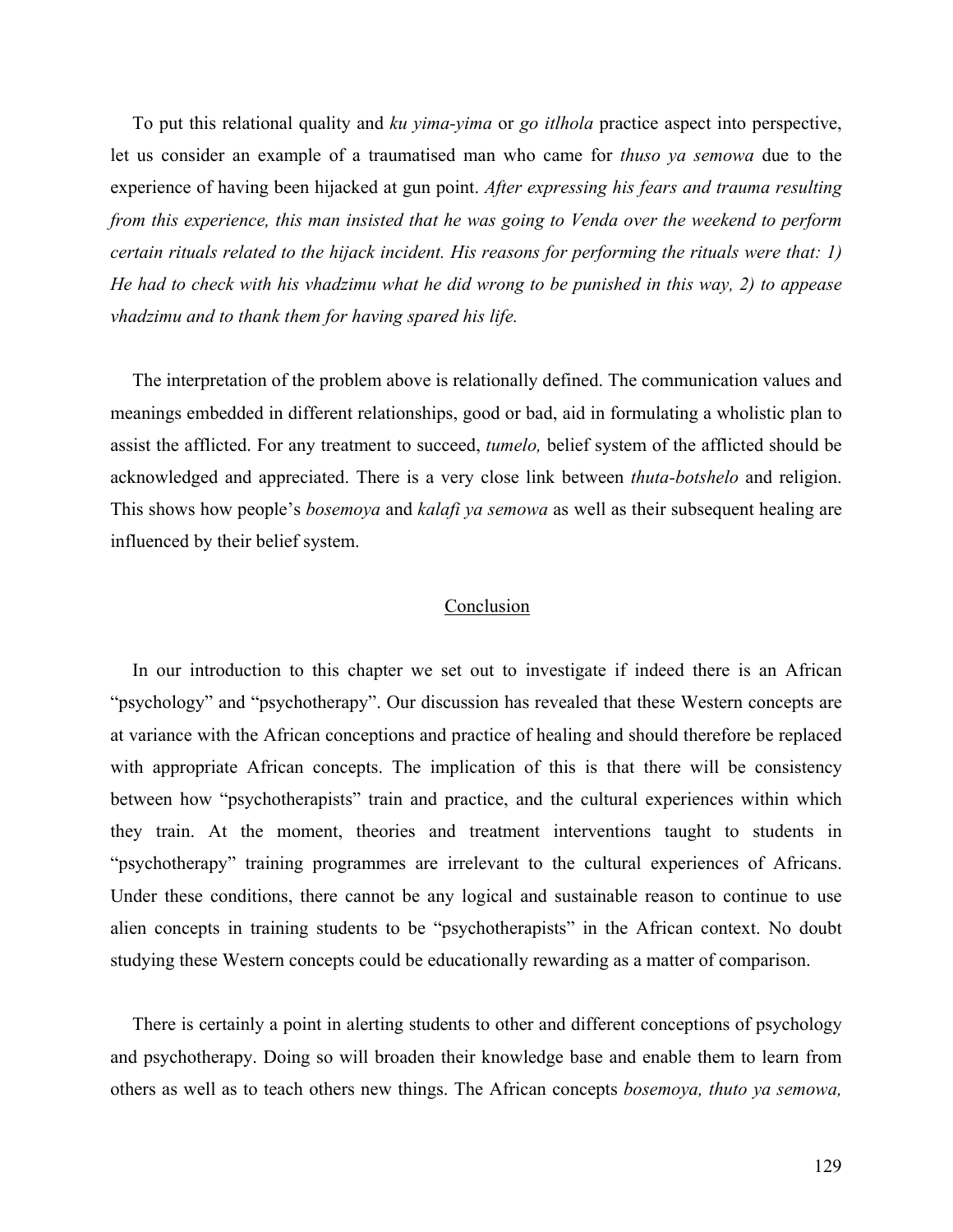To put this relational quality and *ku yima-yima* or *go itlhola* practice aspect into perspective, let us consider an example of a traumatised man who came for *thuso ya semowa* due to the experience of having been hijacked at gun point. *After expressing his fears and trauma resulting from this experience, this man insisted that he was going to Venda over the weekend to perform certain rituals related to the hijack incident. His reasons for performing the rituals were that: 1) He had to check with his vhadzimu what he did wrong to be punished in this way, 2) to appease vhadzimu and to thank them for having spared his life.*

The interpretation of the problem above is relationally defined. The communication values and meanings embedded in different relationships, good or bad, aid in formulating a wholistic plan to assist the afflicted. For any treatment to succeed, *tumelo,* belief system of the afflicted should be acknowledged and appreciated. There is a very close link between *thuta-botshelo* and religion. This shows how people's *bosemoya* and *kalafi ya semowa* as well as their subsequent healing are influenced by their belief system.

## Conclusion

In our introduction to this chapter we set out to investigate if indeed there is an African "psychology" and "psychotherapy". Our discussion has revealed that these Western concepts are at variance with the African conceptions and practice of healing and should therefore be replaced with appropriate African concepts. The implication of this is that there will be consistency between how "psychotherapists" train and practice, and the cultural experiences within which they train. At the moment, theories and treatment interventions taught to students in "psychotherapy" training programmes are irrelevant to the cultural experiences of Africans. Under these conditions, there cannot be any logical and sustainable reason to continue to use alien concepts in training students to be "psychotherapists" in the African context. No doubt studying these Western concepts could be educationally rewarding as a matter of comparison.

There is certainly a point in alerting students to other and different conceptions of psychology and psychotherapy. Doing so will broaden their knowledge base and enable them to learn from others as well as to teach others new things. The African concepts *bosemoya, thuto ya semowa,*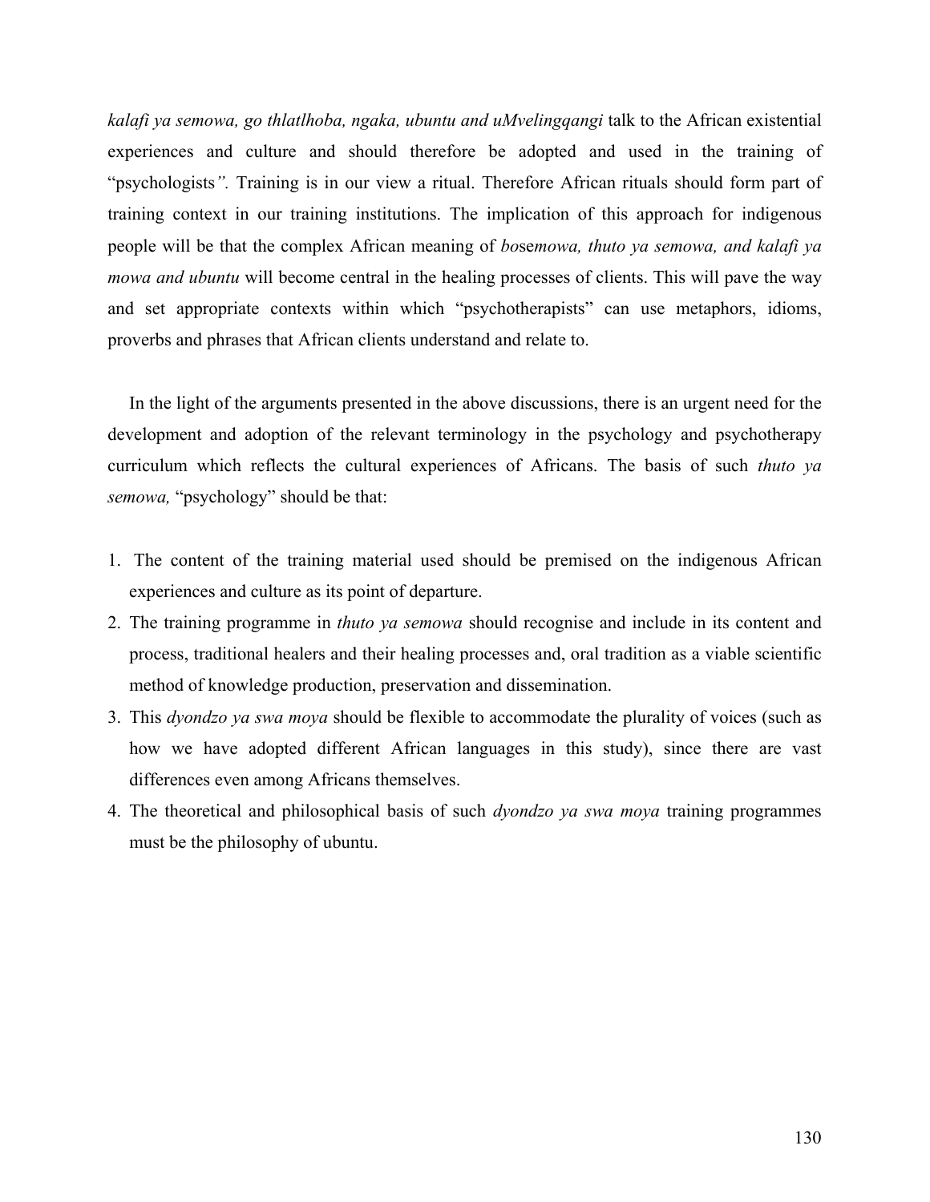*kalafi ya semowa, go thlatlhoba, ngaka, ubuntu and uMvelingqangi* talk to the African existential experiences and culture and should therefore be adopted and used in the training of "psychologists*"*. Training is in our view a ritual. Therefore African rituals should form part of training context in our training institutions. The implication of this approach for indigenous people will be that the complex African meaning of *bo*se*mowa, thuto ya semowa, and kalafi ya mowa and ubuntu* will become central in the healing processes of clients. This will pave the way and set appropriate contexts within which "psychotherapists" can use metaphors, idioms, proverbs and phrases that African clients understand and relate to.

In the light of the arguments presented in the above discussions, there is an urgent need for the development and adoption of the relevant terminology in the psychology and psychotherapy curriculum which reflects the cultural experiences of Africans. The basis of such *thuto ya semowa,* "psychology" should be that:

1. The content of the training material used should be premised on the indigenous African experiences and culture as its point of departure.
2. The training programme in *thuto ya semowa* should recognise and include in its content and process, traditional healers and their healing processes and, oral tradition as a viable scientific method of knowledge production, preservation and dissemination.
3. This *dyondzo ya swa moya* should be flexible to accommodate the plurality of voices (such as how we have adopted different African languages in this study), since there are vast differences even among Africans themselves.
4. The theoretical and philosophical basis of such *dyondzo ya swa moya* training programmes must be the philosophy of ubuntu.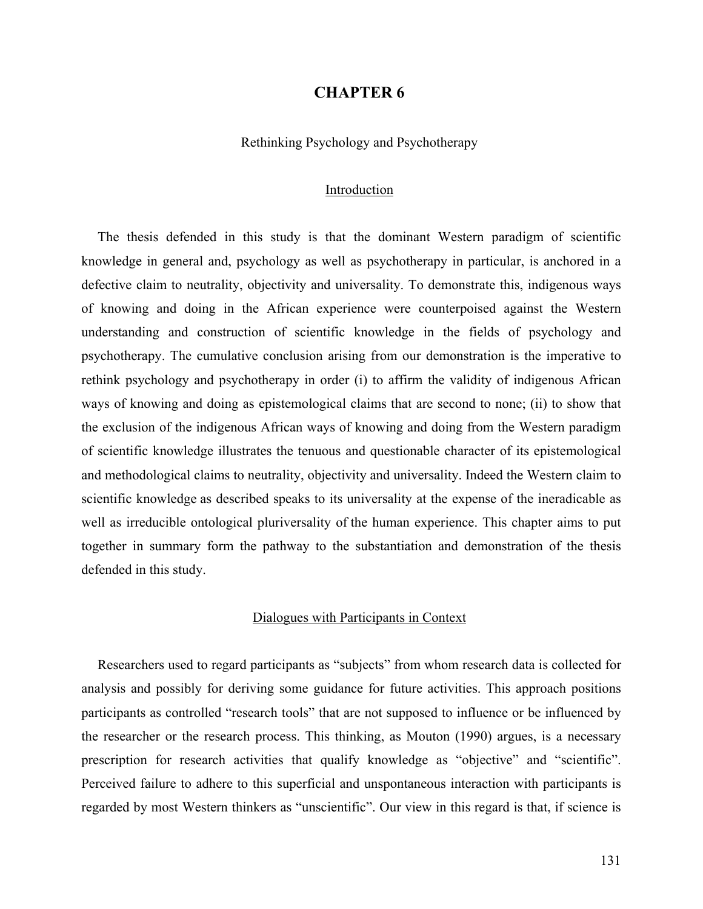# CHAPTER 6

## Rethinking Psychology and Psychotherapy

### Introduction

The thesis defended in this study is that the dominant Western paradigm of scientific knowledge in general and, psychology as well as psychotherapy in particular, is anchored in a defective claim to neutrality, objectivity and universality. To demonstrate this, indigenous ways of knowing and doing in the African experience were counterpoised against the Western understanding and construction of scientific knowledge in the fields of psychology and psychotherapy. The cumulative conclusion arising from our demonstration is the imperative to rethink psychology and psychotherapy in order (i) to affirm the validity of indigenous African ways of knowing and doing as epistemological claims that are second to none; (ii) to show that the exclusion of the indigenous African ways of knowing and doing from the Western paradigm of scientific knowledge illustrates the tenuous and questionable character of its epistemological and methodological claims to neutrality, objectivity and universality. Indeed the Western claim to scientific knowledge as described speaks to its universality at the expense of the ineradicable as well as irreducible ontological pluriversality of the human experience. This chapter aims to put together in summary form the pathway to the substantiation and demonstration of the thesis defended in this study.

### Dialogues with Participants in Context

Researchers used to regard participants as "subjects" from whom research data is collected for analysis and possibly for deriving some guidance for future activities. This approach positions participants as controlled "research tools" that are not supposed to influence or be influenced by the researcher or the research process. This thinking, as Mouton (1990) argues, is a necessary prescription for research activities that qualify knowledge as "objective" and "scientific". Perceived failure to adhere to this superficial and unspontaneous interaction with participants is regarded by most Western thinkers as "unscientific". Our view in this regard is that, if science is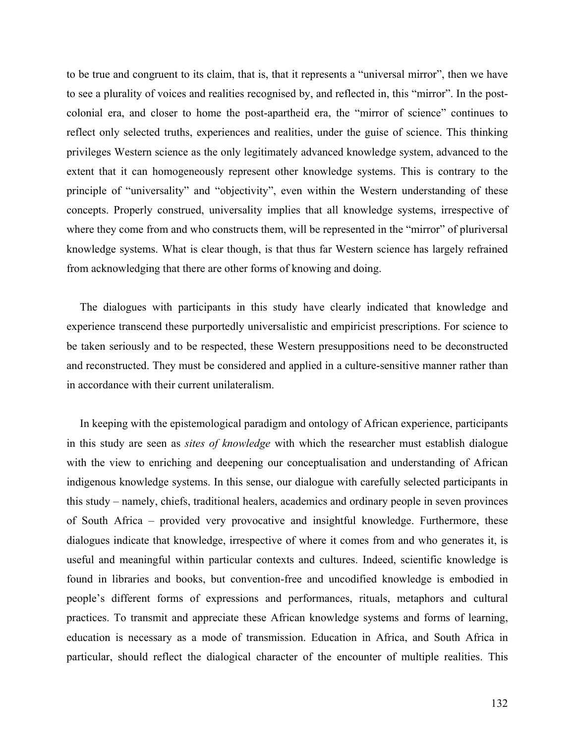to be true and congruent to its claim, that is, that it represents a "universal mirror", then we have to see a plurality of voices and realities recognised by, and reflected in, this "mirror". In the post-colonial era, and closer to home the post-apartheid era, the "mirror of science" continues to reflect only selected truths, experiences and realities, under the guise of science. This thinking privileges Western science as the only legitimately advanced knowledge system, advanced to the extent that it can homogeneously represent other knowledge systems. This is contrary to the principle of "universality" and "objectivity", even within the Western understanding of these concepts. Properly construed, universality implies that all knowledge systems, irrespective of where they come from and who constructs them, will be represented in the "mirror" of pluriversal knowledge systems. What is clear though, is that thus far Western science has largely refrained from acknowledging that there are other forms of knowing and doing.

The dialogues with participants in this study have clearly indicated that knowledge and experience transcend these purportedly universalistic and empiricist prescriptions. For science to be taken seriously and to be respected, these Western presuppositions need to be deconstructed and reconstructed. They must be considered and applied in a culture-sensitive manner rather than in accordance with their current unilateralism.

In keeping with the epistemological paradigm and ontology of African experience, participants in this study are seen as *sites of knowledge* with which the researcher must establish dialogue with the view to enriching and deepening our conceptualisation and understanding of African indigenous knowledge systems. In this sense, our dialogue with carefully selected participants in this study – namely, chiefs, traditional healers, academics and ordinary people in seven provinces of South Africa – provided very provocative and insightful knowledge. Furthermore, these dialogues indicate that knowledge, irrespective of where it comes from and who generates it, is useful and meaningful within particular contexts and cultures. Indeed, scientific knowledge is found in libraries and books, but convention-free and uncodified knowledge is embodied in people's different forms of expressions and performances, rituals, metaphors and cultural practices. To transmit and appreciate these African knowledge systems and forms of learning, education is necessary as a mode of transmission. Education in Africa, and South Africa in particular, should reflect the dialogical character of the encounter of multiple realities. This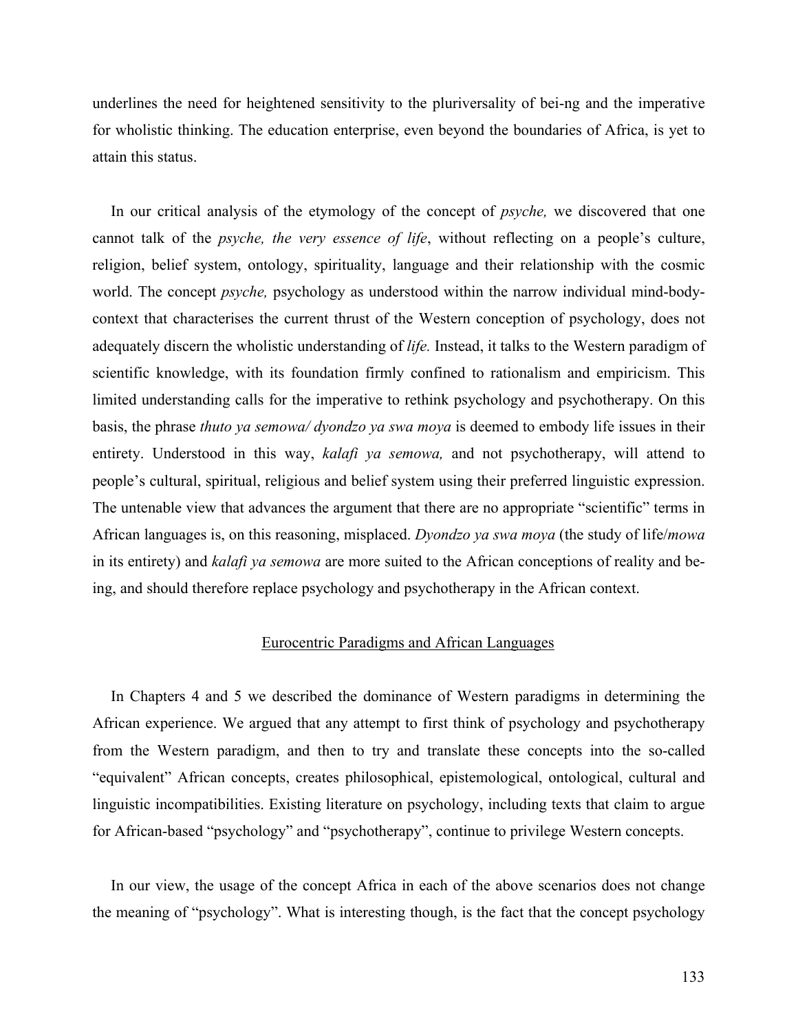underlines the need for heightened sensitivity to the pluriversality of bei-ng and the imperative for wholistic thinking. The education enterprise, even beyond the boundaries of Africa, is yet to attain this status.

In our critical analysis of the etymology of the concept of *psyche,* we discovered that one cannot talk of the *psyche, the very essence of life*, without reflecting on a people's culture, religion, belief system, ontology, spirituality, language and their relationship with the cosmic world. The concept *psyche,* psychology as understood within the narrow individual mind-body-context that characterises the current thrust of the Western conception of psychology, does not adequately discern the wholistic understanding of *life.* Instead, it talks to the Western paradigm of scientific knowledge, with its foundation firmly confined to rationalism and empiricism. This limited understanding calls for the imperative to rethink psychology and psychotherapy. On this basis, the phrase *thuto ya semowa/ dyondzo ya swa moya* is deemed to embody life issues in their entirety. Understood in this way, *kalafi ya semowa,* and not psychotherapy, will attend to people's cultural, spiritual, religious and belief system using their preferred linguistic expression. The untenable view that advances the argument that there are no appropriate "scientific" terms in African languages is, on this reasoning, misplaced. *Dyondzo ya swa moya* (the study of life/*mowa* in its entirety) and *kalafi ya semowa* are more suited to the African conceptions of reality and be-ing, and should therefore replace psychology and psychotherapy in the African context.

## Eurocentric Paradigms and African Languages

In Chapters 4 and 5 we described the dominance of Western paradigms in determining the African experience. We argued that any attempt to first think of psychology and psychotherapy from the Western paradigm, and then to try and translate these concepts into the so-called "equivalent" African concepts, creates philosophical, epistemological, ontological, cultural and linguistic incompatibilities. Existing literature on psychology, including texts that claim to argue for African-based "psychology" and "psychotherapy", continue to privilege Western concepts.

In our view, the usage of the concept Africa in each of the above scenarios does not change the meaning of "psychology". What is interesting though, is the fact that the concept psychology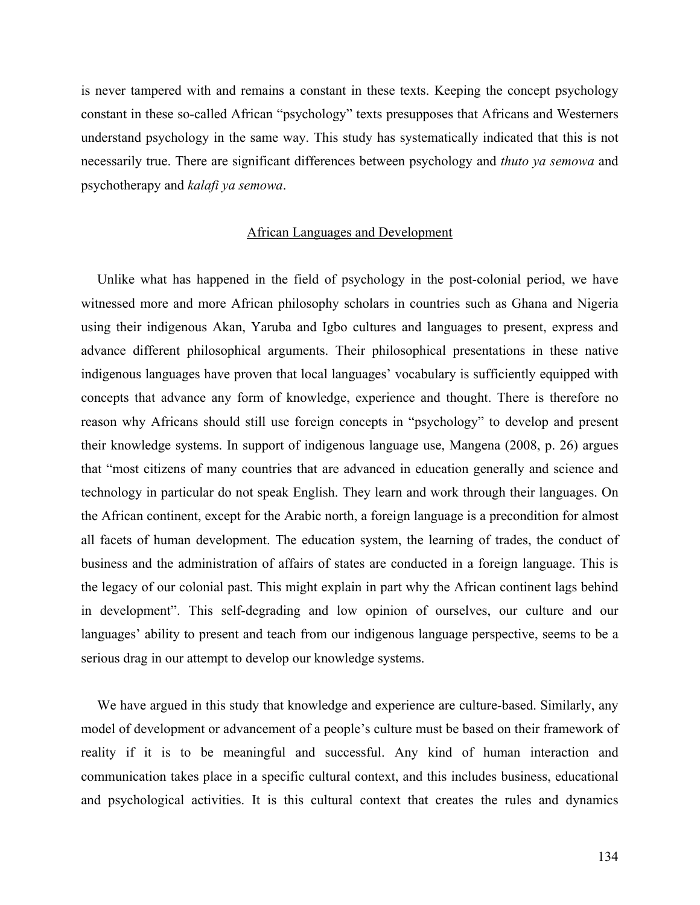is never tampered with and remains a constant in these texts. Keeping the concept psychology constant in these so-called African "psychology" texts presupposes that Africans and Westerners understand psychology in the same way. This study has systematically indicated that this is not necessarily true. There are significant differences between psychology and *thuto ya semowa* and psychotherapy and *kalafi ya semowa*.

## African Languages and Development

Unlike what has happened in the field of psychology in the post-colonial period, we have witnessed more and more African philosophy scholars in countries such as Ghana and Nigeria using their indigenous Akan, Yaruba and Igbo cultures and languages to present, express and advance different philosophical arguments. Their philosophical presentations in these native indigenous languages have proven that local languages' vocabulary is sufficiently equipped with concepts that advance any form of knowledge, experience and thought. There is therefore no reason why Africans should still use foreign concepts in "psychology" to develop and present their knowledge systems. In support of indigenous language use, Mangena (2008, p. 26) argues that "most citizens of many countries that are advanced in education generally and science and technology in particular do not speak English. They learn and work through their languages. On the African continent, except for the Arabic north, a foreign language is a precondition for almost all facets of human development. The education system, the learning of trades, the conduct of business and the administration of affairs of states are conducted in a foreign language. This is the legacy of our colonial past. This might explain in part why the African continent lags behind in development". This self-degrading and low opinion of ourselves, our culture and our languages' ability to present and teach from our indigenous language perspective, seems to be a serious drag in our attempt to develop our knowledge systems.

We have argued in this study that knowledge and experience are culture-based. Similarly, any model of development or advancement of a people's culture must be based on their framework of reality if it is to be meaningful and successful. Any kind of human interaction and communication takes place in a specific cultural context, and this includes business, educational and psychological activities. It is this cultural context that creates the rules and dynamics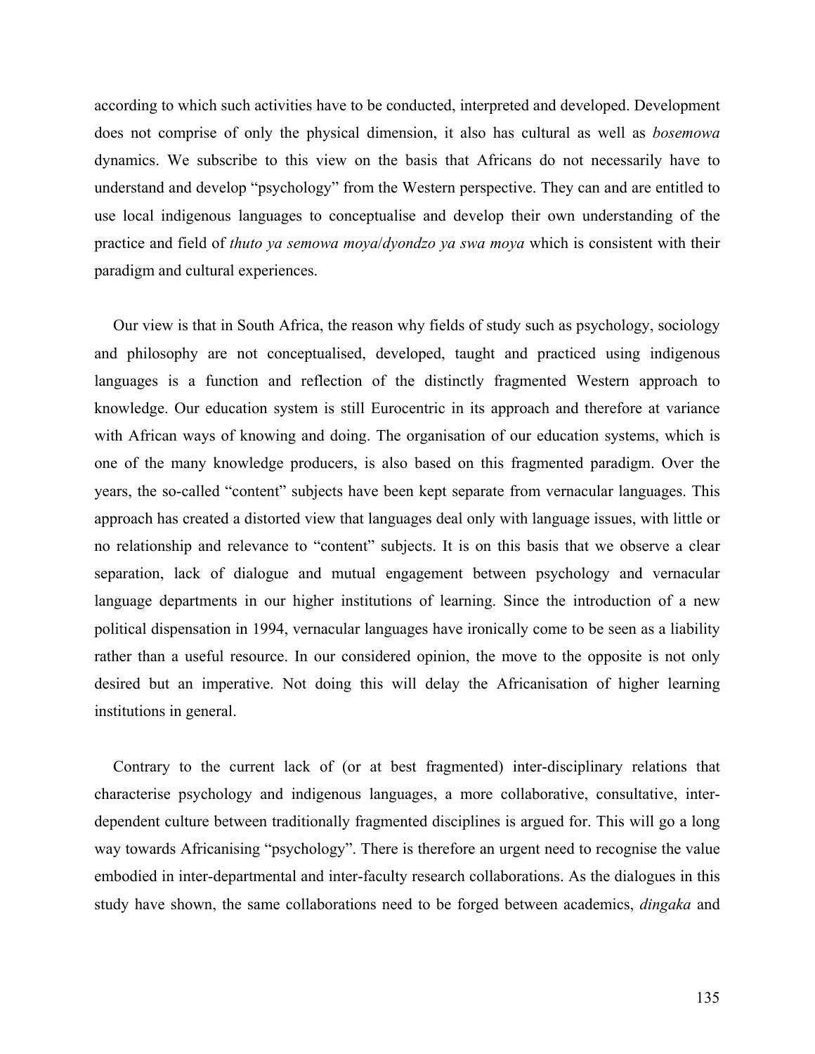according to which such activities have to be conducted, interpreted and developed. Development does not comprise of only the physical dimension, it also has cultural as well as *bosemowa* dynamics. We subscribe to this view on the basis that Africans do not necessarily have to understand and develop "psychology" from the Western perspective. They can and are entitled to use local indigenous languages to conceptualise and develop their own understanding of the practice and field of *thuto ya semowa moya*/*dyondzo ya swa moya* which is consistent with their paradigm and cultural experiences.

Our view is that in South Africa, the reason why fields of study such as psychology, sociology and philosophy are not conceptualised, developed, taught and practiced using indigenous languages is a function and reflection of the distinctly fragmented Western approach to knowledge. Our education system is still Eurocentric in its approach and therefore at variance with African ways of knowing and doing. The organisation of our education systems, which is one of the many knowledge producers, is also based on this fragmented paradigm. Over the years, the so-called "content" subjects have been kept separate from vernacular languages. This approach has created a distorted view that languages deal only with language issues, with little or no relationship and relevance to "content" subjects. It is on this basis that we observe a clear separation, lack of dialogue and mutual engagement between psychology and vernacular language departments in our higher institutions of learning. Since the introduction of a new political dispensation in 1994, vernacular languages have ironically come to be seen as a liability rather than a useful resource. In our considered opinion, the move to the opposite is not only desired but an imperative. Not doing this will delay the Africanisation of higher learning institutions in general.

Contrary to the current lack of (or at best fragmented) inter-disciplinary relations that characterise psychology and indigenous languages, a more collaborative, consultative, inter-dependent culture between traditionally fragmented disciplines is argued for. This will go a long way towards Africanising "psychology". There is therefore an urgent need to recognise the value embodied in inter-departmental and inter-faculty research collaborations. As the dialogues in this study have shown, the same collaborations need to be forged between academics, *dingaka* and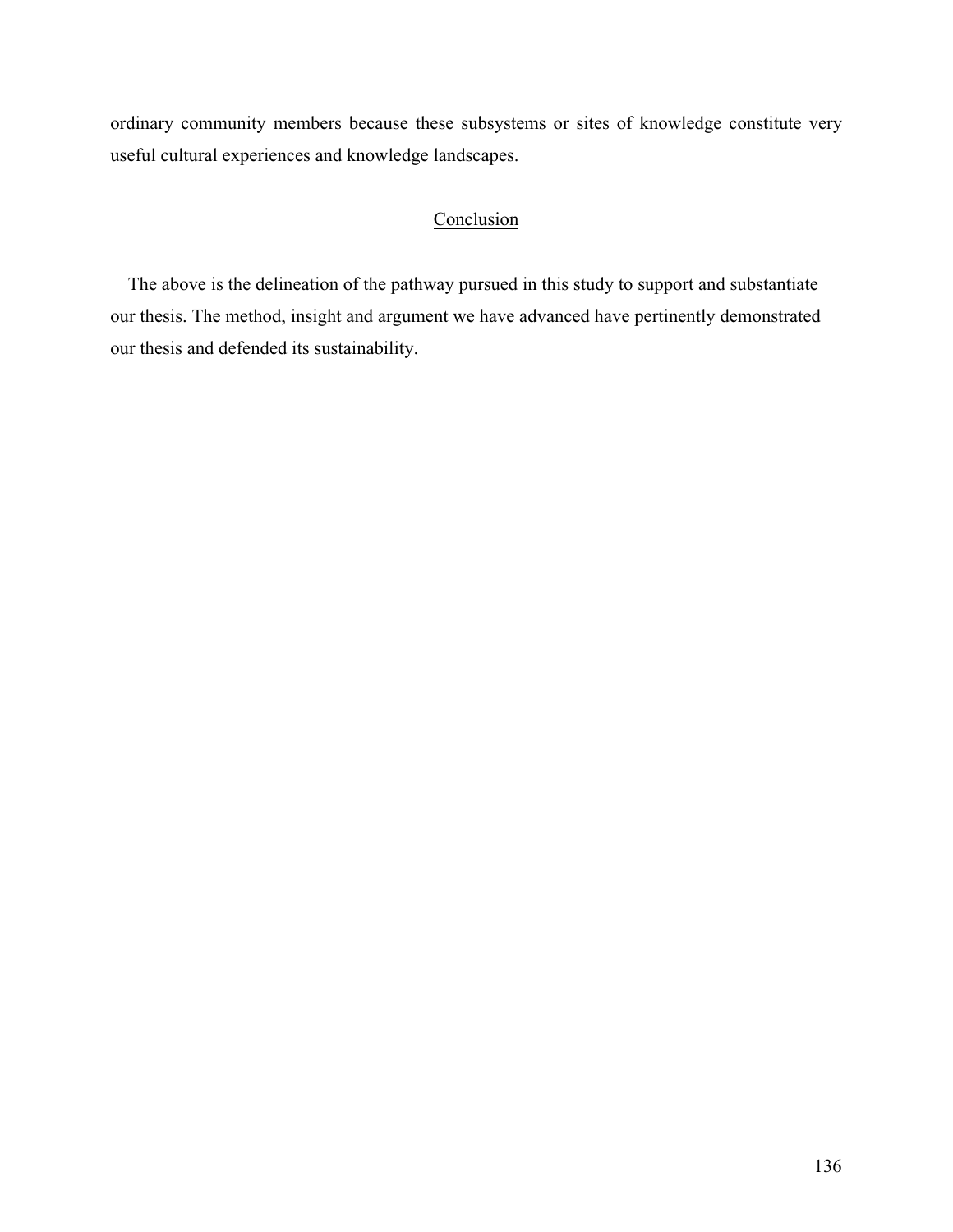ordinary community members because these subsystems or sites of knowledge constitute very useful cultural experiences and knowledge landscapes.

## Conclusion

The above is the delineation of the pathway pursued in this study to support and substantiate our thesis. The method, insight and argument we have advanced have pertinently demonstrated our thesis and defended its sustainability.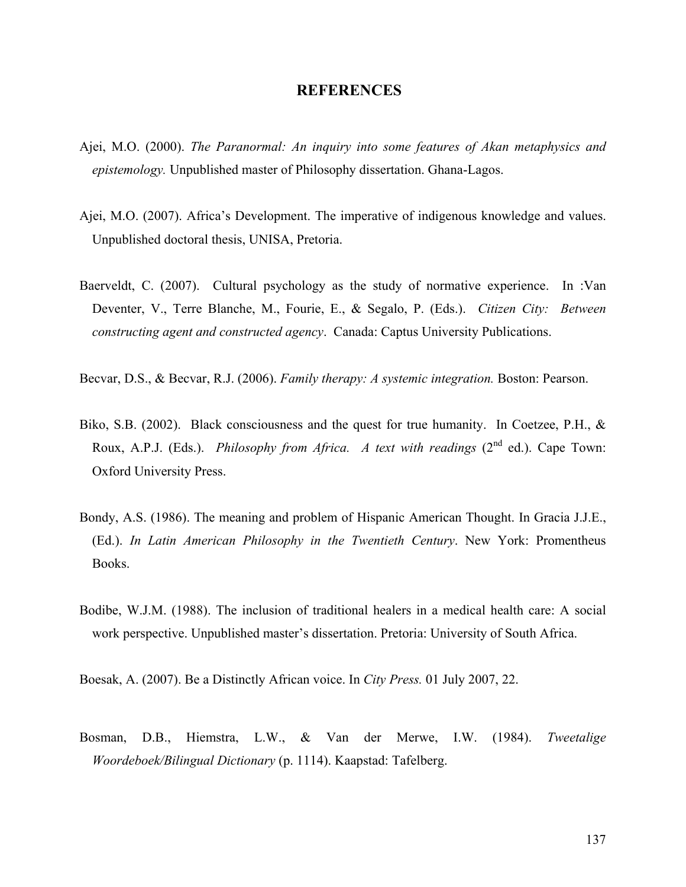# REFERENCES

Ajei, M.O. (2000). *The Paranormal: An inquiry into some features of Akan metaphysics and epistemology.* Unpublished master of Philosophy dissertation. Ghana-Lagos.

Ajei, M.O. (2007). Africa's Development. The imperative of indigenous knowledge and values. Unpublished doctoral thesis, UNISA, Pretoria.

Baerveldt, C. (2007). Cultural psychology as the study of normative experience. In :Van Deventer, V., Terre Blanche, M., Fourie, E., & Segalo, P. (Eds.). *Citizen City: Between constructing agent and constructed agency*. Canada: Captus University Publications.

Becvar, D.S., & Becvar, R.J. (2006). *Family therapy: A systemic integration.* Boston: Pearson.

Biko, S.B. (2002). Black consciousness and the quest for true humanity. In Coetzee, P.H., & Roux, A.P.J. (Eds.). *Philosophy from Africa. A text with readings* (2nd ed.). Cape Town: Oxford University Press.

Bondy, A.S. (1986). The meaning and problem of Hispanic American Thought. In Gracia J.J.E., (Ed.). *In Latin American Philosophy in the Twentieth Century*. New York: Promentheus Books.

Bodibe, W.J.M. (1988). The inclusion of traditional healers in a medical health care: A social work perspective. Unpublished master's dissertation. Pretoria: University of South Africa.

Boesak, A. (2007). Be a Distinctly African voice. In *City Press.* 01 July 2007, 22.

Bosman, D.B., Hiemstra, L.W., & Van der Merwe, I.W. (1984). *Tweetalige Woordeboek/Bilingual Dictionary* (p. 1114). Kaapstad: Tafelberg.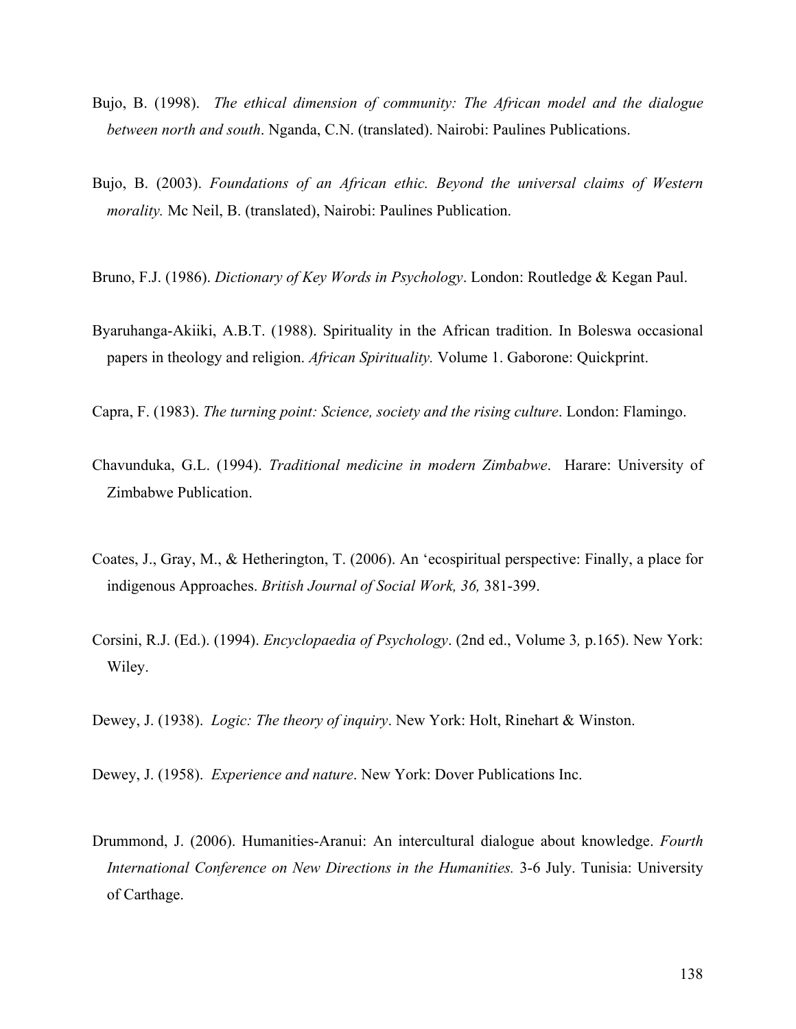Bujo, B. (1998). *The ethical dimension of community: The African model and the dialogue between north and south*. Nganda, C.N. (translated). Nairobi: Paulines Publications.

Bujo, B. (2003). *Foundations of an African ethic. Beyond the universal claims of Western morality.* Mc Neil, B. (translated), Nairobi: Paulines Publication.

Bruno, F.J. (1986). *Dictionary of Key Words in Psychology*. London: Routledge & Kegan Paul.

Byaruhanga-Akiiki, A.B.T. (1988). Spirituality in the African tradition. In Boleswa occasional papers in theology and religion. *African Spirituality.* Volume 1. Gaborone: Quickprint.

Capra, F. (1983). *The turning point: Science, society and the rising culture*. London: Flamingo.

Chavunduka, G.L. (1994). *Traditional medicine in modern Zimbabwe*. Harare: University of Zimbabwe Publication.

Coates, J., Gray, M., & Hetherington, T. (2006). An 'ecospiritual perspective: Finally, a place for indigenous Approaches. *British Journal of Social Work, 36,* 381-399.

Corsini, R.J. (Ed.). (1994). *Encyclopaedia of Psychology*. (2nd ed., Volume 3*,* p.165). New York: Wiley.

Dewey, J. (1938). *Logic: The theory of inquiry*. New York: Holt, Rinehart & Winston.

Dewey, J. (1958). *Experience and nature*. New York: Dover Publications Inc.

Drummond, J. (2006). Humanities-Aranui: An intercultural dialogue about knowledge. *Fourth International Conference on New Directions in the Humanities.* 3-6 July. Tunisia: University of Carthage.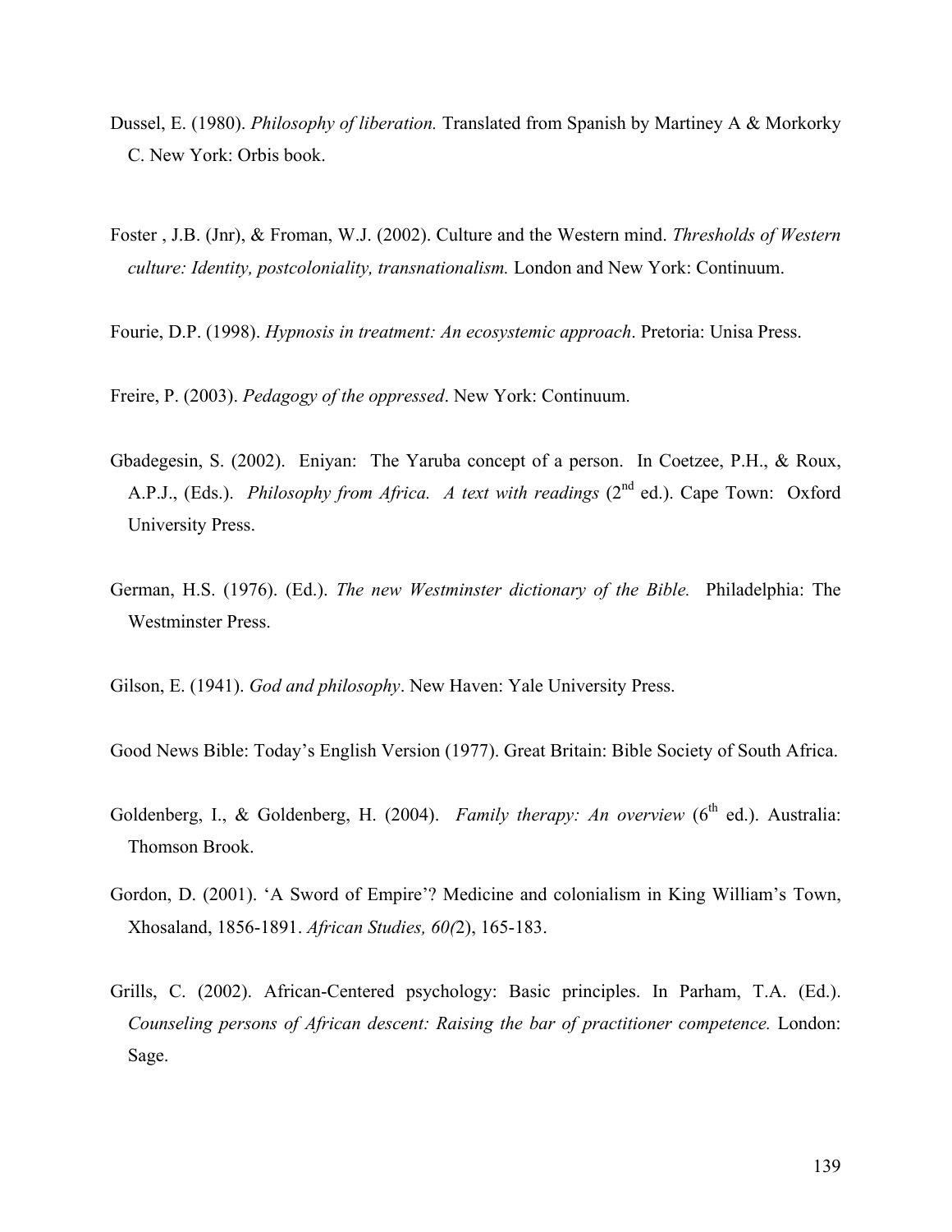Dussel, E. (1980). *Philosophy of liberation.* Translated from Spanish by Martiney A & Morkorky C. New York: Orbis book.

Foster , J.B. (Jnr), & Froman, W.J. (2002). Culture and the Western mind. *Thresholds of Western culture: Identity, postcoloniality, transnationalism.* London and New York: Continuum.

Fourie, D.P. (1998). *Hypnosis in treatment: An ecosystemic approach*. Pretoria: Unisa Press.

Freire, P. (2003). *Pedagogy of the oppressed*. New York: Continuum.

Gbadegesin, S. (2002). Eniyan: The Yaruba concept of a person. In Coetzee, P.H., & Roux, A.P.J., (Eds.). *Philosophy from Africa. A text with readings* (2nd ed.). Cape Town: Oxford University Press.

German, H.S. (1976). (Ed.). *The new Westminster dictionary of the Bible.* Philadelphia: The Westminster Press.

Gilson, E. (1941). *God and philosophy*. New Haven: Yale University Press.

Good News Bible: Today's English Version (1977). Great Britain: Bible Society of South Africa.

Goldenberg, I., & Goldenberg, H. (2004). *Family therapy: An overview* (6th ed.). Australia: Thomson Brook.

Gordon, D. (2001). 'A Sword of Empire'? Medicine and colonialism in King William's Town, Xhosaland, 1856-1891. *African Studies, 60(*2), 165-183.

Grills, C. (2002). African-Centered psychology: Basic principles. In Parham, T.A. (Ed.). *Counseling persons of African descent: Raising the bar of practitioner competence.* London: Sage.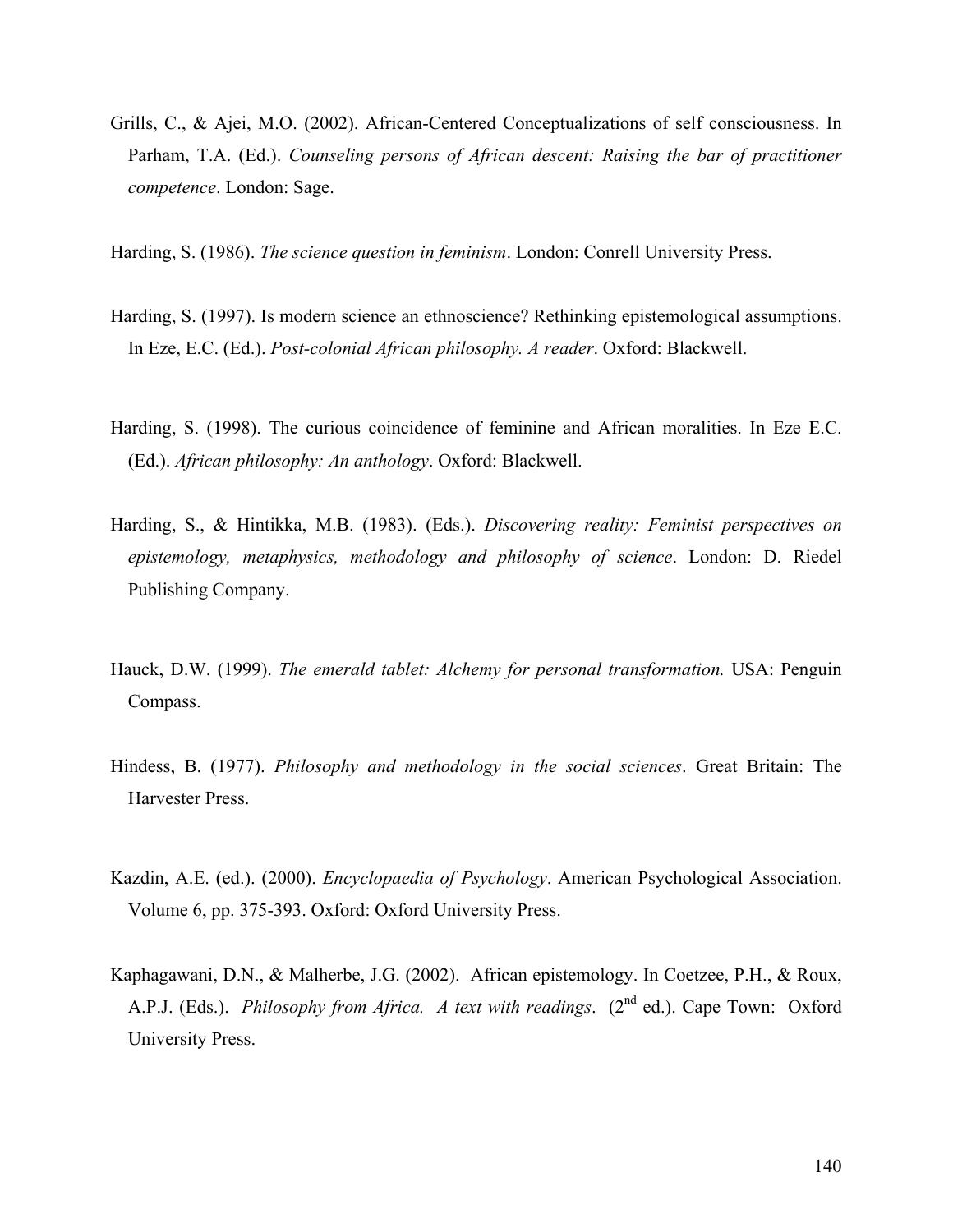Grills, C., & Ajei, M.O. (2002). African-Centered Conceptualizations of self consciousness. In Parham, T.A. (Ed.). *Counseling persons of African descent: Raising the bar of practitioner competence*. London: Sage.

Harding, S. (1986). *The science question in feminism*. London: Conrell University Press.

Harding, S. (1997). Is modern science an ethnoscience? Rethinking epistemological assumptions. In Eze, E.C. (Ed.). *Post-colonial African philosophy. A reader*. Oxford: Blackwell.

Harding, S. (1998). The curious coincidence of feminine and African moralities. In Eze E.C. (Ed.). *African philosophy: An anthology*. Oxford: Blackwell.

Harding, S., & Hintikka, M.B. (1983). (Eds.). *Discovering reality: Feminist perspectives on epistemology, metaphysics, methodology and philosophy of science*. London: D. Riedel Publishing Company.

Hauck, D.W. (1999). *The emerald tablet: Alchemy for personal transformation.* USA: Penguin Compass.

Hindess, B. (1977). *Philosophy and methodology in the social sciences*. Great Britain: The Harvester Press.

Kazdin, A.E. (ed.). (2000). *Encyclopaedia of Psychology*. American Psychological Association. Volume 6, pp. 375-393. Oxford: Oxford University Press.

Kaphagawani, D.N., & Malherbe, J.G. (2002). African epistemology. In Coetzee, P.H., & Roux, A.P.J. (Eds.). *Philosophy from Africa. A text with readings*. (2nd ed.). Cape Town: Oxford University Press.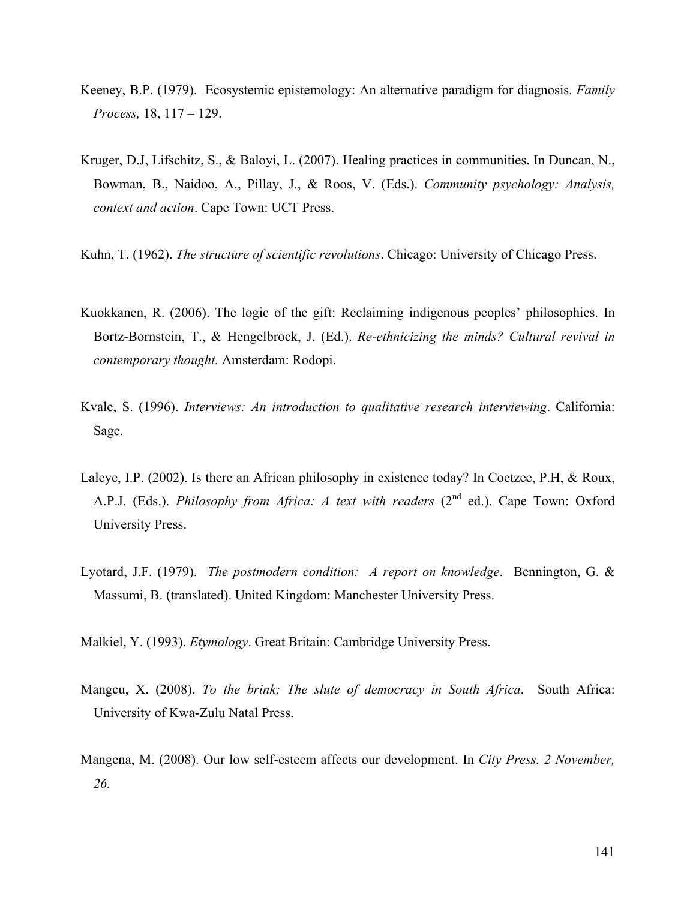Keeney, B.P. (1979). Ecosystemic epistemology: An alternative paradigm for diagnosis. *Family Process,* 18, 117 – 129.

Kruger, D.J, Lifschitz, S., & Baloyi, L. (2007). Healing practices in communities. In Duncan, N., Bowman, B., Naidoo, A., Pillay, J., & Roos, V. (Eds.). *Community psychology: Analysis, context and action*. Cape Town: UCT Press.

Kuhn, T. (1962). *The structure of scientific revolutions*. Chicago: University of Chicago Press.

Kuokkanen, R. (2006). The logic of the gift: Reclaiming indigenous peoples' philosophies. In Bortz-Bornstein, T., & Hengelbrock, J. (Ed.). *Re-ethnicizing the minds? Cultural revival in contemporary thought.* Amsterdam: Rodopi.

Kvale, S. (1996). *Interviews: An introduction to qualitative research interviewing*. California: Sage.

Laleye, I.P. (2002). Is there an African philosophy in existence today? In Coetzee, P.H, & Roux, A.P.J. (Eds.). *Philosophy from Africa: A text with readers* (2nd ed.). Cape Town: Oxford University Press.

Lyotard, J.F. (1979). *The postmodern condition: A report on knowledge*. Bennington, G. & Massumi, B. (translated). United Kingdom: Manchester University Press.

Malkiel, Y. (1993). *Etymology*. Great Britain: Cambridge University Press.

Mangcu, X. (2008). *To the brink: The slute of democracy in South Africa*. South Africa: University of Kwa-Zulu Natal Press.

Mangena, M. (2008). Our low self-esteem affects our development. In *City Press. 2 November, 26.*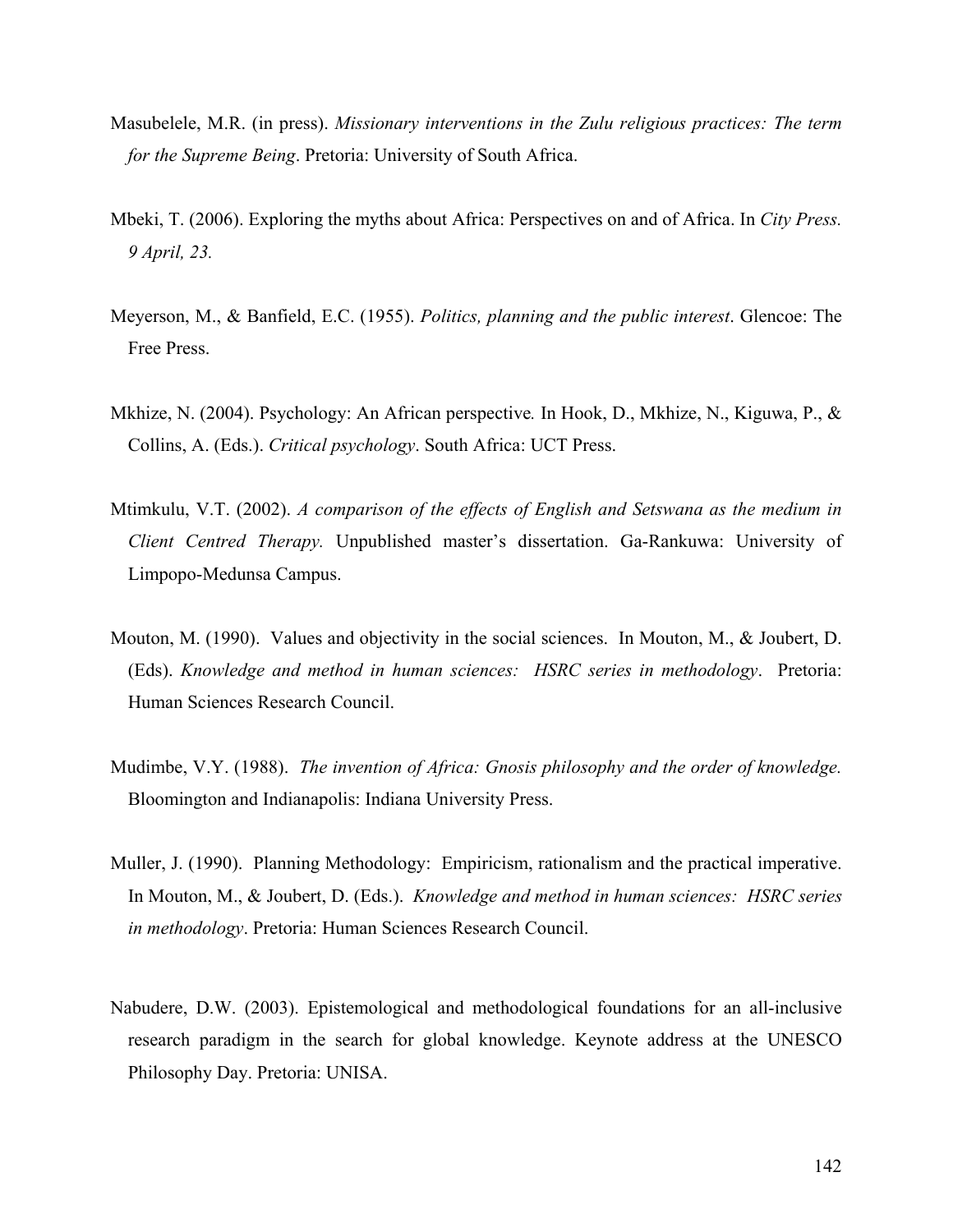Masubelele, M.R. (in press). *Missionary interventions in the Zulu religious practices: The term for the Supreme Being*. Pretoria: University of South Africa.

Mbeki, T. (2006). Exploring the myths about Africa: Perspectives on and of Africa. In *City Press. 9 April, 23.*

Meyerson, M., & Banfield, E.C. (1955). *Politics, planning and the public interest*. Glencoe: The Free Press.

Mkhize, N. (2004). Psychology: An African perspective. In Hook, D., Mkhize, N., Kiguwa, P., & Collins, A. (Eds.). *Critical psychology*. South Africa: UCT Press.

Mtimkulu, V.T. (2002). *A comparison of the effects of English and Setswana as the medium in Client Centred Therapy.* Unpublished master's dissertation. Ga-Rankuwa: University of Limpopo-Medunsa Campus.

Mouton, M. (1990). Values and objectivity in the social sciences. In Mouton, M., & Joubert, D. (Eds). *Knowledge and method in human sciences: HSRC series in methodology*. Pretoria: Human Sciences Research Council.

Mudimbe, V.Y. (1988). *The invention of Africa: Gnosis philosophy and the order of knowledge.* Bloomington and Indianapolis: Indiana University Press.

Muller, J. (1990). Planning Methodology: Empiricism, rationalism and the practical imperative. In Mouton, M., & Joubert, D. (Eds.). *Knowledge and method in human sciences: HSRC series in methodology*. Pretoria: Human Sciences Research Council.

Nabudere, D.W. (2003). Epistemological and methodological foundations for an all-inclusive research paradigm in the search for global knowledge. Keynote address at the UNESCO Philosophy Day. Pretoria: UNISA.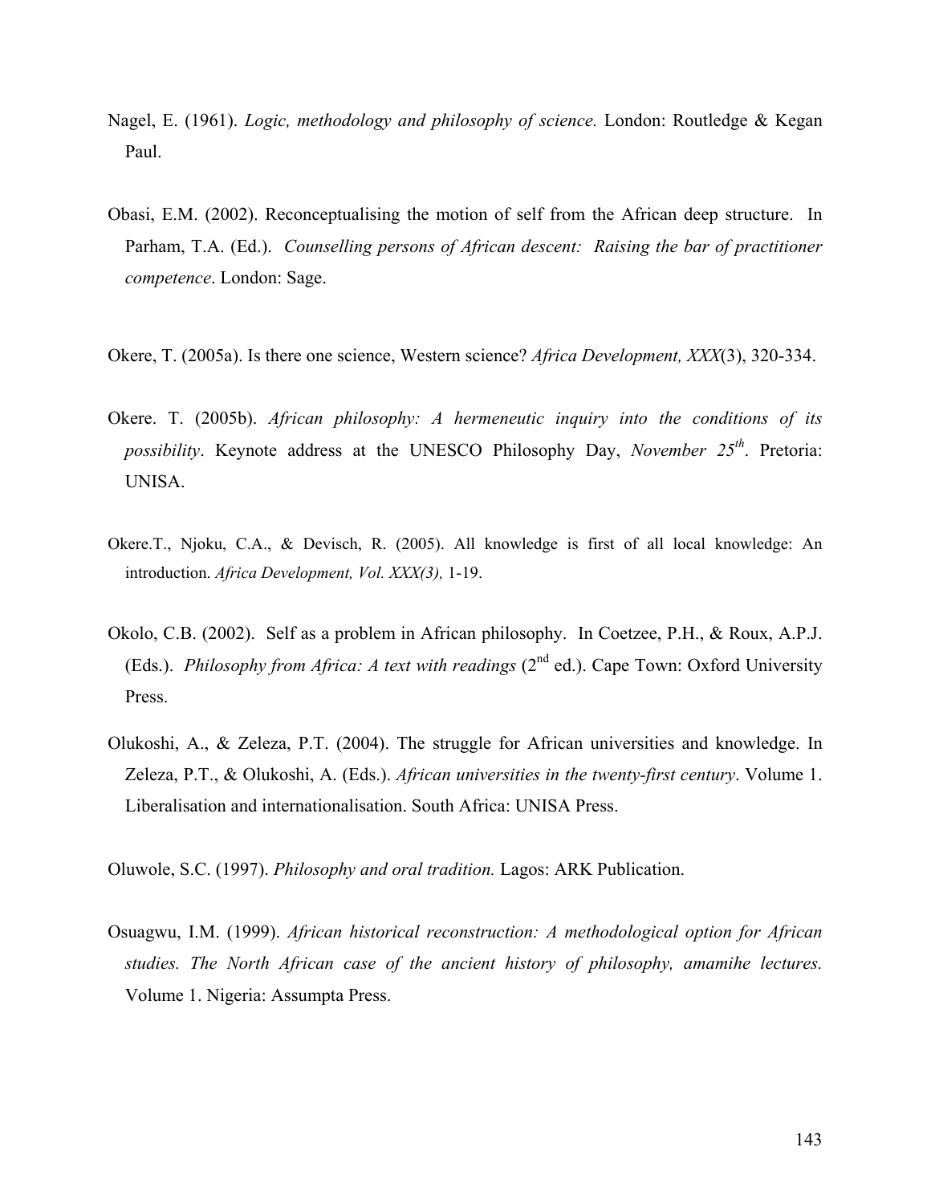Nagel, E. (1961). *Logic, methodology and philosophy of science.* London: Routledge & Kegan Paul.

Obasi, E.M. (2002). Reconceptualising the motion of self from the African deep structure. In Parham, T.A. (Ed.). *Counselling persons of African descent: Raising the bar of practitioner competence*. London: Sage.

Okere, T. (2005a). Is there one science, Western science? *Africa Development, XXX*(3), 320-334.

Okere. T. (2005b). *African philosophy: A hermeneutic inquiry into the conditions of its possibility*. Keynote address at the UNESCO Philosophy Day, *November 25th*. Pretoria: UNISA.

Okere.T., Njoku, C.A., & Devisch, R. (2005). All knowledge is first of all local knowledge: An introduction. *Africa Development, Vol. XXX(3),* 1-19.

Okolo, C.B. (2002). Self as a problem in African philosophy. In Coetzee, P.H., & Roux, A.P.J. (Eds.). *Philosophy from Africa: A text with readings* (2nd ed.). Cape Town: Oxford University Press.

Olukoshi, A., & Zeleza, P.T. (2004). The struggle for African universities and knowledge. In Zeleza, P.T., & Olukoshi, A. (Eds.). *African universities in the twenty-first century*. Volume 1. Liberalisation and internationalisation. South Africa: UNISA Press.

Oluwole, S.C. (1997). *Philosophy and oral tradition.* Lagos: ARK Publication.

Osuagwu, I.M. (1999). *African historical reconstruction: A methodological option for African studies. The North African case of the ancient history of philosophy, amamihe lectures.* Volume 1. Nigeria: Assumpta Press.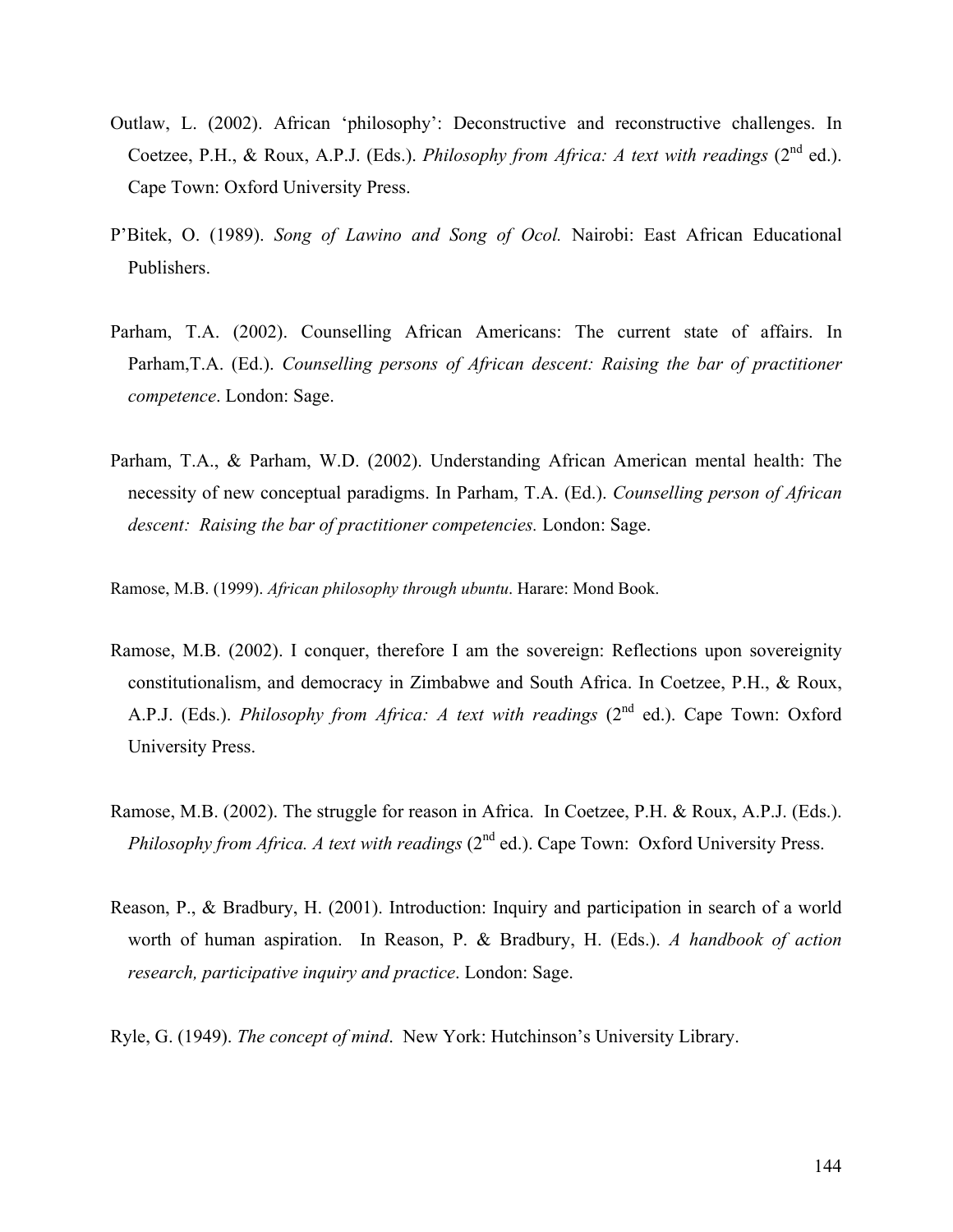Outlaw, L. (2002). African 'philosophy': Deconstructive and reconstructive challenges. In Coetzee, P.H., & Roux, A.P.J. (Eds.). *Philosophy from Africa: A text with readings* (2nd ed.). Cape Town: Oxford University Press.

P'Bitek, O. (1989). *Song of Lawino and Song of Ocol.* Nairobi: East African Educational Publishers.

Parham, T.A. (2002). Counselling African Americans: The current state of affairs. In Parham,T.A. (Ed.). *Counselling persons of African descent: Raising the bar of practitioner competence*. London: Sage.

Parham, T.A., & Parham, W.D. (2002). Understanding African American mental health: The necessity of new conceptual paradigms. In Parham, T.A. (Ed.). *Counselling person of African descent: Raising the bar of practitioner competencies.* London: Sage.

Ramose, M.B. (1999). *African philosophy through ubuntu*. Harare: Mond Book.

Ramose, M.B. (2002). I conquer, therefore I am the sovereign: Reflections upon sovereignity constitutionalism, and democracy in Zimbabwe and South Africa. In Coetzee, P.H., & Roux, A.P.J. (Eds.). *Philosophy from Africa: A text with readings* (2nd ed.). Cape Town: Oxford University Press.

Ramose, M.B. (2002). The struggle for reason in Africa. In Coetzee, P.H. & Roux, A.P.J. (Eds.). *Philosophy from Africa. A text with readings* (2nd ed.). Cape Town: Oxford University Press.

Reason, P., & Bradbury, H. (2001). Introduction: Inquiry and participation in search of a world worth of human aspiration. In Reason, P. & Bradbury, H. (Eds.). *A handbook of action research, participative inquiry and practice*. London: Sage.

Ryle, G. (1949). *The concept of mind*. New York: Hutchinson's University Library.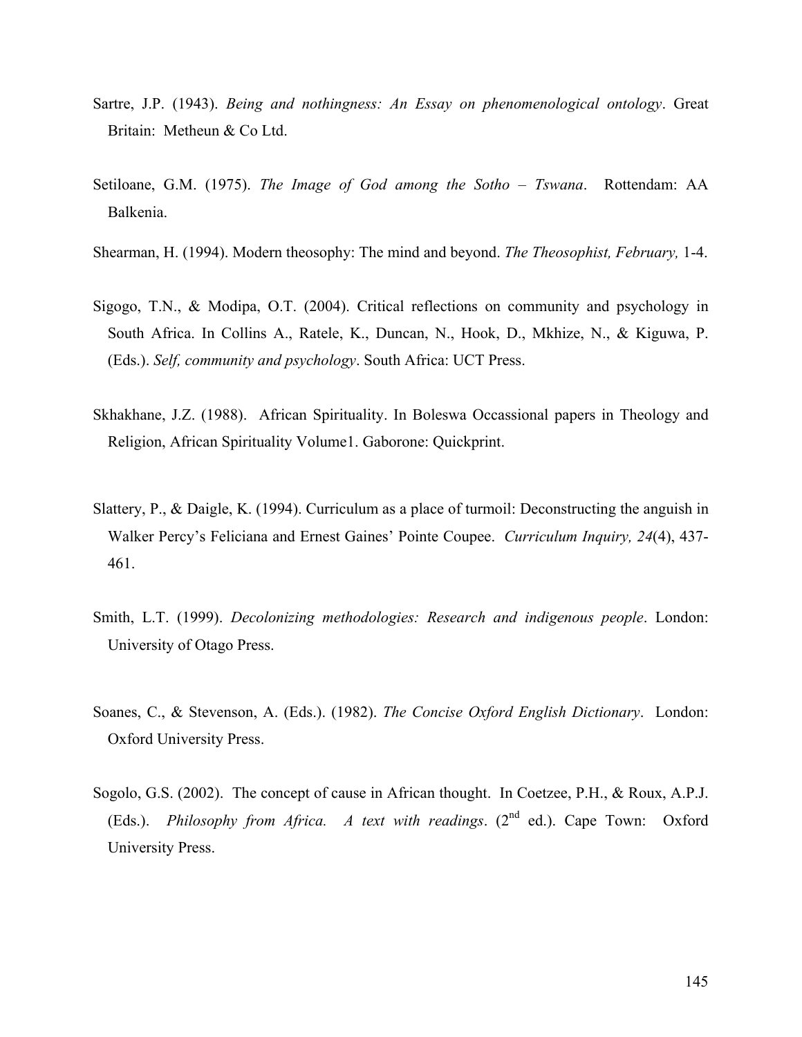Sartre, J.P. (1943). *Being and nothingness: An Essay on phenomenological ontology*. Great Britain: Metheun & Co Ltd.

Setiloane, G.M. (1975). *The Image of God among the Sotho – Tswana*. Rottendam: AA Balkenia.

Shearman, H. (1994). Modern theosophy: The mind and beyond. *The Theosophist, February,* 1-4.

Sigogo, T.N., & Modipa, O.T. (2004). Critical reflections on community and psychology in South Africa. In Collins A., Ratele, K., Duncan, N., Hook, D., Mkhize, N., & Kiguwa, P. (Eds.). *Self, community and psychology*. South Africa: UCT Press.

Skhakhane, J.Z. (1988). African Spirituality. In Boleswa Occassional papers in Theology and Religion, African Spirituality Volume1. Gaborone: Quickprint.

Slattery, P., & Daigle, K. (1994). Curriculum as a place of turmoil: Deconstructing the anguish in Walker Percy's Feliciana and Ernest Gaines' Pointe Coupee. *Curriculum Inquiry, 24*(4), 437-461.

Smith, L.T. (1999). *Decolonizing methodologies: Research and indigenous people*. London: University of Otago Press.

Soanes, C., & Stevenson, A. (Eds.). (1982). *The Concise Oxford English Dictionary*. London: Oxford University Press.

Sogolo, G.S. (2002). The concept of cause in African thought. In Coetzee, P.H., & Roux, A.P.J. (Eds.). *Philosophy from Africa. A text with readings*. (2nd ed.). Cape Town: Oxford University Press.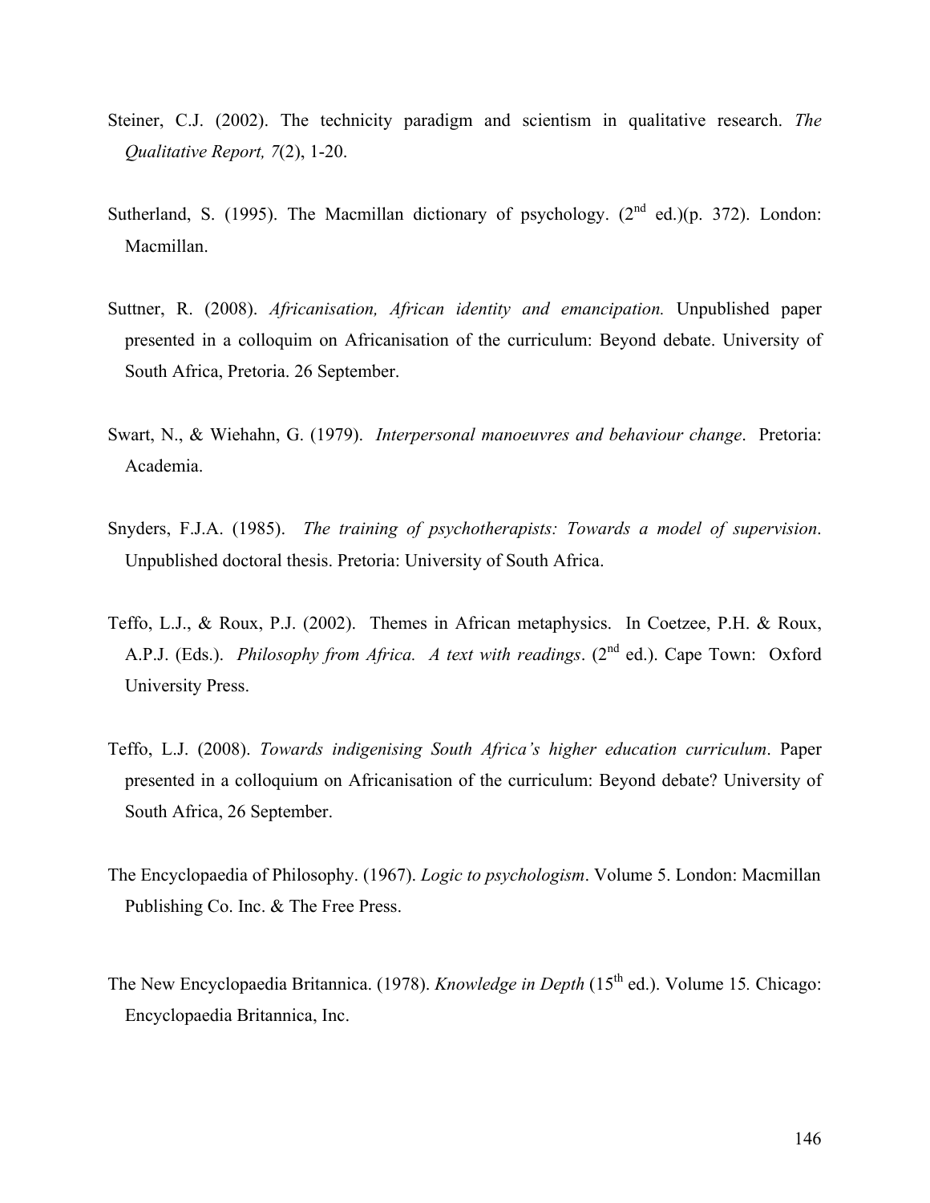Steiner, C.J. (2002). The technicity paradigm and scientism in qualitative research. *The Qualitative Report, 7*(2), 1-20.

Sutherland, S. (1995). The Macmillan dictionary of psychology. (2nd ed.)(p. 372). London: Macmillan.

Suttner, R. (2008). *Africanisation, African identity and emancipation.* Unpublished paper presented in a colloquim on Africanisation of the curriculum: Beyond debate. University of South Africa, Pretoria. 26 September.

Swart, N., & Wiehahn, G. (1979). *Interpersonal manoeuvres and behaviour change*. Pretoria: Academia.

Snyders, F.J.A. (1985). *The training of psychotherapists: Towards a model of supervision*. Unpublished doctoral thesis. Pretoria: University of South Africa.

Teffo, L.J., & Roux, P.J. (2002). Themes in African metaphysics. In Coetzee, P.H. & Roux, A.P.J. (Eds.). *Philosophy from Africa. A text with readings*. (2nd ed.). Cape Town: Oxford University Press.

Teffo, L.J. (2008). *Towards indigenising South Africa's higher education curriculum*. Paper presented in a colloquium on Africanisation of the curriculum: Beyond debate? University of South Africa, 26 September.

The Encyclopaedia of Philosophy. (1967). *Logic to psychologism*. Volume 5. London: Macmillan Publishing Co. Inc. & The Free Press.

The New Encyclopaedia Britannica. (1978). *Knowledge in Depth* (15th ed.). Volume 15*.* Chicago: Encyclopaedia Britannica, Inc.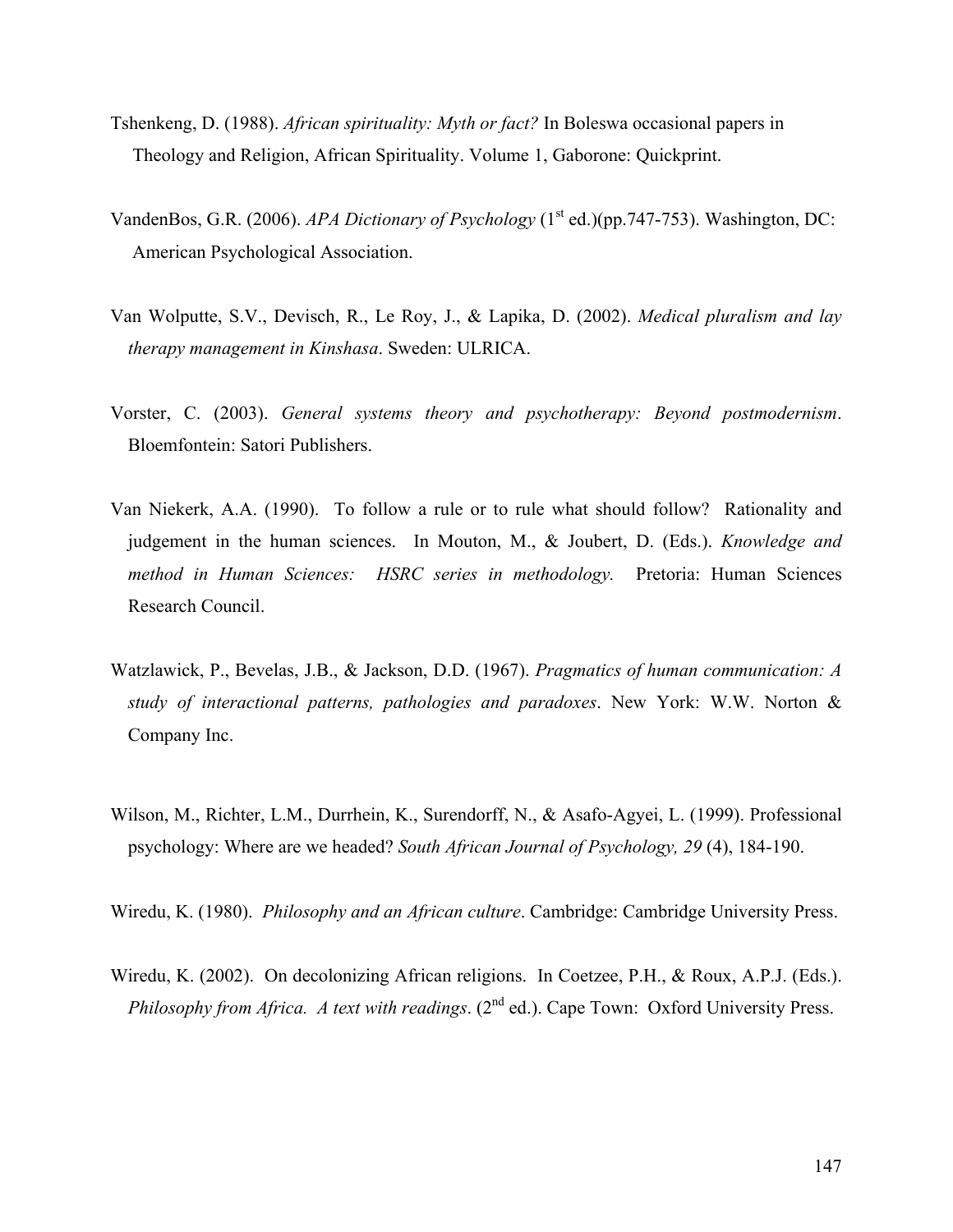Tshenkeng, D. (1988). *African spirituality: Myth or fact?* In Boleswa occasional papers in Theology and Religion, African Spirituality. Volume 1, Gaborone: Quickprint.

VandenBos, G.R. (2006). *APA Dictionary of Psychology* (1st ed.)(pp.747-753). Washington, DC: American Psychological Association.

Van Wolputte, S.V., Devisch, R., Le Roy, J., & Lapika, D. (2002). *Medical pluralism and lay therapy management in Kinshasa*. Sweden: ULRICA.

Vorster, C. (2003). *General systems theory and psychotherapy: Beyond postmodernism*. Bloemfontein: Satori Publishers.

Van Niekerk, A.A. (1990). To follow a rule or to rule what should follow? Rationality and judgement in the human sciences. In Mouton, M., & Joubert, D. (Eds.). *Knowledge and method in Human Sciences: HSRC series in methodology.* Pretoria: Human Sciences Research Council.

Watzlawick, P., Bevelas, J.B., & Jackson, D.D. (1967). *Pragmatics of human communication: A study of interactional patterns, pathologies and paradoxes*. New York: W.W. Norton & Company Inc.

Wilson, M., Richter, L.M., Durrhein, K., Surendorff, N., & Asafo-Agyei, L. (1999). Professional psychology: Where are we headed? *South African Journal of Psychology, 29* (4), 184-190.

Wiredu, K. (1980). *Philosophy and an African culture*. Cambridge: Cambridge University Press.

Wiredu, K. (2002). On decolonizing African religions. In Coetzee, P.H., & Roux, A.P.J. (Eds.). *Philosophy from Africa. A text with readings*. (2nd ed.). Cape Town: Oxford University Press.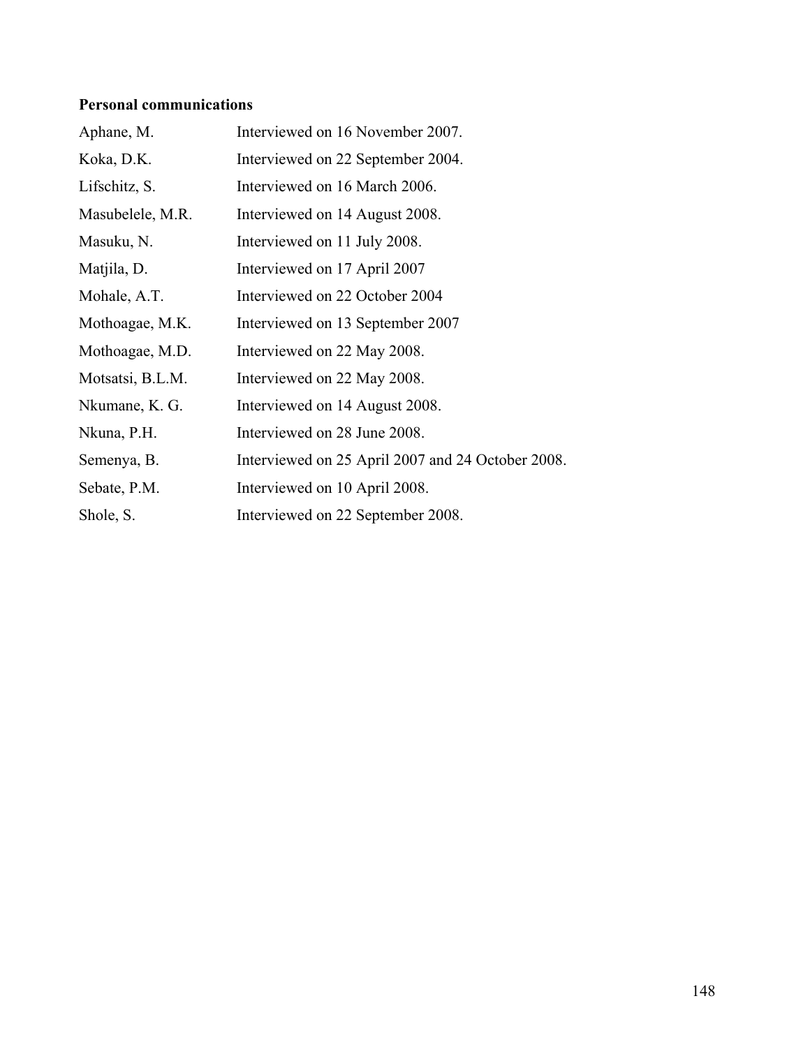**Personal communications**

| | |
|---|---|
| Aphane, M. | Interviewed on 16 November 2007. |
| Koka, D.K. | Interviewed on 22 September 2004. |
| Lifschitz, S. | Interviewed on 16 March 2006. |
| Masubelele, M.R. | Interviewed on 14 August 2008. |
| Masuku, N. | Interviewed on 11 July 2008. |
| Matjila, D. | Interviewed on 17 April 2007 |
| Mohale, A.T. | Interviewed on 22 October 2004 |
| Mothoagae, M.K. | Interviewed on 13 September 2007 |
| Mothoagae, M.D. | Interviewed on 22 May 2008. |
| Motsatsi, B.L.M. | Interviewed on 22 May 2008. |
| Nkumane, K. G. | Interviewed on 14 August 2008. |
| Nkuna, P.H. | Interviewed on 28 June 2008. |
| Semenya, B. | Interviewed on 25 April 2007 and 24 October 2008. |
| Sebate, P.M. | Interviewed on 10 April 2008. |
| Shole, S. | Interviewed on 22 September 2008. |